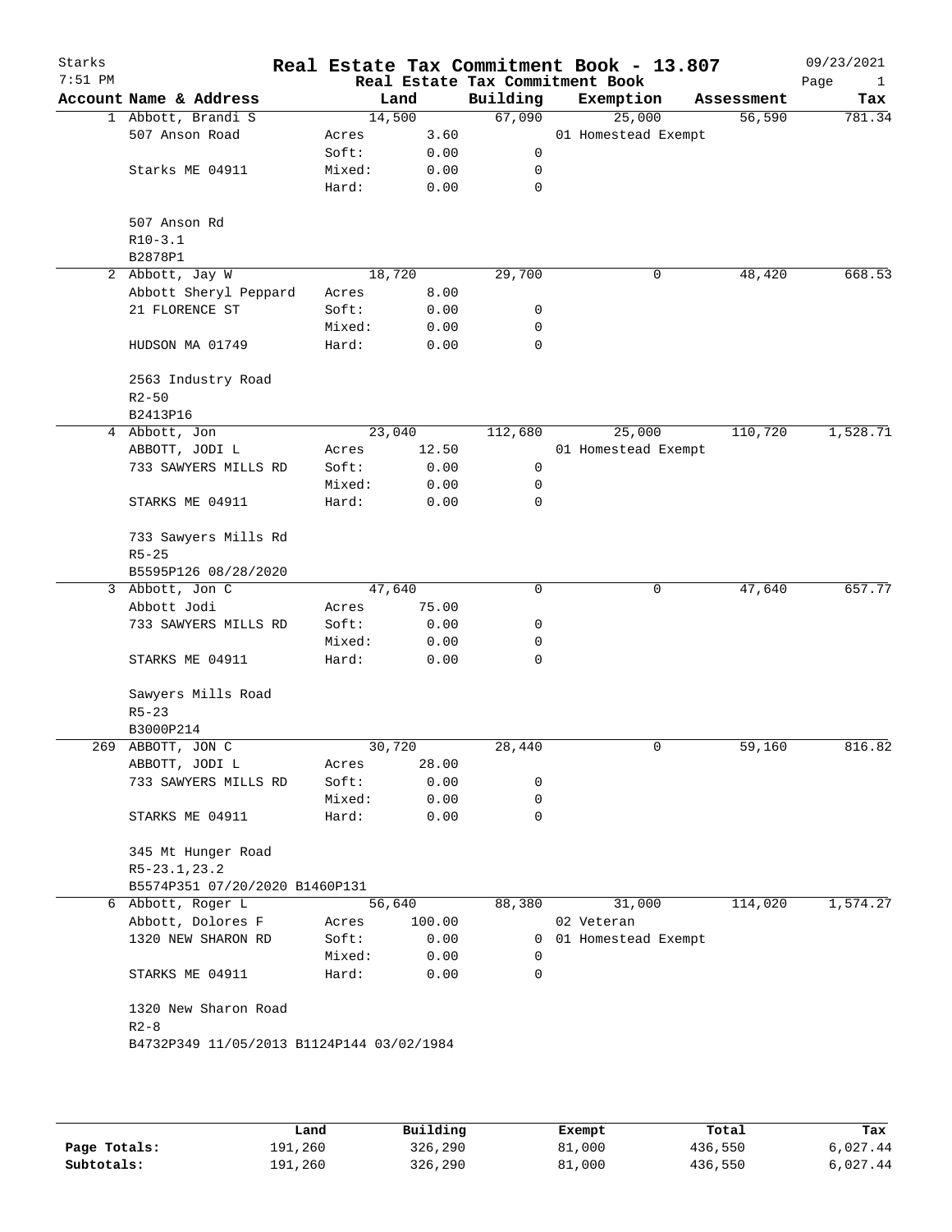# Real Estate Tax Commitment Book - 13.807

Starks
7:51 PM

09/23/2021

Real Estate Tax Commitment Book

| Account | Name & Address | Land | | Building | Exemption | Assessment | Tax |
|---|---|---|---|---|---|---|---|
| 1 | Abbott, Brandi S | 14,500 | | 67,090 | 25,000 | 56,590 | 781.34 |
| | 507 Anson Road | Acres | 3.60 | | 01 Homestead Exempt | | |
| | | Soft: | 0.00 | 0 | | | |
| | Starks ME 04911 | Mixed: | 0.00 | 0 | | | |
| | | Hard: | 0.00 | 0 | | | |
| | 507 Anson Rd | | | | | | |
| | R10-3.1 | | | | | | |
| | B2878P1 | | | | | | |
| 2 | Abbott, Jay W | 18,720 | | 29,700 | 0 | 48,420 | 668.53 |
| | Abbott Sheryl Peppard | Acres | 8.00 | | | | |
| | 21 FLORENCE ST | Soft: | 0.00 | 0 | | | |
| | | Mixed: | 0.00 | 0 | | | |
| | HUDSON MA 01749 | Hard: | 0.00 | 0 | | | |
| | 2563 Industry Road | | | | | | |
| | R2-50 | | | | | | |
| | B2413P16 | | | | | | |
| 4 | Abbott, Jon | 23,040 | | 112,680 | 25,000 | 110,720 | 1,528.71 |
| | ABBOTT, JODI L | Acres | 12.50 | | 01 Homestead Exempt | | |
| | 733 SAWYERS MILLS RD | Soft: | 0.00 | 0 | | | |
| | | Mixed: | 0.00 | 0 | | | |
| | STARKS ME 04911 | Hard: | 0.00 | 0 | | | |
| | 733 Sawyers Mills Rd | | | | | | |
| | R5-25 | | | | | | |
| | B5595P126 08/28/2020 | | | | | | |
| 3 | Abbott, Jon C | 47,640 | | 0 | 0 | 47,640 | 657.77 |
| | Abbott Jodi | Acres | 75.00 | | | | |
| | 733 SAWYERS MILLS RD | Soft: | 0.00 | 0 | | | |
| | | Mixed: | 0.00 | 0 | | | |
| | STARKS ME 04911 | Hard: | 0.00 | 0 | | | |
| | Sawyers Mills Road | | | | | | |
| | R5-23 | | | | | | |
| | B3000P214 | | | | | | |
| 269 | ABBOTT, JON C | 30,720 | | 28,440 | 0 | 59,160 | 816.82 |
| | ABBOTT, JODI L | Acres | 28.00 | | | | |
| | 733 SAWYERS MILLS RD | Soft: | 0.00 | 0 | | | |
| | | Mixed: | 0.00 | 0 | | | |
| | STARKS ME 04911 | Hard: | 0.00 | 0 | | | |
| | 345 Mt Hunger Road | | | | | | |
| | R5-23.1,23.2 | | | | | | |
| | B5574P351 07/20/2020 B1460P131 | | | | | | |
| 6 | Abbott, Roger L | 56,640 | | 88,380 | 31,000 | 114,020 | 1,574.27 |
| | Abbott, Dolores F | Acres | 100.00 | | 02 Veteran | | |
| | 1320 NEW SHARON RD | Soft: | 0.00 | 0 | 01 Homestead Exempt | | |
| | | Mixed: | 0.00 | 0 | | | |
| | STARKS ME 04911 | Hard: | 0.00 | 0 | | | |
| | 1320 New Sharon Road | | | | | | |
| | R2-8 | | | | | | |
| | B4732P349 11/05/2013 B1124P144 03/02/1984 | | | | | | |

| | Land | Building | Exempt | Total | Tax |
|---|---|---|---|---|---|
| **Page Totals:** | 191,260 | 326,290 | 81,000 | 436,550 | 6,027.44 |
| **Subtotals:** | 191,260 | 326,290 | 81,000 | 436,550 | 6,027.44 |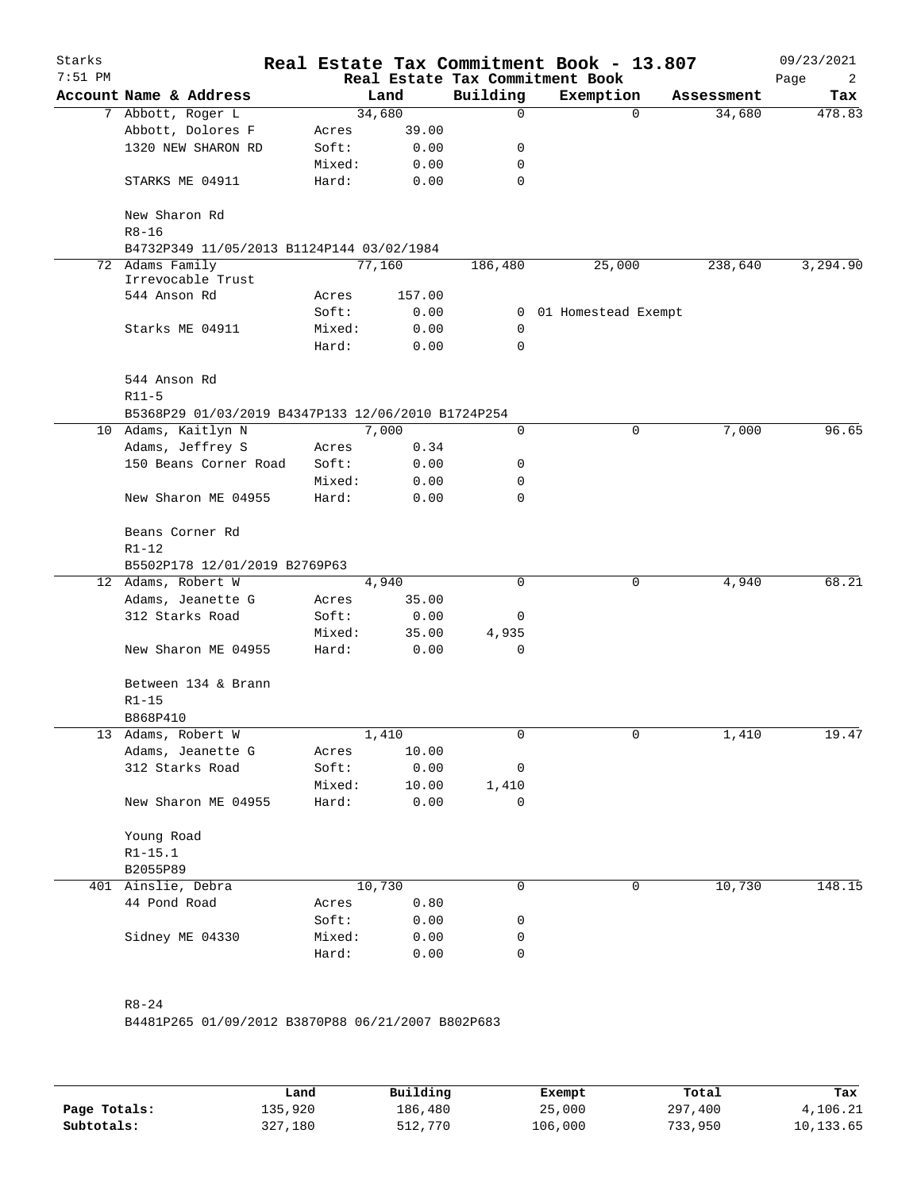# Real Estate Tax Commitment Book - 13.807

Starks
7:51 PM

Real Estate Tax Commitment Book

09/23/2021

| Account | Name & Address | Land | | Building | Exemption | Assessment | Tax |
|---|---|---|---|---|---|---|---|
| 7 | Abbott, Roger L | 34,680 | | 0 | 0 | 34,680 | 478.83 |
| | Abbott, Dolores F | Acres | 39.00 | | | | |
| | 1320 NEW SHARON RD | Soft: | 0.00 | 0 | | | |
| | | Mixed: | 0.00 | 0 | | | |
| | STARKS ME 04911 | Hard: | 0.00 | 0 | | | |
| | New Sharon Rd | | | | | | |
| | R8-16 | | | | | | |
| | B4732P349 11/05/2013 B1124P144 03/02/1984 | | | | | | |
| 72 | Adams Family Irrevocable Trust | 77,160 | | 186,480 | 25,000 | 238,640 | 3,294.90 |
| | 544 Anson Rd | Acres | 157.00 | | | | |
| | | Soft: | 0.00 | 0 | 01 Homestead Exempt | | |
| | Starks ME 04911 | Mixed: | 0.00 | 0 | | | |
| | | Hard: | 0.00 | 0 | | | |
| | 544 Anson Rd | | | | | | |
| | R11-5 | | | | | | |
| | B5368P29 01/03/2019 B4347P133 12/06/2010 B1724P254 | | | | | | |
| 10 | Adams, Kaitlyn N | 7,000 | | 0 | 0 | 7,000 | 96.65 |
| | Adams, Jeffrey S | Acres | 0.34 | | | | |
| | 150 Beans Corner Road | Soft: | 0.00 | 0 | | | |
| | | Mixed: | 0.00 | 0 | | | |
| | New Sharon ME 04955 | Hard: | 0.00 | 0 | | | |
| | Beans Corner Rd | | | | | | |
| | R1-12 | | | | | | |
| | B5502P178 12/01/2019 B2769P63 | | | | | | |
| 12 | Adams, Robert W | 4,940 | | 0 | 0 | 4,940 | 68.21 |
| | Adams, Jeanette G | Acres | 35.00 | | | | |
| | 312 Starks Road | Soft: | 0.00 | 0 | | | |
| | | Mixed: | 35.00 | 4,935 | | | |
| | New Sharon ME 04955 | Hard: | 0.00 | 0 | | | |
| | Between 134 & Brann | | | | | | |
| | R1-15 | | | | | | |
| | B868P410 | | | | | | |
| 13 | Adams, Robert W | 1,410 | | 0 | 0 | 1,410 | 19.47 |
| | Adams, Jeanette G | Acres | 10.00 | | | | |
| | 312 Starks Road | Soft: | 0.00 | 0 | | | |
| | | Mixed: | 10.00 | 1,410 | | | |
| | New Sharon ME 04955 | Hard: | 0.00 | 0 | | | |
| | Young Road | | | | | | |
| | R1-15.1 | | | | | | |
| | B2055P89 | | | | | | |
| 401 | Ainslie, Debra | 10,730 | | 0 | 0 | 10,730 | 148.15 |
| | 44 Pond Road | Acres | 0.80 | | | | |
| | | Soft: | 0.00 | 0 | | | |
| | Sidney ME 04330 | Mixed: | 0.00 | 0 | | | |
| | | Hard: | 0.00 | 0 | | | |
| | R8-24 | | | | | | |
| | B4481P265 01/09/2012 B3870P88 06/21/2007 B802P683 | | | | | | |

| | Land | Building | Exempt | Total | Tax |
|---|---|---|---|---|---|
| **Page Totals:** | 135,920 | 186,480 | 25,000 | 297,400 | 4,106.21 |
| **Subtotals:** | 327,180 | 512,770 | 106,000 | 733,950 | 10,133.65 |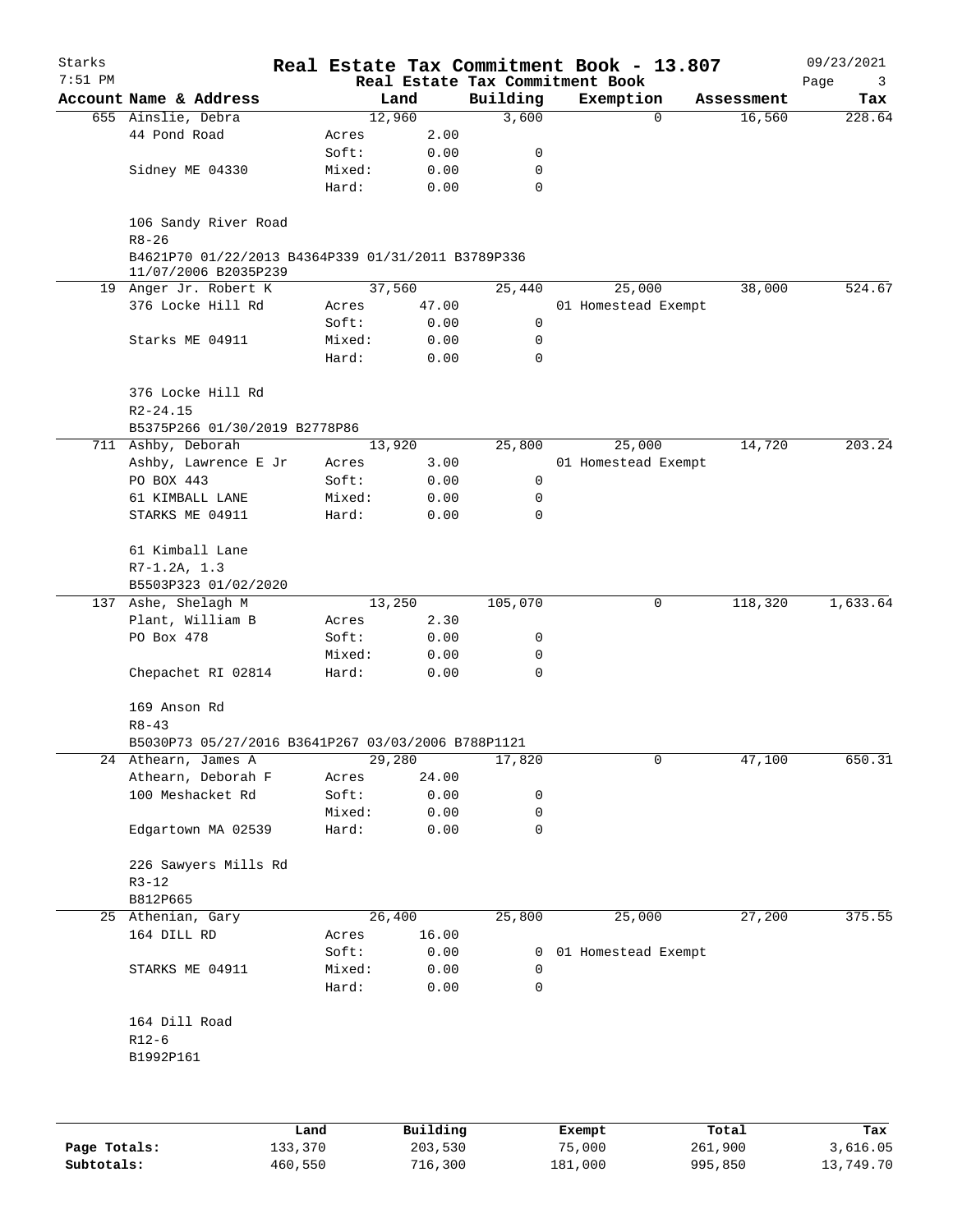# Real Estate Tax Commitment Book - 13.807

Starks
7:51 PM

Real Estate Tax Commitment Book

09/23/2021

| Account Name & Address | Land | | Building | Exemption | Assessment | Tax |
|---|---|---|---|---|---|---|
| 655 Ainslie, Debra | 12,960 | | 3,600 | 0 | 16,560 | 228.64 |
| 44 Pond Road | Acres | 2.00 | | | | |
| | Soft: | 0.00 | 0 | | | |
| Sidney ME 04330 | Mixed: | 0.00 | 0 | | | |
| | Hard: | 0.00 | 0 | | | |
| 106 Sandy River Road | | | | | | |
| R8-26 | | | | | | |
| B4621P70 01/22/2013 B4364P339 01/31/2011 B3789P336 11/07/2006 B2035P239 | | | | | | |
| 19 Anger Jr. Robert K | 37,560 | | 25,440 | 25,000 | 38,000 | 524.67 |
| 376 Locke Hill Rd | Acres | 47.00 | | 01 Homestead Exempt | | |
| | Soft: | 0.00 | 0 | | | |
| Starks ME 04911 | Mixed: | 0.00 | 0 | | | |
| | Hard: | 0.00 | 0 | | | |
| 376 Locke Hill Rd | | | | | | |
| R2-24.15 | | | | | | |
| B5375P266 01/30/2019 B2778P86 | | | | | | |
| 711 Ashby, Deborah | 13,920 | | 25,800 | 25,000 | 14,720 | 203.24 |
| Ashby, Lawrence E Jr | Acres | 3.00 | | 01 Homestead Exempt | | |
| PO BOX 443 | Soft: | 0.00 | 0 | | | |
| 61 KIMBALL LANE | Mixed: | 0.00 | 0 | | | |
| STARKS ME 04911 | Hard: | 0.00 | 0 | | | |
| 61 Kimball Lane | | | | | | |
| R7-1.2A, 1.3 | | | | | | |
| B5503P323 01/02/2020 | | | | | | |
| 137 Ashe, Shelagh M | 13,250 | | 105,070 | 0 | 118,320 | 1,633.64 |
| Plant, William B | Acres | 2.30 | | | | |
| PO Box 478 | Soft: | 0.00 | 0 | | | |
| | Mixed: | 0.00 | 0 | | | |
| Chepachet RI 02814 | Hard: | 0.00 | 0 | | | |
| 169 Anson Rd | | | | | | |
| R8-43 | | | | | | |
| B5030P73 05/27/2016 B3641P267 03/03/2006 B788P1121 | | | | | | |
| 24 Athearn, James A | 29,280 | | 17,820 | 0 | 47,100 | 650.31 |
| Athearn, Deborah F | Acres | 24.00 | | | | |
| 100 Meshacket Rd | Soft: | 0.00 | 0 | | | |
| | Mixed: | 0.00 | 0 | | | |
| Edgartown MA 02539 | Hard: | 0.00 | 0 | | | |
| 226 Sawyers Mills Rd | | | | | | |
| R3-12 | | | | | | |
| B812P665 | | | | | | |
| 25 Athenian, Gary | 26,400 | | 25,800 | 25,000 | 27,200 | 375.55 |
| 164 DILL RD | Acres | 16.00 | | | | |
| | Soft: | 0.00 | 0 | 01 Homestead Exempt | | |
| STARKS ME 04911 | Mixed: | 0.00 | 0 | | | |
| | Hard: | 0.00 | 0 | | | |
| 164 Dill Road | | | | | | |
| R12-6 | | | | | | |
| B1992P161 | | | | | | |

| | Land | Building | Exempt | Total | Tax |
|---|---|---|---|---|---|
| **Page Totals:** | 133,370 | 203,530 | 75,000 | 261,900 | 3,616.05 |
| **Subtotals:** | 460,550 | 716,300 | 181,000 | 995,850 | 13,749.70 |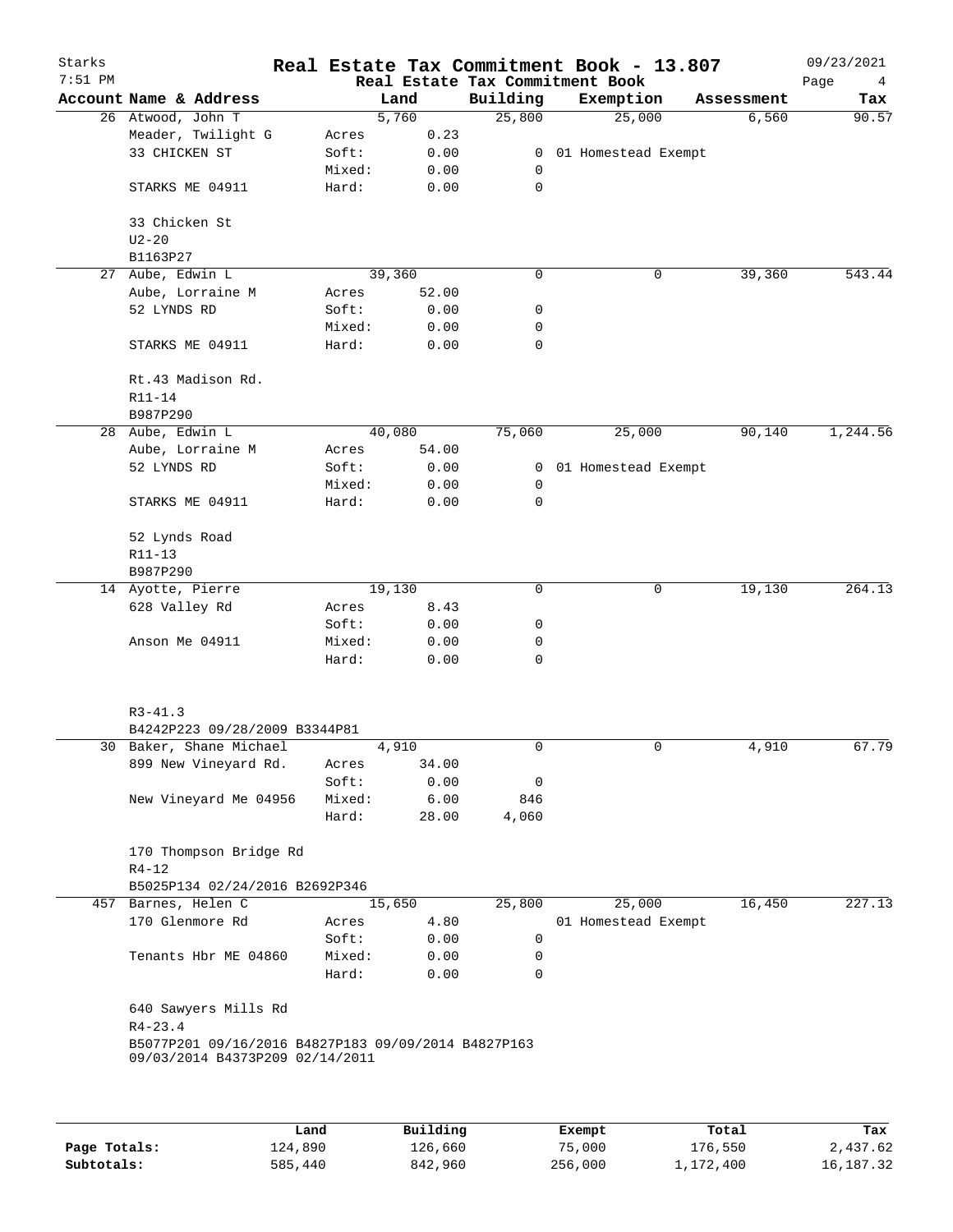# Real Estate Tax Commitment Book - 13.807

Starks 7:51 PM — Real Estate Tax Commitment Book — 09/23/2021

| Account Name & Address | | Land | Building | Exemption | Assessment | Tax |
|---|---|---|---|---|---|---|
| 26 Atwood, John T | | 5,760 | 25,800 | 25,000 | 6,560 | 90.57 |
| Meader, Twilight G | Acres | 0.23 | | | | |
| 33 CHICKEN ST | Soft: | 0.00 | 0 | 01 Homestead Exempt | | |
| | Mixed: | 0.00 | 0 | | | |
| STARKS ME 04911 | Hard: | 0.00 | 0 | | | |
| 33 Chicken St | | | | | | |
| U2-20 | | | | | | |
| B1163P27 | | | | | | |
| 27 Aube, Edwin L | | 39,360 | 0 | 0 | 39,360 | 543.44 |
| Aube, Lorraine M | Acres | 52.00 | | | | |
| 52 LYNDS RD | Soft: | 0.00 | 0 | | | |
| | Mixed: | 0.00 | 0 | | | |
| STARKS ME 04911 | Hard: | 0.00 | 0 | | | |
| Rt.43 Madison Rd. | | | | | | |
| R11-14 | | | | | | |
| B987P290 | | | | | | |
| 28 Aube, Edwin L | | 40,080 | 75,060 | 25,000 | 90,140 | 1,244.56 |
| Aube, Lorraine M | Acres | 54.00 | | | | |
| 52 LYNDS RD | Soft: | 0.00 | 0 | 01 Homestead Exempt | | |
| | Mixed: | 0.00 | 0 | | | |
| STARKS ME 04911 | Hard: | 0.00 | 0 | | | |
| 52 Lynds Road | | | | | | |
| R11-13 | | | | | | |
| B987P290 | | | | | | |
| 14 Ayotte, Pierre | | 19,130 | 0 | 0 | 19,130 | 264.13 |
| 628 Valley Rd | Acres | 8.43 | | | | |
| | Soft: | 0.00 | 0 | | | |
| Anson Me 04911 | Mixed: | 0.00 | 0 | | | |
| | Hard: | 0.00 | 0 | | | |
| R3-41.3 | | | | | | |
| B4242P223 09/28/2009 B3344P81 | | | | | | |
| 30 Baker, Shane Michael | | 4,910 | 0 | 0 | 4,910 | 67.79 |
| 899 New Vineyard Rd. | Acres | 34.00 | | | | |
| | Soft: | 0.00 | 0 | | | |
| New Vineyard Me 04956 | Mixed: | 6.00 | 846 | | | |
| | Hard: | 28.00 | 4,060 | | | |
| 170 Thompson Bridge Rd | | | | | | |
| R4-12 | | | | | | |
| B5025P134 02/24/2016 B2692P346 | | | | | | |
| 457 Barnes, Helen C | | 15,650 | 25,800 | 25,000 | 16,450 | 227.13 |
| 170 Glenmore Rd | Acres | 4.80 | | 01 Homestead Exempt | | |
| | Soft: | 0.00 | 0 | | | |
| Tenants Hbr ME 04860 | Mixed: | 0.00 | 0 | | | |
| | Hard: | 0.00 | 0 | | | |
| 640 Sawyers Mills Rd | | | | | | |
| R4-23.4 | | | | | | |
| B5077P201 09/16/2016 B4827P183 09/09/2014 B4827P163 09/03/2014 B4373P209 02/14/2011 | | | | | | |

| | Land | Building | Exempt | Total | Tax |
|---|---|---|---|---|---|
| Page Totals: | 124,890 | 126,660 | 75,000 | 176,550 | 2,437.62 |
| Subtotals: | 585,440 | 842,960 | 256,000 | 1,172,400 | 16,187.32 |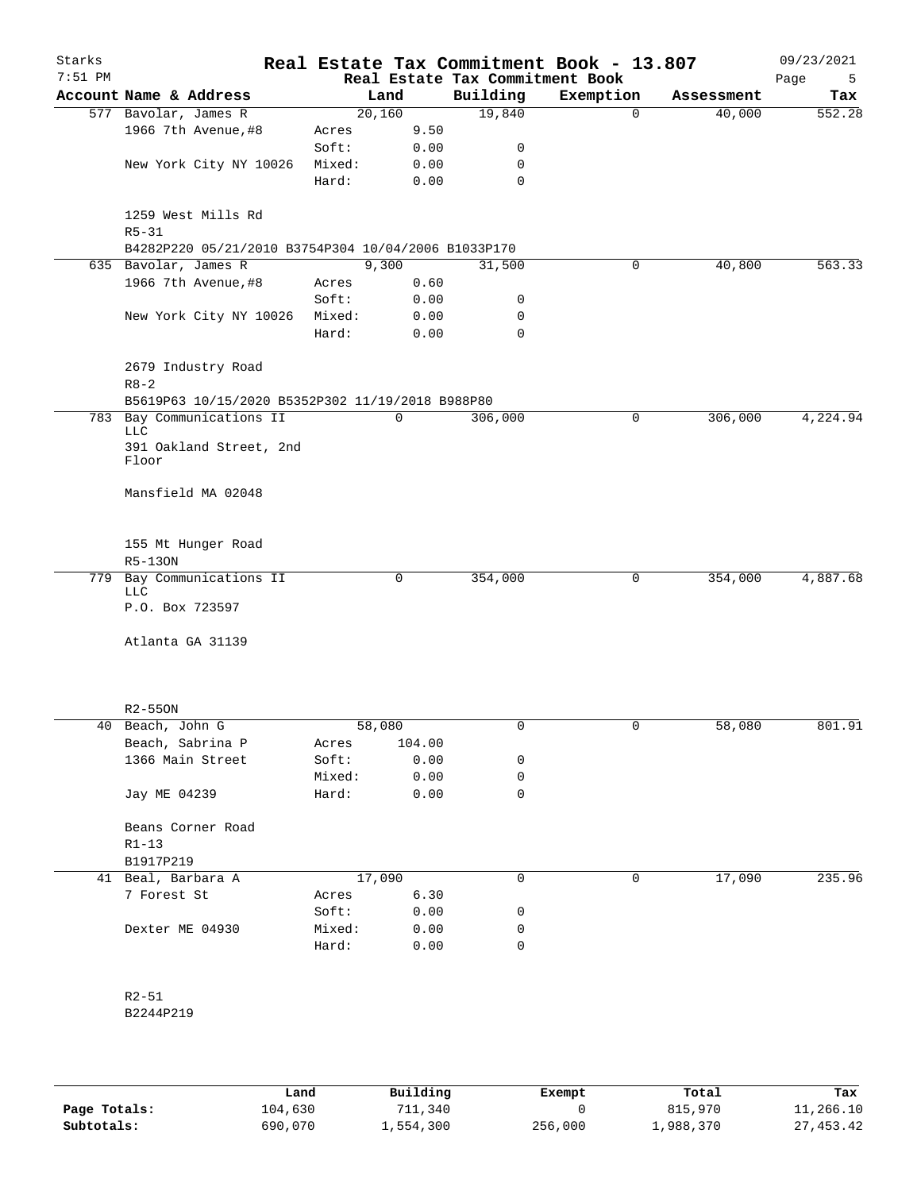# Real Estate Tax Commitment Book - 13.807

Starks
7:51 PM

Real Estate Tax Commitment Book

09/23/2021

| Account | Name & Address | | Land | Building | Exemption | Assessment | Tax |
|---|---|---|---|---|---|---|---|
| 577 | Bavolar, James R | | 20,160 | 19,840 | 0 | 40,000 | 552.28 |
| | 1966 7th Avenue,#8 | Acres | 9.50 | | | | |
| | | Soft: | 0.00 | 0 | | | |
| | New York City NY 10026 | Mixed: | 0.00 | 0 | | | |
| | | Hard: | 0.00 | 0 | | | |
| | 1259 West Mills Rd | | | | | | |
| | R5-31 | | | | | | |
| | B4282P220 05/21/2010 B3754P304 10/04/2006 B1033P170 | | | | | | |
| 635 | Bavolar, James R | | 9,300 | 31,500 | 0 | 40,800 | 563.33 |
| | 1966 7th Avenue,#8 | Acres | 0.60 | | | | |
| | | Soft: | 0.00 | 0 | | | |
| | New York City NY 10026 | Mixed: | 0.00 | 0 | | | |
| | | Hard: | 0.00 | 0 | | | |
| | 2679 Industry Road | | | | | | |
| | R8-2 | | | | | | |
| | B5619P63 10/15/2020 B5352P302 11/19/2018 B988P80 | | | | | | |
| 783 | Bay Communications II LLC | | 0 | 306,000 | 0 | 306,000 | 4,224.94 |
| | 391 Oakland Street, 2nd Floor | | | | | | |
| | Mansfield MA 02048 | | | | | | |
| | 155 Mt Hunger Road | | | | | | |
| | R5-13ON | | | | | | |
| 779 | Bay Communications II LLC | | 0 | 354,000 | 0 | 354,000 | 4,887.68 |
| | P.O. Box 723597 | | | | | | |
| | Atlanta GA 31139 | | | | | | |
| | R2-55ON | | | | | | |
| 40 | Beach, John G | | 58,080 | 0 | 0 | 58,080 | 801.91 |
| | Beach, Sabrina P | Acres | 104.00 | | | | |
| | 1366 Main Street | Soft: | 0.00 | 0 | | | |
| | | Mixed: | 0.00 | 0 | | | |
| | Jay ME 04239 | Hard: | 0.00 | 0 | | | |
| | Beans Corner Road | | | | | | |
| | R1-13 | | | | | | |
| | B1917P219 | | | | | | |
| 41 | Beal, Barbara A | | 17,090 | 0 | 0 | 17,090 | 235.96 |
| | 7 Forest St | Acres | 6.30 | | | | |
| | | Soft: | 0.00 | 0 | | | |
| | Dexter ME 04930 | Mixed: | 0.00 | 0 | | | |
| | | Hard: | 0.00 | 0 | | | |
| | R2-51 | | | | | | |
| | B2244P219 | | | | | | |

| | Land | Building | Exempt | Total | Tax |
|---|---|---|---|---|---|
| **Page Totals:** | 104,630 | 711,340 | 0 | 815,970 | 11,266.10 |
| **Subtotals:** | 690,070 | 1,554,300 | 256,000 | 1,988,370 | 27,453.42 |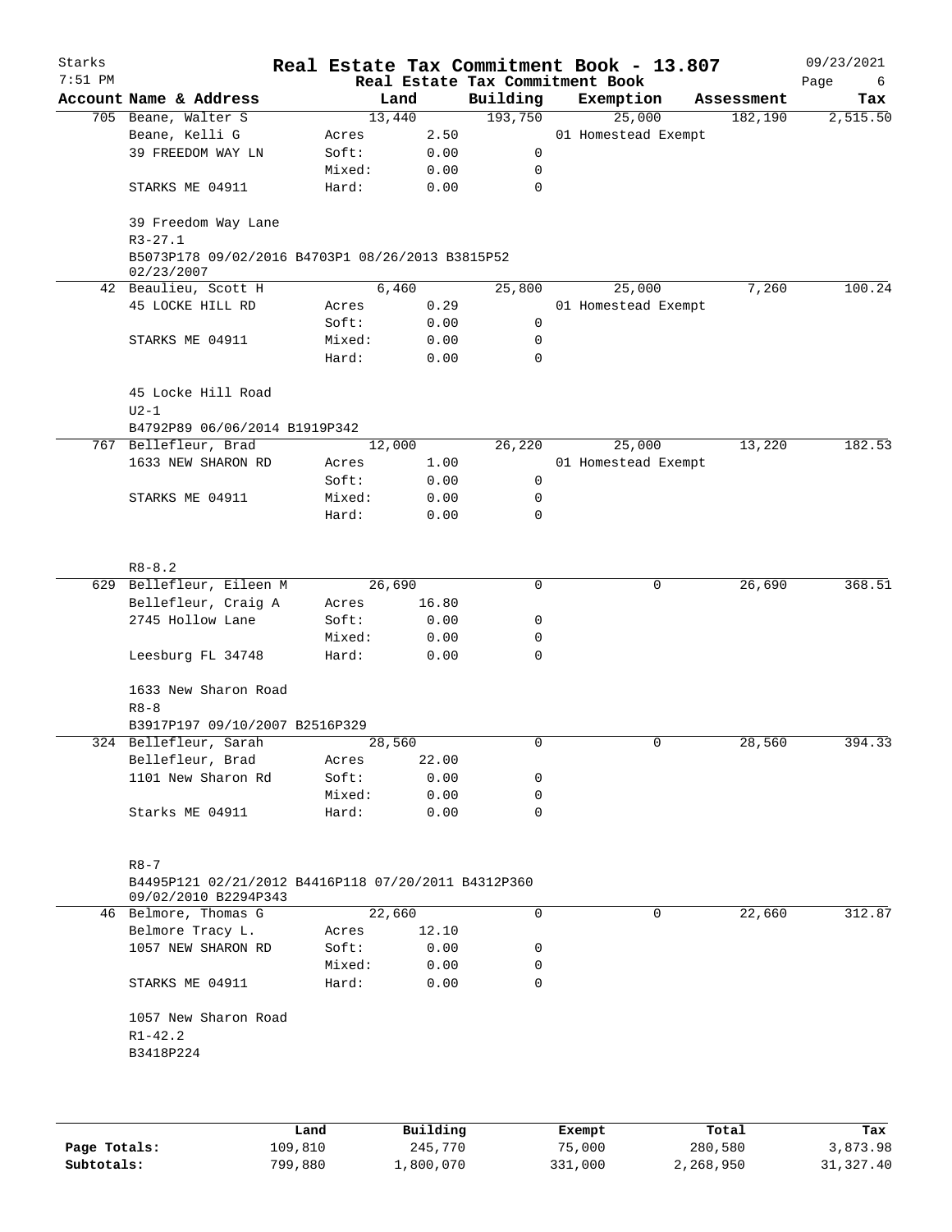# Real Estate Tax Commitment Book - 13.807

Starks — 7:51 PM — 09/23/2021

## Real Estate Tax Commitment Book

| Account Name & Address | | Land | Building | Exemption | Assessment | Tax |
|---|---|---|---|---|---|---|
| 705 Beane, Walter S | | 13,440 | 193,750 | 25,000 | 182,190 | 2,515.50 |
| Beane, Kelli G | Acres | 2.50 | | 01 Homestead Exempt | | |
| 39 FREEDOM WAY LN | Soft: | 0.00 | 0 | | | |
| | Mixed: | 0.00 | 0 | | | |
| STARKS ME 04911 | Hard: | 0.00 | 0 | | | |
| 39 Freedom Way Lane | | | | | | |
| R3-27.1 | | | | | | |
| B5073P178 09/02/2016 B4703P1 08/26/2013 B3815P52 02/23/2007 | | | | | | |
| 42 Beaulieu, Scott H | | 6,460 | 25,800 | 25,000 | 7,260 | 100.24 |
| 45 LOCKE HILL RD | Acres | 0.29 | | 01 Homestead Exempt | | |
| | Soft: | 0.00 | 0 | | | |
| STARKS ME 04911 | Mixed: | 0.00 | 0 | | | |
| | Hard: | 0.00 | 0 | | | |
| 45 Locke Hill Road | | | | | | |
| U2-1 | | | | | | |
| B4792P89 06/06/2014 B1919P342 | | | | | | |
| 767 Bellefleur, Brad | | 12,000 | 26,220 | 25,000 | 13,220 | 182.53 |
| 1633 NEW SHARON RD | Acres | 1.00 | | 01 Homestead Exempt | | |
| | Soft: | 0.00 | 0 | | | |
| STARKS ME 04911 | Mixed: | 0.00 | 0 | | | |
| | Hard: | 0.00 | 0 | | | |
| R8-8.2 | | | | | | |
| 629 Bellefleur, Eileen M | | 26,690 | 0 | 0 | 26,690 | 368.51 |
| Bellefleur, Craig A | Acres | 16.80 | | | | |
| 2745 Hollow Lane | Soft: | 0.00 | 0 | | | |
| | Mixed: | 0.00 | 0 | | | |
| Leesburg FL 34748 | Hard: | 0.00 | 0 | | | |
| 1633 New Sharon Road | | | | | | |
| R8-8 | | | | | | |
| B3917P197 09/10/2007 B2516P329 | | | | | | |
| 324 Bellefleur, Sarah | | 28,560 | 0 | 0 | 28,560 | 394.33 |
| Bellefleur, Brad | Acres | 22.00 | | | | |
| 1101 New Sharon Rd | Soft: | 0.00 | 0 | | | |
| | Mixed: | 0.00 | 0 | | | |
| Starks ME 04911 | Hard: | 0.00 | 0 | | | |
| R8-7 | | | | | | |
| B4495P121 02/21/2012 B4416P118 07/20/2011 B4312P360 09/02/2010 B2294P343 | | | | | | |
| 46 Belmore, Thomas G | | 22,660 | 0 | 0 | 22,660 | 312.87 |
| Belmore Tracy L. | Acres | 12.10 | | | | |
| 1057 NEW SHARON RD | Soft: | 0.00 | 0 | | | |
| | Mixed: | 0.00 | 0 | | | |
| STARKS ME 04911 | Hard: | 0.00 | 0 | | | |
| 1057 New Sharon Road | | | | | | |
| R1-42.2 | | | | | | |
| B3418P224 | | | | | | |

| | Land | Building | Exempt | Total | Tax |
|---|---|---|---|---|---|
| **Page Totals:** | 109,810 | 245,770 | 75,000 | 280,580 | 3,873.98 |
| **Subtotals:** | 799,880 | 1,800,070 | 331,000 | 2,268,950 | 31,327.40 |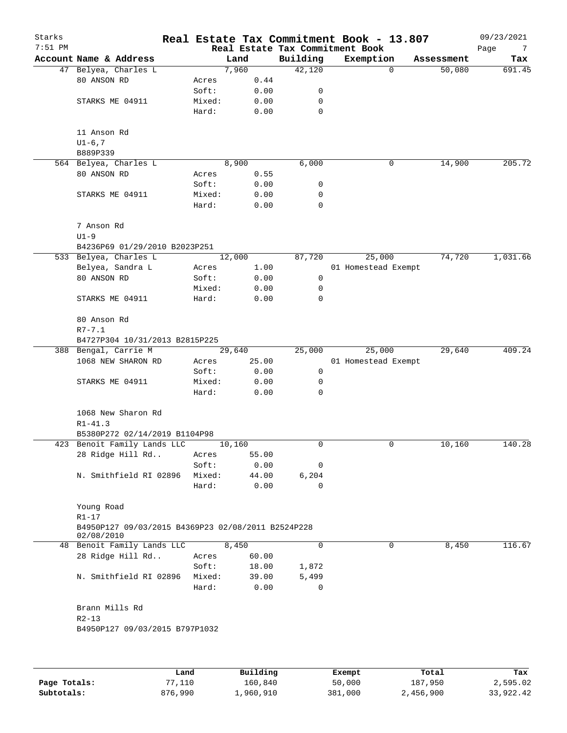# Real Estate Tax Commitment Book - 13.807

Starks 7:51 PM — Real Estate Tax Commitment Book — 09/23/2021

| Account | Name & Address | | Land | Building | Exemption | Assessment | Tax |
|---|---|---|---|---|---|---|---|
| 47 | Belyea, Charles L | | 7,960 | 42,120 | 0 | 50,080 | 691.45 |
| | 80 ANSON RD | Acres | 0.44 | | | | |
| | | Soft: | 0.00 | 0 | | | |
| | STARKS ME 04911 | Mixed: | 0.00 | 0 | | | |
| | | Hard: | 0.00 | 0 | | | |
| | 11 Anson Rd | | | | | | |
| | U1-6,7 | | | | | | |
| | B889P339 | | | | | | |
| 564 | Belyea, Charles L | | 8,900 | 6,000 | 0 | 14,900 | 205.72 |
| | 80 ANSON RD | Acres | 0.55 | | | | |
| | | Soft: | 0.00 | 0 | | | |
| | STARKS ME 04911 | Mixed: | 0.00 | 0 | | | |
| | | Hard: | 0.00 | 0 | | | |
| | 7 Anson Rd | | | | | | |
| | U1-9 | | | | | | |
| | B4236P69 01/29/2010 B2023P251 | | | | | | |
| 533 | Belyea, Charles L | | 12,000 | 87,720 | 25,000 | 74,720 | 1,031.66 |
| | Belyea, Sandra L | Acres | 1.00 | | 01 Homestead Exempt | | |
| | 80 ANSON RD | Soft: | 0.00 | 0 | | | |
| | | Mixed: | 0.00 | 0 | | | |
| | STARKS ME 04911 | Hard: | 0.00 | 0 | | | |
| | 80 Anson Rd | | | | | | |
| | R7-7.1 | | | | | | |
| | B4727P304 10/31/2013 B2815P225 | | | | | | |
| 388 | Bengal, Carrie M | | 29,640 | 25,000 | 25,000 | 29,640 | 409.24 |
| | 1068 NEW SHARON RD | Acres | 25.00 | | 01 Homestead Exempt | | |
| | | Soft: | 0.00 | 0 | | | |
| | STARKS ME 04911 | Mixed: | 0.00 | 0 | | | |
| | | Hard: | 0.00 | 0 | | | |
| | 1068 New Sharon Rd | | | | | | |
| | R1-41.3 | | | | | | |
| | B5380P272 02/14/2019 B1104P98 | | | | | | |
| 423 | Benoit Family Lands LLC | | 10,160 | 0 | 0 | 10,160 | 140.28 |
| | 28 Ridge Hill Rd.. | Acres | 55.00 | | | | |
| | | Soft: | 0.00 | 0 | | | |
| | N. Smithfield RI 02896 | Mixed: | 44.00 | 6,204 | | | |
| | | Hard: | 0.00 | 0 | | | |
| | Young Road | | | | | | |
| | R1-17 | | | | | | |
| | B4950P127 09/03/2015 B4369P23 02/08/2011 B2524P228 02/08/2010 | | | | | | |
| 48 | Benoit Family Lands LLC | | 8,450 | 0 | 0 | 8,450 | 116.67 |
| | 28 Ridge Hill Rd.. | Acres | 60.00 | | | | |
| | | Soft: | 18.00 | 1,872 | | | |
| | N. Smithfield RI 02896 | Mixed: | 39.00 | 5,499 | | | |
| | | Hard: | 0.00 | 0 | | | |
| | Brann Mills Rd | | | | | | |
| | R2-13 | | | | | | |
| | B4950P127 09/03/2015 B797P1032 | | | | | | |

| | Land | Building | Exempt | Total | Tax |
|---|---|---|---|---|---|
| Page Totals: | 77,110 | 160,840 | 50,000 | 187,950 | 2,595.02 |
| Subtotals: | 876,990 | 1,960,910 | 381,000 | 2,456,900 | 33,922.42 |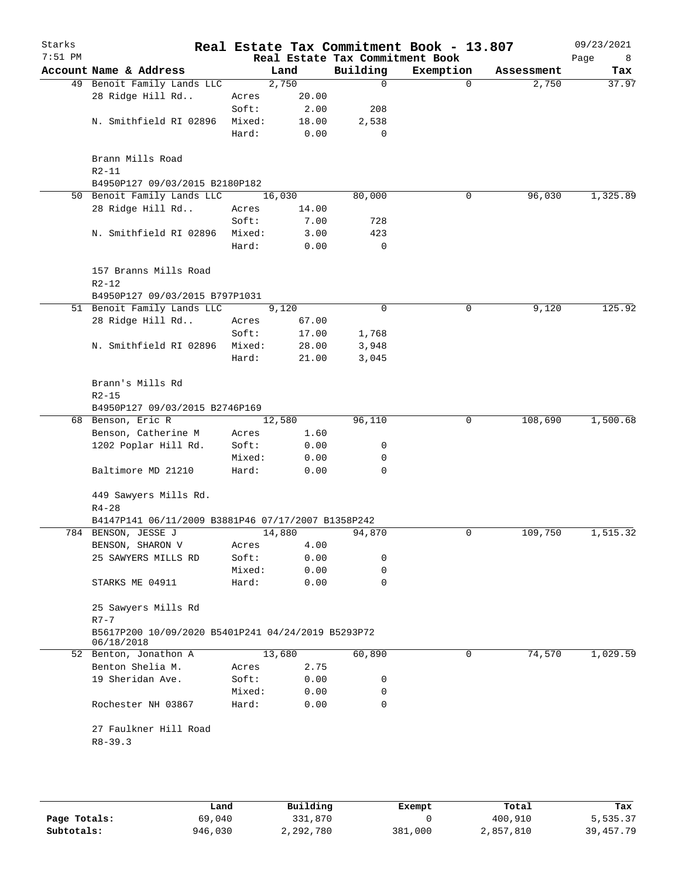# Real Estate Tax Commitment Book - 13.807

Starks 7:51 PM — Real Estate Tax Commitment Book — 09/23/2021

| Account Name & Address | | Land | Building | Exemption | Assessment | Tax |
|---|---|---|---|---|---|---|
| 49 Benoit Family Lands LLC | | 2,750 | 0 | 0 | 2,750 | 37.97 |
| 28 Ridge Hill Rd.. | Acres | 20.00 | | | | |
| | Soft: | 2.00 | 208 | | | |
| N. Smithfield RI 02896 | Mixed: | 18.00 | 2,538 | | | |
| | Hard: | 0.00 | 0 | | | |
| Brann Mills Road | | | | | | |
| R2-11 | | | | | | |
| B4950P127 09/03/2015 B2180P182 | | | | | | |
| 50 Benoit Family Lands LLC | | 16,030 | 80,000 | 0 | 96,030 | 1,325.89 |
| 28 Ridge Hill Rd.. | Acres | 14.00 | | | | |
| | Soft: | 7.00 | 728 | | | |
| N. Smithfield RI 02896 | Mixed: | 3.00 | 423 | | | |
| | Hard: | 0.00 | 0 | | | |
| 157 Branns Mills Road | | | | | | |
| R2-12 | | | | | | |
| B4950P127 09/03/2015 B797P1031 | | | | | | |
| 51 Benoit Family Lands LLC | | 9,120 | 0 | 0 | 9,120 | 125.92 |
| 28 Ridge Hill Rd.. | Acres | 67.00 | | | | |
| | Soft: | 17.00 | 1,768 | | | |
| N. Smithfield RI 02896 | Mixed: | 28.00 | 3,948 | | | |
| | Hard: | 21.00 | 3,045 | | | |
| Brann's Mills Rd | | | | | | |
| R2-15 | | | | | | |
| B4950P127 09/03/2015 B2746P169 | | | | | | |
| 68 Benson, Eric R | | 12,580 | 96,110 | 0 | 108,690 | 1,500.68 |
| Benson, Catherine M | Acres | 1.60 | | | | |
| 1202 Poplar Hill Rd. | Soft: | 0.00 | 0 | | | |
| | Mixed: | 0.00 | 0 | | | |
| Baltimore MD 21210 | Hard: | 0.00 | 0 | | | |
| 449 Sawyers Mills Rd. | | | | | | |
| R4-28 | | | | | | |
| B4147P141 06/11/2009 B3881P46 07/17/2007 B1358P242 | | | | | | |
| 784 BENSON, JESSE J | | 14,880 | 94,870 | 0 | 109,750 | 1,515.32 |
| BENSON, SHARON V | Acres | 4.00 | | | | |
| 25 SAWYERS MILLS RD | Soft: | 0.00 | 0 | | | |
| | Mixed: | 0.00 | 0 | | | |
| STARKS ME 04911 | Hard: | 0.00 | 0 | | | |
| 25 Sawyers Mills Rd | | | | | | |
| R7-7 | | | | | | |
| B5617P200 10/09/2020 B5401P241 04/24/2019 B5293P72 06/18/2018 | | | | | | |
| 52 Benton, Jonathon A | | 13,680 | 60,890 | 0 | 74,570 | 1,029.59 |
| Benton Shelia M. | Acres | 2.75 | | | | |
| 19 Sheridan Ave. | Soft: | 0.00 | 0 | | | |
| | Mixed: | 0.00 | 0 | | | |
| Rochester NH 03867 | Hard: | 0.00 | 0 | | | |
| 27 Faulkner Hill Road | | | | | | |
| R8-39.3 | | | | | | |

| | Land | Building | Exempt | Total | Tax |
|---|---|---|---|---|---|
| Page Totals: | 69,040 | 331,870 | 0 | 400,910 | 5,535.37 |
| Subtotals: | 946,030 | 2,292,780 | 381,000 | 2,857,810 | 39,457.79 |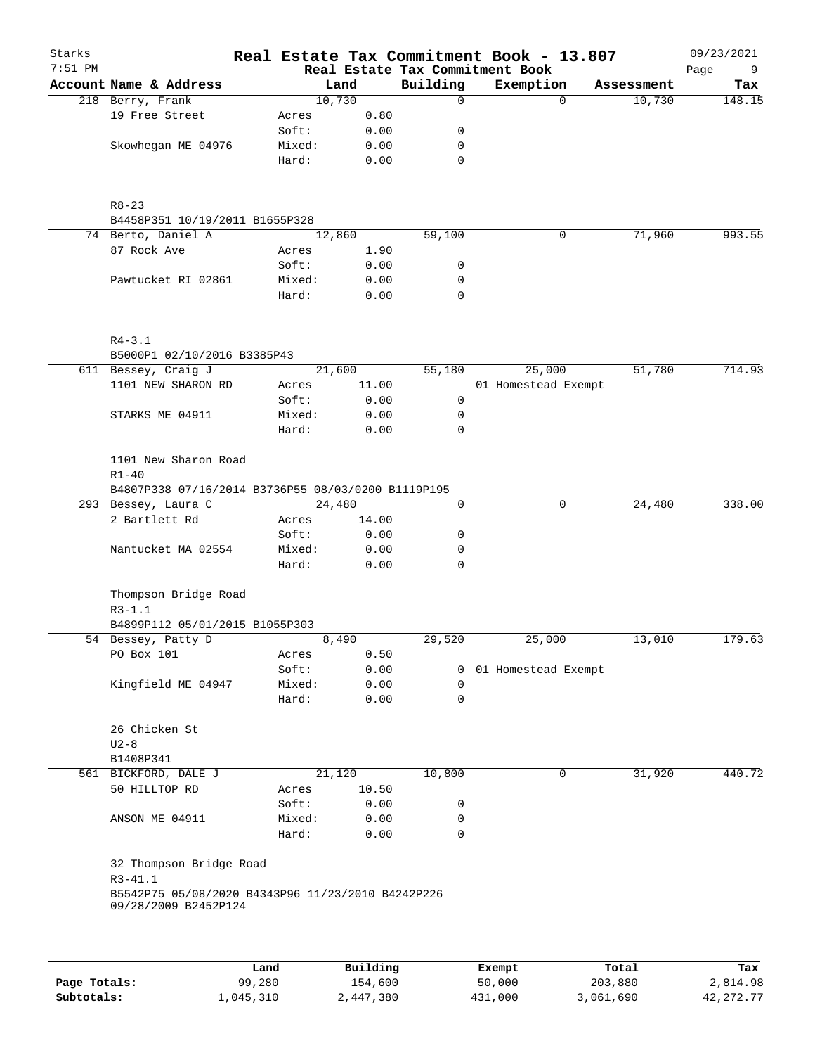# Real Estate Tax Commitment Book - 13.807

Starks — 7:51 PM — 09/23/2021

Real Estate Tax Commitment Book

| Account Name & Address | | Land | Building | Exemption | Assessment | Tax |
|---|---|---|---|---|---|---|
| 218 Berry, Frank | | 10,730 | 0 | 0 | 10,730 | 148.15 |
| 19 Free Street | Acres | 0.80 | | | | |
| | Soft: | 0.00 | 0 | | | |
| Skowhegan ME 04976 | Mixed: | 0.00 | 0 | | | |
| | Hard: | 0.00 | 0 | | | |
| R8-23 | | | | | | |
| B4458P351 10/19/2011 B1655P328 | | | | | | |
| 74 Berto, Daniel A | | 12,860 | 59,100 | 0 | 71,960 | 993.55 |
| 87 Rock Ave | Acres | 1.90 | | | | |
| | Soft: | 0.00 | 0 | | | |
| Pawtucket RI 02861 | Mixed: | 0.00 | 0 | | | |
| | Hard: | 0.00 | 0 | | | |
| R4-3.1 | | | | | | |
| B5000P1 02/10/2016 B3385P43 | | | | | | |
| 611 Bessey, Craig J | | 21,600 | 55,180 | 25,000 | 51,780 | 714.93 |
| 1101 NEW SHARON RD | Acres | 11.00 | | 01 Homestead Exempt | | |
| | Soft: | 0.00 | 0 | | | |
| STARKS ME 04911 | Mixed: | 0.00 | 0 | | | |
| | Hard: | 0.00 | 0 | | | |
| 1101 New Sharon Road | | | | | | |
| R1-40 | | | | | | |
| B4807P338 07/16/2014 B3736P55 08/03/0200 B1119P195 | | | | | | |
| 293 Bessey, Laura C | | 24,480 | 0 | 0 | 24,480 | 338.00 |
| 2 Bartlett Rd | Acres | 14.00 | | | | |
| | Soft: | 0.00 | 0 | | | |
| Nantucket MA 02554 | Mixed: | 0.00 | 0 | | | |
| | Hard: | 0.00 | 0 | | | |
| Thompson Bridge Road | | | | | | |
| R3-1.1 | | | | | | |
| B4899P112 05/01/2015 B1055P303 | | | | | | |
| 54 Bessey, Patty D | | 8,490 | 29,520 | 25,000 | 13,010 | 179.63 |
| PO Box 101 | Acres | 0.50 | | | | |
| | Soft: | 0.00 | 0 | 01 Homestead Exempt | | |
| Kingfield ME 04947 | Mixed: | 0.00 | 0 | | | |
| | Hard: | 0.00 | 0 | | | |
| 26 Chicken St | | | | | | |
| U2-8 | | | | | | |
| B1408P341 | | | | | | |
| 561 BICKFORD, DALE J | | 21,120 | 10,800 | 0 | 31,920 | 440.72 |
| 50 HILLTOP RD | Acres | 10.50 | | | | |
| | Soft: | 0.00 | 0 | | | |
| ANSON ME 04911 | Mixed: | 0.00 | 0 | | | |
| | Hard: | 0.00 | 0 | | | |
| 32 Thompson Bridge Road | | | | | | |
| R3-41.1 | | | | | | |
| B5542P75 05/08/2020 B4343P96 11/23/2010 B4242P226 09/28/2009 B2452P124 | | | | | | |

| | Land | Building | Exempt | Total | Tax |
|---|---|---|---|---|---|
| **Page Totals:** | 99,280 | 154,600 | 50,000 | 203,880 | 2,814.98 |
| **Subtotals:** | 1,045,310 | 2,447,380 | 431,000 | 3,061,690 | 42,272.77 |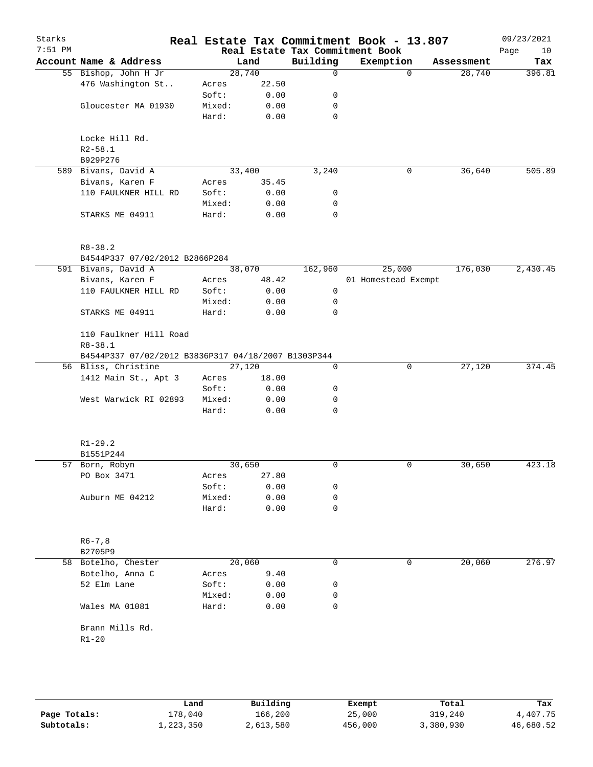# Real Estate Tax Commitment Book - 13.807

Starks
7:51 PM

09/23/2021

Real Estate Tax Commitment Book

| Account | Name & Address | | Land | Building | Exemption | Assessment | Tax |
|---|---|---|---|---|---|---|---|
| 55 | Bishop, John H Jr | | 28,740 | 0 | 0 | 28,740 | 396.81 |
| | 476 Washington St.. | Acres | 22.50 | | | | |
| | | Soft: | 0.00 | 0 | | | |
| | Gloucester MA 01930 | Mixed: | 0.00 | 0 | | | |
| | | Hard: | 0.00 | 0 | | | |
| | Locke Hill Rd. | | | | | | |
| | R2-58.1 | | | | | | |
| | B929P276 | | | | | | |
| 589 | Bivans, David A | | 33,400 | 3,240 | 0 | 36,640 | 505.89 |
| | Bivans, Karen F | Acres | 35.45 | | | | |
| | 110 FAULKNER HILL RD | Soft: | 0.00 | 0 | | | |
| | | Mixed: | 0.00 | 0 | | | |
| | STARKS ME 04911 | Hard: | 0.00 | 0 | | | |
| | R8-38.2 | | | | | | |
| | B4544P337 07/02/2012 B2866P284 | | | | | | |
| 591 | Bivans, David A | | 38,070 | 162,960 | 25,000 | 176,030 | 2,430.45 |
| | Bivans, Karen F | Acres | 48.42 | | 01 Homestead Exempt | | |
| | 110 FAULKNER HILL RD | Soft: | 0.00 | 0 | | | |
| | | Mixed: | 0.00 | 0 | | | |
| | STARKS ME 04911 | Hard: | 0.00 | 0 | | | |
| | 110 Faulkner Hill Road | | | | | | |
| | R8-38.1 | | | | | | |
| | B4544P337 07/02/2012 B3836P317 04/18/2007 B1303P344 | | | | | | |
| 56 | Bliss, Christine | | 27,120 | 0 | 0 | 27,120 | 374.45 |
| | 1412 Main St., Apt 3 | Acres | 18.00 | | | | |
| | | Soft: | 0.00 | 0 | | | |
| | West Warwick RI 02893 | Mixed: | 0.00 | 0 | | | |
| | | Hard: | 0.00 | 0 | | | |
| | R1-29.2 | | | | | | |
| | B1551P244 | | | | | | |
| 57 | Born, Robyn | | 30,650 | 0 | 0 | 30,650 | 423.18 |
| | PO Box 3471 | Acres | 27.80 | | | | |
| | | Soft: | 0.00 | 0 | | | |
| | Auburn ME 04212 | Mixed: | 0.00 | 0 | | | |
| | | Hard: | 0.00 | 0 | | | |
| | R6-7,8 | | | | | | |
| | B2705P9 | | | | | | |
| 58 | Botelho, Chester | | 20,060 | 0 | 0 | 20,060 | 276.97 |
| | Botelho, Anna C | Acres | 9.40 | | | | |
| | 52 Elm Lane | Soft: | 0.00 | 0 | | | |
| | | Mixed: | 0.00 | 0 | | | |
| | Wales MA 01081 | Hard: | 0.00 | 0 | | | |
| | Brann Mills Rd. | | | | | | |
| | R1-20 | | | | | | |

| | Land | Building | Exempt | Total | Tax |
|---|---|---|---|---|---|
| Page Totals: | 178,040 | 166,200 | 25,000 | 319,240 | 4,407.75 |
| Subtotals: | 1,223,350 | 2,613,580 | 456,000 | 3,380,930 | 46,680.52 |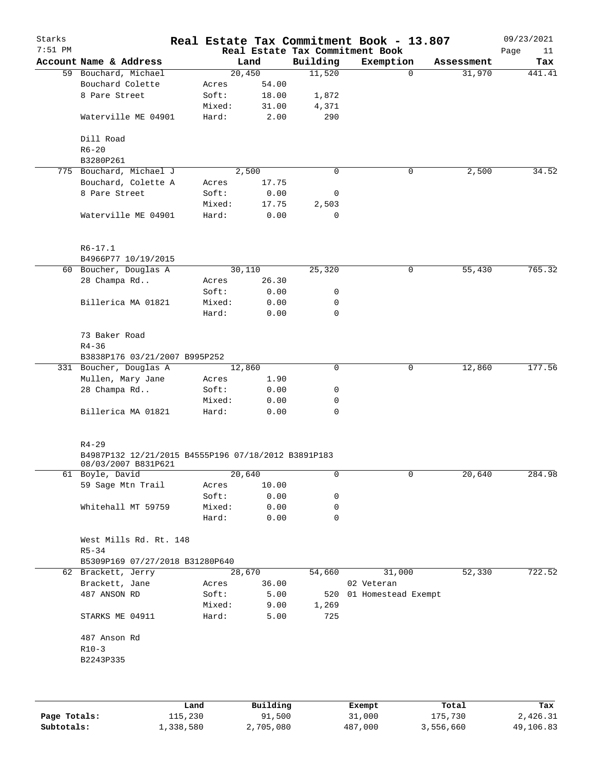# Real Estate Tax Commitment Book - 13.807

Starks 7:51 PM — 09/23/2021

Real Estate Tax Commitment Book

| Account Name & Address | | Land | Building | Exemption | Assessment | Tax |
|---|---|---|---|---|---|---|
| 59 Bouchard, Michael | | 20,450 | 11,520 | 0 | 31,970 | 441.41 |
| Bouchard Colette | Acres | 54.00 | | | | |
| 8 Pare Street | Soft: | 18.00 | 1,872 | | | |
| | Mixed: | 31.00 | 4,371 | | | |
| Waterville ME 04901 | Hard: | 2.00 | 290 | | | |
| Dill Road | | | | | | |
| R6-20 | | | | | | |
| B3280P261 | | | | | | |
| 775 Bouchard, Michael J | | 2,500 | 0 | 0 | 2,500 | 34.52 |
| Bouchard, Colette A | Acres | 17.75 | | | | |
| 8 Pare Street | Soft: | 0.00 | 0 | | | |
| | Mixed: | 17.75 | 2,503 | | | |
| Waterville ME 04901 | Hard: | 0.00 | 0 | | | |
| R6-17.1 | | | | | | |
| B4966P77 10/19/2015 | | | | | | |
| 60 Boucher, Douglas A | | 30,110 | 25,320 | 0 | 55,430 | 765.32 |
| 28 Champa Rd.. | Acres | 26.30 | | | | |
| | Soft: | 0.00 | 0 | | | |
| Billerica MA 01821 | Mixed: | 0.00 | 0 | | | |
| | Hard: | 0.00 | 0 | | | |
| 73 Baker Road | | | | | | |
| R4-36 | | | | | | |
| B3838P176 03/21/2007 B995P252 | | | | | | |
| 331 Boucher, Douglas A | | 12,860 | 0 | 0 | 12,860 | 177.56 |
| Mullen, Mary Jane | Acres | 1.90 | | | | |
| 28 Champa Rd.. | Soft: | 0.00 | 0 | | | |
| | Mixed: | 0.00 | 0 | | | |
| Billerica MA 01821 | Hard: | 0.00 | 0 | | | |
| R4-29 | | | | | | |
| B4987P132 12/21/2015 B4555P196 07/18/2012 B3891P183 08/03/2007 B831P621 | | | | | | |
| 61 Boyle, David | | 20,640 | 0 | 0 | 20,640 | 284.98 |
| 59 Sage Mtn Trail | Acres | 10.00 | | | | |
| | Soft: | 0.00 | 0 | | | |
| Whitehall MT 59759 | Mixed: | 0.00 | 0 | | | |
| | Hard: | 0.00 | 0 | | | |
| West Mills Rd. Rt. 148 | | | | | | |
| R5-34 | | | | | | |
| B5309P169 07/27/2018 B31280P640 | | | | | | |
| 62 Brackett, Jerry | | 28,670 | 54,660 | 31,000 | 52,330 | 722.52 |
| Brackett, Jane | Acres | 36.00 | | 02 Veteran | | |
| 487 ANSON RD | Soft: | 5.00 | 520 | 01 Homestead Exempt | | |
| | Mixed: | 9.00 | 1,269 | | | |
| STARKS ME 04911 | Hard: | 5.00 | 725 | | | |
| 487 Anson Rd | | | | | | |
| R10-3 | | | | | | |
| B2243P335 | | | | | | |

| | Land | Building | Exempt | Total | Tax |
|---|---|---|---|---|---|
| Page Totals: | 115,230 | 91,500 | 31,000 | 175,730 | 2,426.31 |
| Subtotals: | 1,338,580 | 2,705,080 | 487,000 | 3,556,660 | 49,106.83 |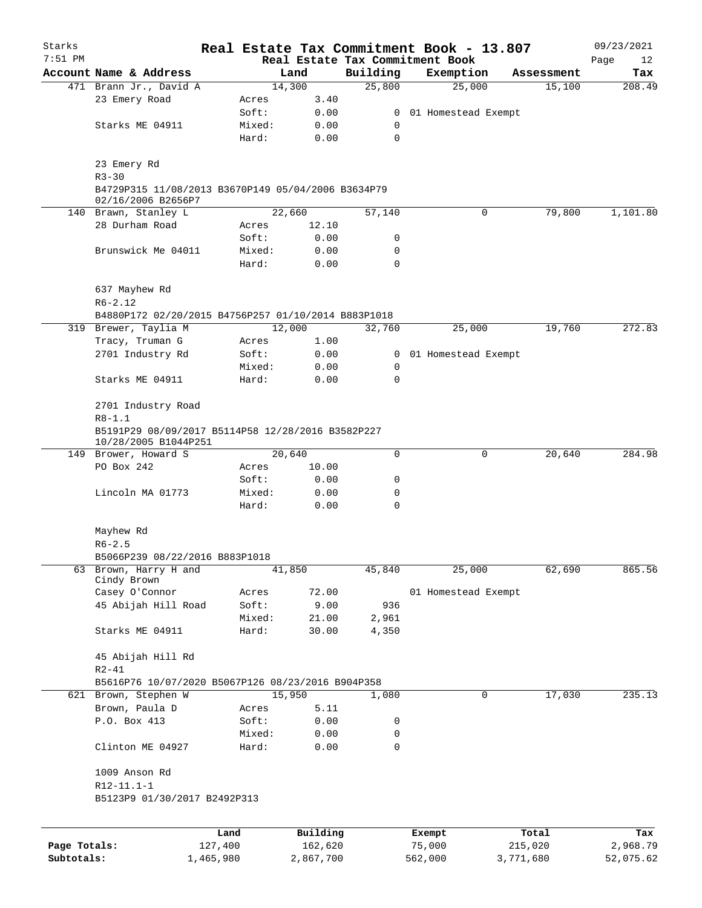# Real Estate Tax Commitment Book - 13.807

Starks
7:51 PM

09/23/2021

Real Estate Tax Commitment Book

| Account Name & Address | | Land | Building | Exemption | Assessment | Tax |
|---|---|---|---|---|---|---|
| 471 Brann Jr., David A | | 14,300 | 25,800 | 25,000 | 15,100 | 208.49 |
| 23 Emery Road | Acres | 3.40 | | | | |
| | Soft: | 0.00 | 0 | 01 Homestead Exempt | | |
| Starks ME 04911 | Mixed: | 0.00 | 0 | | | |
| | Hard: | 0.00 | 0 | | | |
| 23 Emery Rd | | | | | | |
| R3-30 | | | | | | |
| B4729P315 11/08/2013 B3670P149 05/04/2006 B3634P79 02/16/2006 B2656P7 | | | | | | |
| 140 Brawn, Stanley L | | 22,660 | 57,140 | 0 | 79,800 | 1,101.80 |
| 28 Durham Road | Acres | 12.10 | | | | |
| | Soft: | 0.00 | 0 | | | |
| Brunswick Me 04011 | Mixed: | 0.00 | 0 | | | |
| | Hard: | 0.00 | 0 | | | |
| 637 Mayhew Rd | | | | | | |
| R6-2.12 | | | | | | |
| B4880P172 02/20/2015 B4756P257 01/10/2014 B883P1018 | | | | | | |
| 319 Brewer, Taylia M | | 12,000 | 32,760 | 25,000 | 19,760 | 272.83 |
| Tracy, Truman G | Acres | 1.00 | | | | |
| 2701 Industry Rd | Soft: | 0.00 | 0 | 01 Homestead Exempt | | |
| | Mixed: | 0.00 | 0 | | | |
| Starks ME 04911 | Hard: | 0.00 | 0 | | | |
| 2701 Industry Road | | | | | | |
| R8-1.1 | | | | | | |
| B5191P29 08/09/2017 B5114P58 12/28/2016 B3582P227 10/28/2005 B1044P251 | | | | | | |
| 149 Brower, Howard S | | 20,640 | 0 | 0 | 20,640 | 284.98 |
| PO Box 242 | Acres | 10.00 | | | | |
| | Soft: | 0.00 | 0 | | | |
| Lincoln MA 01773 | Mixed: | 0.00 | 0 | | | |
| | Hard: | 0.00 | 0 | | | |
| Mayhew Rd | | | | | | |
| R6-2.5 | | | | | | |
| B5066P239 08/22/2016 B883P1018 | | | | | | |
| 63 Brown, Harry H and Cindy Brown | | 41,850 | 45,840 | 25,000 | 62,690 | 865.56 |
| Casey O'Connor | Acres | 72.00 | | 01 Homestead Exempt | | |
| 45 Abijah Hill Road | Soft: | 9.00 | 936 | | | |
| | Mixed: | 21.00 | 2,961 | | | |
| Starks ME 04911 | Hard: | 30.00 | 4,350 | | | |
| 45 Abijah Hill Rd | | | | | | |
| R2-41 | | | | | | |
| B5616P76 10/07/2020 B5067P126 08/23/2016 B904P358 | | | | | | |
| 621 Brown, Stephen W | | 15,950 | 1,080 | 0 | 17,030 | 235.13 |
| Brown, Paula D | Acres | 5.11 | | | | |
| P.O. Box 413 | Soft: | 0.00 | 0 | | | |
| | Mixed: | 0.00 | 0 | | | |
| Clinton ME 04927 | Hard: | 0.00 | 0 | | | |
| 1009 Anson Rd | | | | | | |
| R12-11.1-1 | | | | | | |
| B5123P9 01/30/2017 B2492P313 | | | | | | |

| | Land | Building | Exempt | Total | Tax |
|---|---|---|---|---|---|
| Page Totals: | 127,400 | 162,620 | 75,000 | 215,020 | 2,968.79 |
| Subtotals: | 1,465,980 | 2,867,700 | 562,000 | 3,771,680 | 52,075.62 |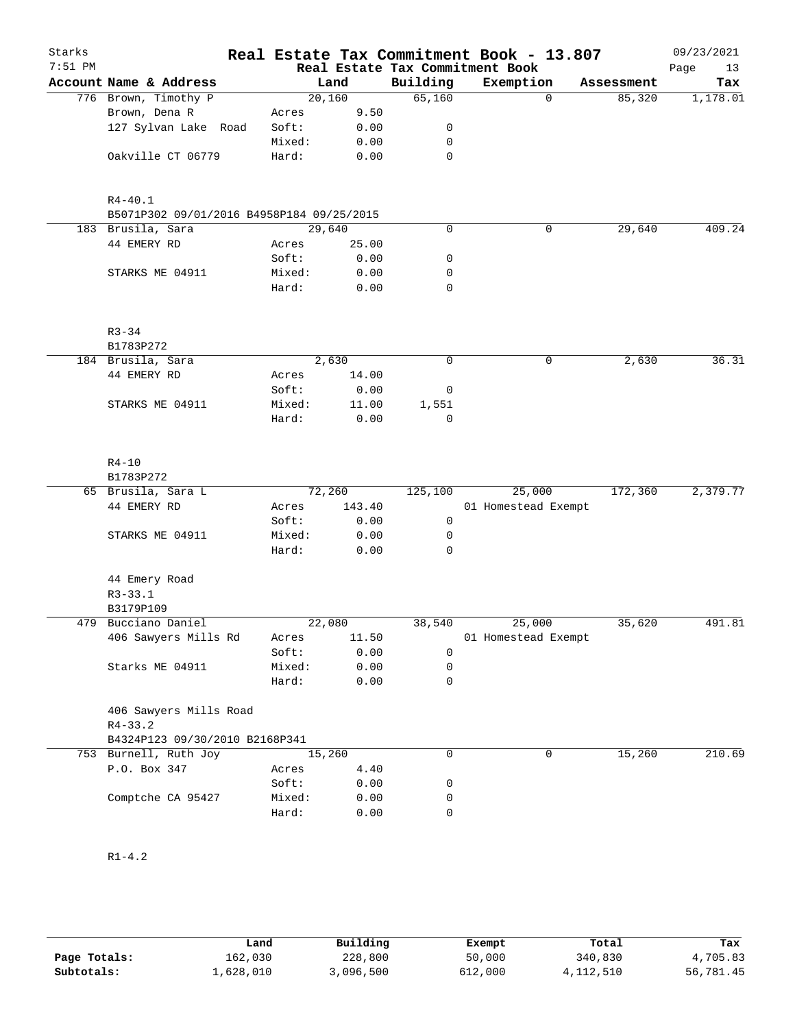# Real Estate Tax Commitment Book - 13.807

Starks
7:51 PM

Real Estate Tax Commitment Book

09/23/2021

| Account | Name & Address | | Land | Building | Exemption | Assessment | Tax |
|---|---|---|---|---|---|---|---|
| 776 | Brown, Timothy P | | 20,160 | 65,160 | 0 | 85,320 | 1,178.01 |
| | Brown, Dena R | Acres | 9.50 | | | | |
| | 127 Sylvan Lake Road | Soft: | 0.00 | 0 | | | |
| | | Mixed: | 0.00 | 0 | | | |
| | Oakville CT 06779 | Hard: | 0.00 | 0 | | | |
| | R4-40.1 | | | | | | |
| | B5071P302 09/01/2016 B4958P184 09/25/2015 | | | | | | |
| 183 | Brusila, Sara | | 29,640 | 0 | 0 | 29,640 | 409.24 |
| | 44 EMERY RD | Acres | 25.00 | | | | |
| | | Soft: | 0.00 | 0 | | | |
| | STARKS ME 04911 | Mixed: | 0.00 | 0 | | | |
| | | Hard: | 0.00 | 0 | | | |
| | R3-34 | | | | | | |
| | B1783P272 | | | | | | |
| 184 | Brusila, Sara | | 2,630 | 0 | 0 | 2,630 | 36.31 |
| | 44 EMERY RD | Acres | 14.00 | | | | |
| | | Soft: | 0.00 | 0 | | | |
| | STARKS ME 04911 | Mixed: | 11.00 | 1,551 | | | |
| | | Hard: | 0.00 | 0 | | | |
| | R4-10 | | | | | | |
| | B1783P272 | | | | | | |
| 65 | Brusila, Sara L | | 72,260 | 125,100 | 25,000 | 172,360 | 2,379.77 |
| | 44 EMERY RD | Acres | 143.40 | | 01 Homestead Exempt | | |
| | | Soft: | 0.00 | 0 | | | |
| | STARKS ME 04911 | Mixed: | 0.00 | 0 | | | |
| | | Hard: | 0.00 | 0 | | | |
| | 44 Emery Road | | | | | | |
| | R3-33.1 | | | | | | |
| | B3179P109 | | | | | | |
| 479 | Bucciano Daniel | | 22,080 | 38,540 | 25,000 | 35,620 | 491.81 |
| | 406 Sawyers Mills Rd | Acres | 11.50 | | 01 Homestead Exempt | | |
| | | Soft: | 0.00 | 0 | | | |
| | Starks ME 04911 | Mixed: | 0.00 | 0 | | | |
| | | Hard: | 0.00 | 0 | | | |
| | 406 Sawyers Mills Road | | | | | | |
| | R4-33.2 | | | | | | |
| | B4324P123 09/30/2010 B2168P341 | | | | | | |
| 753 | Burnell, Ruth Joy | | 15,260 | 0 | 0 | 15,260 | 210.69 |
| | P.O. Box 347 | Acres | 4.40 | | | | |
| | | Soft: | 0.00 | 0 | | | |
| | Comptche CA 95427 | Mixed: | 0.00 | 0 | | | |
| | | Hard: | 0.00 | 0 | | | |
| | R1-4.2 | | | | | | |

| | Land | Building | Exempt | Total | Tax |
|---|---|---|---|---|---|
| Page Totals: | 162,030 | 228,800 | 50,000 | 340,830 | 4,705.83 |
| Subtotals: | 1,628,010 | 3,096,500 | 612,000 | 4,112,510 | 56,781.45 |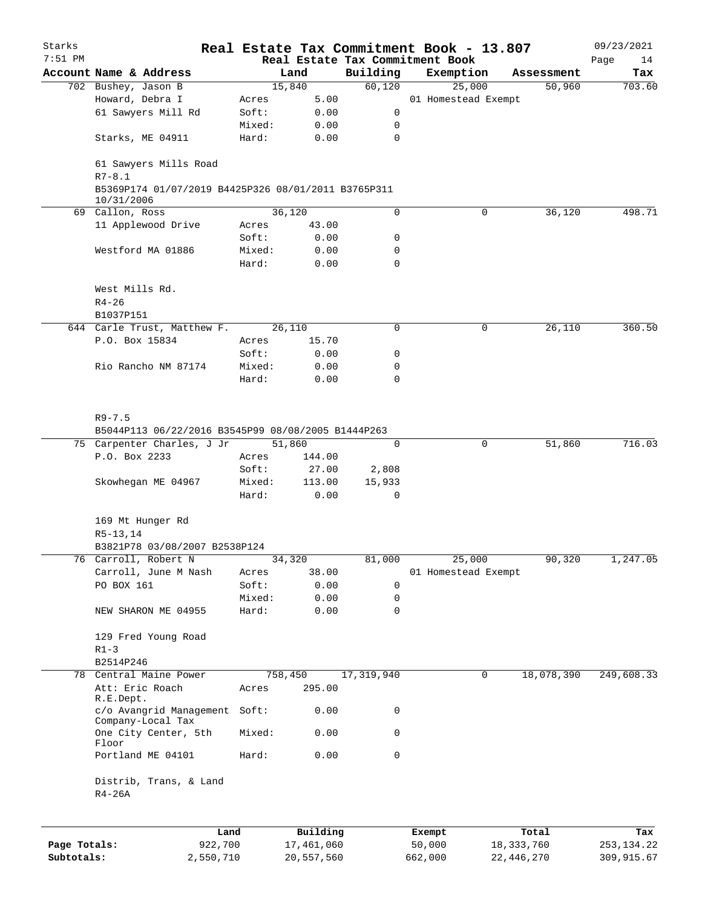Starks 7:51 PM

# Real Estate Tax Commitment Book - 13.807

Real Estate Tax Commitment Book

09/23/2021

| Account Name & Address | | Land | Building | Exemption | Assessment | Tax |
|---|---|---|---|---|---|---|
| 702 Bushey, Jason B | | 15,840 | 60,120 | 25,000 | 50,960 | 703.60 |
| Howard, Debra I | Acres | 5.00 | | 01 Homestead Exempt | | |
| 61 Sawyers Mill Rd | Soft: | 0.00 | 0 | | | |
| | Mixed: | 0.00 | 0 | | | |
| Starks, ME 04911 | Hard: | 0.00 | 0 | | | |
| 61 Sawyers Mills Road | | | | | | |
| R7-8.1 | | | | | | |
| B5369P174 01/07/2019 B4425P326 08/01/2011 B3765P311 10/31/2006 | | | | | | |
| 69 Callon, Ross | | 36,120 | 0 | 0 | 36,120 | 498.71 |
| 11 Applewood Drive | Acres | 43.00 | | | | |
| | Soft: | 0.00 | 0 | | | |
| Westford MA 01886 | Mixed: | 0.00 | 0 | | | |
| | Hard: | 0.00 | 0 | | | |
| West Mills Rd. | | | | | | |
| R4-26 | | | | | | |
| B1037P151 | | | | | | |
| 644 Carle Trust, Matthew F. | | 26,110 | 0 | 0 | 26,110 | 360.50 |
| P.O. Box 15834 | Acres | 15.70 | | | | |
| | Soft: | 0.00 | 0 | | | |
| Rio Rancho NM 87174 | Mixed: | 0.00 | 0 | | | |
| | Hard: | 0.00 | 0 | | | |
| R9-7.5 | | | | | | |
| B5044P113 06/22/2016 B3545P99 08/08/2005 B1444P263 | | | | | | |
| 75 Carpenter Charles, J Jr | | 51,860 | 0 | 0 | 51,860 | 716.03 |
| P.O. Box 2233 | Acres | 144.00 | | | | |
| | Soft: | 27.00 | 2,808 | | | |
| Skowhegan ME 04967 | Mixed: | 113.00 | 15,933 | | | |
| | Hard: | 0.00 | 0 | | | |
| 169 Mt Hunger Rd | | | | | | |
| R5-13,14 | | | | | | |
| B3821P78 03/08/2007 B2538P124 | | | | | | |
| 76 Carroll, Robert N | | 34,320 | 81,000 | 25,000 | 90,320 | 1,247.05 |
| Carroll, June M Nash | Acres | 38.00 | | 01 Homestead Exempt | | |
| PO BOX 161 | Soft: | 0.00 | 0 | | | |
| | Mixed: | 0.00 | 0 | | | |
| NEW SHARON ME 04955 | Hard: | 0.00 | 0 | | | |
| 129 Fred Young Road | | | | | | |
| R1-3 | | | | | | |
| B2514P246 | | | | | | |
| 78 Central Maine Power | | 758,450 | 17,319,940 | 0 | 18,078,390 | 249,608.33 |
| Att: Eric Roach R.E.Dept. | Acres | 295.00 | | | | |
| c/o Avangrid Management Company-Local Tax | Soft: | 0.00 | 0 | | | |
| One City Center, 5th Floor | Mixed: | 0.00 | 0 | | | |
| Portland ME 04101 | Hard: | 0.00 | 0 | | | |
| Distrib, Trans, & Land | | | | | | |
| R4-26A | | | | | | |

| | Land | Building | Exempt | Total | Tax |
|---|---|---|---|---|---|
| Page Totals: | 922,700 | 17,461,060 | 50,000 | 18,333,760 | 253,134.22 |
| Subtotals: | 2,550,710 | 20,557,560 | 662,000 | 22,446,270 | 309,915.67 |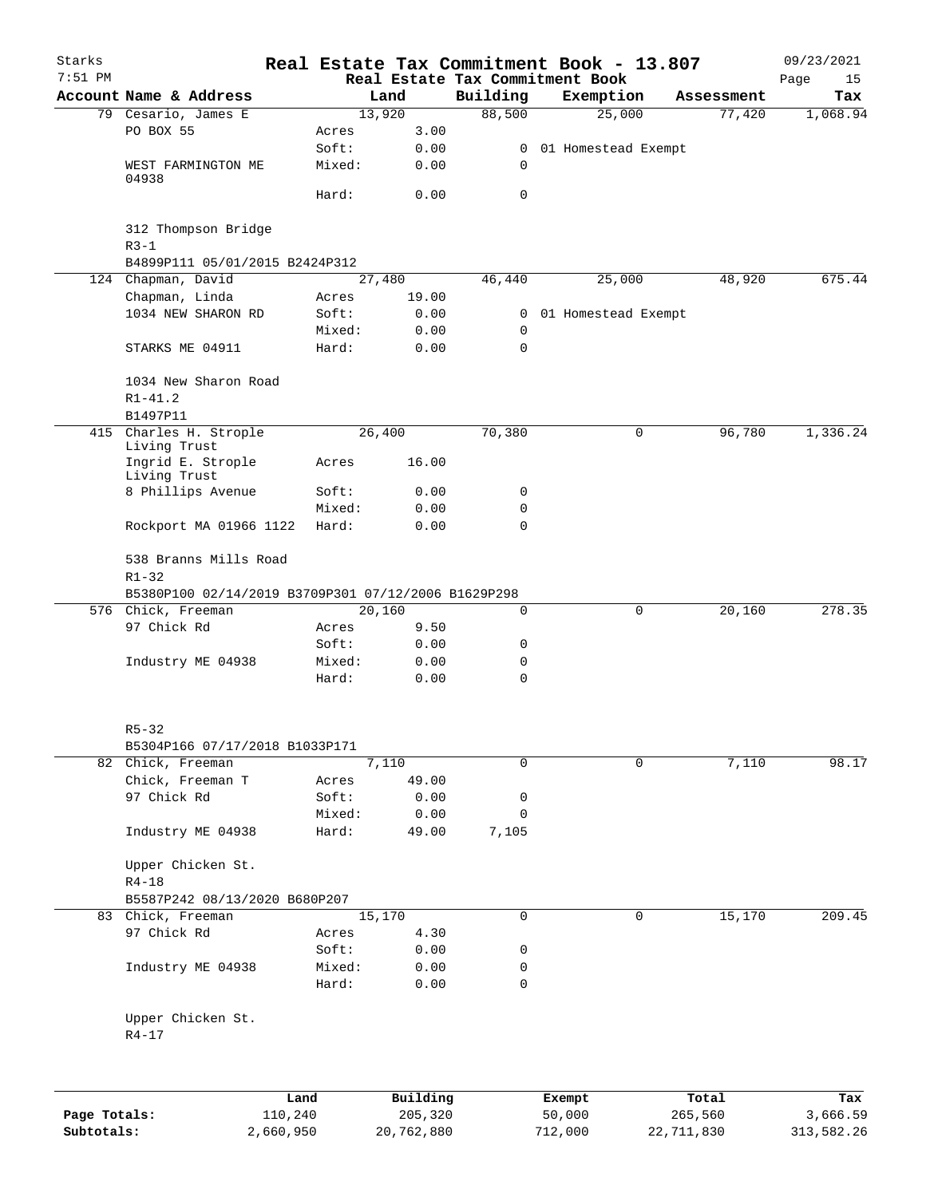# Real Estate Tax Commitment Book - 13.807

Starks
7:51 PM

09/23/2021

Real Estate Tax Commitment Book

| Account Name & Address | | Land | Building | Exemption | Assessment | Tax |
|---|---|---|---|---|---|---|
| 79 Cesario, James E | | 13,920 | 88,500 | 25,000 | 77,420 | 1,068.94 |
| PO BOX 55 | Acres | 3.00 | | | | |
| | Soft: | 0.00 | 0 | 01 Homestead Exempt | | |
| WEST FARMINGTON ME 04938 | Mixed: | 0.00 | 0 | | | |
| | Hard: | 0.00 | 0 | | | |
| 312 Thompson Bridge | | | | | | |
| R3-1 | | | | | | |
| B4899P111 05/01/2015 B2424P312 | | | | | | |
| 124 Chapman, David | | 27,480 | 46,440 | 25,000 | 48,920 | 675.44 |
| Chapman, Linda | Acres | 19.00 | | | | |
| 1034 NEW SHARON RD | Soft: | 0.00 | 0 | 01 Homestead Exempt | | |
| | Mixed: | 0.00 | 0 | | | |
| STARKS ME 04911 | Hard: | 0.00 | 0 | | | |
| 1034 New Sharon Road | | | | | | |
| R1-41.2 | | | | | | |
| B1497P11 | | | | | | |
| 415 Charles H. Strople Living Trust | | 26,400 | 70,380 | 0 | 96,780 | 1,336.24 |
| Ingrid E. Strople Living Trust | Acres | 16.00 | | | | |
| 8 Phillips Avenue | Soft: | 0.00 | 0 | | | |
| | Mixed: | 0.00 | 0 | | | |
| Rockport MA 01966 1122 | Hard: | 0.00 | 0 | | | |
| 538 Branns Mills Road | | | | | | |
| R1-32 | | | | | | |
| B5380P100 02/14/2019 B3709P301 07/12/2006 B1629P298 | | | | | | |
| 576 Chick, Freeman | | 20,160 | 0 | 0 | 20,160 | 278.35 |
| 97 Chick Rd | Acres | 9.50 | | | | |
| | Soft: | 0.00 | 0 | | | |
| Industry ME 04938 | Mixed: | 0.00 | 0 | | | |
| | Hard: | 0.00 | 0 | | | |
| R5-32 | | | | | | |
| B5304P166 07/17/2018 B1033P171 | | | | | | |
| 82 Chick, Freeman | | 7,110 | 0 | 0 | 7,110 | 98.17 |
| Chick, Freeman T | Acres | 49.00 | | | | |
| 97 Chick Rd | Soft: | 0.00 | 0 | | | |
| | Mixed: | 0.00 | 0 | | | |
| Industry ME 04938 | Hard: | 49.00 | 7,105 | | | |
| Upper Chicken St. | | | | | | |
| R4-18 | | | | | | |
| B5587P242 08/13/2020 B680P207 | | | | | | |
| 83 Chick, Freeman | | 15,170 | 0 | 0 | 15,170 | 209.45 |
| 97 Chick Rd | Acres | 4.30 | | | | |
| | Soft: | 0.00 | 0 | | | |
| Industry ME 04938 | Mixed: | 0.00 | 0 | | | |
| | Hard: | 0.00 | 0 | | | |
| Upper Chicken St. | | | | | | |
| R4-17 | | | | | | |

| | Land | Building | Exempt | Total | Tax |
|---|---|---|---|---|---|
| Page Totals: | 110,240 | 205,320 | 50,000 | 265,560 | 3,666.59 |
| Subtotals: | 2,660,950 | 20,762,880 | 712,000 | 22,711,830 | 313,582.26 |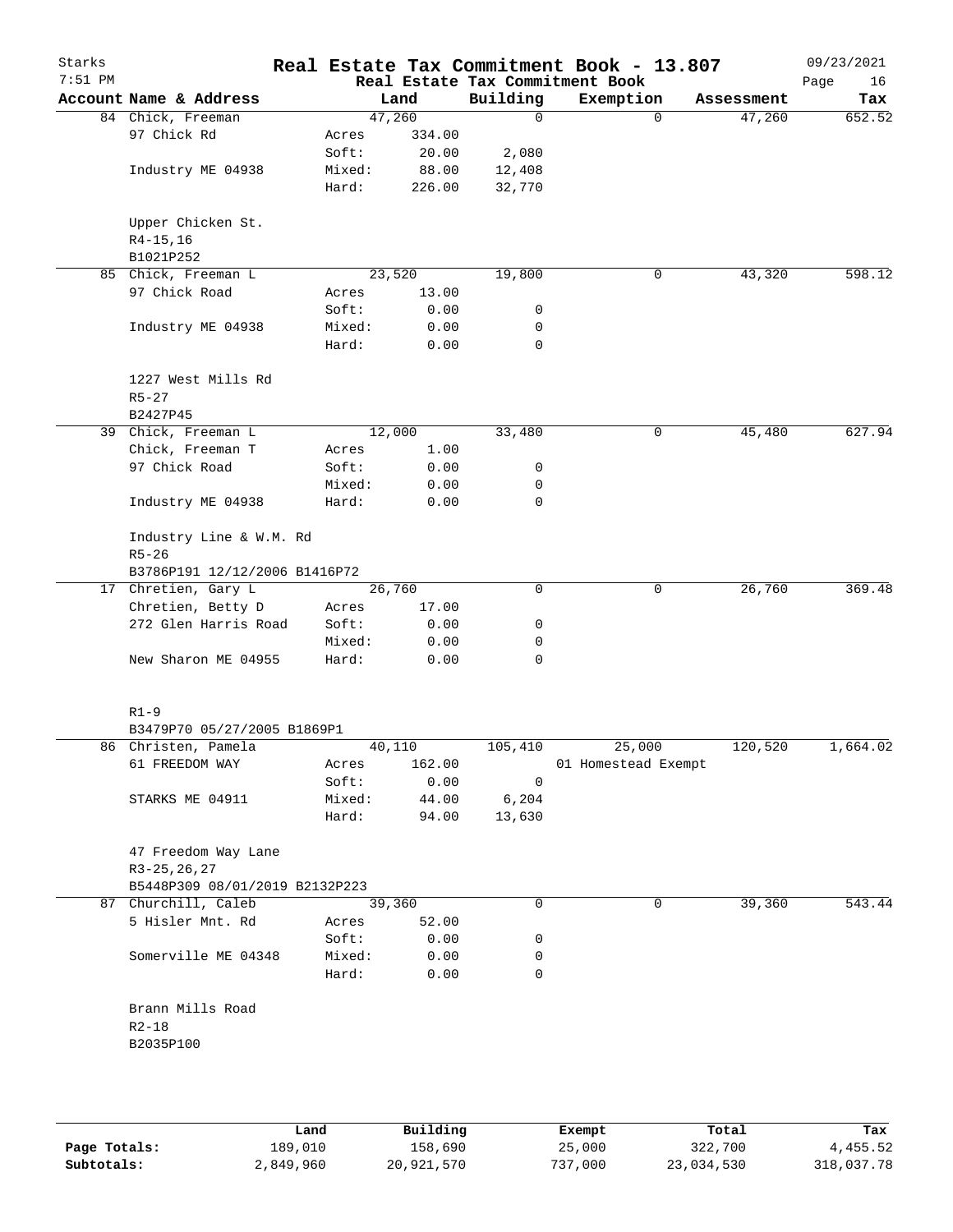# Real Estate Tax Commitment Book - 13.807

Starks 7:51 PM — Real Estate Tax Commitment Book — 09/23/2021

| Account Name & Address | | Land | Building | Exemption | Assessment | Tax |
|---|---|---|---|---|---|---|
| 84 Chick, Freeman | | 47,260 | 0 | 0 | 47,260 | 652.52 |
| 97 Chick Rd | Acres | 334.00 | | | | |
| | Soft: | 20.00 | 2,080 | | | |
| Industry ME 04938 | Mixed: | 88.00 | 12,408 | | | |
| | Hard: | 226.00 | 32,770 | | | |
| Upper Chicken St. | | | | | | |
| R4-15,16 | | | | | | |
| B1021P252 | | | | | | |
| 85 Chick, Freeman L | | 23,520 | 19,800 | 0 | 43,320 | 598.12 |
| 97 Chick Road | Acres | 13.00 | | | | |
| | Soft: | 0.00 | 0 | | | |
| Industry ME 04938 | Mixed: | 0.00 | 0 | | | |
| | Hard: | 0.00 | 0 | | | |
| 1227 West Mills Rd | | | | | | |
| R5-27 | | | | | | |
| B2427P45 | | | | | | |
| 39 Chick, Freeman L | | 12,000 | 33,480 | 0 | 45,480 | 627.94 |
| Chick, Freeman T | Acres | 1.00 | | | | |
| 97 Chick Road | Soft: | 0.00 | 0 | | | |
| | Mixed: | 0.00 | 0 | | | |
| Industry ME 04938 | Hard: | 0.00 | 0 | | | |
| Industry Line & W.M. Rd | | | | | | |
| R5-26 | | | | | | |
| B3786P191 12/12/2006 B1416P72 | | | | | | |
| 17 Chretien, Gary L | | 26,760 | 0 | 0 | 26,760 | 369.48 |
| Chretien, Betty D | Acres | 17.00 | | | | |
| 272 Glen Harris Road | Soft: | 0.00 | 0 | | | |
| | Mixed: | 0.00 | 0 | | | |
| New Sharon ME 04955 | Hard: | 0.00 | 0 | | | |
| R1-9 | | | | | | |
| B3479P70 05/27/2005 B1869P1 | | | | | | |
| 86 Christen, Pamela | | 40,110 | 105,410 | 25,000 | 120,520 | 1,664.02 |
| 61 FREEDOM WAY | Acres | 162.00 | | 01 Homestead Exempt | | |
| | Soft: | 0.00 | 0 | | | |
| STARKS ME 04911 | Mixed: | 44.00 | 6,204 | | | |
| | Hard: | 94.00 | 13,630 | | | |
| 47 Freedom Way Lane | | | | | | |
| R3-25,26,27 | | | | | | |
| B5448P309 08/01/2019 B2132P223 | | | | | | |
| 87 Churchill, Caleb | | 39,360 | 0 | 0 | 39,360 | 543.44 |
| 5 Hisler Mnt. Rd | Acres | 52.00 | | | | |
| | Soft: | 0.00 | 0 | | | |
| Somerville ME 04348 | Mixed: | 0.00 | 0 | | | |
| | Hard: | 0.00 | 0 | | | |
| Brann Mills Road | | | | | | |
| R2-18 | | | | | | |
| B2035P100 | | | | | | |

| | Land | Building | Exempt | Total | Tax |
|---|---|---|---|---|---|
| Page Totals: | 189,010 | 158,690 | 25,000 | 322,700 | 4,455.52 |
| Subtotals: | 2,849,960 | 20,921,570 | 737,000 | 23,034,530 | 318,037.78 |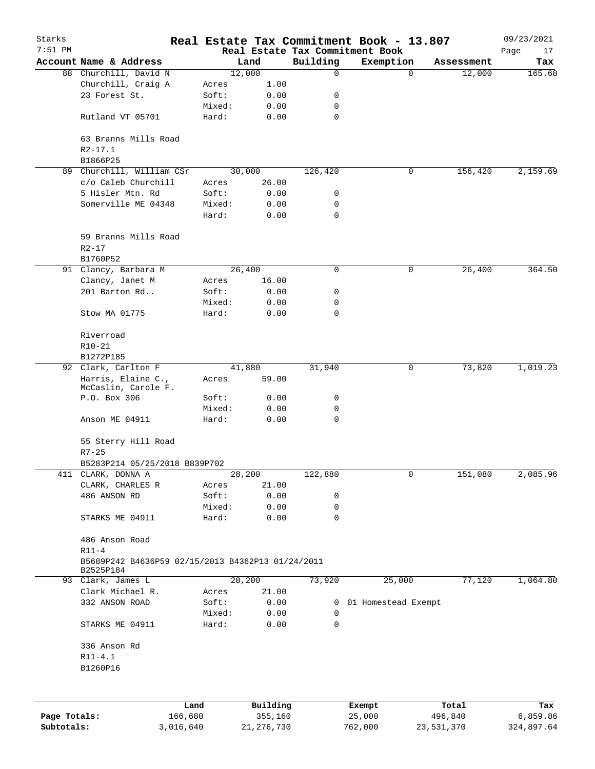Starks 7:51 PM

# Real Estate Tax Commitment Book - 13.807

Real Estate Tax Commitment Book

09/23/2021

| Account Name & Address | Land | | Building | Exemption | Assessment | Tax |
|---|---|---|---|---|---|---|
| 88 Churchill, David N | 12,000 | | 0 | 0 | 12,000 | 165.68 |
| Churchill, Craig A | Acres | 1.00 | | | | |
| 23 Forest St. | Soft: | 0.00 | 0 | | | |
| | Mixed: | 0.00 | 0 | | | |
| Rutland VT 05701 | Hard: | 0.00 | 0 | | | |
| 63 Branns Mills Road | | | | | | |
| R2-17.1 | | | | | | |
| B1866P25 | | | | | | |
| 89 Churchill, William CSr | 30,000 | | 126,420 | 0 | 156,420 | 2,159.69 |
| c/o Caleb Churchill | Acres | 26.00 | | | | |
| 5 Hisler Mtn. Rd | Soft: | 0.00 | 0 | | | |
| Somerville ME 04348 | Mixed: | 0.00 | 0 | | | |
| | Hard: | 0.00 | 0 | | | |
| 59 Branns Mills Road | | | | | | |
| R2-17 | | | | | | |
| B1760P52 | | | | | | |
| 91 Clancy, Barbara M | 26,400 | | 0 | 0 | 26,400 | 364.50 |
| Clancy, Janet M | Acres | 16.00 | | | | |
| 201 Barton Rd.. | Soft: | 0.00 | 0 | | | |
| | Mixed: | 0.00 | 0 | | | |
| Stow MA 01775 | Hard: | 0.00 | 0 | | | |
| Riverroad | | | | | | |
| R10-21 | | | | | | |
| B1272P185 | | | | | | |
| 92 Clark, Carlton F | 41,880 | | 31,940 | 0 | 73,820 | 1,019.23 |
| Harris, Elaine C., McCaslin, Carole F. | Acres | 59.00 | | | | |
| P.O. Box 306 | Soft: | 0.00 | 0 | | | |
| | Mixed: | 0.00 | 0 | | | |
| Anson ME 04911 | Hard: | 0.00 | 0 | | | |
| 55 Sterry Hill Road | | | | | | |
| R7-25 | | | | | | |
| B5283P214 05/25/2018 B839P702 | | | | | | |
| 411 CLARK, DONNA A | 28,200 | | 122,880 | 0 | 151,080 | 2,085.96 |
| CLARK, CHARLES R | Acres | 21.00 | | | | |
| 486 ANSON RD | Soft: | 0.00 | 0 | | | |
| | Mixed: | 0.00 | 0 | | | |
| STARKS ME 04911 | Hard: | 0.00 | 0 | | | |
| 486 Anson Road | | | | | | |
| R11-4 | | | | | | |
| B5689P242 B4636P59 02/15/2013 B4362P13 01/24/2011 B2525P184 | | | | | | |
| 93 Clark, James L | 28,200 | | 73,920 | 25,000 | 77,120 | 1,064.80 |
| Clark Michael R. | Acres | 21.00 | | | | |
| 332 ANSON ROAD | Soft: | 0.00 | 0 | 01 Homestead Exempt | | |
| | Mixed: | 0.00 | 0 | | | |
| STARKS ME 04911 | Hard: | 0.00 | 0 | | | |
| 336 Anson Rd | | | | | | |
| R11-4.1 | | | | | | |
| B1260P16 | | | | | | |

| | Land | Building | Exempt | Total | Tax |
|---|---|---|---|---|---|
| Page Totals: | 166,680 | 355,160 | 25,000 | 496,840 | 6,859.86 |
| Subtotals: | 3,016,640 | 21,276,730 | 762,000 | 23,531,370 | 324,897.64 |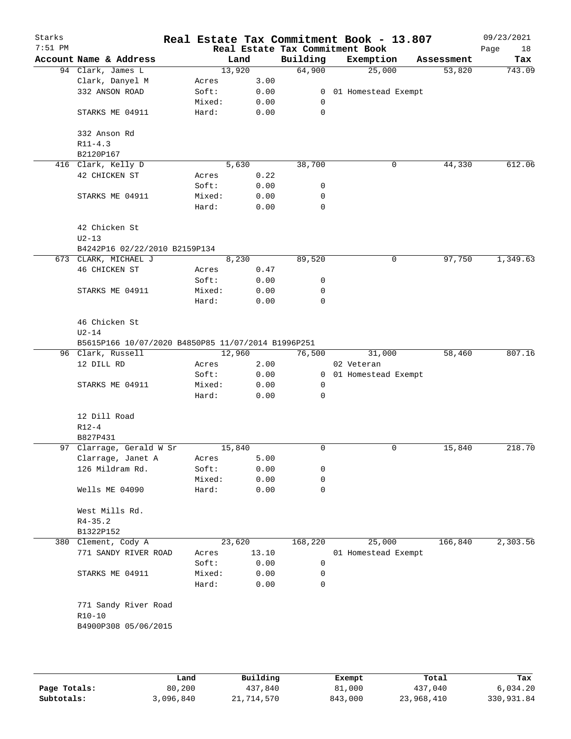# Real Estate Tax Commitment Book - 13.807

Starks
7:51 PM

09/23/2021

Real Estate Tax Commitment Book

| Account Name & Address | | Land | Building | Exemption | Assessment | Tax |
|---|---|---|---|---|---|---|
| 94 Clark, James L | | 13,920 | 64,900 | 25,000 | 53,820 | 743.09 |
| Clark, Danyel M | Acres | 3.00 | | | | |
| 332 ANSON ROAD | Soft: | 0.00 | 0 | 01 Homestead Exempt | | |
| | Mixed: | 0.00 | 0 | | | |
| STARKS ME 04911 | Hard: | 0.00 | 0 | | | |
| 332 Anson Rd | | | | | | |
| R11-4.3 | | | | | | |
| B2120P167 | | | | | | |
| 416 Clark, Kelly D | | 5,630 | 38,700 | 0 | 44,330 | 612.06 |
| 42 CHICKEN ST | Acres | 0.22 | | | | |
| | Soft: | 0.00 | 0 | | | |
| STARKS ME 04911 | Mixed: | 0.00 | 0 | | | |
| | Hard: | 0.00 | 0 | | | |
| 42 Chicken St | | | | | | |
| U2-13 | | | | | | |
| B4242P16 02/22/2010 B2159P134 | | | | | | |
| 673 CLARK, MICHAEL J | | 8,230 | 89,520 | 0 | 97,750 | 1,349.63 |
| 46 CHICKEN ST | Acres | 0.47 | | | | |
| | Soft: | 0.00 | 0 | | | |
| STARKS ME 04911 | Mixed: | 0.00 | 0 | | | |
| | Hard: | 0.00 | 0 | | | |
| 46 Chicken St | | | | | | |
| U2-14 | | | | | | |
| B5615P166 10/07/2020 B4850P85 11/07/2014 B1996P251 | | | | | | |
| 96 Clark, Russell | | 12,960 | 76,500 | 31,000 | 58,460 | 807.16 |
| 12 DILL RD | Acres | 2.00 | | 02 Veteran | | |
| | Soft: | 0.00 | 0 | 01 Homestead Exempt | | |
| STARKS ME 04911 | Mixed: | 0.00 | 0 | | | |
| | Hard: | 0.00 | 0 | | | |
| 12 Dill Road | | | | | | |
| R12-4 | | | | | | |
| B827P431 | | | | | | |
| 97 Clarrage, Gerald W Sr | | 15,840 | 0 | 0 | 15,840 | 218.70 |
| Clarrage, Janet A | Acres | 5.00 | | | | |
| 126 Mildram Rd. | Soft: | 0.00 | 0 | | | |
| | Mixed: | 0.00 | 0 | | | |
| Wells ME 04090 | Hard: | 0.00 | 0 | | | |
| West Mills Rd. | | | | | | |
| R4-35.2 | | | | | | |
| B1322P152 | | | | | | |
| 380 Clement, Cody A | | 23,620 | 168,220 | 25,000 | 166,840 | 2,303.56 |
| 771 SANDY RIVER ROAD | Acres | 13.10 | | 01 Homestead Exempt | | |
| | Soft: | 0.00 | 0 | | | |
| STARKS ME 04911 | Mixed: | 0.00 | 0 | | | |
| | Hard: | 0.00 | 0 | | | |
| 771 Sandy River Road | | | | | | |
| R10-10 | | | | | | |
| B4900P308 05/06/2015 | | | | | | |

| | Land | Building | Exempt | Total | Tax |
|---|---|---|---|---|---|
| Page Totals: | 80,200 | 437,840 | 81,000 | 437,040 | 6,034.20 |
| Subtotals: | 3,096,840 | 21,714,570 | 843,000 | 23,968,410 | 330,931.84 |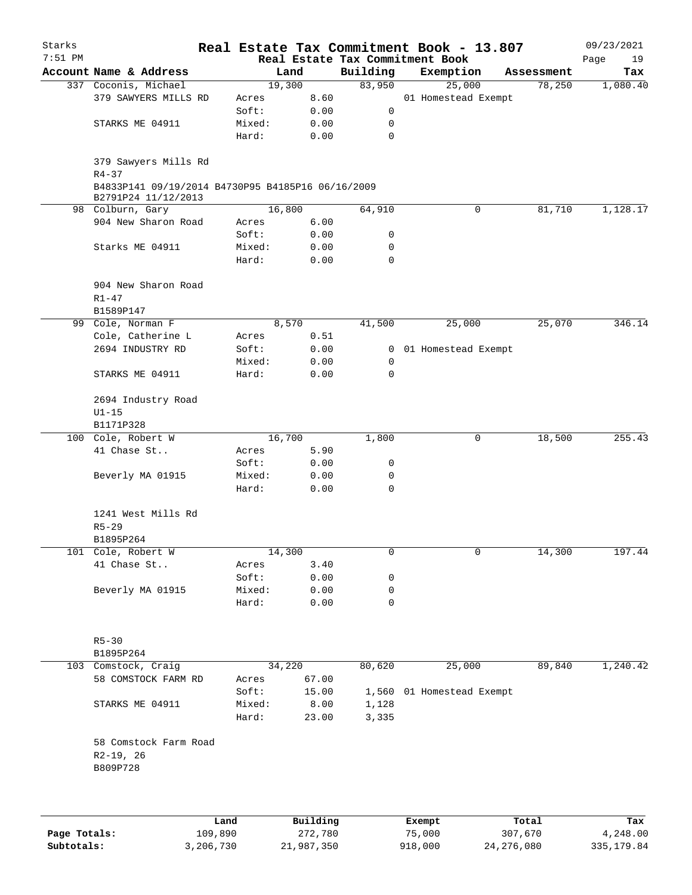# Real Estate Tax Commitment Book - 13.807

Starks 7:51 PM — Real Estate Tax Commitment Book — 09/23/2021

| Account Name & Address | Land | | Building | Exemption | Assessment | Tax |
|---|---|---|---|---|---|---|
| 337 Coconis, Michael | 19,300 | | 83,950 | 25,000 | 78,250 | 1,080.40 |
| 379 SAWYERS MILLS RD | Acres | 8.60 | | 01 Homestead Exempt | | |
| | Soft: | 0.00 | 0 | | | |
| STARKS ME 04911 | Mixed: | 0.00 | 0 | | | |
| | Hard: | 0.00 | 0 | | | |
| 379 Sawyers Mills Rd | | | | | | |
| R4-37 | | | | | | |
| B4833P141 09/19/2014 B4730P95 B4185P16 06/16/2009 B2791P24 11/12/2013 | | | | | | |
| 98 Colburn, Gary | 16,800 | | 64,910 | 0 | 81,710 | 1,128.17 |
| 904 New Sharon Road | Acres | 6.00 | | | | |
| | Soft: | 0.00 | 0 | | | |
| Starks ME 04911 | Mixed: | 0.00 | 0 | | | |
| | Hard: | 0.00 | 0 | | | |
| 904 New Sharon Road | | | | | | |
| R1-47 | | | | | | |
| B1589P147 | | | | | | |
| 99 Cole, Norman F | 8,570 | | 41,500 | 25,000 | 25,070 | 346.14 |
| Cole, Catherine L | Acres | 0.51 | | | | |
| 2694 INDUSTRY RD | Soft: | 0.00 | 0 | 01 Homestead Exempt | | |
| | Mixed: | 0.00 | 0 | | | |
| STARKS ME 04911 | Hard: | 0.00 | 0 | | | |
| 2694 Industry Road | | | | | | |
| U1-15 | | | | | | |
| B1171P328 | | | | | | |
| 100 Cole, Robert W | 16,700 | | 1,800 | 0 | 18,500 | 255.43 |
| 41 Chase St.. | Acres | 5.90 | | | | |
| | Soft: | 0.00 | 0 | | | |
| Beverly MA 01915 | Mixed: | 0.00 | 0 | | | |
| | Hard: | 0.00 | 0 | | | |
| 1241 West Mills Rd | | | | | | |
| R5-29 | | | | | | |
| B1895P264 | | | | | | |
| 101 Cole, Robert W | 14,300 | | 0 | 0 | 14,300 | 197.44 |
| 41 Chase St.. | Acres | 3.40 | | | | |
| | Soft: | 0.00 | 0 | | | |
| Beverly MA 01915 | Mixed: | 0.00 | 0 | | | |
| | Hard: | 0.00 | 0 | | | |
| R5-30 | | | | | | |
| B1895P264 | | | | | | |
| 103 Comstock, Craig | 34,220 | | 80,620 | 25,000 | 89,840 | 1,240.42 |
| 58 COMSTOCK FARM RD | Acres | 67.00 | | | | |
| | Soft: | 15.00 | 1,560 | 01 Homestead Exempt | | |
| STARKS ME 04911 | Mixed: | 8.00 | 1,128 | | | |
| | Hard: | 23.00 | 3,335 | | | |
| 58 Comstock Farm Road | | | | | | |
| R2-19, 26 | | | | | | |
| B809P728 | | | | | | |

| | Land | Building | Exempt | Total | Tax |
|---|---|---|---|---|---|
| Page Totals: | 109,890 | 272,780 | 75,000 | 307,670 | 4,248.00 |
| Subtotals: | 3,206,730 | 21,987,350 | 918,000 | 24,276,080 | 335,179.84 |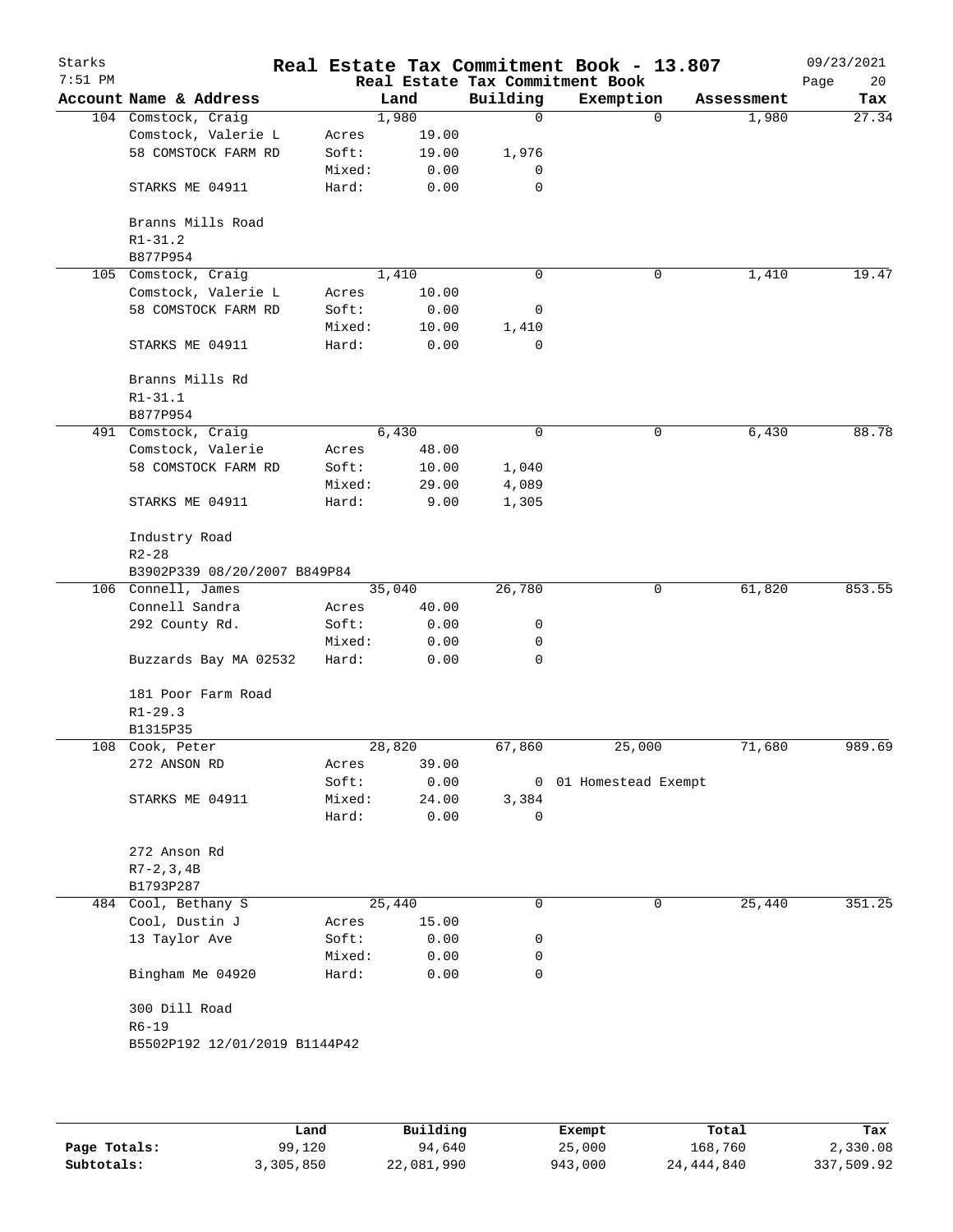# Real Estate Tax Commitment Book - 13.807

Starks 7:51 PM — Real Estate Tax Commitment Book — 09/23/2021

| Account | Name & Address | | Land | Building | Exemption | Assessment | Tax |
|---|---|---|---|---|---|---|---|
| 104 | Comstock, Craig | | 1,980 | 0 | 0 | 1,980 | 27.34 |
| | Comstock, Valerie L | Acres | 19.00 | | | | |
| | 58 COMSTOCK FARM RD | Soft: | 19.00 | 1,976 | | | |
| | | Mixed: | 0.00 | 0 | | | |
| | STARKS ME 04911 | Hard: | 0.00 | 0 | | | |
| | Branns Mills Road | | | | | | |
| | R1-31.2 | | | | | | |
| | B877P954 | | | | | | |
| 105 | Comstock, Craig | | 1,410 | 0 | 0 | 1,410 | 19.47 |
| | Comstock, Valerie L | Acres | 10.00 | | | | |
| | 58 COMSTOCK FARM RD | Soft: | 0.00 | 0 | | | |
| | | Mixed: | 10.00 | 1,410 | | | |
| | STARKS ME 04911 | Hard: | 0.00 | 0 | | | |
| | Branns Mills Rd | | | | | | |
| | R1-31.1 | | | | | | |
| | B877P954 | | | | | | |
| 491 | Comstock, Craig | | 6,430 | 0 | 0 | 6,430 | 88.78 |
| | Comstock, Valerie | Acres | 48.00 | | | | |
| | 58 COMSTOCK FARM RD | Soft: | 10.00 | 1,040 | | | |
| | | Mixed: | 29.00 | 4,089 | | | |
| | STARKS ME 04911 | Hard: | 9.00 | 1,305 | | | |
| | Industry Road | | | | | | |
| | R2-28 | | | | | | |
| | B3902P339 08/20/2007 B849P84 | | | | | | |
| 106 | Connell, James | | 35,040 | 26,780 | 0 | 61,820 | 853.55 |
| | Connell Sandra | Acres | 40.00 | | | | |
| | 292 County Rd. | Soft: | 0.00 | 0 | | | |
| | | Mixed: | 0.00 | 0 | | | |
| | Buzzards Bay MA 02532 | Hard: | 0.00 | 0 | | | |
| | 181 Poor Farm Road | | | | | | |
| | R1-29.3 | | | | | | |
| | B1315P35 | | | | | | |
| 108 | Cook, Peter | | 28,820 | 67,860 | 25,000 | 71,680 | 989.69 |
| | 272 ANSON RD | Acres | 39.00 | | | | |
| | | Soft: | 0.00 | 0 | 01 Homestead Exempt | | |
| | STARKS ME 04911 | Mixed: | 24.00 | 3,384 | | | |
| | | Hard: | 0.00 | 0 | | | |
| | 272 Anson Rd | | | | | | |
| | R7-2,3,4B | | | | | | |
| | B1793P287 | | | | | | |
| 484 | Cool, Bethany S | | 25,440 | 0 | 0 | 25,440 | 351.25 |
| | Cool, Dustin J | Acres | 15.00 | | | | |
| | 13 Taylor Ave | Soft: | 0.00 | 0 | | | |
| | | Mixed: | 0.00 | 0 | | | |
| | Bingham Me 04920 | Hard: | 0.00 | 0 | | | |
| | 300 Dill Road | | | | | | |
| | R6-19 | | | | | | |
| | B5502P192 12/01/2019 B1144P42 | | | | | | |

| | Land | Building | Exempt | Total | Tax |
|---|---|---|---|---|---|
| Page Totals: | 99,120 | 94,640 | 25,000 | 168,760 | 2,330.08 |
| Subtotals: | 3,305,850 | 22,081,990 | 943,000 | 24,444,840 | 337,509.92 |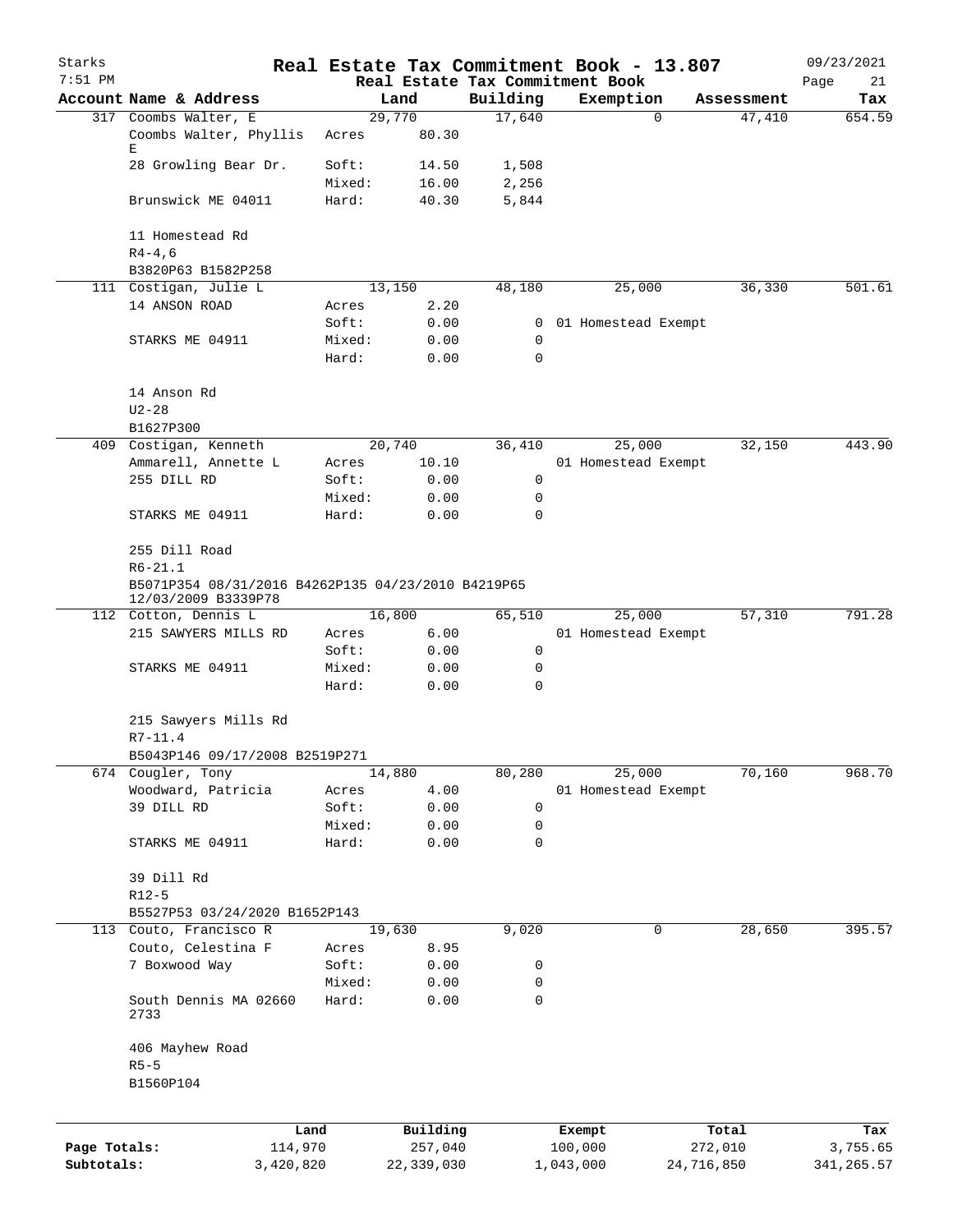# Starks — Real Estate Tax Commitment Book - 13.807

7:51 PM — Real Estate Tax Commitment Book — 09/23/2021

| Account | Name & Address | | Land | Building | Exemption | Assessment | Tax |
|---|---|---|---|---|---|---|---|
| 317 | Coombs Walter, E | | 29,770 | 17,640 | 0 | 47,410 | 654.59 |
| | Coombs Walter, Phyllis E | Acres | 80.30 | | | | |
| | 28 Growling Bear Dr. | Soft: | 14.50 | 1,508 | | | |
| | | Mixed: | 16.00 | 2,256 | | | |
| | Brunswick ME 04011 | Hard: | 40.30 | 5,844 | | | |
| | 11 Homestead Rd | | | | | | |
| | R4-4,6 | | | | | | |
| | B3820P63 B1582P258 | | | | | | |
| 111 | Costigan, Julie L | | 13,150 | 48,180 | 25,000 | 36,330 | 501.61 |
| | 14 ANSON ROAD | Acres | 2.20 | | | | |
| | | Soft: | 0.00 | 0 | 01 Homestead Exempt | | |
| | STARKS ME 04911 | Mixed: | 0.00 | 0 | | | |
| | | Hard: | 0.00 | 0 | | | |
| | 14 Anson Rd | | | | | | |
| | U2-28 | | | | | | |
| | B1627P300 | | | | | | |
| 409 | Costigan, Kenneth | | 20,740 | 36,410 | 25,000 | 32,150 | 443.90 |
| | Ammarell, Annette L | Acres | 10.10 | | 01 Homestead Exempt | | |
| | 255 DILL RD | Soft: | 0.00 | 0 | | | |
| | | Mixed: | 0.00 | 0 | | | |
| | STARKS ME 04911 | Hard: | 0.00 | 0 | | | |
| | 255 Dill Road | | | | | | |
| | R6-21.1 | | | | | | |
| | B5071P354 08/31/2016 B4262P135 04/23/2010 B4219P65 12/03/2009 B3339P78 | | | | | | |
| 112 | Cotton, Dennis L | | 16,800 | 65,510 | 25,000 | 57,310 | 791.28 |
| | 215 SAWYERS MILLS RD | Acres | 6.00 | | 01 Homestead Exempt | | |
| | | Soft: | 0.00 | 0 | | | |
| | STARKS ME 04911 | Mixed: | 0.00 | 0 | | | |
| | | Hard: | 0.00 | 0 | | | |
| | 215 Sawyers Mills Rd | | | | | | |
| | R7-11.4 | | | | | | |
| | B5043P146 09/17/2008 B2519P271 | | | | | | |
| 674 | Cougler, Tony | | 14,880 | 80,280 | 25,000 | 70,160 | 968.70 |
| | Woodward, Patricia | Acres | 4.00 | | 01 Homestead Exempt | | |
| | 39 DILL RD | Soft: | 0.00 | 0 | | | |
| | | Mixed: | 0.00 | 0 | | | |
| | STARKS ME 04911 | Hard: | 0.00 | 0 | | | |
| | 39 Dill Rd | | | | | | |
| | R12-5 | | | | | | |
| | B5527P53 03/24/2020 B1652P143 | | | | | | |
| 113 | Couto, Francisco R | | 19,630 | 9,020 | 0 | 28,650 | 395.57 |
| | Couto, Celestina F | Acres | 8.95 | | | | |
| | 7 Boxwood Way | Soft: | 0.00 | 0 | | | |
| | | Mixed: | 0.00 | 0 | | | |
| | South Dennis MA 02660 2733 | Hard: | 0.00 | 0 | | | |
| | 406 Mayhew Road | | | | | | |
| | R5-5 | | | | | | |
| | B1560P104 | | | | | | |

| | Land | Building | Exempt | Total | Tax |
|---|---|---|---|---|---|
| Page Totals: | 114,970 | 257,040 | 100,000 | 272,010 | 3,755.65 |
| Subtotals: | 3,420,820 | 22,339,030 | 1,043,000 | 24,716,850 | 341,265.57 |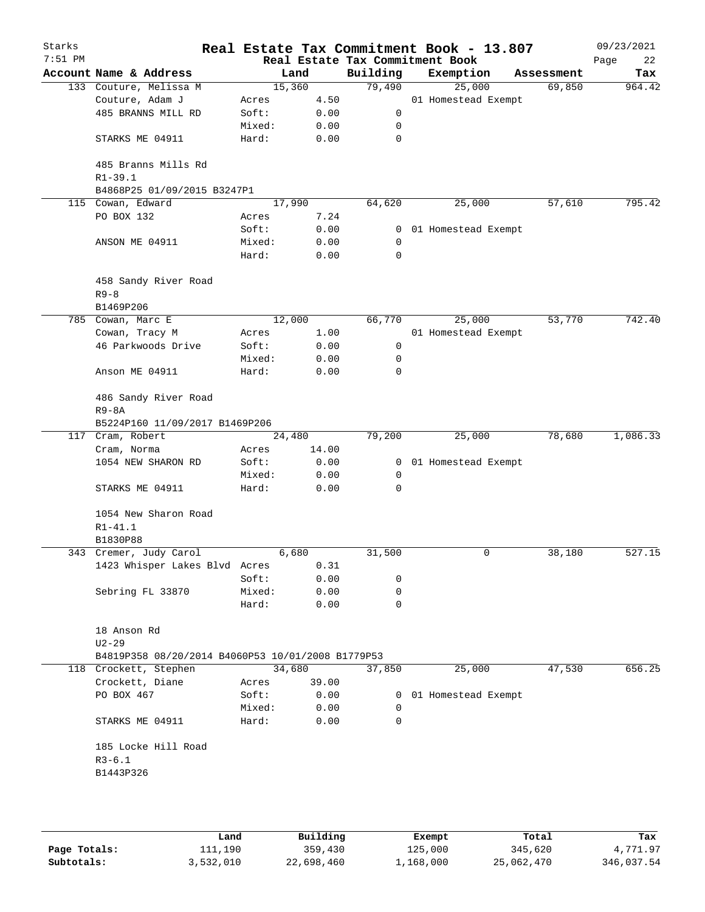# Real Estate Tax Commitment Book - 13.807

Starks — 7:51 PM — 09/23/2021

Real Estate Tax Commitment Book

| Account | Name & Address | Land | | Building | Exemption | Assessment | Tax |
|---|---|---|---|---|---|---|---|
| 133 | Couture, Melissa M | | 15,360 | 79,490 | 25,000 | 69,850 | 964.42 |
| | Couture, Adam J | Acres | 4.50 | | 01 Homestead Exempt | | |
| | 485 BRANNS MILL RD | Soft: | 0.00 | 0 | | | |
| | | Mixed: | 0.00 | 0 | | | |
| | STARKS ME 04911 | Hard: | 0.00 | 0 | | | |
| | 485 Branns Mills Rd | | | | | | |
| | R1-39.1 | | | | | | |
| | B4868P25 01/09/2015 B3247P1 | | | | | | |
| 115 | Cowan, Edward | | 17,990 | 64,620 | 25,000 | 57,610 | 795.42 |
| | PO BOX 132 | Acres | 7.24 | | | | |
| | | Soft: | 0.00 | 0 | 01 Homestead Exempt | | |
| | ANSON ME 04911 | Mixed: | 0.00 | 0 | | | |
| | | Hard: | 0.00 | 0 | | | |
| | 458 Sandy River Road | | | | | | |
| | R9-8 | | | | | | |
| | B1469P206 | | | | | | |
| 785 | Cowan, Marc E | | 12,000 | 66,770 | 25,000 | 53,770 | 742.40 |
| | Cowan, Tracy M | Acres | 1.00 | | 01 Homestead Exempt | | |
| | 46 Parkwoods Drive | Soft: | 0.00 | 0 | | | |
| | | Mixed: | 0.00 | 0 | | | |
| | Anson ME 04911 | Hard: | 0.00 | 0 | | | |
| | 486 Sandy River Road | | | | | | |
| | R9-8A | | | | | | |
| | B5224P160 11/09/2017 B1469P206 | | | | | | |
| 117 | Cram, Robert | | 24,480 | 79,200 | 25,000 | 78,680 | 1,086.33 |
| | Cram, Norma | Acres | 14.00 | | | | |
| | 1054 NEW SHARON RD | Soft: | 0.00 | 0 | 01 Homestead Exempt | | |
| | | Mixed: | 0.00 | 0 | | | |
| | STARKS ME 04911 | Hard: | 0.00 | 0 | | | |
| | 1054 New Sharon Road | | | | | | |
| | R1-41.1 | | | | | | |
| | B1830P88 | | | | | | |
| 343 | Cremer, Judy Carol | | 6,680 | 31,500 | 0 | 38,180 | 527.15 |
| | 1423 Whisper Lakes Blvd | Acres | 0.31 | | | | |
| | | Soft: | 0.00 | 0 | | | |
| | Sebring FL 33870 | Mixed: | 0.00 | 0 | | | |
| | | Hard: | 0.00 | 0 | | | |
| | 18 Anson Rd | | | | | | |
| | U2-29 | | | | | | |
| | B4819P358 08/20/2014 B4060P53 10/01/2008 B1779P53 | | | | | | |
| 118 | Crockett, Stephen | | 34,680 | 37,850 | 25,000 | 47,530 | 656.25 |
| | Crockett, Diane | Acres | 39.00 | | | | |
| | PO BOX 467 | Soft: | 0.00 | 0 | 01 Homestead Exempt | | |
| | | Mixed: | 0.00 | 0 | | | |
| | STARKS ME 04911 | Hard: | 0.00 | 0 | | | |
| | 185 Locke Hill Road | | | | | | |
| | R3-6.1 | | | | | | |
| | B1443P326 | | | | | | |

| | Land | Building | Exempt | Total | Tax |
|---|---|---|---|---|---|
| Page Totals: | 111,190 | 359,430 | 125,000 | 345,620 | 4,771.97 |
| Subtotals: | 3,532,010 | 22,698,460 | 1,168,000 | 25,062,470 | 346,037.54 |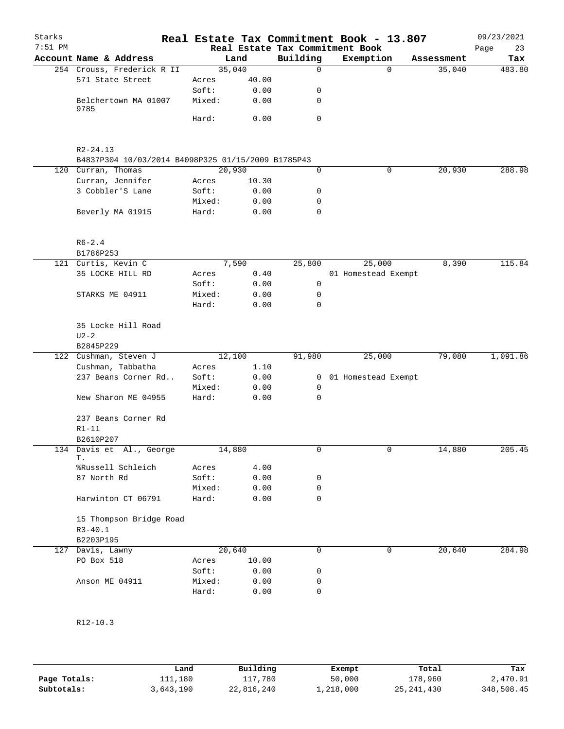# Real Estate Tax Commitment Book - 13.807

Starks 7:51 PM — 09/23/2021

Real Estate Tax Commitment Book

| Account Name & Address | | Land | Building | Exemption | Assessment | Tax |
|---|---|---|---|---|---|---|
| 254 Crouss, Frederick R II | | 35,040 | 0 | 0 | 35,040 | 483.80 |
| 571 State Street | Acres | 40.00 | | | | |
| | Soft: | 0.00 | 0 | | | |
| Belchertown MA 01007 9785 | Mixed: | 0.00 | 0 | | | |
| | Hard: | 0.00 | 0 | | | |
| R2-24.13 | | | | | | |
| B4837P304 10/03/2014 B4098P325 01/15/2009 B1785P43 | | | | | | |
| 120 Curran, Thomas | | 20,930 | 0 | 0 | 20,930 | 288.98 |
| Curran, Jennifer | Acres | 10.30 | | | | |
| 3 Cobbler'S Lane | Soft: | 0.00 | 0 | | | |
| | Mixed: | 0.00 | 0 | | | |
| Beverly MA 01915 | Hard: | 0.00 | 0 | | | |
| R6-2.4 | | | | | | |
| B1786P253 | | | | | | |
| 121 Curtis, Kevin C | | 7,590 | 25,800 | 25,000 | 8,390 | 115.84 |
| 35 LOCKE HILL RD | Acres | 0.40 | | 01 Homestead Exempt | | |
| | Soft: | 0.00 | 0 | | | |
| STARKS ME 04911 | Mixed: | 0.00 | 0 | | | |
| | Hard: | 0.00 | 0 | | | |
| 35 Locke Hill Road | | | | | | |
| U2-2 | | | | | | |
| B2845P229 | | | | | | |
| 122 Cushman, Steven J | | 12,100 | 91,980 | 25,000 | 79,080 | 1,091.86 |
| Cushman, Tabbatha | Acres | 1.10 | | | | |
| 237 Beans Corner Rd.. | Soft: | 0.00 | 0 | 01 Homestead Exempt | | |
| | Mixed: | 0.00 | 0 | | | |
| New Sharon ME 04955 | Hard: | 0.00 | 0 | | | |
| 237 Beans Corner Rd | | | | | | |
| R1-11 | | | | | | |
| B2610P207 | | | | | | |
| 134 Davis et Al., George T. | | 14,880 | 0 | 0 | 14,880 | 205.45 |
| %Russell Schleich | Acres | 4.00 | | | | |
| 87 North Rd | Soft: | 0.00 | 0 | | | |
| | Mixed: | 0.00 | 0 | | | |
| Harwinton CT 06791 | Hard: | 0.00 | 0 | | | |
| 15 Thompson Bridge Road | | | | | | |
| R3-40.1 | | | | | | |
| B2203P195 | | | | | | |
| 127 Davis, Lawny | | 20,640 | 0 | 0 | 20,640 | 284.98 |
| PO Box 518 | Acres | 10.00 | | | | |
| | Soft: | 0.00 | 0 | | | |
| Anson ME 04911 | Mixed: | 0.00 | 0 | | | |
| | Hard: | 0.00 | 0 | | | |
| R12-10.3 | | | | | | |

| | Land | Building | Exempt | Total | Tax |
|---|---|---|---|---|---|
| Page Totals: | 111,180 | 117,780 | 50,000 | 178,960 | 2,470.91 |
| Subtotals: | 3,643,190 | 22,816,240 | 1,218,000 | 25,241,430 | 348,508.45 |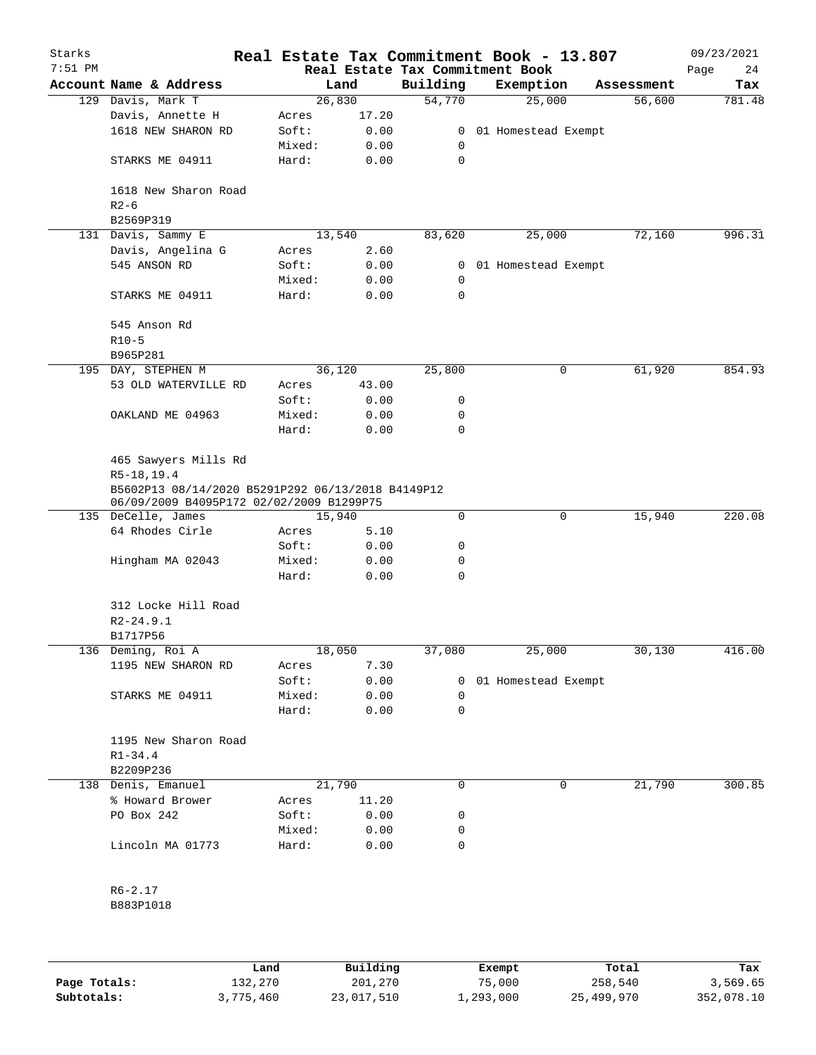# Real Estate Tax Commitment Book - 13.807

Starks 7:51 PM — Real Estate Tax Commitment Book — 09/23/2021

| Account Name & Address | | Land | Building | Exemption | Assessment | Tax |
|---|---|---|---|---|---|---|
| 129 Davis, Mark T | | 26,830 | 54,770 | 25,000 | 56,600 | 781.48 |
| Davis, Annette H | Acres | 17.20 | | | | |
| 1618 NEW SHARON RD | Soft: | 0.00 | 0 | 01 Homestead Exempt | | |
| | Mixed: | 0.00 | 0 | | | |
| STARKS ME 04911 | Hard: | 0.00 | 0 | | | |
| 1618 New Sharon Road | | | | | | |
| R2-6 | | | | | | |
| B2569P319 | | | | | | |
| 131 Davis, Sammy E | | 13,540 | 83,620 | 25,000 | 72,160 | 996.31 |
| Davis, Angelina G | Acres | 2.60 | | | | |
| 545 ANSON RD | Soft: | 0.00 | 0 | 01 Homestead Exempt | | |
| | Mixed: | 0.00 | 0 | | | |
| STARKS ME 04911 | Hard: | 0.00 | 0 | | | |
| 545 Anson Rd | | | | | | |
| R10-5 | | | | | | |
| B965P281 | | | | | | |
| 195 DAY, STEPHEN M | | 36,120 | 25,800 | 0 | 61,920 | 854.93 |
| 53 OLD WATERVILLE RD | Acres | 43.00 | | | | |
| | Soft: | 0.00 | 0 | | | |
| OAKLAND ME 04963 | Mixed: | 0.00 | 0 | | | |
| | Hard: | 0.00 | 0 | | | |
| 465 Sawyers Mills Rd | | | | | | |
| R5-18,19.4 | | | | | | |
| B5602P13 08/14/2020 B5291P292 06/13/2018 B4149P12 06/09/2009 B4095P172 02/02/2009 B1299P75 | | | | | | |
| 135 DeCelle, James | | 15,940 | 0 | 0 | 15,940 | 220.08 |
| 64 Rhodes Cirle | Acres | 5.10 | | | | |
| | Soft: | 0.00 | 0 | | | |
| Hingham MA 02043 | Mixed: | 0.00 | 0 | | | |
| | Hard: | 0.00 | 0 | | | |
| 312 Locke Hill Road | | | | | | |
| R2-24.9.1 | | | | | | |
| B1717P56 | | | | | | |
| 136 Deming, Roi A | | 18,050 | 37,080 | 25,000 | 30,130 | 416.00 |
| 1195 NEW SHARON RD | Acres | 7.30 | | | | |
| | Soft: | 0.00 | 0 | 01 Homestead Exempt | | |
| STARKS ME 04911 | Mixed: | 0.00 | 0 | | | |
| | Hard: | 0.00 | 0 | | | |
| 1195 New Sharon Road | | | | | | |
| R1-34.4 | | | | | | |
| B2209P236 | | | | | | |
| 138 Denis, Emanuel | | 21,790 | 0 | 0 | 21,790 | 300.85 |
| % Howard Brower | Acres | 11.20 | | | | |
| PO Box 242 | Soft: | 0.00 | 0 | | | |
| | Mixed: | 0.00 | 0 | | | |
| Lincoln MA 01773 | Hard: | 0.00 | 0 | | | |
| R6-2.17 | | | | | | |
| B883P1018 | | | | | | |

| | Land | Building | Exempt | Total | Tax |
|---|---|---|---|---|---|
| Page Totals: | 132,270 | 201,270 | 75,000 | 258,540 | 3,569.65 |
| Subtotals: | 3,775,460 | 23,017,510 | 1,293,000 | 25,499,970 | 352,078.10 |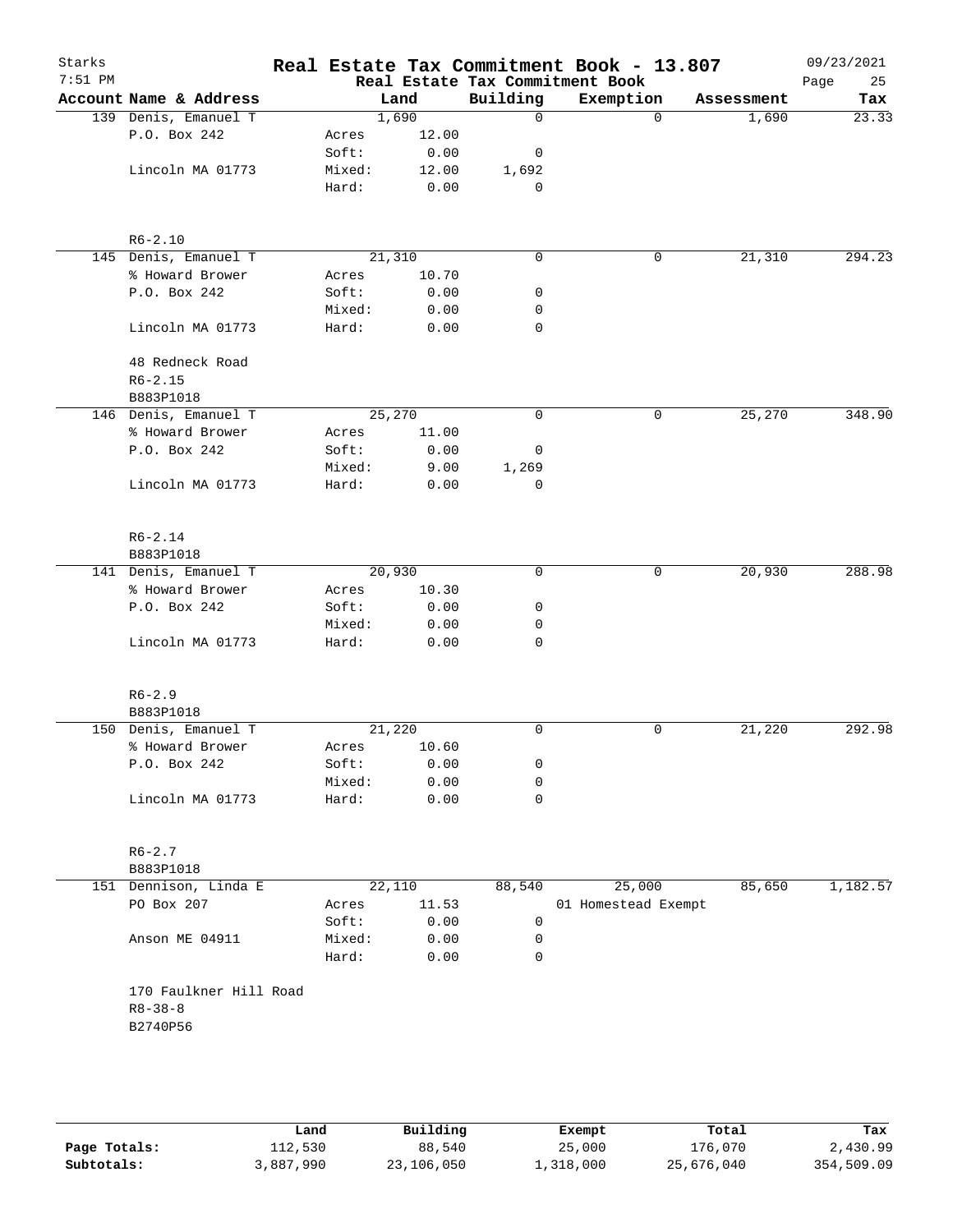Starks
7:51 PM

# Real Estate Tax Commitment Book - 13.807

Real Estate Tax Commitment Book

09/23/2021

| Account Name & Address | Land | | Building | Exemption | Assessment | Tax |
|---|---|---|---|---|---|---|
| 139 Denis, Emanuel T | 1,690 | | 0 | 0 | 1,690 | 23.33 |
| P.O. Box 242 | Acres | 12.00 | | | | |
| | Soft: | 0.00 | 0 | | | |
| Lincoln MA 01773 | Mixed: | 12.00 | 1,692 | | | |
| | Hard: | 0.00 | 0 | | | |
| R6-2.10 | | | | | | |
| 145 Denis, Emanuel T | 21,310 | | 0 | 0 | 21,310 | 294.23 |
| % Howard Brower | Acres | 10.70 | | | | |
| P.O. Box 242 | Soft: | 0.00 | 0 | | | |
| | Mixed: | 0.00 | 0 | | | |
| Lincoln MA 01773 | Hard: | 0.00 | 0 | | | |
| 48 Redneck Road | | | | | | |
| R6-2.15 | | | | | | |
| B883P1018 | | | | | | |
| 146 Denis, Emanuel T | 25,270 | | 0 | 0 | 25,270 | 348.90 |
| % Howard Brower | Acres | 11.00 | | | | |
| P.O. Box 242 | Soft: | 0.00 | 0 | | | |
| | Mixed: | 9.00 | 1,269 | | | |
| Lincoln MA 01773 | Hard: | 0.00 | 0 | | | |
| R6-2.14 | | | | | | |
| B883P1018 | | | | | | |
| 141 Denis, Emanuel T | 20,930 | | 0 | 0 | 20,930 | 288.98 |
| % Howard Brower | Acres | 10.30 | | | | |
| P.O. Box 242 | Soft: | 0.00 | 0 | | | |
| | Mixed: | 0.00 | 0 | | | |
| Lincoln MA 01773 | Hard: | 0.00 | 0 | | | |
| R6-2.9 | | | | | | |
| B883P1018 | | | | | | |
| 150 Denis, Emanuel T | 21,220 | | 0 | 0 | 21,220 | 292.98 |
| % Howard Brower | Acres | 10.60 | | | | |
| P.O. Box 242 | Soft: | 0.00 | 0 | | | |
| | Mixed: | 0.00 | 0 | | | |
| Lincoln MA 01773 | Hard: | 0.00 | 0 | | | |
| R6-2.7 | | | | | | |
| B883P1018 | | | | | | |
| 151 Dennison, Linda E | 22,110 | | 88,540 | 25,000 | 85,650 | 1,182.57 |
| PO Box 207 | Acres | 11.53 | | 01 Homestead Exempt | | |
| | Soft: | 0.00 | 0 | | | |
| Anson ME 04911 | Mixed: | 0.00 | 0 | | | |
| | Hard: | 0.00 | 0 | | | |
| 170 Faulkner Hill Road | | | | | | |
| R8-38-8 | | | | | | |
| B2740P56 | | | | | | |

| | Land | Building | Exempt | Total | Tax |
|---|---|---|---|---|---|
| Page Totals: | 112,530 | 88,540 | 25,000 | 176,070 | 2,430.99 |
| Subtotals: | 3,887,990 | 23,106,050 | 1,318,000 | 25,676,040 | 354,509.09 |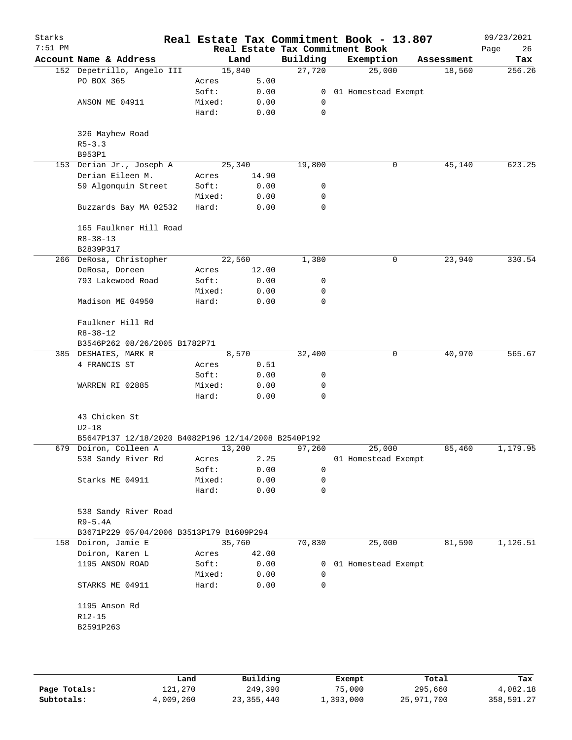# Real Estate Tax Commitment Book - 13.807

Starks 7:51 PM — 09/23/2021

## Real Estate Tax Commitment Book

| Account Name & Address | | Land | Building | Exemption | Assessment | Tax |
|---|---|---|---|---|---|---|
| 152 Depetrillo, Angelo III | | 15,840 | 27,720 | 25,000 | 18,560 | 256.26 |
| PO BOX 365 | Acres | 5.00 | | | | |
| | Soft: | 0.00 | 0 | 01 Homestead Exempt | | |
| ANSON ME 04911 | Mixed: | 0.00 | 0 | | | |
| | Hard: | 0.00 | 0 | | | |
| 326 Mayhew Road | | | | | | |
| R5-3.3 | | | | | | |
| B953P1 | | | | | | |
| 153 Derian Jr., Joseph A | | 25,340 | 19,800 | 0 | 45,140 | 623.25 |
| Derian Eileen M. | Acres | 14.90 | | | | |
| 59 Algonquin Street | Soft: | 0.00 | 0 | | | |
| | Mixed: | 0.00 | 0 | | | |
| Buzzards Bay MA 02532 | Hard: | 0.00 | 0 | | | |
| 165 Faulkner Hill Road | | | | | | |
| R8-38-13 | | | | | | |
| B2839P317 | | | | | | |
| 266 DeRosa, Christopher | | 22,560 | 1,380 | 0 | 23,940 | 330.54 |
| DeRosa, Doreen | Acres | 12.00 | | | | |
| 793 Lakewood Road | Soft: | 0.00 | 0 | | | |
| | Mixed: | 0.00 | 0 | | | |
| Madison ME 04950 | Hard: | 0.00 | 0 | | | |
| Faulkner Hill Rd | | | | | | |
| R8-38-12 | | | | | | |
| B3546P262 08/26/2005 B1782P71 | | | | | | |
| 385 DESHAIES, MARK R | | 8,570 | 32,400 | 0 | 40,970 | 565.67 |
| 4 FRANCIS ST | Acres | 0.51 | | | | |
| | Soft: | 0.00 | 0 | | | |
| WARREN RI 02885 | Mixed: | 0.00 | 0 | | | |
| | Hard: | 0.00 | 0 | | | |
| 43 Chicken St | | | | | | |
| U2-18 | | | | | | |
| B5647P137 12/18/2020 B4082P196 12/14/2008 B2540P192 | | | | | | |
| 679 Doiron, Colleen A | | 13,200 | 97,260 | 25,000 | 85,460 | 1,179.95 |
| 538 Sandy River Rd | Acres | 2.25 | | 01 Homestead Exempt | | |
| | Soft: | 0.00 | 0 | | | |
| Starks ME 04911 | Mixed: | 0.00 | 0 | | | |
| | Hard: | 0.00 | 0 | | | |
| 538 Sandy River Road | | | | | | |
| R9-5.4A | | | | | | |
| B3671P229 05/04/2006 B3513P179 B1609P294 | | | | | | |
| 158 Doiron, Jamie E | | 35,760 | 70,830 | 25,000 | 81,590 | 1,126.51 |
| Doiron, Karen L | Acres | 42.00 | | | | |
| 1195 ANSON ROAD | Soft: | 0.00 | 0 | 01 Homestead Exempt | | |
| | Mixed: | 0.00 | 0 | | | |
| STARKS ME 04911 | Hard: | 0.00 | 0 | | | |
| 1195 Anson Rd | | | | | | |
| R12-15 | | | | | | |
| B2591P263 | | | | | | |

| | Land | Building | Exempt | Total | Tax |
|---|---|---|---|---|---|
| **Page Totals:** | 121,270 | 249,390 | 75,000 | 295,660 | 4,082.18 |
| **Subtotals:** | 4,009,260 | 23,355,440 | 1,393,000 | 25,971,700 | 358,591.27 |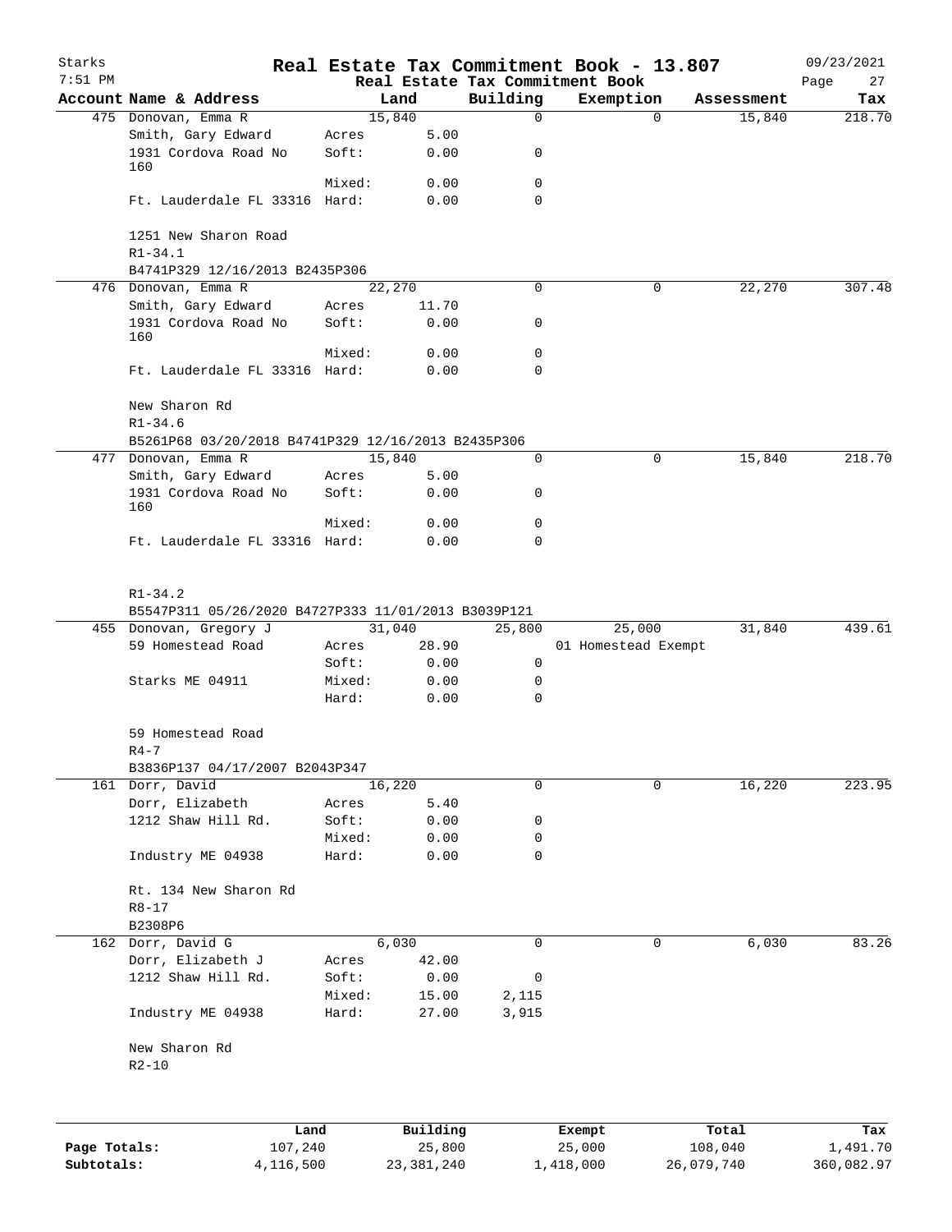# Real Estate Tax Commitment Book - 13.807

Starks 7:51 PM — 09/23/2021

Real Estate Tax Commitment Book

| Account Name & Address | | Land | Building | Exemption | Assessment | Tax |
|---|---|---|---|---|---|---|
| 475 Donovan, Emma R | | 15,840 | 0 | 0 | 15,840 | 218.70 |
| Smith, Gary Edward | Acres | 5.00 | | | | |
| 1931 Cordova Road No 160 | Soft: | 0.00 | 0 | | | |
| | Mixed: | 0.00 | 0 | | | |
| Ft. Lauderdale FL 33316 | Hard: | 0.00 | 0 | | | |
| 1251 New Sharon Road | | | | | | |
| R1-34.1 | | | | | | |
| B4741P329 12/16/2013 B2435P306 | | | | | | |
| 476 Donovan, Emma R | | 22,270 | 0 | 0 | 22,270 | 307.48 |
| Smith, Gary Edward | Acres | 11.70 | | | | |
| 1931 Cordova Road No 160 | Soft: | 0.00 | 0 | | | |
| | Mixed: | 0.00 | 0 | | | |
| Ft. Lauderdale FL 33316 | Hard: | 0.00 | 0 | | | |
| New Sharon Rd | | | | | | |
| R1-34.6 | | | | | | |
| B5261P68 03/20/2018 B4741P329 12/16/2013 B2435P306 | | | | | | |
| 477 Donovan, Emma R | | 15,840 | 0 | 0 | 15,840 | 218.70 |
| Smith, Gary Edward | Acres | 5.00 | | | | |
| 1931 Cordova Road No 160 | Soft: | 0.00 | 0 | | | |
| | Mixed: | 0.00 | 0 | | | |
| Ft. Lauderdale FL 33316 | Hard: | 0.00 | 0 | | | |
| R1-34.2 | | | | | | |
| B5547P311 05/26/2020 B4727P333 11/01/2013 B3039P121 | | | | | | |
| 455 Donovan, Gregory J | | 31,040 | 25,800 | 25,000 | 31,840 | 439.61 |
| 59 Homestead Road | Acres | 28.90 | | 01 Homestead Exempt | | |
| | Soft: | 0.00 | 0 | | | |
| Starks ME 04911 | Mixed: | 0.00 | 0 | | | |
| | Hard: | 0.00 | 0 | | | |
| 59 Homestead Road | | | | | | |
| R4-7 | | | | | | |
| B3836P137 04/17/2007 B2043P347 | | | | | | |
| 161 Dorr, David | | 16,220 | 0 | 0 | 16,220 | 223.95 |
| Dorr, Elizabeth | Acres | 5.40 | | | | |
| 1212 Shaw Hill Rd. | Soft: | 0.00 | 0 | | | |
| | Mixed: | 0.00 | 0 | | | |
| Industry ME 04938 | Hard: | 0.00 | 0 | | | |
| Rt. 134 New Sharon Rd | | | | | | |
| R8-17 | | | | | | |
| B2308P6 | | | | | | |
| 162 Dorr, David G | | 6,030 | 0 | 0 | 6,030 | 83.26 |
| Dorr, Elizabeth J | Acres | 42.00 | | | | |
| 1212 Shaw Hill Rd. | Soft: | 0.00 | 0 | | | |
| | Mixed: | 15.00 | 2,115 | | | |
| Industry ME 04938 | Hard: | 27.00 | 3,915 | | | |
| New Sharon Rd | | | | | | |
| R2-10 | | | | | | |

| | Land | Building | Exempt | Total | Tax |
|---|---|---|---|---|---|
| Page Totals: | 107,240 | 25,800 | 25,000 | 108,040 | 1,491.70 |
| Subtotals: | 4,116,500 | 23,381,240 | 1,418,000 | 26,079,740 | 360,082.97 |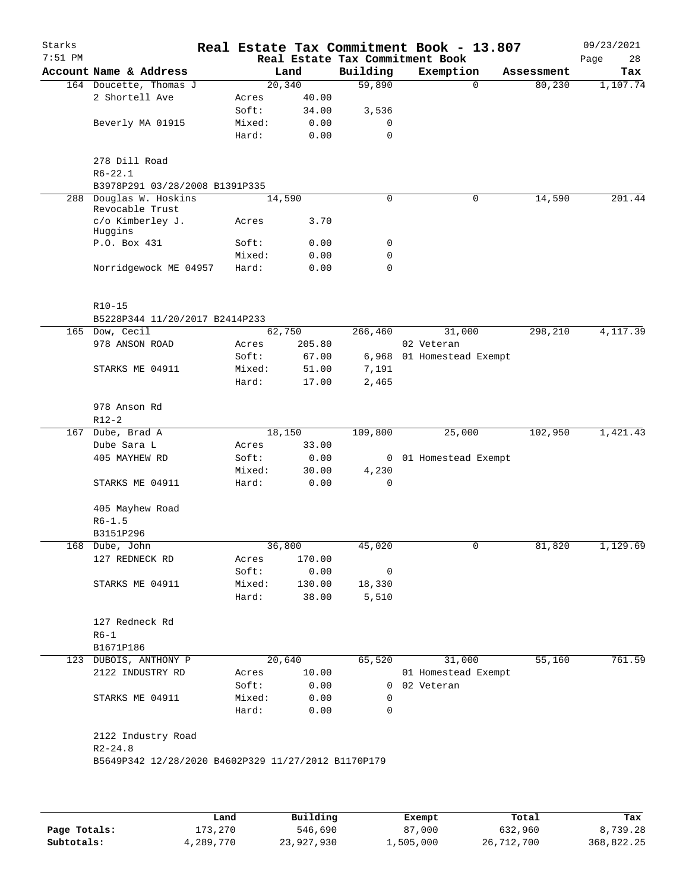# Real Estate Tax Commitment Book - 13.807

Starks — 7:51 PM — 09/23/2021

Real Estate Tax Commitment Book

| Account Name & Address | Land | | Building | Exemption | Assessment | Tax |
|---|---|---|---|---|---|---|
| 164 Doucette, Thomas J | 20,340 | | 59,890 | 0 | 80,230 | 1,107.74 |
| 2 Shortell Ave | Acres | 40.00 | | | | |
| | Soft: | 34.00 | 3,536 | | | |
| Beverly MA 01915 | Mixed: | 0.00 | 0 | | | |
| | Hard: | 0.00 | 0 | | | |
| 278 Dill Road | | | | | | |
| R6-22.1 | | | | | | |
| B3978P291 03/28/2008 B1391P335 | | | | | | |
| 288 Douglas W. Hoskins Revocable Trust | 14,590 | | 0 | 0 | 14,590 | 201.44 |
| c/o Kimberley J. Huggins | Acres | 3.70 | | | | |
| P.O. Box 431 | Soft: | 0.00 | 0 | | | |
| | Mixed: | 0.00 | 0 | | | |
| Norridgewock ME 04957 | Hard: | 0.00 | 0 | | | |
| R10-15 | | | | | | |
| B5228P344 11/20/2017 B2414P233 | | | | | | |
| 165 Dow, Cecil | 62,750 | | 266,460 | 31,000 | 298,210 | 4,117.39 |
| 978 ANSON ROAD | Acres | 205.80 | | 02 Veteran | | |
| | Soft: | 67.00 | 6,968 | 01 Homestead Exempt | | |
| STARKS ME 04911 | Mixed: | 51.00 | 7,191 | | | |
| | Hard: | 17.00 | 2,465 | | | |
| 978 Anson Rd | | | | | | |
| R12-2 | | | | | | |
| 167 Dube, Brad A | 18,150 | | 109,800 | 25,000 | 102,950 | 1,421.43 |
| Dube Sara L | Acres | 33.00 | | | | |
| 405 MAYHEW RD | Soft: | 0.00 | 0 | 01 Homestead Exempt | | |
| | Mixed: | 30.00 | 4,230 | | | |
| STARKS ME 04911 | Hard: | 0.00 | 0 | | | |
| 405 Mayhew Road | | | | | | |
| R6-1.5 | | | | | | |
| B3151P296 | | | | | | |
| 168 Dube, John | 36,800 | | 45,020 | 0 | 81,820 | 1,129.69 |
| 127 REDNECK RD | Acres | 170.00 | | | | |
| | Soft: | 0.00 | 0 | | | |
| STARKS ME 04911 | Mixed: | 130.00 | 18,330 | | | |
| | Hard: | 38.00 | 5,510 | | | |
| 127 Redneck Rd | | | | | | |
| R6-1 | | | | | | |
| B1671P186 | | | | | | |
| 123 DUBOIS, ANTHONY P | 20,640 | | 65,520 | 31,000 | 55,160 | 761.59 |
| 2122 INDUSTRY RD | Acres | 10.00 | | 01 Homestead Exempt | | |
| | Soft: | 0.00 | 0 | 02 Veteran | | |
| STARKS ME 04911 | Mixed: | 0.00 | 0 | | | |
| | Hard: | 0.00 | 0 | | | |
| 2122 Industry Road | | | | | | |
| R2-24.8 | | | | | | |
| B5649P342 12/28/2020 B4602P329 11/27/2012 B1170P179 | | | | | | |

| | Land | Building | Exempt | Total | Tax |
|---|---|---|---|---|---|
| Page Totals: | 173,270 | 546,690 | 87,000 | 632,960 | 8,739.28 |
| Subtotals: | 4,289,770 | 23,927,930 | 1,505,000 | 26,712,700 | 368,822.25 |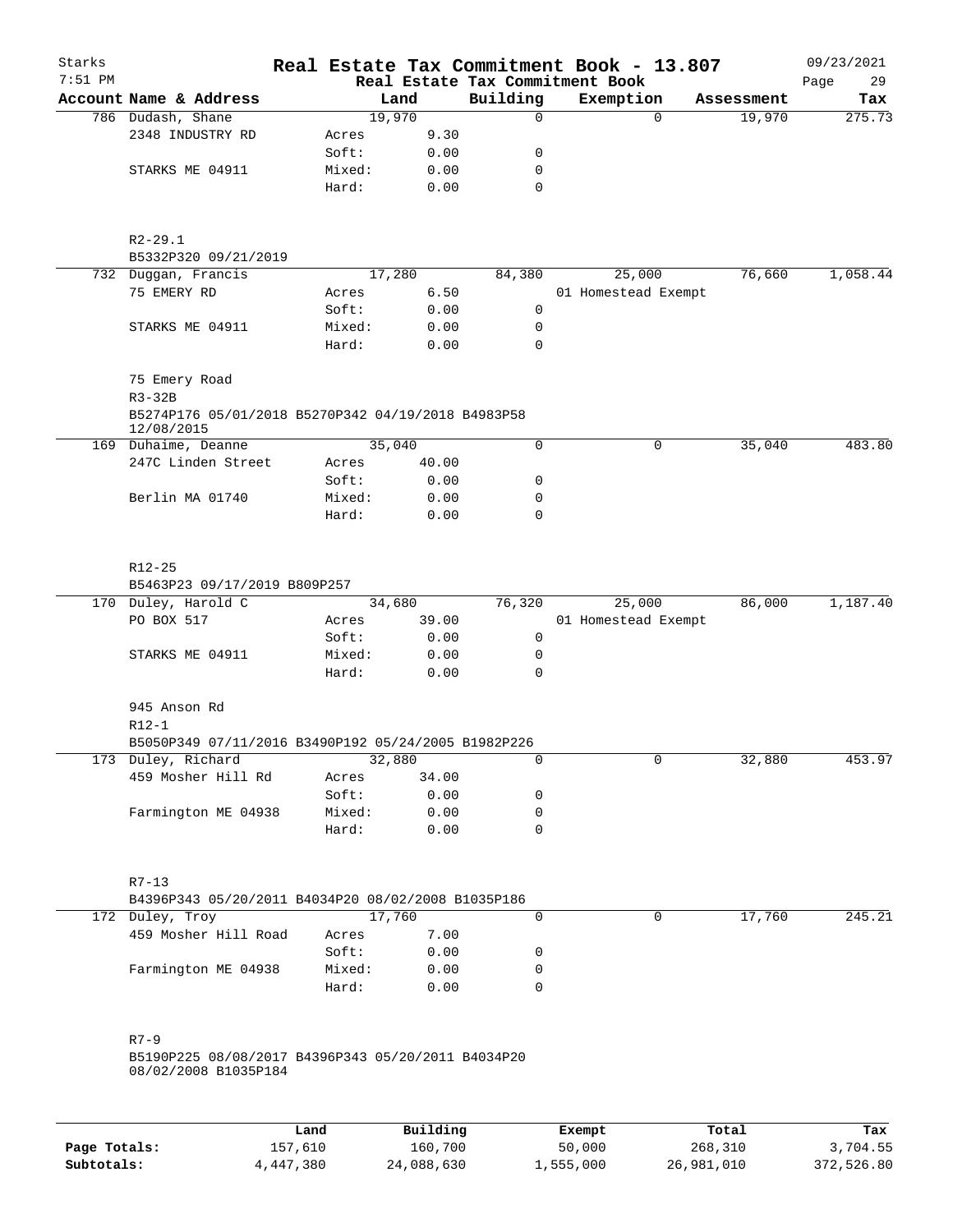# Real Estate Tax Commitment Book - 13.807

Starks 7:51 PM — Real Estate Tax Commitment Book — 09/23/2021

| Account Name & Address | Land | Building | Exemption | Assessment | Tax |
|---|---|---|---|---|---|
| 786 Dudash, Shane | 19,970 | 0 | 0 | 19,970 | 275.73 |
| 2348 INDUSTRY RD | Acres 9.30 | | | | |
| | Soft: 0.00 | 0 | | | |
| STARKS ME 04911 | Mixed: 0.00 | 0 | | | |
| | Hard: 0.00 | 0 | | | |
| R2-29.1 | | | | | |
| B5332P320 09/21/2019 | | | | | |
| 732 Duggan, Francis | 17,280 | 84,380 | 25,000 | 76,660 | 1,058.44 |
| 75 EMERY RD | Acres 6.50 | | 01 Homestead Exempt | | |
| | Soft: 0.00 | 0 | | | |
| STARKS ME 04911 | Mixed: 0.00 | 0 | | | |
| | Hard: 0.00 | 0 | | | |
| 75 Emery Road | | | | | |
| R3-32B | | | | | |
| B5274P176 05/01/2018 B5270P342 04/19/2018 B4983P58 12/08/2015 | | | | | |
| 169 Duhaime, Deanne | 35,040 | 0 | 0 | 35,040 | 483.80 |
| 247C Linden Street | Acres 40.00 | | | | |
| | Soft: 0.00 | 0 | | | |
| Berlin MA 01740 | Mixed: 0.00 | 0 | | | |
| | Hard: 0.00 | 0 | | | |
| R12-25 | | | | | |
| B5463P23 09/17/2019 B809P257 | | | | | |
| 170 Duley, Harold C | 34,680 | 76,320 | 25,000 | 86,000 | 1,187.40 |
| PO BOX 517 | Acres 39.00 | | 01 Homestead Exempt | | |
| | Soft: 0.00 | 0 | | | |
| STARKS ME 04911 | Mixed: 0.00 | 0 | | | |
| | Hard: 0.00 | 0 | | | |
| 945 Anson Rd | | | | | |
| R12-1 | | | | | |
| B5050P349 07/11/2016 B3490P192 05/24/2005 B1982P226 | | | | | |
| 173 Duley, Richard | 32,880 | 0 | 0 | 32,880 | 453.97 |
| 459 Mosher Hill Rd | Acres 34.00 | | | | |
| | Soft: 0.00 | 0 | | | |
| Farmington ME 04938 | Mixed: 0.00 | 0 | | | |
| | Hard: 0.00 | 0 | | | |
| R7-13 | | | | | |
| B4396P343 05/20/2011 B4034P20 08/02/2008 B1035P186 | | | | | |
| 172 Duley, Troy | 17,760 | 0 | 0 | 17,760 | 245.21 |
| 459 Mosher Hill Road | Acres 7.00 | | | | |
| | Soft: 0.00 | 0 | | | |
| Farmington ME 04938 | Mixed: 0.00 | 0 | | | |
| | Hard: 0.00 | 0 | | | |
| R7-9 | | | | | |
| B5190P225 08/08/2017 B4396P343 05/20/2011 B4034P20 08/02/2008 B1035P184 | | | | | |

| | Land | Building | Exempt | Total | Tax |
|---|---|---|---|---|---|
| Page Totals: | 157,610 | 160,700 | 50,000 | 268,310 | 3,704.55 |
| Subtotals: | 4,447,380 | 24,088,630 | 1,555,000 | 26,981,010 | 372,526.80 |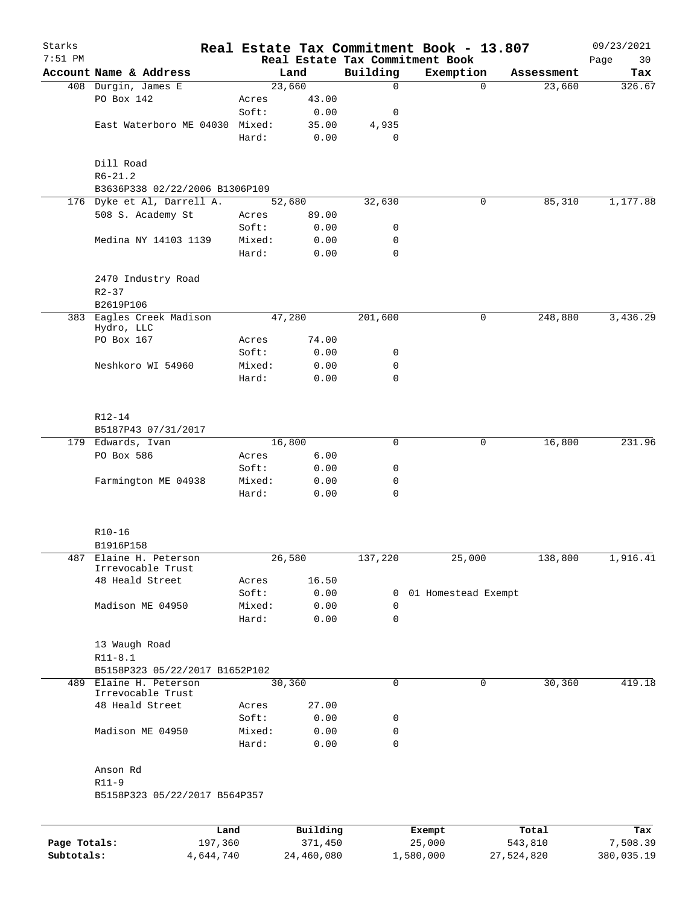Starks 7:51 PM

# Real Estate Tax Commitment Book - 13.807

Real Estate Tax Commitment Book

09/23/2021

| Account | Name & Address | | Land | Building | Exemption | Assessment | Tax |
|---|---|---|---|---|---|---|---|
| 408 | Durgin, James E | | 23,660 | 0 | 0 | 23,660 | 326.67 |
| | PO Box 142 | Acres | 43.00 | | | | |
| | | Soft: | 0.00 | 0 | | | |
| | East Waterboro ME 04030 | Mixed: | 35.00 | 4,935 | | | |
| | | Hard: | 0.00 | 0 | | | |
| | Dill Road | | | | | | |
| | R6-21.2 | | | | | | |
| | B3636P338 02/22/2006 B1306P109 | | | | | | |
| 176 | Dyke et Al, Darrell A. | | 52,680 | 32,630 | 0 | 85,310 | 1,177.88 |
| | 508 S. Academy St | Acres | 89.00 | | | | |
| | | Soft: | 0.00 | 0 | | | |
| | Medina NY 14103 1139 | Mixed: | 0.00 | 0 | | | |
| | | Hard: | 0.00 | 0 | | | |
| | 2470 Industry Road | | | | | | |
| | R2-37 | | | | | | |
| | B2619P106 | | | | | | |
| 383 | Eagles Creek Madison Hydro, LLC | | 47,280 | 201,600 | 0 | 248,880 | 3,436.29 |
| | PO Box 167 | Acres | 74.00 | | | | |
| | | Soft: | 0.00 | 0 | | | |
| | Neshkoro WI 54960 | Mixed: | 0.00 | 0 | | | |
| | | Hard: | 0.00 | 0 | | | |
| | R12-14 | | | | | | |
| | B5187P43 07/31/2017 | | | | | | |
| 179 | Edwards, Ivan | | 16,800 | 0 | 0 | 16,800 | 231.96 |
| | PO Box 586 | Acres | 6.00 | | | | |
| | | Soft: | 0.00 | 0 | | | |
| | Farmington ME 04938 | Mixed: | 0.00 | 0 | | | |
| | | Hard: | 0.00 | 0 | | | |
| | R10-16 | | | | | | |
| | B1916P158 | | | | | | |
| 487 | Elaine H. Peterson Irrevocable Trust | | 26,580 | 137,220 | 25,000 | 138,800 | 1,916.41 |
| | 48 Heald Street | Acres | 16.50 | | | | |
| | | Soft: | 0.00 | 0 | 01 Homestead Exempt | | |
| | Madison ME 04950 | Mixed: | 0.00 | 0 | | | |
| | | Hard: | 0.00 | 0 | | | |
| | 13 Waugh Road | | | | | | |
| | R11-8.1 | | | | | | |
| | B5158P323 05/22/2017 B1652P102 | | | | | | |
| 489 | Elaine H. Peterson Irrevocable Trust | | 30,360 | 0 | 0 | 30,360 | 419.18 |
| | 48 Heald Street | Acres | 27.00 | | | | |
| | | Soft: | 0.00 | 0 | | | |
| | Madison ME 04950 | Mixed: | 0.00 | 0 | | | |
| | | Hard: | 0.00 | 0 | | | |
| | Anson Rd | | | | | | |
| | R11-9 | | | | | | |
| | B5158P323 05/22/2017 B564P357 | | | | | | |

| | Land | Building | Exempt | Total | Tax |
|---|---|---|---|---|---|
| Page Totals: | 197,360 | 371,450 | 25,000 | 543,810 | 7,508.39 |
| Subtotals: | 4,644,740 | 24,460,080 | 1,580,000 | 27,524,820 | 380,035.19 |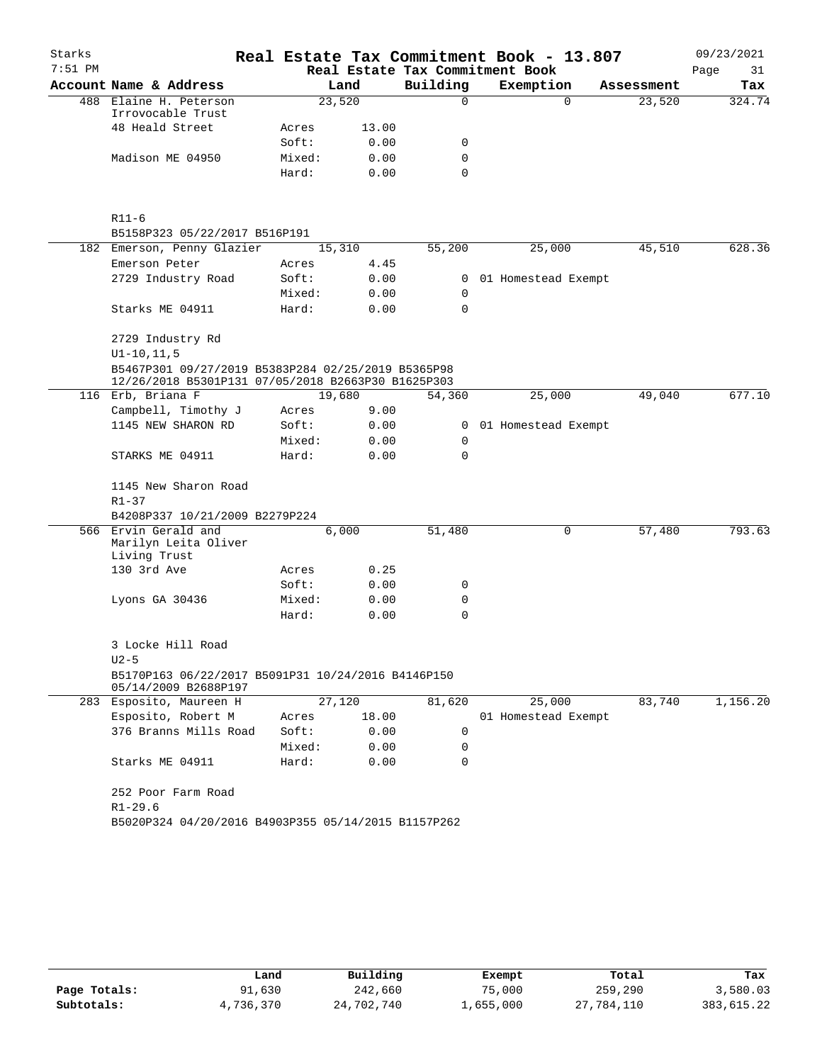Starks

7:51 PM

# Real Estate Tax Commitment Book - 13.807

Real Estate Tax Commitment Book

09/23/2021

| Account Name & Address | | Land | Building | Exemption | Assessment | Tax |
|---|---|---|---|---|---|---|
| 488 Elaine H. Peterson Irrovocable Trust | | 23,520 | 0 | 0 | 23,520 | 324.74 |
| 48 Heald Street | Acres | 13.00 | | | | |
| | Soft: | 0.00 | 0 | | | |
| Madison ME 04950 | Mixed: | 0.00 | 0 | | | |
| | Hard: | 0.00 | 0 | | | |
| R11-6 | | | | | | |
| B5158P323 05/22/2017 B516P191 | | | | | | |
| 182 Emerson, Penny Glazier | | 15,310 | 55,200 | 25,000 | 45,510 | 628.36 |
| Emerson Peter | Acres | 4.45 | | | | |
| 2729 Industry Road | Soft: | 0.00 | 0 | 01 Homestead Exempt | | |
| | Mixed: | 0.00 | 0 | | | |
| Starks ME 04911 | Hard: | 0.00 | 0 | | | |
| 2729 Industry Rd | | | | | | |
| U1-10,11,5 | | | | | | |
| B5467P301 09/27/2019 B5383P284 02/25/2019 B5365P98 12/26/2018 B5301P131 07/05/2018 B2663P30 B1625P303 | | | | | | |
| 116 Erb, Briana F | | 19,680 | 54,360 | 25,000 | 49,040 | 677.10 |
| Campbell, Timothy J | Acres | 9.00 | | | | |
| 1145 NEW SHARON RD | Soft: | 0.00 | 0 | 01 Homestead Exempt | | |
| | Mixed: | 0.00 | 0 | | | |
| STARKS ME 04911 | Hard: | 0.00 | 0 | | | |
| 1145 New Sharon Road | | | | | | |
| R1-37 | | | | | | |
| B4208P337 10/21/2009 B2279P224 | | | | | | |
| 566 Ervin Gerald and Marilyn Leita Oliver Living Trust | | 6,000 | 51,480 | 0 | 57,480 | 793.63 |
| 130 3rd Ave | Acres | 0.25 | | | | |
| | Soft: | 0.00 | 0 | | | |
| Lyons GA 30436 | Mixed: | 0.00 | 0 | | | |
| | Hard: | 0.00 | 0 | | | |
| 3 Locke Hill Road | | | | | | |
| U2-5 | | | | | | |
| B5170P163 06/22/2017 B5091P31 10/24/2016 B4146P150 05/14/2009 B2688P197 | | | | | | |
| 283 Esposito, Maureen H | | 27,120 | 81,620 | 25,000 | 83,740 | 1,156.20 |
| Esposito, Robert M | Acres | 18.00 | | 01 Homestead Exempt | | |
| 376 Branns Mills Road | Soft: | 0.00 | 0 | | | |
| | Mixed: | 0.00 | 0 | | | |
| Starks ME 04911 | Hard: | 0.00 | 0 | | | |
| 252 Poor Farm Road | | | | | | |
| R1-29.6 | | | | | | |
| B5020P324 04/20/2016 B4903P355 05/14/2015 B1157P262 | | | | | | |

| | Land | Building | Exempt | Total | Tax |
|---|---|---|---|---|---|
| Page Totals: | 91,630 | 242,660 | 75,000 | 259,290 | 3,580.03 |
| Subtotals: | 4,736,370 | 24,702,740 | 1,655,000 | 27,784,110 | 383,615.22 |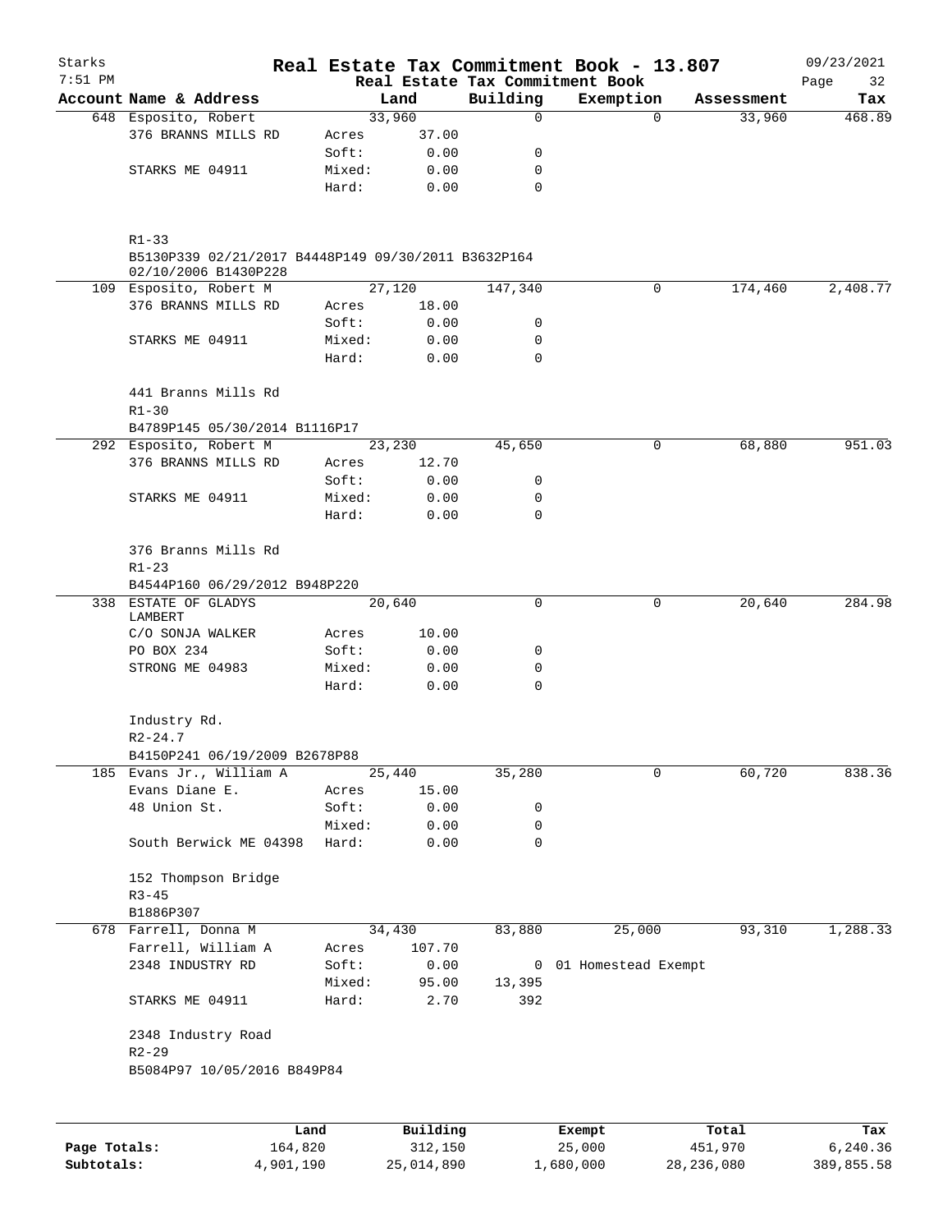# Real Estate Tax Commitment Book - 13.807

Starks 7:51 PM — 09/23/2021

Real Estate Tax Commitment Book

| Account Name & Address | | Land | Building | Exemption | Assessment | Tax |
|---|---|---|---|---|---|---|
| 648 Esposito, Robert | | 33,960 | 0 | 0 | 33,960 | 468.89 |
| 376 BRANNS MILLS RD | Acres | 37.00 | | | | |
| | Soft: | 0.00 | 0 | | | |
| STARKS ME 04911 | Mixed: | 0.00 | 0 | | | |
| | Hard: | 0.00 | 0 | | | |
| R1-33 | | | | | | |
| B5130P339 02/21/2017 B4448P149 09/30/2011 B3632P164 02/10/2006 B1430P228 | | | | | | |
| 109 Esposito, Robert M | | 27,120 | 147,340 | 0 | 174,460 | 2,408.77 |
| 376 BRANNS MILLS RD | Acres | 18.00 | | | | |
| | Soft: | 0.00 | 0 | | | |
| STARKS ME 04911 | Mixed: | 0.00 | 0 | | | |
| | Hard: | 0.00 | 0 | | | |
| 441 Branns Mills Rd | | | | | | |
| R1-30 | | | | | | |
| B4789P145 05/30/2014 B1116P17 | | | | | | |
| 292 Esposito, Robert M | | 23,230 | 45,650 | 0 | 68,880 | 951.03 |
| 376 BRANNS MILLS RD | Acres | 12.70 | | | | |
| | Soft: | 0.00 | 0 | | | |
| STARKS ME 04911 | Mixed: | 0.00 | 0 | | | |
| | Hard: | 0.00 | 0 | | | |
| 376 Branns Mills Rd | | | | | | |
| R1-23 | | | | | | |
| B4544P160 06/29/2012 B948P220 | | | | | | |
| 338 ESTATE OF GLADYS LAMBERT | | 20,640 | 0 | 0 | 20,640 | 284.98 |
| C/O SONJA WALKER | Acres | 10.00 | | | | |
| PO BOX 234 | Soft: | 0.00 | 0 | | | |
| STRONG ME 04983 | Mixed: | 0.00 | 0 | | | |
| | Hard: | 0.00 | 0 | | | |
| Industry Rd. | | | | | | |
| R2-24.7 | | | | | | |
| B4150P241 06/19/2009 B2678P88 | | | | | | |
| 185 Evans Jr., William A | | 25,440 | 35,280 | 0 | 60,720 | 838.36 |
| Evans Diane E. | Acres | 15.00 | | | | |
| 48 Union St. | Soft: | 0.00 | 0 | | | |
| | Mixed: | 0.00 | 0 | | | |
| South Berwick ME 04398 | Hard: | 0.00 | 0 | | | |
| 152 Thompson Bridge | | | | | | |
| R3-45 | | | | | | |
| B1886P307 | | | | | | |
| 678 Farrell, Donna M | | 34,430 | 83,880 | 25,000 | 93,310 | 1,288.33 |
| Farrell, William A | Acres | 107.70 | | | | |
| 2348 INDUSTRY RD | Soft: | 0.00 | 0 | 01 Homestead Exempt | | |
| | Mixed: | 95.00 | 13,395 | | | |
| STARKS ME 04911 | Hard: | 2.70 | 392 | | | |
| 2348 Industry Road | | | | | | |
| R2-29 | | | | | | |
| B5084P97 10/05/2016 B849P84 | | | | | | |

| | Land | Building | Exempt | Total | Tax |
|---|---|---|---|---|---|
| Page Totals: | 164,820 | 312,150 | 25,000 | 451,970 | 6,240.36 |
| Subtotals: | 4,901,190 | 25,014,890 | 1,680,000 | 28,236,080 | 389,855.58 |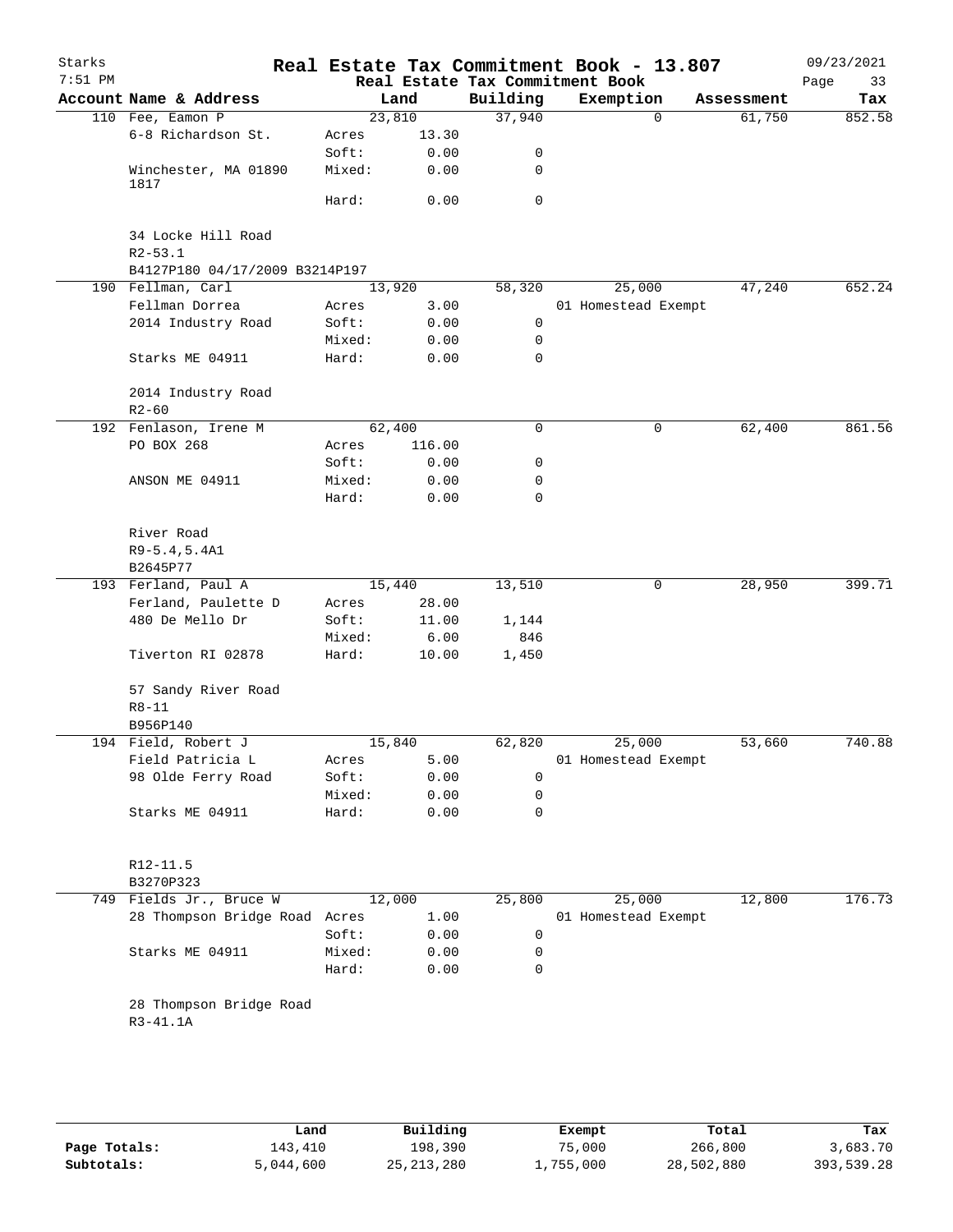# Real Estate Tax Commitment Book - 13.807

Starks 7:51 PM — Real Estate Tax Commitment Book — 09/23/2021

| Account Name & Address | | Land | Building | Exemption | Assessment | Tax |
|---|---|---|---|---|---|---|
| 110 Fee, Eamon P | | 23,810 | 37,940 | 0 | 61,750 | 852.58 |
| 6-8 Richardson St. | Acres | 13.30 | | | | |
| | Soft: | 0.00 | 0 | | | |
| Winchester, MA 01890 1817 | Mixed: | 0.00 | 0 | | | |
| | Hard: | 0.00 | 0 | | | |
| 34 Locke Hill Road | | | | | | |
| R2-53.1 | | | | | | |
| B4127P180 04/17/2009 B3214P197 | | | | | | |
| 190 Fellman, Carl | | 13,920 | 58,320 | 25,000 | 47,240 | 652.24 |
| Fellman Dorrea | Acres | 3.00 | | 01 Homestead Exempt | | |
| 2014 Industry Road | Soft: | 0.00 | 0 | | | |
| | Mixed: | 0.00 | 0 | | | |
| Starks ME 04911 | Hard: | 0.00 | 0 | | | |
| 2014 Industry Road | | | | | | |
| R2-60 | | | | | | |
| 192 Fenlason, Irene M | | 62,400 | 0 | 0 | 62,400 | 861.56 |
| PO BOX 268 | Acres | 116.00 | | | | |
| | Soft: | 0.00 | 0 | | | |
| ANSON ME 04911 | Mixed: | 0.00 | 0 | | | |
| | Hard: | 0.00 | 0 | | | |
| River Road | | | | | | |
| R9-5.4,5.4A1 | | | | | | |
| B2645P77 | | | | | | |
| 193 Ferland, Paul A | | 15,440 | 13,510 | 0 | 28,950 | 399.71 |
| Ferland, Paulette D | Acres | 28.00 | | | | |
| 480 De Mello Dr | Soft: | 11.00 | 1,144 | | | |
| | Mixed: | 6.00 | 846 | | | |
| Tiverton RI 02878 | Hard: | 10.00 | 1,450 | | | |
| 57 Sandy River Road | | | | | | |
| R8-11 | | | | | | |
| B956P140 | | | | | | |
| 194 Field, Robert J | | 15,840 | 62,820 | 25,000 | 53,660 | 740.88 |
| Field Patricia L | Acres | 5.00 | | 01 Homestead Exempt | | |
| 98 Olde Ferry Road | Soft: | 0.00 | 0 | | | |
| | Mixed: | 0.00 | 0 | | | |
| Starks ME 04911 | Hard: | 0.00 | 0 | | | |
| R12-11.5 | | | | | | |
| B3270P323 | | | | | | |
| 749 Fields Jr., Bruce W | | 12,000 | 25,800 | 25,000 | 12,800 | 176.73 |
| 28 Thompson Bridge Road | Acres | 1.00 | | 01 Homestead Exempt | | |
| | Soft: | 0.00 | 0 | | | |
| Starks ME 04911 | Mixed: | 0.00 | 0 | | | |
| | Hard: | 0.00 | 0 | | | |
| 28 Thompson Bridge Road | | | | | | |
| R3-41.1A | | | | | | |

| | Land | Building | Exempt | Total | Tax |
|---|---|---|---|---|---|
| Page Totals: | 143,410 | 198,390 | 75,000 | 266,800 | 3,683.70 |
| Subtotals: | 5,044,600 | 25,213,280 | 1,755,000 | 28,502,880 | 393,539.28 |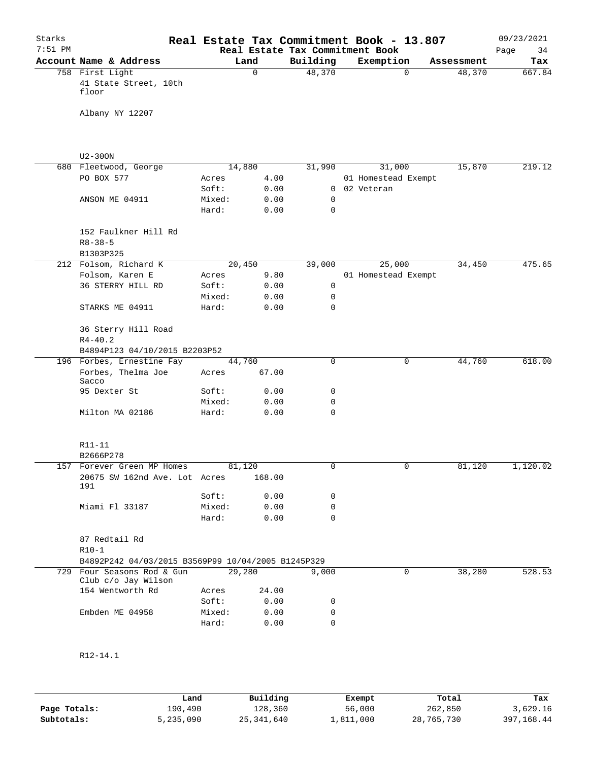# Real Estate Tax Commitment Book - 13.807

Starks 7:51 PM — Real Estate Tax Commitment Book — 09/23/2021

| Account Name & Address | Land | | Building | Exemption | Assessment | Tax |
|---|---|---|---|---|---|---|
| 758 First Light<br>41 State Street, 10th floor<br><br>Albany NY 12207<br><br>U2-300N | | 0 | 48,370 | 0 | 48,370 | 667.84 |
| 680 Fleetwood, George<br>PO BOX 577<br><br>ANSON ME 04911<br><br>152 Faulkner Hill Rd<br>R8-38-5<br>B1303P325 | Acres<br>Soft:<br>Mixed:<br>Hard: | 14,880<br>4.00<br>0.00<br>0.00<br>0.00 | 31,990<br><br>0<br>0<br>0 | 31,000<br>01 Homestead Exempt<br>02 Veteran | 15,870 | 219.12 |
| 212 Folsom, Richard K<br>Folsom, Karen E<br>36 STERRY HILL RD<br><br>STARKS ME 04911<br><br>36 Sterry Hill Road<br>R4-40.2<br>B4894P123 04/10/2015 B2203P52 | Acres<br>Soft:<br>Mixed:<br>Hard: | 20,450<br>9.80<br>0.00<br>0.00<br>0.00 | 39,000<br><br>0<br>0<br>0 | 25,000<br>01 Homestead Exempt | 34,450 | 475.65 |
| 196 Forbes, Ernestine Fay<br>Forbes, Thelma Joe Sacco<br>95 Dexter St<br><br>Milton MA 02186<br><br>R11-11<br>B2666P278 | Acres<br>Soft:<br>Mixed:<br>Hard: | 44,760<br>67.00<br>0.00<br>0.00<br>0.00 | 0<br><br>0<br>0<br>0 | 0 | 44,760 | 618.00 |
| 157 Forever Green MP Homes<br>20675 SW 162nd Ave. Lot 191<br><br>Miami Fl 33187<br><br>87 Redtail Rd<br>R10-1<br>B4892P242 04/03/2015 B3569P99 10/04/2005 B1245P329 | Acres<br>Soft:<br>Mixed:<br>Hard: | 81,120<br>168.00<br>0.00<br>0.00<br>0.00 | 0<br><br>0<br>0<br>0 | 0 | 81,120 | 1,120.02 |
| 729 Four Seasons Rod & Gun Club c/o Jay Wilson<br>154 Wentworth Rd<br><br>Embden ME 04958<br><br>R12-14.1 | Acres<br>Soft:<br>Mixed:<br>Hard: | 29,280<br>24.00<br>0.00<br>0.00<br>0.00 | 9,000<br><br>0<br>0<br>0 | 0 | 38,280 | 528.53 |

| | Land | Building | Exempt | Total | Tax |
|---|---|---|---|---|---|
| Page Totals: | 190,490 | 128,360 | 56,000 | 262,850 | 3,629.16 |
| Subtotals: | 5,235,090 | 25,341,640 | 1,811,000 | 28,765,730 | 397,168.44 |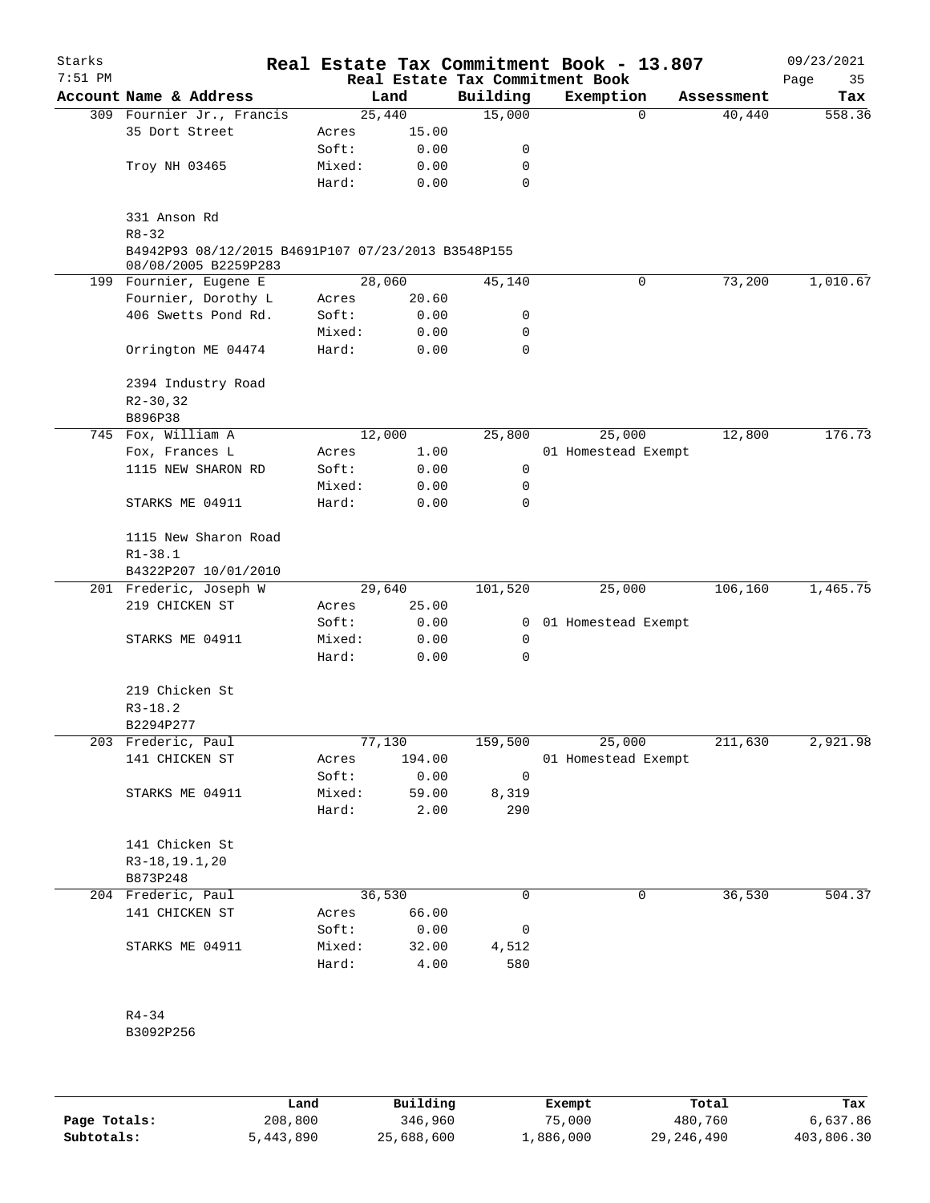# Real Estate Tax Commitment Book - 13.807

Starks
7:51 PM

Real Estate Tax Commitment Book

09/23/2021

| Account Name & Address | | Land | Building | Exemption | Assessment | Tax |
|---|---|---|---|---|---|---|
| 309 Fournier Jr., Francis | | 25,440 | 15,000 | 0 | 40,440 | 558.36 |
| 35 Dort Street | Acres | 15.00 | | | | |
| | Soft: | 0.00 | 0 | | | |
| Troy NH 03465 | Mixed: | 0.00 | 0 | | | |
| | Hard: | 0.00 | 0 | | | |
| 331 Anson Rd | | | | | | |
| R8-32 | | | | | | |
| B4942P93 08/12/2015 B4691P107 07/23/2013 B3548P155 08/08/2005 B2259P283 | | | | | | |
| 199 Fournier, Eugene E | | 28,060 | 45,140 | 0 | 73,200 | 1,010.67 |
| Fournier, Dorothy L | Acres | 20.60 | | | | |
| 406 Swetts Pond Rd. | Soft: | 0.00 | 0 | | | |
| | Mixed: | 0.00 | 0 | | | |
| Orrington ME 04474 | Hard: | 0.00 | 0 | | | |
| 2394 Industry Road | | | | | | |
| R2-30,32 | | | | | | |
| B896P38 | | | | | | |
| 745 Fox, William A | | 12,000 | 25,800 | 25,000 | 12,800 | 176.73 |
| Fox, Frances L | Acres | 1.00 | | 01 Homestead Exempt | | |
| 1115 NEW SHARON RD | Soft: | 0.00 | 0 | | | |
| | Mixed: | 0.00 | 0 | | | |
| STARKS ME 04911 | Hard: | 0.00 | 0 | | | |
| 1115 New Sharon Road | | | | | | |
| R1-38.1 | | | | | | |
| B4322P207 10/01/2010 | | | | | | |
| 201 Frederic, Joseph W | | 29,640 | 101,520 | 25,000 | 106,160 | 1,465.75 |
| 219 CHICKEN ST | Acres | 25.00 | | | | |
| | Soft: | 0.00 | 0 | 01 Homestead Exempt | | |
| STARKS ME 04911 | Mixed: | 0.00 | 0 | | | |
| | Hard: | 0.00 | 0 | | | |
| 219 Chicken St | | | | | | |
| R3-18.2 | | | | | | |
| B2294P277 | | | | | | |
| 203 Frederic, Paul | | 77,130 | 159,500 | 25,000 | 211,630 | 2,921.98 |
| 141 CHICKEN ST | Acres | 194.00 | | 01 Homestead Exempt | | |
| | Soft: | 0.00 | 0 | | | |
| STARKS ME 04911 | Mixed: | 59.00 | 8,319 | | | |
| | Hard: | 2.00 | 290 | | | |
| 141 Chicken St | | | | | | |
| R3-18,19.1,20 | | | | | | |
| B873P248 | | | | | | |
| 204 Frederic, Paul | | 36,530 | 0 | 0 | 36,530 | 504.37 |
| 141 CHICKEN ST | Acres | 66.00 | | | | |
| | Soft: | 0.00 | 0 | | | |
| STARKS ME 04911 | Mixed: | 32.00 | 4,512 | | | |
| | Hard: | 4.00 | 580 | | | |
| R4-34 | | | | | | |
| B3092P256 | | | | | | |

| | Land | Building | Exempt | Total | Tax |
|---|---|---|---|---|---|
| Page Totals: | 208,800 | 346,960 | 75,000 | 480,760 | 6,637.86 |
| Subtotals: | 5,443,890 | 25,688,600 | 1,886,000 | 29,246,490 | 403,806.30 |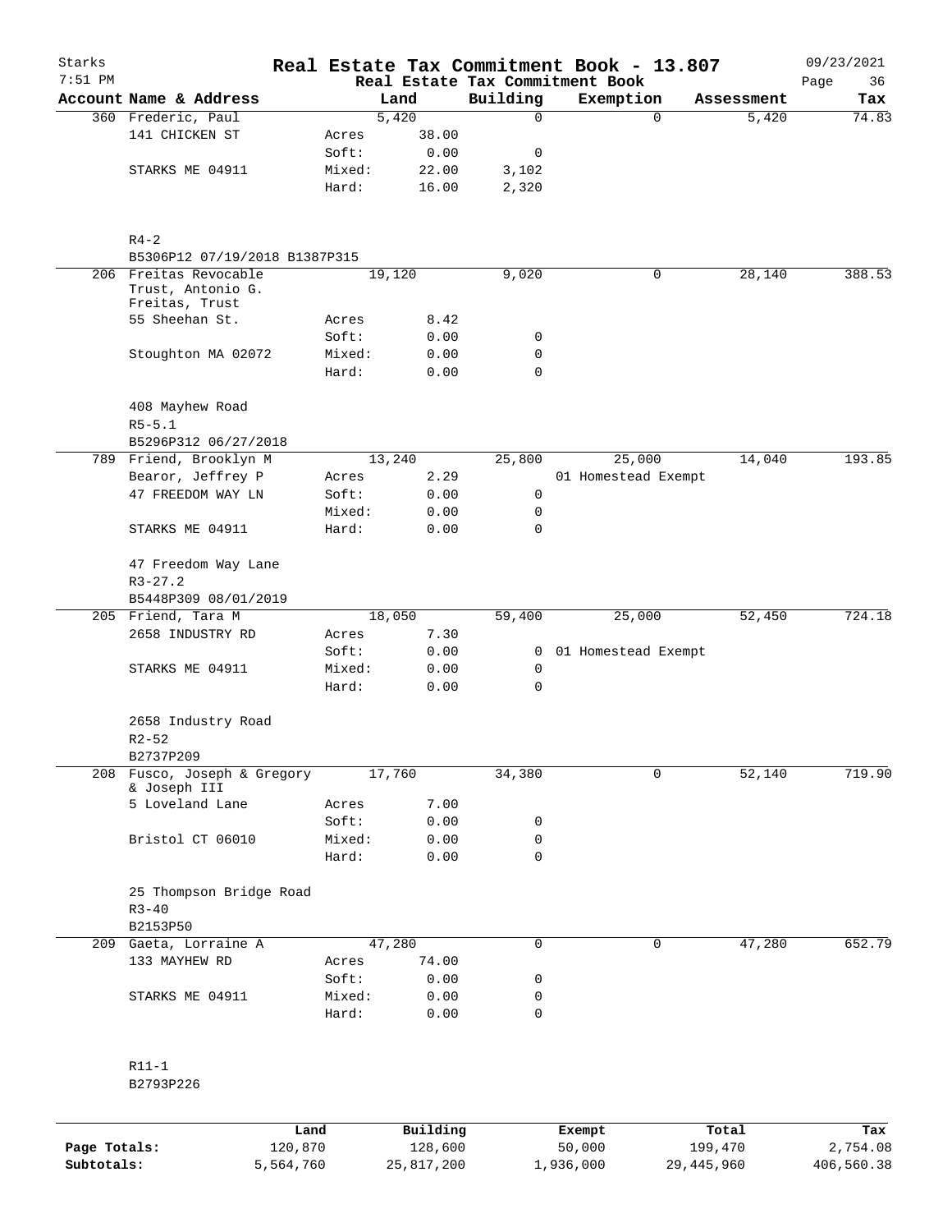# Starks — Real Estate Tax Commitment Book - 13.807

7:51 PM — Real Estate Tax Commitment Book — 09/23/2021

| Account Name & Address | | Land | Building | Exemption | Assessment | Tax |
|---|---|---|---|---|---|---|
| 360 Frederic, Paul | | 5,420 | 0 | 0 | 5,420 | 74.83 |
| 141 CHICKEN ST | Acres | 38.00 | | | | |
| | Soft: | 0.00 | 0 | | | |
| STARKS ME 04911 | Mixed: | 22.00 | 3,102 | | | |
| | Hard: | 16.00 | 2,320 | | | |
| R4-2 | | | | | | |
| B5306P12 07/19/2018 B1387P315 | | | | | | |
| 206 Freitas Revocable Trust, Antonio G. Freitas, Trust | | 19,120 | 9,020 | 0 | 28,140 | 388.53 |
| 55 Sheehan St. | Acres | 8.42 | | | | |
| | Soft: | 0.00 | 0 | | | |
| Stoughton MA 02072 | Mixed: | 0.00 | 0 | | | |
| | Hard: | 0.00 | 0 | | | |
| 408 Mayhew Road | | | | | | |
| R5-5.1 | | | | | | |
| B5296P312 06/27/2018 | | | | | | |
| 789 Friend, Brooklyn M | | 13,240 | 25,800 | 25,000 | 14,040 | 193.85 |
| Bearor, Jeffrey P | Acres | 2.29 | | 01 Homestead Exempt | | |
| 47 FREEDOM WAY LN | Soft: | 0.00 | 0 | | | |
| | Mixed: | 0.00 | 0 | | | |
| STARKS ME 04911 | Hard: | 0.00 | 0 | | | |
| 47 Freedom Way Lane | | | | | | |
| R3-27.2 | | | | | | |
| B5448P309 08/01/2019 | | | | | | |
| 205 Friend, Tara M | | 18,050 | 59,400 | 25,000 | 52,450 | 724.18 |
| 2658 INDUSTRY RD | Acres | 7.30 | | | | |
| | Soft: | 0.00 | 0 | 01 Homestead Exempt | | |
| STARKS ME 04911 | Mixed: | 0.00 | 0 | | | |
| | Hard: | 0.00 | 0 | | | |
| 2658 Industry Road | | | | | | |
| R2-52 | | | | | | |
| B2737P209 | | | | | | |
| 208 Fusco, Joseph & Gregory & Joseph III | | 17,760 | 34,380 | 0 | 52,140 | 719.90 |
| 5 Loveland Lane | Acres | 7.00 | | | | |
| | Soft: | 0.00 | 0 | | | |
| Bristol CT 06010 | Mixed: | 0.00 | 0 | | | |
| | Hard: | 0.00 | 0 | | | |
| 25 Thompson Bridge Road | | | | | | |
| R3-40 | | | | | | |
| B2153P50 | | | | | | |
| 209 Gaeta, Lorraine A | | 47,280 | 0 | 0 | 47,280 | 652.79 |
| 133 MAYHEW RD | Acres | 74.00 | | | | |
| | Soft: | 0.00 | 0 | | | |
| STARKS ME 04911 | Mixed: | 0.00 | 0 | | | |
| | Hard: | 0.00 | 0 | | | |
| R11-1 | | | | | | |
| B2793P226 | | | | | | |

| | Land | Building | Exempt | Total | Tax |
|---|---|---|---|---|---|
| Page Totals: | 120,870 | 128,600 | 50,000 | 199,470 | 2,754.08 |
| Subtotals: | 5,564,760 | 25,817,200 | 1,936,000 | 29,445,960 | 406,560.38 |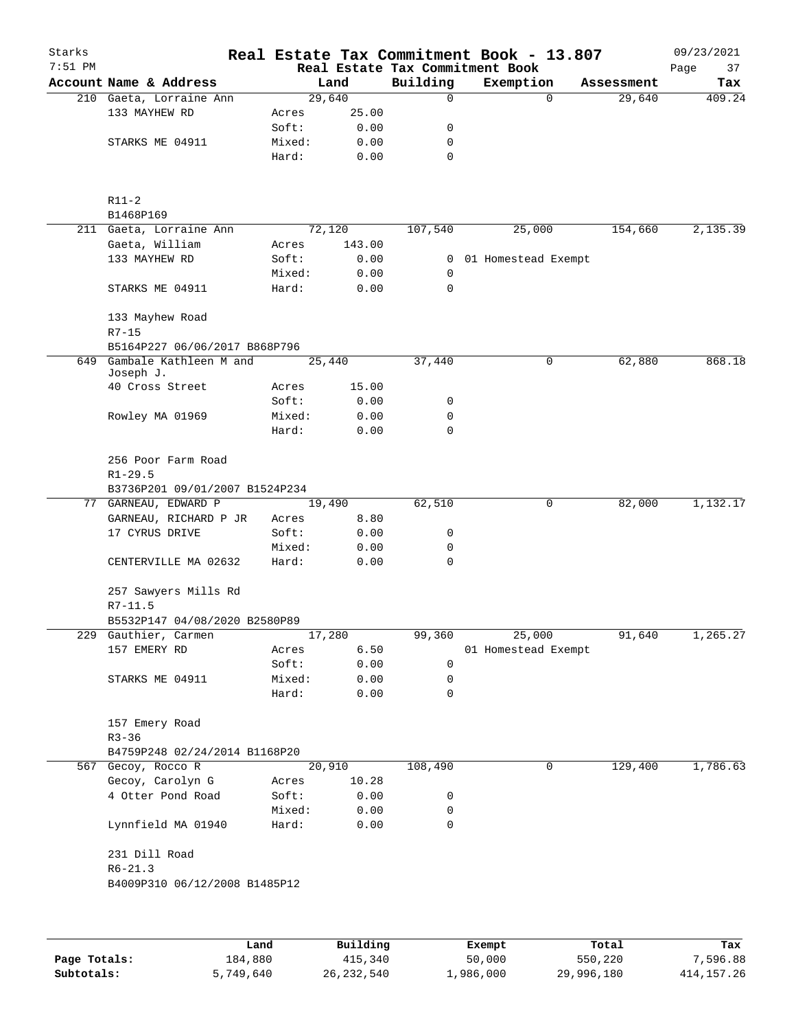# Real Estate Tax Commitment Book - 13.807

Starks 7:51 PM — Real Estate Tax Commitment Book — 09/23/2021

| Account Name & Address | Land | | Building | Exemption | Assessment | Tax |
|---|---|---|---|---|---|---|
| 210 Gaeta, Lorraine Ann | 29,640 | | 0 | 0 | 29,640 | 409.24 |
| 133 MAYHEW RD | Acres | 25.00 | | | | |
| | Soft: | 0.00 | 0 | | | |
| STARKS ME 04911 | Mixed: | 0.00 | 0 | | | |
| | Hard: | 0.00 | 0 | | | |
| R11-2 | | | | | | |
| B1468P169 | | | | | | |
| 211 Gaeta, Lorraine Ann | 72,120 | | 107,540 | 25,000 | 154,660 | 2,135.39 |
| Gaeta, William | Acres | 143.00 | | | | |
| 133 MAYHEW RD | Soft: | 0.00 | 0 | 01 Homestead Exempt | | |
| | Mixed: | 0.00 | 0 | | | |
| STARKS ME 04911 | Hard: | 0.00 | 0 | | | |
| 133 Mayhew Road | | | | | | |
| R7-15 | | | | | | |
| B5164P227 06/06/2017 B868P796 | | | | | | |
| 649 Gambale Kathleen M and Joseph J. | 25,440 | | 37,440 | 0 | 62,880 | 868.18 |
| 40 Cross Street | Acres | 15.00 | | | | |
| | Soft: | 0.00 | 0 | | | |
| Rowley MA 01969 | Mixed: | 0.00 | 0 | | | |
| | Hard: | 0.00 | 0 | | | |
| 256 Poor Farm Road | | | | | | |
| R1-29.5 | | | | | | |
| B3736P201 09/01/2007 B1524P234 | | | | | | |
| 77 GARNEAU, EDWARD P | 19,490 | | 62,510 | 0 | 82,000 | 1,132.17 |
| GARNEAU, RICHARD P JR | Acres | 8.80 | | | | |
| 17 CYRUS DRIVE | Soft: | 0.00 | 0 | | | |
| | Mixed: | 0.00 | 0 | | | |
| CENTERVILLE MA 02632 | Hard: | 0.00 | 0 | | | |
| 257 Sawyers Mills Rd | | | | | | |
| R7-11.5 | | | | | | |
| B5532P147 04/08/2020 B2580P89 | | | | | | |
| 229 Gauthier, Carmen | 17,280 | | 99,360 | 25,000 | 91,640 | 1,265.27 |
| 157 EMERY RD | Acres | 6.50 | | 01 Homestead Exempt | | |
| | Soft: | 0.00 | 0 | | | |
| STARKS ME 04911 | Mixed: | 0.00 | 0 | | | |
| | Hard: | 0.00 | 0 | | | |
| 157 Emery Road | | | | | | |
| R3-36 | | | | | | |
| B4759P248 02/24/2014 B1168P20 | | | | | | |
| 567 Gecoy, Rocco R | 20,910 | | 108,490 | 0 | 129,400 | 1,786.63 |
| Gecoy, Carolyn G | Acres | 10.28 | | | | |
| 4 Otter Pond Road | Soft: | 0.00 | 0 | | | |
| | Mixed: | 0.00 | 0 | | | |
| Lynnfield MA 01940 | Hard: | 0.00 | 0 | | | |
| 231 Dill Road | | | | | | |
| R6-21.3 | | | | | | |
| B4009P310 06/12/2008 B1485P12 | | | | | | |

| | Land | Building | Exempt | Total | Tax |
|---|---|---|---|---|---|
| Page Totals: | 184,880 | 415,340 | 50,000 | 550,220 | 7,596.88 |
| Subtotals: | 5,749,640 | 26,232,540 | 1,986,000 | 29,996,180 | 414,157.26 |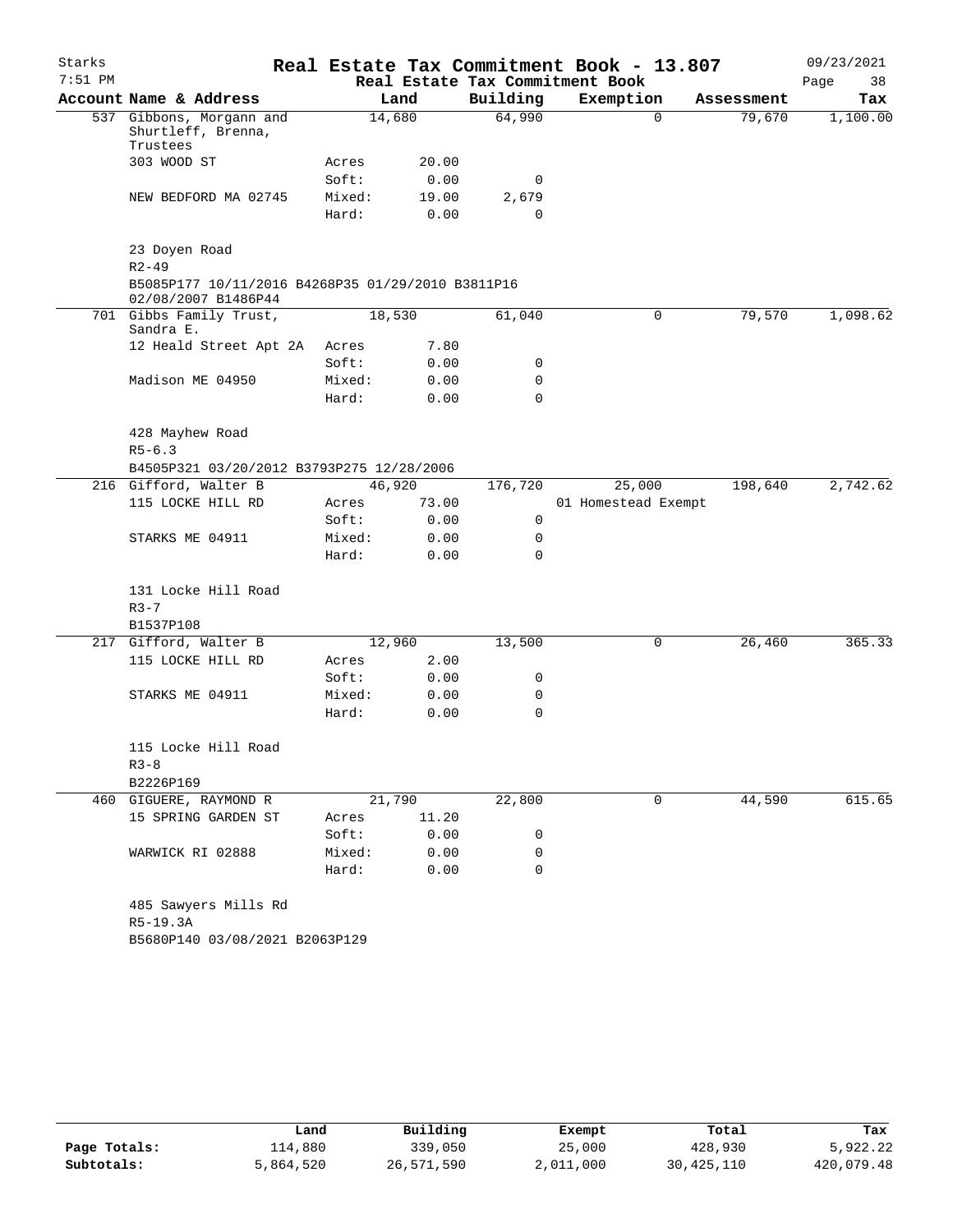# Real Estate Tax Commitment Book - 13.807

Starks 7:51 PM — Real Estate Tax Commitment Book — 09/23/2021

| Account Name & Address | | Land | Building | Exemption | Assessment | Tax |
|---|---|---|---|---|---|---|
| 537 Gibbons, Morgann and Shurtleff, Brenna, Trustees | | 14,680 | 64,990 | 0 | 79,670 | 1,100.00 |
| 303 WOOD ST | Acres | 20.00 | | | | |
| | Soft: | 0.00 | 0 | | | |
| NEW BEDFORD MA 02745 | Mixed: | 19.00 | 2,679 | | | |
| | Hard: | 0.00 | 0 | | | |
| 23 Doyen Road | | | | | | |
| R2-49 | | | | | | |
| B5085P177 10/11/2016 B4268P35 01/29/2010 B3811P16 02/08/2007 B1486P44 | | | | | | |
| 701 Gibbs Family Trust, Sandra E. | | 18,530 | 61,040 | 0 | 79,570 | 1,098.62 |
| 12 Heald Street Apt 2A | Acres | 7.80 | | | | |
| | Soft: | 0.00 | 0 | | | |
| Madison ME 04950 | Mixed: | 0.00 | 0 | | | |
| | Hard: | 0.00 | 0 | | | |
| 428 Mayhew Road | | | | | | |
| R5-6.3 | | | | | | |
| B4505P321 03/20/2012 B3793P275 12/28/2006 | | | | | | |
| 216 Gifford, Walter B | | 46,920 | 176,720 | 25,000 | 198,640 | 2,742.62 |
| 115 LOCKE HILL RD | Acres | 73.00 | | 01 Homestead Exempt | | |
| | Soft: | 0.00 | 0 | | | |
| STARKS ME 04911 | Mixed: | 0.00 | 0 | | | |
| | Hard: | 0.00 | 0 | | | |
| 131 Locke Hill Road | | | | | | |
| R3-7 | | | | | | |
| B1537P108 | | | | | | |
| 217 Gifford, Walter B | | 12,960 | 13,500 | 0 | 26,460 | 365.33 |
| 115 LOCKE HILL RD | Acres | 2.00 | | | | |
| | Soft: | 0.00 | 0 | | | |
| STARKS ME 04911 | Mixed: | 0.00 | 0 | | | |
| | Hard: | 0.00 | 0 | | | |
| 115 Locke Hill Road | | | | | | |
| R3-8 | | | | | | |
| B2226P169 | | | | | | |
| 460 GIGUERE, RAYMOND R | | 21,790 | 22,800 | 0 | 44,590 | 615.65 |
| 15 SPRING GARDEN ST | Acres | 11.20 | | | | |
| | Soft: | 0.00 | 0 | | | |
| WARWICK RI 02888 | Mixed: | 0.00 | 0 | | | |
| | Hard: | 0.00 | 0 | | | |
| 485 Sawyers Mills Rd | | | | | | |
| R5-19.3A | | | | | | |
| B5680P140 03/08/2021 B2063P129 | | | | | | |

| | Land | Building | Exempt | Total | Tax |
|---|---|---|---|---|---|
| Page Totals: | 114,880 | 339,050 | 25,000 | 428,930 | 5,922.22 |
| Subtotals: | 5,864,520 | 26,571,590 | 2,011,000 | 30,425,110 | 420,079.48 |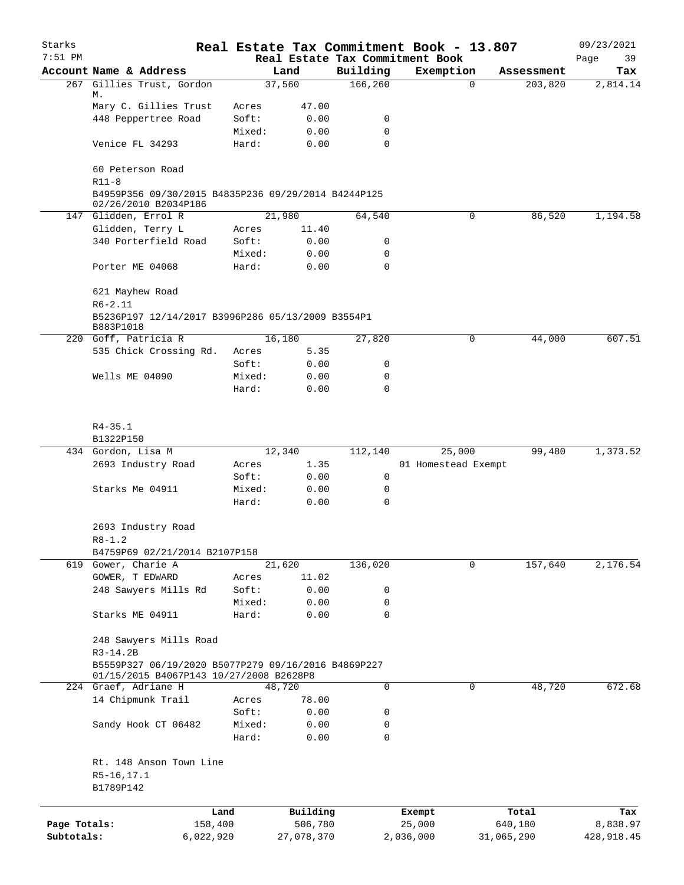# Real Estate Tax Commitment Book - 13.807

Starks
7:51 PM

Real Estate Tax Commitment Book

09/23/2021

| Account | Name & Address | | Land | Building | Exemption | Assessment | Tax |
|---|---|---|---|---|---|---|---|
| 267 | Gillies Trust, Gordon M. | | 37,560 | 166,260 | 0 | 203,820 | 2,814.14 |
| | Mary C. Gillies Trust | Acres | 47.00 | | | | |
| | 448 Peppertree Road | Soft: | 0.00 | 0 | | | |
| | | Mixed: | 0.00 | 0 | | | |
| | Venice FL 34293 | Hard: | 0.00 | 0 | | | |
| | 60 Peterson Road | | | | | | |
| | R11-8 | | | | | | |
| | B4959P356 09/30/2015 B4835P236 09/29/2014 B4244P125 02/26/2010 B2034P186 | | | | | | |
| 147 | Glidden, Errol R | | 21,980 | 64,540 | 0 | 86,520 | 1,194.58 |
| | Glidden, Terry L | Acres | 11.40 | | | | |
| | 340 Porterfield Road | Soft: | 0.00 | 0 | | | |
| | | Mixed: | 0.00 | 0 | | | |
| | Porter ME 04068 | Hard: | 0.00 | 0 | | | |
| | 621 Mayhew Road | | | | | | |
| | R6-2.11 | | | | | | |
| | B5236P197 12/14/2017 B3996P286 05/13/2009 B3554P1 B883P1018 | | | | | | |
| 220 | Goff, Patricia R | | 16,180 | 27,820 | 0 | 44,000 | 607.51 |
| | 535 Chick Crossing Rd. | Acres | 5.35 | | | | |
| | | Soft: | 0.00 | 0 | | | |
| | Wells ME 04090 | Mixed: | 0.00 | 0 | | | |
| | | Hard: | 0.00 | 0 | | | |
| | R4-35.1 | | | | | | |
| | B1322P150 | | | | | | |
| 434 | Gordon, Lisa M | | 12,340 | 112,140 | 25,000 | 99,480 | 1,373.52 |
| | 2693 Industry Road | Acres | 1.35 | | 01 Homestead Exempt | | |
| | | Soft: | 0.00 | 0 | | | |
| | Starks Me 04911 | Mixed: | 0.00 | 0 | | | |
| | | Hard: | 0.00 | 0 | | | |
| | 2693 Industry Road | | | | | | |
| | R8-1.2 | | | | | | |
| | B4759P69 02/21/2014 B2107P158 | | | | | | |
| 619 | Gower, Charie A | | 21,620 | 136,020 | 0 | 157,640 | 2,176.54 |
| | GOWER, T EDWARD | Acres | 11.02 | | | | |
| | 248 Sawyers Mills Rd | Soft: | 0.00 | 0 | | | |
| | | Mixed: | 0.00 | 0 | | | |
| | Starks ME 04911 | Hard: | 0.00 | 0 | | | |
| | 248 Sawyers Mills Road | | | | | | |
| | R3-14.2B | | | | | | |
| | B5559P327 06/19/2020 B5077P279 09/16/2016 B4869P227 01/15/2015 B4067P143 10/27/2008 B2628P8 | | | | | | |
| 224 | Graef, Adriane H | | 48,720 | 0 | 0 | 48,720 | 672.68 |
| | 14 Chipmunk Trail | Acres | 78.00 | | | | |
| | | Soft: | 0.00 | 0 | | | |
| | Sandy Hook CT 06482 | Mixed: | 0.00 | 0 | | | |
| | | Hard: | 0.00 | 0 | | | |
| | Rt. 148 Anson Town Line | | | | | | |
| | R5-16,17.1 | | | | | | |
| | B1789P142 | | | | | | |

| | Land | Building | Exempt | Total | Tax |
|---|---|---|---|---|---|
| Page Totals: | 158,400 | 506,780 | 25,000 | 640,180 | 8,838.97 |
| Subtotals: | 6,022,920 | 27,078,370 | 2,036,000 | 31,065,290 | 428,918.45 |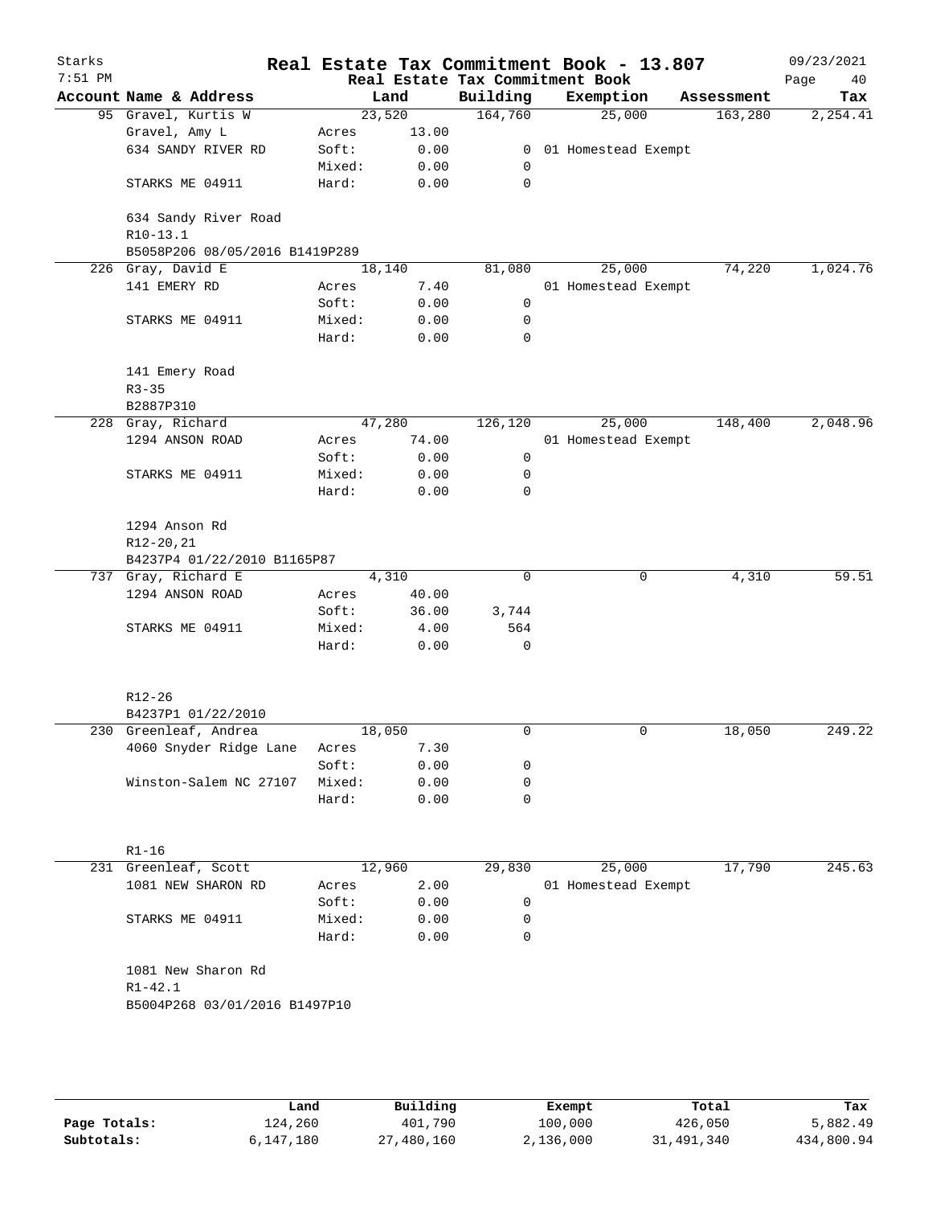# Real Estate Tax Commitment Book - 13.807

Starks 7:51 PM — 09/23/2021

Real Estate Tax Commitment Book

| Account Name & Address | | Land | Building | Exemption | Assessment | Tax |
|---|---|---|---|---|---|---|
| 95 Gravel, Kurtis W | | 23,520 | 164,760 | 25,000 | 163,280 | 2,254.41 |
| Gravel, Amy L | Acres | 13.00 | | | | |
| 634 SANDY RIVER RD | Soft: | 0.00 | 0 | 01 Homestead Exempt | | |
| | Mixed: | 0.00 | 0 | | | |
| STARKS ME 04911 | Hard: | 0.00 | 0 | | | |
| 634 Sandy River Road | | | | | | |
| R10-13.1 | | | | | | |
| B5058P206 08/05/2016 B1419P289 | | | | | | |
| 226 Gray, David E | | 18,140 | 81,080 | 25,000 | 74,220 | 1,024.76 |
| 141 EMERY RD | Acres | 7.40 | | 01 Homestead Exempt | | |
| | Soft: | 0.00 | 0 | | | |
| STARKS ME 04911 | Mixed: | 0.00 | 0 | | | |
| | Hard: | 0.00 | 0 | | | |
| 141 Emery Road | | | | | | |
| R3-35 | | | | | | |
| B2887P310 | | | | | | |
| 228 Gray, Richard | | 47,280 | 126,120 | 25,000 | 148,400 | 2,048.96 |
| 1294 ANSON ROAD | Acres | 74.00 | | 01 Homestead Exempt | | |
| | Soft: | 0.00 | 0 | | | |
| STARKS ME 04911 | Mixed: | 0.00 | 0 | | | |
| | Hard: | 0.00 | 0 | | | |
| 1294 Anson Rd | | | | | | |
| R12-20,21 | | | | | | |
| B4237P4 01/22/2010 B1165P87 | | | | | | |
| 737 Gray, Richard E | | 4,310 | 0 | 0 | 4,310 | 59.51 |
| 1294 ANSON ROAD | Acres | 40.00 | | | | |
| | Soft: | 36.00 | 3,744 | | | |
| STARKS ME 04911 | Mixed: | 4.00 | 564 | | | |
| | Hard: | 0.00 | 0 | | | |
| R12-26 | | | | | | |
| B4237P1 01/22/2010 | | | | | | |
| 230 Greenleaf, Andrea | | 18,050 | 0 | 0 | 18,050 | 249.22 |
| 4060 Snyder Ridge Lane | Acres | 7.30 | | | | |
| | Soft: | 0.00 | 0 | | | |
| Winston-Salem NC 27107 | Mixed: | 0.00 | 0 | | | |
| | Hard: | 0.00 | 0 | | | |
| R1-16 | | | | | | |
| 231 Greenleaf, Scott | | 12,960 | 29,830 | 25,000 | 17,790 | 245.63 |
| 1081 NEW SHARON RD | Acres | 2.00 | | 01 Homestead Exempt | | |
| | Soft: | 0.00 | 0 | | | |
| STARKS ME 04911 | Mixed: | 0.00 | 0 | | | |
| | Hard: | 0.00 | 0 | | | |
| 1081 New Sharon Rd | | | | | | |
| R1-42.1 | | | | | | |
| B5004P268 03/01/2016 B1497P10 | | | | | | |

| | Land | Building | Exempt | Total | Tax |
|---|---|---|---|---|---|
| Page Totals: | 124,260 | 401,790 | 100,000 | 426,050 | 5,882.49 |
| Subtotals: | 6,147,180 | 27,480,160 | 2,136,000 | 31,491,340 | 434,800.94 |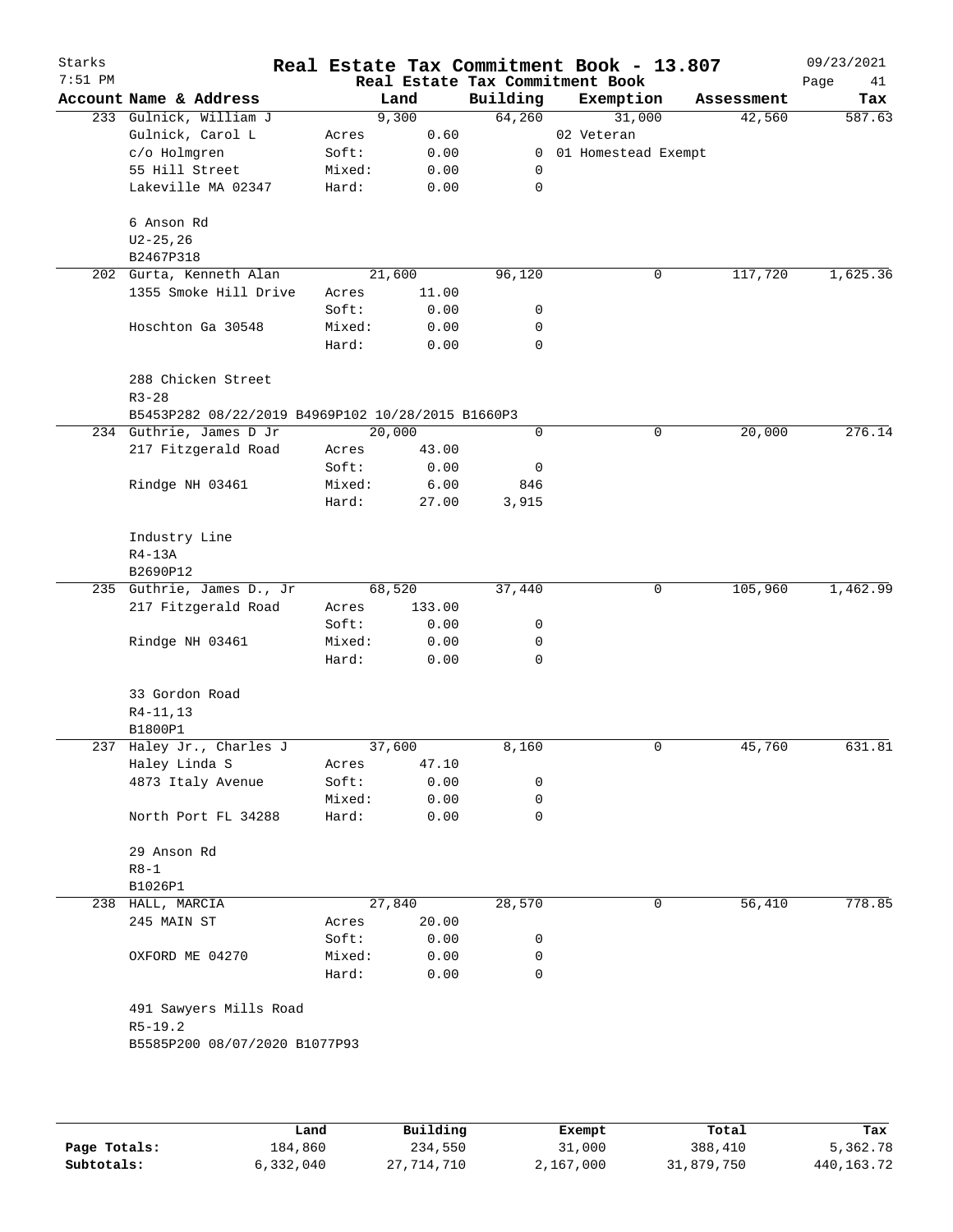Starks — Real Estate Tax Commitment Book - 13.807 — 09/23/2021

7:51 PM — Real Estate Tax Commitment Book

| Account Name & Address | | Land | Building | Exemption | Assessment | Tax |
|---|---|---|---|---|---|---|
| 233 Gulnick, William J | | 9,300 | 64,260 | 31,000 | 42,560 | 587.63 |
| Gulnick, Carol L | Acres | 0.60 | | 02 Veteran | | |
| c/o Holmgren | Soft: | 0.00 | 0 | 01 Homestead Exempt | | |
| 55 Hill Street | Mixed: | 0.00 | 0 | | | |
| Lakeville MA 02347 | Hard: | 0.00 | 0 | | | |
| 6 Anson Rd | | | | | | |
| U2-25,26 | | | | | | |
| B2467P318 | | | | | | |
| 202 Gurta, Kenneth Alan | | 21,600 | 96,120 | 0 | 117,720 | 1,625.36 |
| 1355 Smoke Hill Drive | Acres | 11.00 | | | | |
| | Soft: | 0.00 | 0 | | | |
| Hoschton Ga 30548 | Mixed: | 0.00 | 0 | | | |
| | Hard: | 0.00 | 0 | | | |
| 288 Chicken Street | | | | | | |
| R3-28 | | | | | | |
| B5453P282 08/22/2019 B4969P102 10/28/2015 B1660P3 | | | | | | |
| 234 Guthrie, James D Jr | | 20,000 | 0 | 0 | 20,000 | 276.14 |
| 217 Fitzgerald Road | Acres | 43.00 | | | | |
| | Soft: | 0.00 | 0 | | | |
| Rindge NH 03461 | Mixed: | 6.00 | 846 | | | |
| | Hard: | 27.00 | 3,915 | | | |
| Industry Line | | | | | | |
| R4-13A | | | | | | |
| B2690P12 | | | | | | |
| 235 Guthrie, James D., Jr | | 68,520 | 37,440 | 0 | 105,960 | 1,462.99 |
| 217 Fitzgerald Road | Acres | 133.00 | | | | |
| | Soft: | 0.00 | 0 | | | |
| Rindge NH 03461 | Mixed: | 0.00 | 0 | | | |
| | Hard: | 0.00 | 0 | | | |
| 33 Gordon Road | | | | | | |
| R4-11,13 | | | | | | |
| B1800P1 | | | | | | |
| 237 Haley Jr., Charles J | | 37,600 | 8,160 | 0 | 45,760 | 631.81 |
| Haley Linda S | Acres | 47.10 | | | | |
| 4873 Italy Avenue | Soft: | 0.00 | 0 | | | |
| | Mixed: | 0.00 | 0 | | | |
| North Port FL 34288 | Hard: | 0.00 | 0 | | | |
| 29 Anson Rd | | | | | | |
| R8-1 | | | | | | |
| B1026P1 | | | | | | |
| 238 HALL, MARCIA | | 27,840 | 28,570 | 0 | 56,410 | 778.85 |
| 245 MAIN ST | Acres | 20.00 | | | | |
| | Soft: | 0.00 | 0 | | | |
| OXFORD ME 04270 | Mixed: | 0.00 | 0 | | | |
| | Hard: | 0.00 | 0 | | | |
| 491 Sawyers Mills Road | | | | | | |
| R5-19.2 | | | | | | |
| B5585P200 08/07/2020 B1077P93 | | | | | | |

| | Land | Building | Exempt | Total | Tax |
|---|---|---|---|---|---|
| Page Totals: | 184,860 | 234,550 | 31,000 | 388,410 | 5,362.78 |
| Subtotals: | 6,332,040 | 27,714,710 | 2,167,000 | 31,879,750 | 440,163.72 |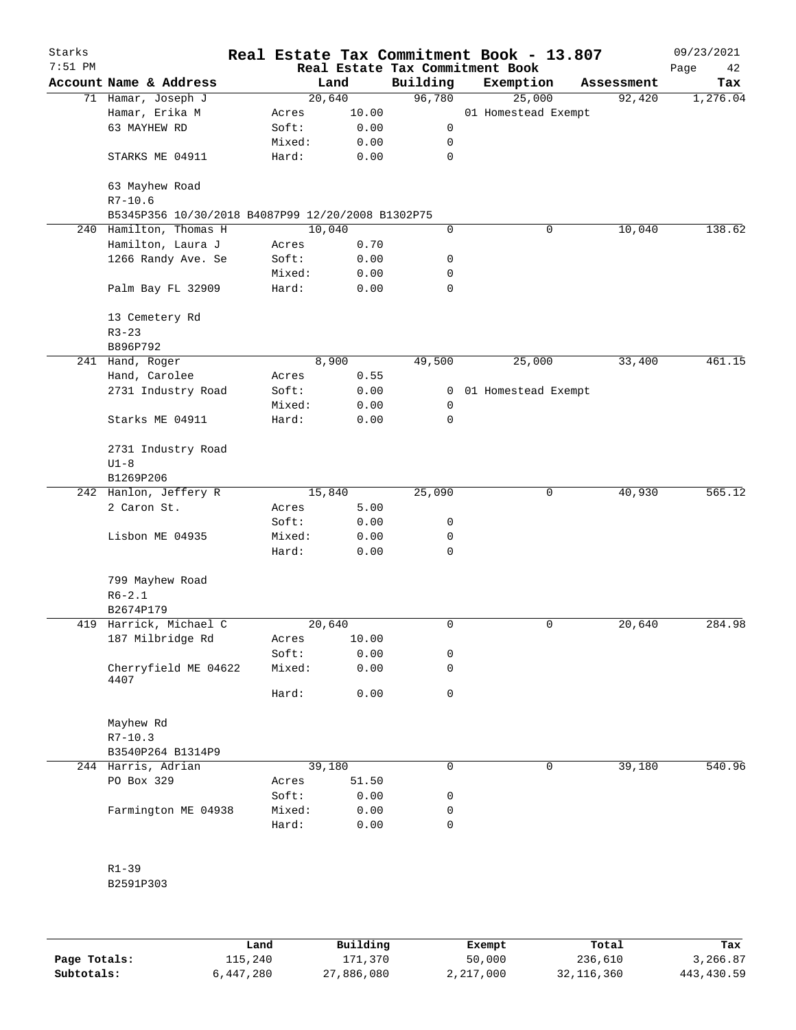# Real Estate Tax Commitment Book - 13.807

Starks 7:51 PM — Real Estate Tax Commitment Book — 09/23/2021

| Account Name & Address | Land | | Building | Exemption | Assessment | Tax |
|---|---|---|---|---|---|---|
| 71 Hamar, Joseph J | 20,640 | | 96,780 | 25,000 | 92,420 | 1,276.04 |
| Hamar, Erika M | Acres | 10.00 | | 01 Homestead Exempt | | |
| 63 MAYHEW RD | Soft: | 0.00 | 0 | | | |
| | Mixed: | 0.00 | 0 | | | |
| STARKS ME 04911 | Hard: | 0.00 | 0 | | | |
| 63 Mayhew Road | | | | | | |
| R7-10.6 | | | | | | |
| B5345P356 10/30/2018 B4087P99 12/20/2008 B1302P75 | | | | | | |
| 240 Hamilton, Thomas H | 10,040 | | 0 | 0 | 10,040 | 138.62 |
| Hamilton, Laura J | Acres | 0.70 | | | | |
| 1266 Randy Ave. Se | Soft: | 0.00 | 0 | | | |
| | Mixed: | 0.00 | 0 | | | |
| Palm Bay FL 32909 | Hard: | 0.00 | 0 | | | |
| 13 Cemetery Rd | | | | | | |
| R3-23 | | | | | | |
| B896P792 | | | | | | |
| 241 Hand, Roger | 8,900 | | 49,500 | 25,000 | 33,400 | 461.15 |
| Hand, Carolee | Acres | 0.55 | | | | |
| 2731 Industry Road | Soft: | 0.00 | 0 | 01 Homestead Exempt | | |
| | Mixed: | 0.00 | 0 | | | |
| Starks ME 04911 | Hard: | 0.00 | 0 | | | |
| 2731 Industry Road | | | | | | |
| U1-8 | | | | | | |
| B1269P206 | | | | | | |
| 242 Hanlon, Jeffery R | 15,840 | | 25,090 | 0 | 40,930 | 565.12 |
| 2 Caron St. | Acres | 5.00 | | | | |
| | Soft: | 0.00 | 0 | | | |
| Lisbon ME 04935 | Mixed: | 0.00 | 0 | | | |
| | Hard: | 0.00 | 0 | | | |
| 799 Mayhew Road | | | | | | |
| R6-2.1 | | | | | | |
| B2674P179 | | | | | | |
| 419 Harrick, Michael C | 20,640 | | 0 | 0 | 20,640 | 284.98 |
| 187 Milbridge Rd | Acres | 10.00 | | | | |
| | Soft: | 0.00 | 0 | | | |
| Cherryfield ME 04622 4407 | Mixed: | 0.00 | 0 | | | |
| | Hard: | 0.00 | 0 | | | |
| Mayhew Rd | | | | | | |
| R7-10.3 | | | | | | |
| B3540P264 B1314P9 | | | | | | |
| 244 Harris, Adrian | 39,180 | | 0 | 0 | 39,180 | 540.96 |
| PO Box 329 | Acres | 51.50 | | | | |
| | Soft: | 0.00 | 0 | | | |
| Farmington ME 04938 | Mixed: | 0.00 | 0 | | | |
| | Hard: | 0.00 | 0 | | | |
| R1-39 | | | | | | |
| B2591P303 | | | | | | |

| | Land | Building | Exempt | Total | Tax |
|---|---|---|---|---|---|
| Page Totals: | 115,240 | 171,370 | 50,000 | 236,610 | 3,266.87 |
| Subtotals: | 6,447,280 | 27,886,080 | 2,217,000 | 32,116,360 | 443,430.59 |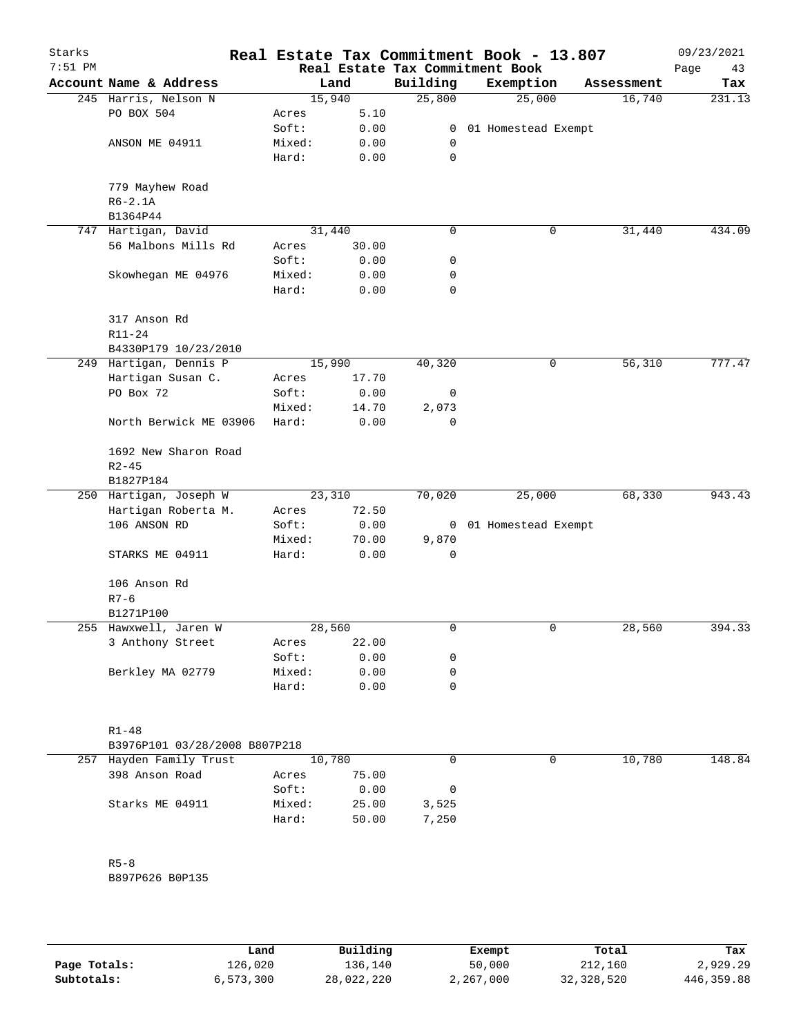# Real Estate Tax Commitment Book - 13.807

Starks 7:51 PM — Real Estate Tax Commitment Book — 09/23/2021

| Account Name & Address | | Land | Building | Exemption | Assessment | Tax |
|---|---|---|---|---|---|---|
| 245 Harris, Nelson N | | 15,940 | 25,800 | 25,000 | 16,740 | 231.13 |
| PO BOX 504 | Acres | 5.10 | | | | |
| | Soft: | 0.00 | 0 | 01 Homestead Exempt | | |
| ANSON ME 04911 | Mixed: | 0.00 | 0 | | | |
| | Hard: | 0.00 | 0 | | | |
| 779 Mayhew Road | | | | | | |
| R6-2.1A | | | | | | |
| B1364P44 | | | | | | |
| 747 Hartigan, David | | 31,440 | 0 | 0 | 31,440 | 434.09 |
| 56 Malbons Mills Rd | Acres | 30.00 | | | | |
| | Soft: | 0.00 | 0 | | | |
| Skowhegan ME 04976 | Mixed: | 0.00 | 0 | | | |
| | Hard: | 0.00 | 0 | | | |
| 317 Anson Rd | | | | | | |
| R11-24 | | | | | | |
| B4330P179 10/23/2010 | | | | | | |
| 249 Hartigan, Dennis P | | 15,990 | 40,320 | 0 | 56,310 | 777.47 |
| Hartigan Susan C. | Acres | 17.70 | | | | |
| PO Box 72 | Soft: | 0.00 | 0 | | | |
| | Mixed: | 14.70 | 2,073 | | | |
| North Berwick ME 03906 | Hard: | 0.00 | 0 | | | |
| 1692 New Sharon Road | | | | | | |
| R2-45 | | | | | | |
| B1827P184 | | | | | | |
| 250 Hartigan, Joseph W | | 23,310 | 70,020 | 25,000 | 68,330 | 943.43 |
| Hartigan Roberta M. | Acres | 72.50 | | | | |
| 106 ANSON RD | Soft: | 0.00 | 0 | 01 Homestead Exempt | | |
| | Mixed: | 70.00 | 9,870 | | | |
| STARKS ME 04911 | Hard: | 0.00 | 0 | | | |
| 106 Anson Rd | | | | | | |
| R7-6 | | | | | | |
| B1271P100 | | | | | | |
| 255 Hawxwell, Jaren W | | 28,560 | 0 | 0 | 28,560 | 394.33 |
| 3 Anthony Street | Acres | 22.00 | | | | |
| | Soft: | 0.00 | 0 | | | |
| Berkley MA 02779 | Mixed: | 0.00 | 0 | | | |
| | Hard: | 0.00 | 0 | | | |
| R1-48 | | | | | | |
| B3976P101 03/28/2008 B807P218 | | | | | | |
| 257 Hayden Family Trust | | 10,780 | 0 | 0 | 10,780 | 148.84 |
| 398 Anson Road | Acres | 75.00 | | | | |
| | Soft: | 0.00 | 0 | | | |
| Starks ME 04911 | Mixed: | 25.00 | 3,525 | | | |
| | Hard: | 50.00 | 7,250 | | | |
| R5-8 | | | | | | |
| B897P626 B0P135 | | | | | | |

| | Land | Building | Exempt | Total | Tax |
|---|---|---|---|---|---|
| Page Totals: | 126,020 | 136,140 | 50,000 | 212,160 | 2,929.29 |
| Subtotals: | 6,573,300 | 28,022,220 | 2,267,000 | 32,328,520 | 446,359.88 |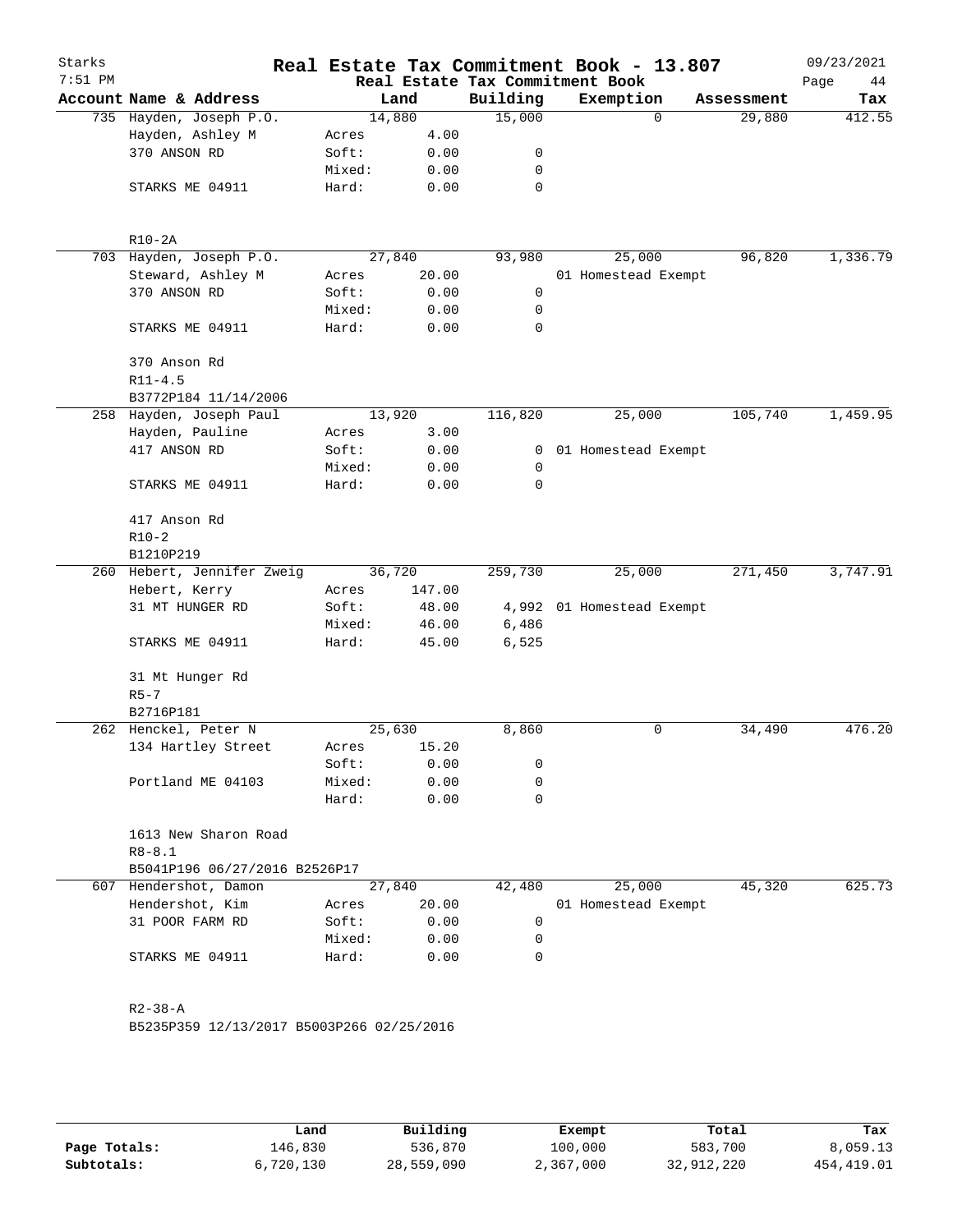# Real Estate Tax Commitment Book - 13.807

Starks
7:51 PM
09/23/2021

## Real Estate Tax Commitment Book

| Account Name & Address | Land | | Building | Exemption | Assessment | Tax |
|---|---|---|---|---|---|---|
| 735 Hayden, Joseph P.O. | 14,880 | | 15,000 | 0 | 29,880 | 412.55 |
| Hayden, Ashley M | Acres | 4.00 | | | | |
| 370 ANSON RD | Soft: | 0.00 | 0 | | | |
| | Mixed: | 0.00 | 0 | | | |
| STARKS ME 04911 | Hard: | 0.00 | 0 | | | |
| R10-2A | | | | | | |
| 703 Hayden, Joseph P.O. | 27,840 | | 93,980 | 25,000 | 96,820 | 1,336.79 |
| Steward, Ashley M | Acres | 20.00 | | 01 Homestead Exempt | | |
| 370 ANSON RD | Soft: | 0.00 | 0 | | | |
| | Mixed: | 0.00 | 0 | | | |
| STARKS ME 04911 | Hard: | 0.00 | 0 | | | |
| 370 Anson Rd | | | | | | |
| R11-4.5 | | | | | | |
| B3772P184 11/14/2006 | | | | | | |
| 258 Hayden, Joseph Paul | 13,920 | | 116,820 | 25,000 | 105,740 | 1,459.95 |
| Hayden, Pauline | Acres | 3.00 | | | | |
| 417 ANSON RD | Soft: | 0.00 | 0 | 01 Homestead Exempt | | |
| | Mixed: | 0.00 | 0 | | | |
| STARKS ME 04911 | Hard: | 0.00 | 0 | | | |
| 417 Anson Rd | | | | | | |
| R10-2 | | | | | | |
| B1210P219 | | | | | | |
| 260 Hebert, Jennifer Zweig | 36,720 | | 259,730 | 25,000 | 271,450 | 3,747.91 |
| Hebert, Kerry | Acres | 147.00 | | | | |
| 31 MT HUNGER RD | Soft: | 48.00 | 4,992 | 01 Homestead Exempt | | |
| | Mixed: | 46.00 | 6,486 | | | |
| STARKS ME 04911 | Hard: | 45.00 | 6,525 | | | |
| 31 Mt Hunger Rd | | | | | | |
| R5-7 | | | | | | |
| B2716P181 | | | | | | |
| 262 Henckel, Peter N | 25,630 | | 8,860 | 0 | 34,490 | 476.20 |
| 134 Hartley Street | Acres | 15.20 | | | | |
| | Soft: | 0.00 | 0 | | | |
| Portland ME 04103 | Mixed: | 0.00 | 0 | | | |
| | Hard: | 0.00 | 0 | | | |
| 1613 New Sharon Road | | | | | | |
| R8-8.1 | | | | | | |
| B5041P196 06/27/2016 B2526P17 | | | | | | |
| 607 Hendershot, Damon | 27,840 | | 42,480 | 25,000 | 45,320 | 625.73 |
| Hendershot, Kim | Acres | 20.00 | | 01 Homestead Exempt | | |
| 31 POOR FARM RD | Soft: | 0.00 | 0 | | | |
| | Mixed: | 0.00 | 0 | | | |
| STARKS ME 04911 | Hard: | 0.00 | 0 | | | |
| R2-38-A | | | | | | |
| B5235P359 12/13/2017 B5003P266 02/25/2016 | | | | | | |

| | Land | Building | Exempt | Total | Tax |
|---|---|---|---|---|---|
| Page Totals: | 146,830 | 536,870 | 100,000 | 583,700 | 8,059.13 |
| Subtotals: | 6,720,130 | 28,559,090 | 2,367,000 | 32,912,220 | 454,419.01 |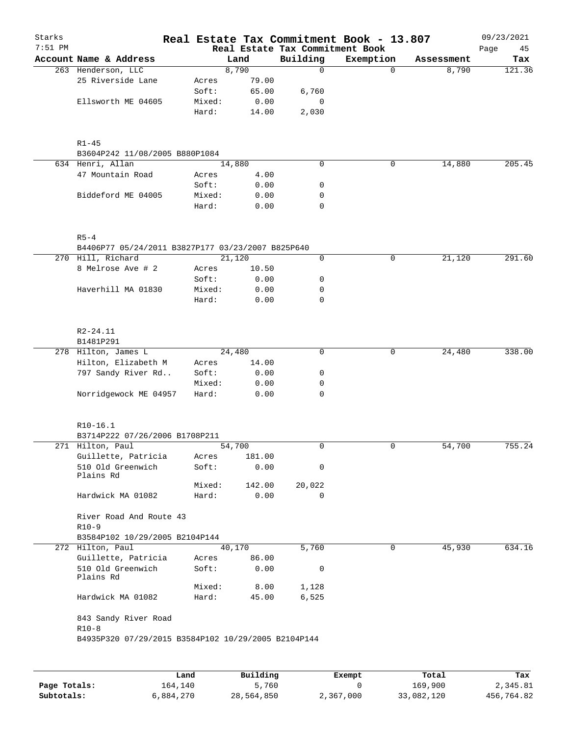# Real Estate Tax Commitment Book - 13.807

Starks 09/23/2021
7:51 PM

## Real Estate Tax Commitment Book

| Account Name & Address | | Land | Building | Exemption | Assessment | Tax |
|---|---|---|---|---|---|---|
| 263 Henderson, LLC | | 8,790 | 0 | 0 | 8,790 | 121.36 |
| 25 Riverside Lane | Acres | 79.00 | | | | |
| | Soft: | 65.00 | 6,760 | | | |
| Ellsworth ME 04605 | Mixed: | 0.00 | 0 | | | |
| | Hard: | 14.00 | 2,030 | | | |
| R1-45 | | | | | | |
| B3604P242 11/08/2005 B880P1084 | | | | | | |
| 634 Henri, Allan | | 14,880 | 0 | 0 | 14,880 | 205.45 |
| 47 Mountain Road | Acres | 4.00 | | | | |
| | Soft: | 0.00 | 0 | | | |
| Biddeford ME 04005 | Mixed: | 0.00 | 0 | | | |
| | Hard: | 0.00 | 0 | | | |
| R5-4 | | | | | | |
| B4406P77 05/24/2011 B3827P177 03/23/2007 B825P640 | | | | | | |
| 270 Hill, Richard | | 21,120 | 0 | 0 | 21,120 | 291.60 |
| 8 Melrose Ave # 2 | Acres | 10.50 | | | | |
| | Soft: | 0.00 | 0 | | | |
| Haverhill MA 01830 | Mixed: | 0.00 | 0 | | | |
| | Hard: | 0.00 | 0 | | | |
| R2-24.11 | | | | | | |
| B1481P291 | | | | | | |
| 278 Hilton, James L | | 24,480 | 0 | 0 | 24,480 | 338.00 |
| Hilton, Elizabeth M | Acres | 14.00 | | | | |
| 797 Sandy River Rd.. | Soft: | 0.00 | 0 | | | |
| | Mixed: | 0.00 | 0 | | | |
| Norridgewock ME 04957 | Hard: | 0.00 | 0 | | | |
| R10-16.1 | | | | | | |
| B3714P222 07/26/2006 B1708P211 | | | | | | |
| 271 Hilton, Paul | | 54,700 | 0 | 0 | 54,700 | 755.24 |
| Guillette, Patricia | Acres | 181.00 | | | | |
| 510 Old Greenwich Plains Rd | Soft: | 0.00 | 0 | | | |
| | Mixed: | 142.00 | 20,022 | | | |
| Hardwick MA 01082 | Hard: | 0.00 | 0 | | | |
| River Road And Route 43 | | | | | | |
| R10-9 | | | | | | |
| B3584P102 10/29/2005 B2104P144 | | | | | | |
| 272 Hilton, Paul | | 40,170 | 5,760 | 0 | 45,930 | 634.16 |
| Guillette, Patricia | Acres | 86.00 | | | | |
| 510 Old Greenwich Plains Rd | Soft: | 0.00 | 0 | | | |
| | Mixed: | 8.00 | 1,128 | | | |
| Hardwick MA 01082 | Hard: | 45.00 | 6,525 | | | |
| 843 Sandy River Road | | | | | | |
| R10-8 | | | | | | |
| B4935P320 07/29/2015 B3584P102 10/29/2005 B2104P144 | | | | | | |

| | Land | Building | Exempt | Total | Tax |
|---|---|---|---|---|---|
| **Page Totals:** | 164,140 | 5,760 | 0 | 169,900 | 2,345.81 |
| **Subtotals:** | 6,884,270 | 28,564,850 | 2,367,000 | 33,082,120 | 456,764.82 |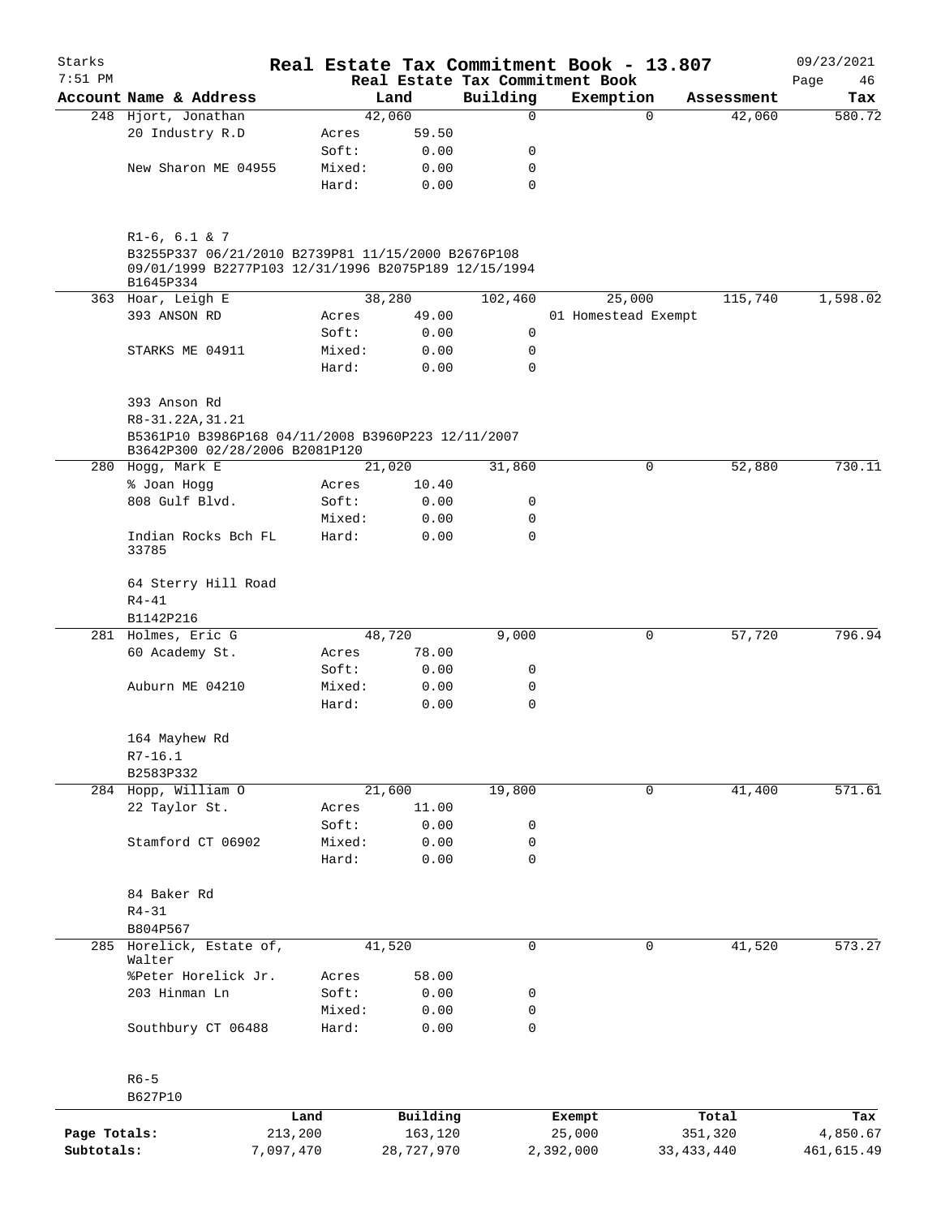# Real Estate Tax Commitment Book - 13.807

Starks 7:51 PM — Real Estate Tax Commitment Book — 09/23/2021

| Account Name & Address | | Land | Building | Exemption | Assessment | Tax |
|---|---|---|---|---|---|---|
| 248 Hjort, Jonathan | | 42,060 | 0 | 0 | 42,060 | 580.72 |
| 20 Industry R.D | Acres | 59.50 | | | | |
| | Soft: | 0.00 | 0 | | | |
| New Sharon ME 04955 | Mixed: | 0.00 | 0 | | | |
| | Hard: | 0.00 | 0 | | | |
| R1-6, 6.1 & 7 | | | | | | |
| B3255P337 06/21/2010 B2739P81 11/15/2000 B2676P108 09/01/1999 B2277P103 12/31/1996 B2075P189 12/15/1994 B1645P334 | | | | | | |
| 363 Hoar, Leigh E | | 38,280 | 102,460 | 25,000 | 115,740 | 1,598.02 |
| 393 ANSON RD | Acres | 49.00 | | 01 Homestead Exempt | | |
| | Soft: | 0.00 | 0 | | | |
| STARKS ME 04911 | Mixed: | 0.00 | 0 | | | |
| | Hard: | 0.00 | 0 | | | |
| 393 Anson Rd | | | | | | |
| R8-31.22A,31.21 | | | | | | |
| B5361P10 B3986P168 04/11/2008 B3960P223 12/11/2007 B3642P300 02/28/2006 B2081P120 | | | | | | |
| 280 Hogg, Mark E | | 21,020 | 31,860 | 0 | 52,880 | 730.11 |
| % Joan Hogg | Acres | 10.40 | | | | |
| 808 Gulf Blvd. | Soft: | 0.00 | 0 | | | |
| | Mixed: | 0.00 | 0 | | | |
| Indian Rocks Bch FL 33785 | Hard: | 0.00 | 0 | | | |
| 64 Sterry Hill Road | | | | | | |
| R4-41 | | | | | | |
| B1142P216 | | | | | | |
| 281 Holmes, Eric G | | 48,720 | 9,000 | 0 | 57,720 | 796.94 |
| 60 Academy St. | Acres | 78.00 | | | | |
| | Soft: | 0.00 | 0 | | | |
| Auburn ME 04210 | Mixed: | 0.00 | 0 | | | |
| | Hard: | 0.00 | 0 | | | |
| 164 Mayhew Rd | | | | | | |
| R7-16.1 | | | | | | |
| B2583P332 | | | | | | |
| 284 Hopp, William O | | 21,600 | 19,800 | 0 | 41,400 | 571.61 |
| 22 Taylor St. | Acres | 11.00 | | | | |
| | Soft: | 0.00 | 0 | | | |
| Stamford CT 06902 | Mixed: | 0.00 | 0 | | | |
| | Hard: | 0.00 | 0 | | | |
| 84 Baker Rd | | | | | | |
| R4-31 | | | | | | |
| B804P567 | | | | | | |
| 285 Horelick, Estate of, Walter | | 41,520 | 0 | 0 | 41,520 | 573.27 |
| %Peter Horelick Jr. | Acres | 58.00 | | | | |
| 203 Hinman Ln | Soft: | 0.00 | 0 | | | |
| | Mixed: | 0.00 | 0 | | | |
| Southbury CT 06488 | Hard: | 0.00 | 0 | | | |
| R6-5 | | | | | | |
| B627P10 | | | | | | |

| | Land | Building | Exempt | Total | Tax |
|---|---|---|---|---|---|
| Page Totals: | 213,200 | 163,120 | 25,000 | 351,320 | 4,850.67 |
| Subtotals: | 7,097,470 | 28,727,970 | 2,392,000 | 33,433,440 | 461,615.49 |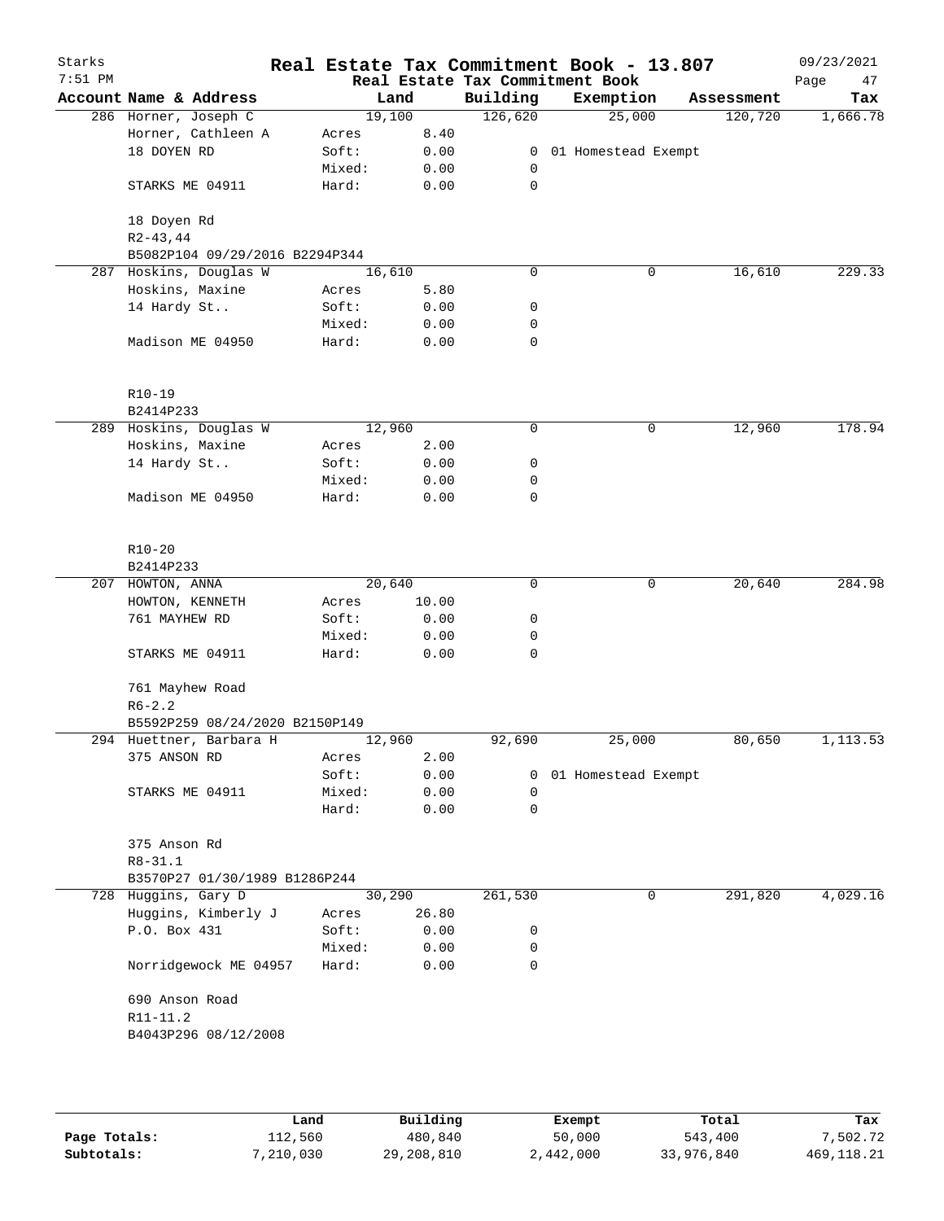# Starks

**Real Estate Tax Commitment Book - 13.807**

7:51 PM — Real Estate Tax Commitment Book — 09/23/2021

| Account Name & Address | Land | | Building | Exemption | Assessment | Tax |
|---|---|---|---|---|---|---|
| 286 Horner, Joseph C | 19,100 | | 126,620 | 25,000 | 120,720 | 1,666.78 |
| Horner, Cathleen A | Acres | 8.40 | | | | |
| 18 DOYEN RD | Soft: | 0.00 | 0 | 01 Homestead Exempt | | |
| | Mixed: | 0.00 | 0 | | | |
| STARKS ME 04911 | Hard: | 0.00 | 0 | | | |
| 18 Doyen Rd | | | | | | |
| R2-43,44 | | | | | | |
| B5082P104 09/29/2016 B2294P344 | | | | | | |
| 287 Hoskins, Douglas W | 16,610 | | 0 | 0 | 16,610 | 229.33 |
| Hoskins, Maxine | Acres | 5.80 | | | | |
| 14 Hardy St.. | Soft: | 0.00 | 0 | | | |
| | Mixed: | 0.00 | 0 | | | |
| Madison ME 04950 | Hard: | 0.00 | 0 | | | |
| R10-19 | | | | | | |
| B2414P233 | | | | | | |
| 289 Hoskins, Douglas W | 12,960 | | 0 | 0 | 12,960 | 178.94 |
| Hoskins, Maxine | Acres | 2.00 | | | | |
| 14 Hardy St.. | Soft: | 0.00 | 0 | | | |
| | Mixed: | 0.00 | 0 | | | |
| Madison ME 04950 | Hard: | 0.00 | 0 | | | |
| R10-20 | | | | | | |
| B2414P233 | | | | | | |
| 207 HOWTON, ANNA | 20,640 | | 0 | 0 | 20,640 | 284.98 |
| HOWTON, KENNETH | Acres | 10.00 | | | | |
| 761 MAYHEW RD | Soft: | 0.00 | 0 | | | |
| | Mixed: | 0.00 | 0 | | | |
| STARKS ME 04911 | Hard: | 0.00 | 0 | | | |
| 761 Mayhew Road | | | | | | |
| R6-2.2 | | | | | | |
| B5592P259 08/24/2020 B2150P149 | | | | | | |
| 294 Huettner, Barbara H | 12,960 | | 92,690 | 25,000 | 80,650 | 1,113.53 |
| 375 ANSON RD | Acres | 2.00 | | | | |
| | Soft: | 0.00 | 0 | 01 Homestead Exempt | | |
| STARKS ME 04911 | Mixed: | 0.00 | 0 | | | |
| | Hard: | 0.00 | 0 | | | |
| 375 Anson Rd | | | | | | |
| R8-31.1 | | | | | | |
| B3570P27 01/30/1989 B1286P244 | | | | | | |
| 728 Huggins, Gary D | 30,290 | | 261,530 | 0 | 291,820 | 4,029.16 |
| Huggins, Kimberly J | Acres | 26.80 | | | | |
| P.O. Box 431 | Soft: | 0.00 | 0 | | | |
| | Mixed: | 0.00 | 0 | | | |
| Norridgewock ME 04957 | Hard: | 0.00 | 0 | | | |
| 690 Anson Road | | | | | | |
| R11-11.2 | | | | | | |
| B4043P296 08/12/2008 | | | | | | |

| | Land | Building | Exempt | Total | Tax |
|---|---|---|---|---|---|
| **Page Totals:** | 112,560 | 480,840 | 50,000 | 543,400 | 7,502.72 |
| **Subtotals:** | 7,210,030 | 29,208,810 | 2,442,000 | 33,976,840 | 469,118.21 |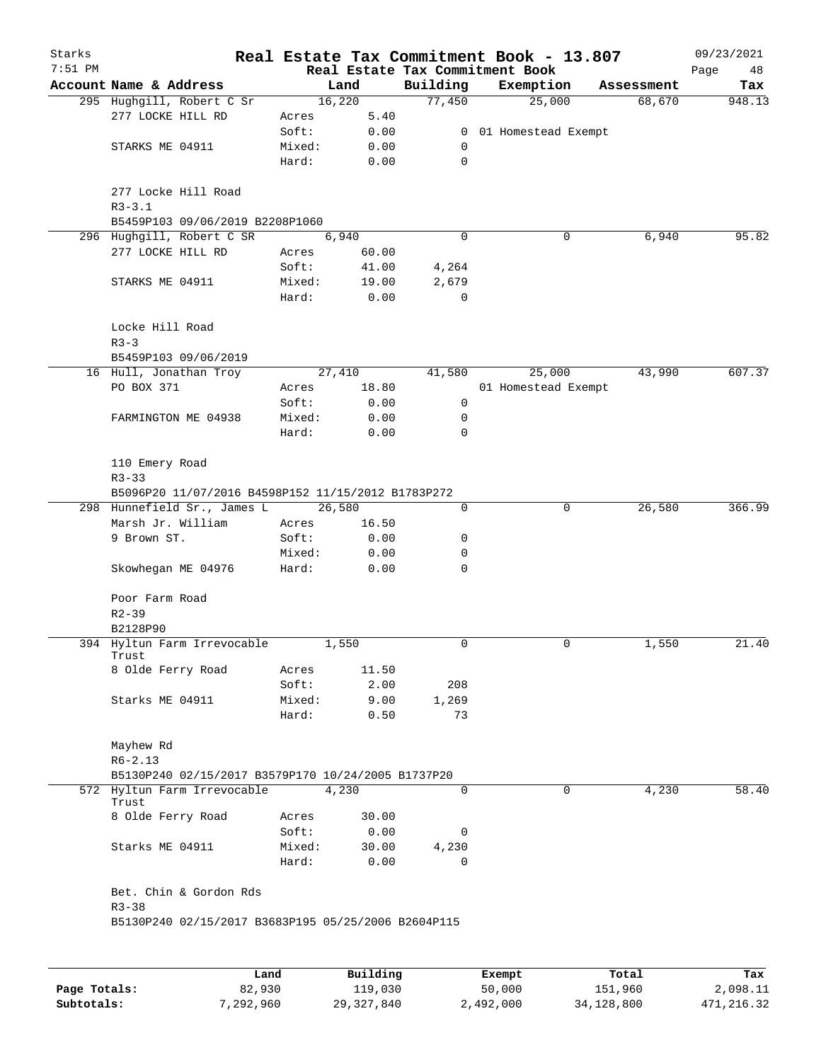# Real Estate Tax Commitment Book - 13.807

Starks
7:51 PM

Real Estate Tax Commitment Book

09/23/2021

| Account Name & Address | | Land | Building | Exemption | Assessment | Tax |
|---|---|---|---|---|---|---|
| 295 Hughgill, Robert C Sr | | 16,220 | 77,450 | 25,000 | 68,670 | 948.13 |
| 277 LOCKE HILL RD | Acres | 5.40 | | | | |
| | Soft: | 0.00 | 0 | 01 Homestead Exempt | | |
| STARKS ME 04911 | Mixed: | 0.00 | 0 | | | |
| | Hard: | 0.00 | 0 | | | |
| 277 Locke Hill Road | | | | | | |
| R3-3.1 | | | | | | |
| B5459P103 09/06/2019 B2208P1060 | | | | | | |
| 296 Hughgill, Robert C SR | | 6,940 | 0 | 0 | 6,940 | 95.82 |
| 277 LOCKE HILL RD | Acres | 60.00 | | | | |
| | Soft: | 41.00 | 4,264 | | | |
| STARKS ME 04911 | Mixed: | 19.00 | 2,679 | | | |
| | Hard: | 0.00 | 0 | | | |
| Locke Hill Road | | | | | | |
| R3-3 | | | | | | |
| B5459P103 09/06/2019 | | | | | | |
| 16 Hull, Jonathan Troy | | 27,410 | 41,580 | 25,000 | 43,990 | 607.37 |
| PO BOX 371 | Acres | 18.80 | | 01 Homestead Exempt | | |
| | Soft: | 0.00 | 0 | | | |
| FARMINGTON ME 04938 | Mixed: | 0.00 | 0 | | | |
| | Hard: | 0.00 | 0 | | | |
| 110 Emery Road | | | | | | |
| R3-33 | | | | | | |
| B5096P20 11/07/2016 B4598P152 11/15/2012 B1783P272 | | | | | | |
| 298 Hunnefield Sr., James L | | 26,580 | 0 | 0 | 26,580 | 366.99 |
| Marsh Jr. William | Acres | 16.50 | | | | |
| 9 Brown ST. | Soft: | 0.00 | 0 | | | |
| | Mixed: | 0.00 | 0 | | | |
| Skowhegan ME 04976 | Hard: | 0.00 | 0 | | | |
| Poor Farm Road | | | | | | |
| R2-39 | | | | | | |
| B2128P90 | | | | | | |
| 394 Hyltun Farm Irrevocable Trust | | 1,550 | 0 | 0 | 1,550 | 21.40 |
| 8 Olde Ferry Road | Acres | 11.50 | | | | |
| | Soft: | 2.00 | 208 | | | |
| Starks ME 04911 | Mixed: | 9.00 | 1,269 | | | |
| | Hard: | 0.50 | 73 | | | |
| Mayhew Rd | | | | | | |
| R6-2.13 | | | | | | |
| B5130P240 02/15/2017 B3579P170 10/24/2005 B1737P20 | | | | | | |
| 572 Hyltun Farm Irrevocable Trust | | 4,230 | 0 | 0 | 4,230 | 58.40 |
| 8 Olde Ferry Road | Acres | 30.00 | | | | |
| | Soft: | 0.00 | 0 | | | |
| Starks ME 04911 | Mixed: | 30.00 | 4,230 | | | |
| | Hard: | 0.00 | 0 | | | |
| Bet. Chin & Gordon Rds | | | | | | |
| R3-38 | | | | | | |
| B5130P240 02/15/2017 B3683P195 05/25/2006 B2604P115 | | | | | | |

| | Land | Building | Exempt | Total | Tax |
|---|---|---|---|---|---|
| Page Totals: | 82,930 | 119,030 | 50,000 | 151,960 | 2,098.11 |
| Subtotals: | 7,292,960 | 29,327,840 | 2,492,000 | 34,128,800 | 471,216.32 |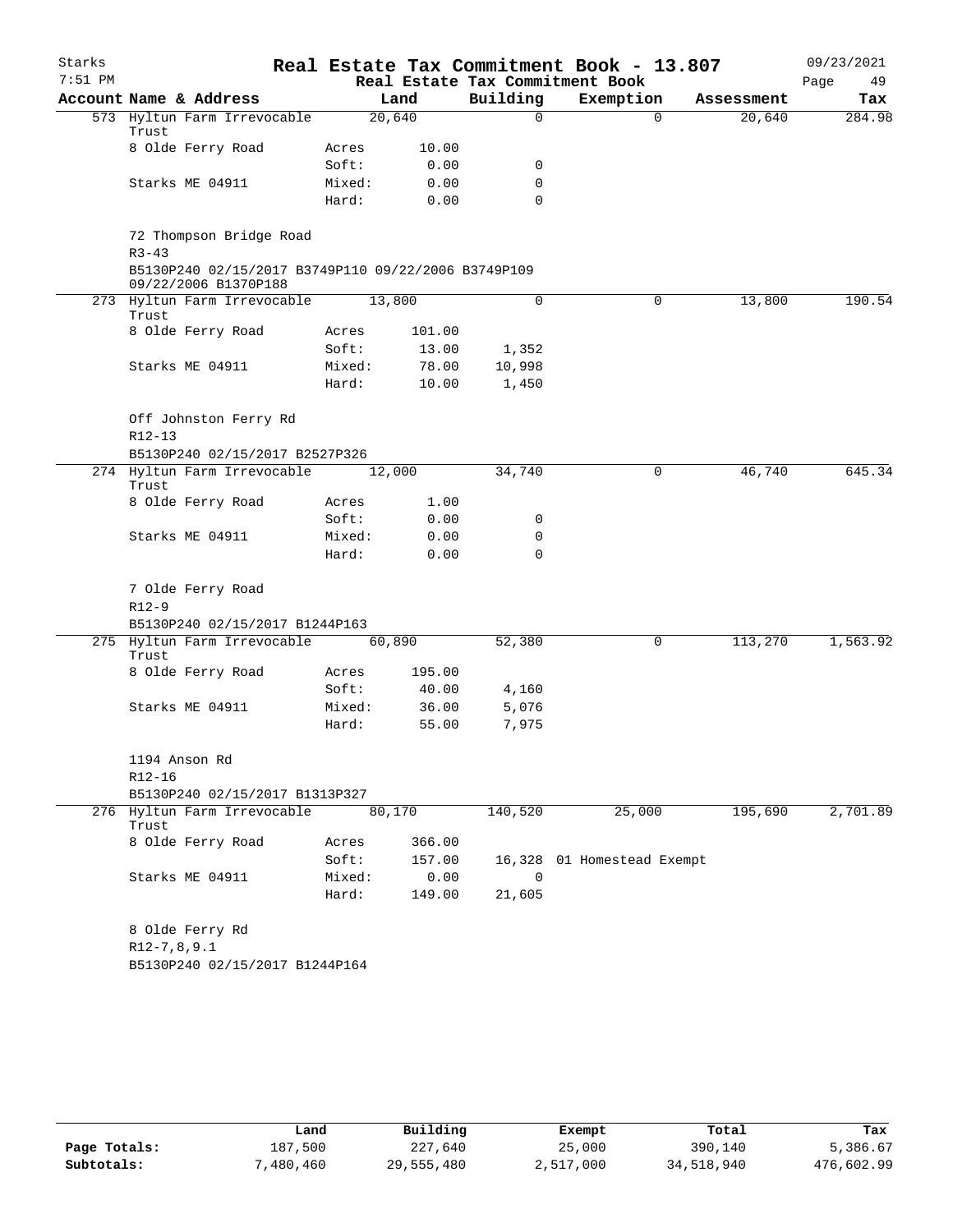# Real Estate Tax Commitment Book - 13.807

Starks
7:51 PM
09/23/2021
Real Estate Tax Commitment Book

| Account Name & Address | | Land | Building | Exemption | Assessment | Tax |
|---|---|---|---|---|---|---|
| 573 Hyltun Farm Irrevocable Trust | | 20,640 | 0 | 0 | 20,640 | 284.98 |
| 8 Olde Ferry Road | Acres | 10.00 | | | | |
| | Soft: | 0.00 | 0 | | | |
| Starks ME 04911 | Mixed: | 0.00 | 0 | | | |
| | Hard: | 0.00 | 0 | | | |
| 72 Thompson Bridge Road | | | | | | |
| R3-43 | | | | | | |
| B5130P240 02/15/2017 B3749P110 09/22/2006 B3749P109 09/22/2006 B1370P188 | | | | | | |
| 273 Hyltun Farm Irrevocable Trust | | 13,800 | 0 | 0 | 13,800 | 190.54 |
| 8 Olde Ferry Road | Acres | 101.00 | | | | |
| | Soft: | 13.00 | 1,352 | | | |
| Starks ME 04911 | Mixed: | 78.00 | 10,998 | | | |
| | Hard: | 10.00 | 1,450 | | | |
| Off Johnston Ferry Rd | | | | | | |
| R12-13 | | | | | | |
| B5130P240 02/15/2017 B2527P326 | | | | | | |
| 274 Hyltun Farm Irrevocable Trust | | 12,000 | 34,740 | 0 | 46,740 | 645.34 |
| 8 Olde Ferry Road | Acres | 1.00 | | | | |
| | Soft: | 0.00 | 0 | | | |
| Starks ME 04911 | Mixed: | 0.00 | 0 | | | |
| | Hard: | 0.00 | 0 | | | |
| 7 Olde Ferry Road | | | | | | |
| R12-9 | | | | | | |
| B5130P240 02/15/2017 B1244P163 | | | | | | |
| 275 Hyltun Farm Irrevocable Trust | | 60,890 | 52,380 | 0 | 113,270 | 1,563.92 |
| 8 Olde Ferry Road | Acres | 195.00 | | | | |
| | Soft: | 40.00 | 4,160 | | | |
| Starks ME 04911 | Mixed: | 36.00 | 5,076 | | | |
| | Hard: | 55.00 | 7,975 | | | |
| 1194 Anson Rd | | | | | | |
| R12-16 | | | | | | |
| B5130P240 02/15/2017 B1313P327 | | | | | | |
| 276 Hyltun Farm Irrevocable Trust | | 80,170 | 140,520 | 25,000 | 195,690 | 2,701.89 |
| 8 Olde Ferry Road | Acres | 366.00 | | | | |
| | Soft: | 157.00 | 16,328 | 01 Homestead Exempt | | |
| Starks ME 04911 | Mixed: | 0.00 | 0 | | | |
| | Hard: | 149.00 | 21,605 | | | |
| 8 Olde Ferry Rd | | | | | | |
| R12-7,8,9.1 | | | | | | |
| B5130P240 02/15/2017 B1244P164 | | | | | | |

| | Land | Building | Exempt | Total | Tax |
|---|---|---|---|---|---|
| Page Totals: | 187,500 | 227,640 | 25,000 | 390,140 | 5,386.67 |
| Subtotals: | 7,480,460 | 29,555,480 | 2,517,000 | 34,518,940 | 476,602.99 |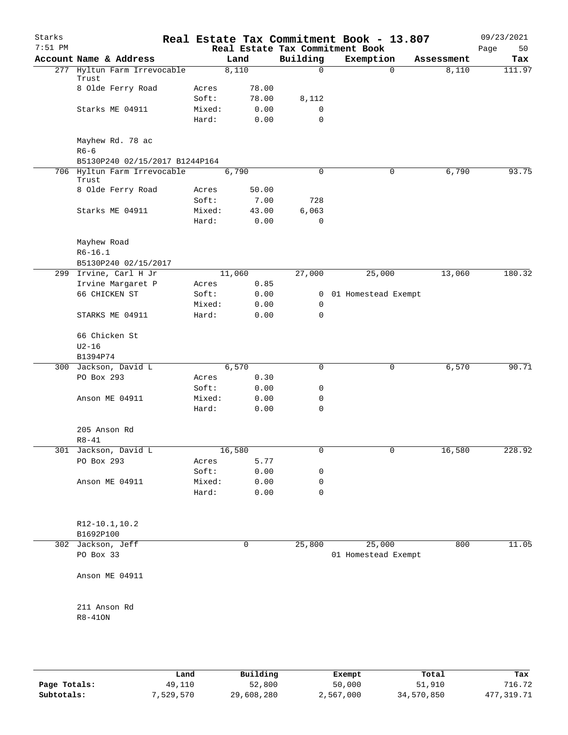# Real Estate Tax Commitment Book - 13.807

Starks 7:51 PM — 09/23/2021

Real Estate Tax Commitment Book

| Account Name & Address | | Land | Building | Exemption | Assessment | Tax |
|---|---|---|---|---|---|---|
| 277 Hyltun Farm Irrevocable Trust | | 8,110 | 0 | 0 | 8,110 | 111.97 |
| 8 Olde Ferry Road | Acres | 78.00 | | | | |
| | Soft: | 78.00 | 8,112 | | | |
| Starks ME 04911 | Mixed: | 0.00 | 0 | | | |
| | Hard: | 0.00 | 0 | | | |
| Mayhew Rd. 78 ac | | | | | | |
| R6-6 | | | | | | |
| B5130P240 02/15/2017 B1244P164 | | | | | | |
| 706 Hyltun Farm Irrevocable Trust | | 6,790 | 0 | 0 | 6,790 | 93.75 |
| 8 Olde Ferry Road | Acres | 50.00 | | | | |
| | Soft: | 7.00 | 728 | | | |
| Starks ME 04911 | Mixed: | 43.00 | 6,063 | | | |
| | Hard: | 0.00 | 0 | | | |
| Mayhew Road | | | | | | |
| R6-16.1 | | | | | | |
| B5130P240 02/15/2017 | | | | | | |
| 299 Irvine, Carl H Jr | | 11,060 | 27,000 | 25,000 | 13,060 | 180.32 |
| Irvine Margaret P | Acres | 0.85 | | | | |
| 66 CHICKEN ST | Soft: | 0.00 | 0 | 01 Homestead Exempt | | |
| | Mixed: | 0.00 | 0 | | | |
| STARKS ME 04911 | Hard: | 0.00 | 0 | | | |
| 66 Chicken St | | | | | | |
| U2-16 | | | | | | |
| B1394P74 | | | | | | |
| 300 Jackson, David L | | 6,570 | 0 | 0 | 6,570 | 90.71 |
| PO Box 293 | Acres | 0.30 | | | | |
| | Soft: | 0.00 | 0 | | | |
| Anson ME 04911 | Mixed: | 0.00 | 0 | | | |
| | Hard: | 0.00 | 0 | | | |
| 205 Anson Rd | | | | | | |
| R8-41 | | | | | | |
| 301 Jackson, David L | | 16,580 | 0 | 0 | 16,580 | 228.92 |
| PO Box 293 | Acres | 5.77 | | | | |
| | Soft: | 0.00 | 0 | | | |
| Anson ME 04911 | Mixed: | 0.00 | 0 | | | |
| | Hard: | 0.00 | 0 | | | |
| R12-10.1,10.2 | | | | | | |
| B1692P100 | | | | | | |
| 302 Jackson, Jeff | | 0 | 25,800 | 25,000 | 800 | 11.05 |
| PO Box 33 | | | | 01 Homestead Exempt | | |
| Anson ME 04911 | | | | | | |
| 211 Anson Rd | | | | | | |
| R8-41ON | | | | | | |

| | Land | Building | Exempt | Total | Tax |
|---|---|---|---|---|---|
| Page Totals: | 49,110 | 52,800 | 50,000 | 51,910 | 716.72 |
| Subtotals: | 7,529,570 | 29,608,280 | 2,567,000 | 34,570,850 | 477,319.71 |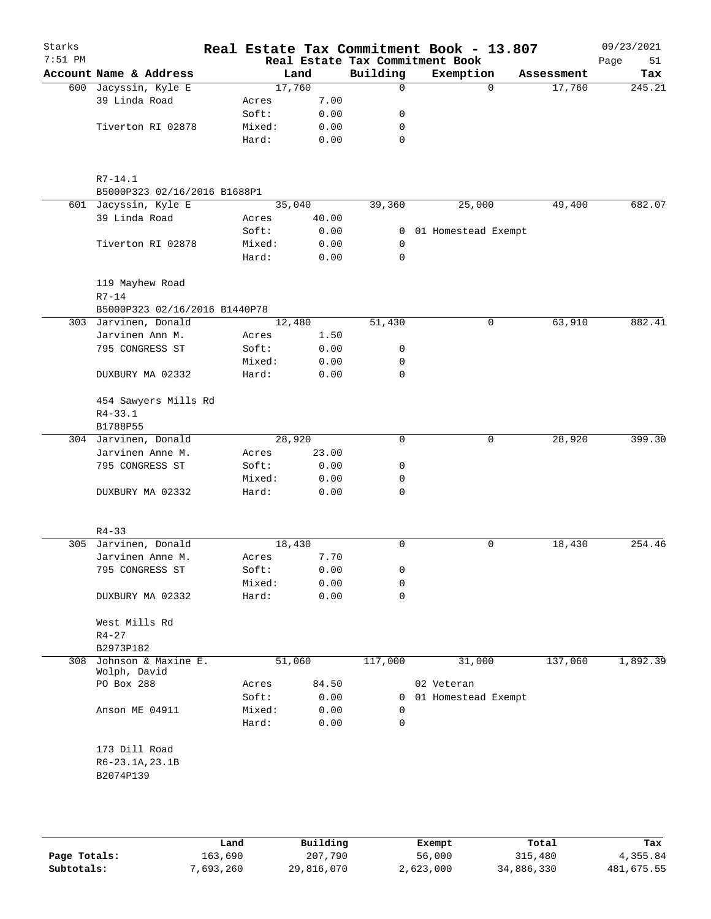# Real Estate Tax Commitment Book - 13.807

Starks
7:51 PM

Real Estate Tax Commitment Book

09/23/2021

| Account Name & Address | Land | | Building | Exemption | Assessment | Tax |
|---|---|---|---|---|---|---|
| 600 Jacyssin, Kyle E | 17,760 | | 0 | 0 | 17,760 | 245.21 |
| 39 Linda Road | Acres | 7.00 | | | | |
| | Soft: | 0.00 | 0 | | | |
| Tiverton RI 02878 | Mixed: | 0.00 | 0 | | | |
| | Hard: | 0.00 | 0 | | | |
| R7-14.1 | | | | | | |
| B5000P323 02/16/2016 B1688P1 | | | | | | |
| 601 Jacyssin, Kyle E | 35,040 | | 39,360 | 25,000 | 49,400 | 682.07 |
| 39 Linda Road | Acres | 40.00 | | | | |
| | Soft: | 0.00 | 0 | 01 Homestead Exempt | | |
| Tiverton RI 02878 | Mixed: | 0.00 | 0 | | | |
| | Hard: | 0.00 | 0 | | | |
| 119 Mayhew Road | | | | | | |
| R7-14 | | | | | | |
| B5000P323 02/16/2016 B1440P78 | | | | | | |
| 303 Jarvinen, Donald | 12,480 | | 51,430 | 0 | 63,910 | 882.41 |
| Jarvinen Ann M. | Acres | 1.50 | | | | |
| 795 CONGRESS ST | Soft: | 0.00 | 0 | | | |
| | Mixed: | 0.00 | 0 | | | |
| DUXBURY MA 02332 | Hard: | 0.00 | 0 | | | |
| 454 Sawyers Mills Rd | | | | | | |
| R4-33.1 | | | | | | |
| B1788P55 | | | | | | |
| 304 Jarvinen, Donald | 28,920 | | 0 | 0 | 28,920 | 399.30 |
| Jarvinen Anne M. | Acres | 23.00 | | | | |
| 795 CONGRESS ST | Soft: | 0.00 | 0 | | | |
| | Mixed: | 0.00 | 0 | | | |
| DUXBURY MA 02332 | Hard: | 0.00 | 0 | | | |
| R4-33 | | | | | | |
| 305 Jarvinen, Donald | 18,430 | | 0 | 0 | 18,430 | 254.46 |
| Jarvinen Anne M. | Acres | 7.70 | | | | |
| 795 CONGRESS ST | Soft: | 0.00 | 0 | | | |
| | Mixed: | 0.00 | 0 | | | |
| DUXBURY MA 02332 | Hard: | 0.00 | 0 | | | |
| West Mills Rd | | | | | | |
| R4-27 | | | | | | |
| B2973P182 | | | | | | |
| 308 Johnson & Maxine E. Wolph, David | 51,060 | | 117,000 | 31,000 | 137,060 | 1,892.39 |
| PO Box 288 | Acres | 84.50 | | 02 Veteran | | |
| | Soft: | 0.00 | 0 | 01 Homestead Exempt | | |
| Anson ME 04911 | Mixed: | 0.00 | 0 | | | |
| | Hard: | 0.00 | 0 | | | |
| 173 Dill Road | | | | | | |
| R6-23.1A,23.1B | | | | | | |
| B2074P139 | | | | | | |

| | Land | Building | Exempt | Total | Tax |
|---|---|---|---|---|---|
| Page Totals: | 163,690 | 207,790 | 56,000 | 315,480 | 4,355.84 |
| Subtotals: | 7,693,260 | 29,816,070 | 2,623,000 | 34,886,330 | 481,675.55 |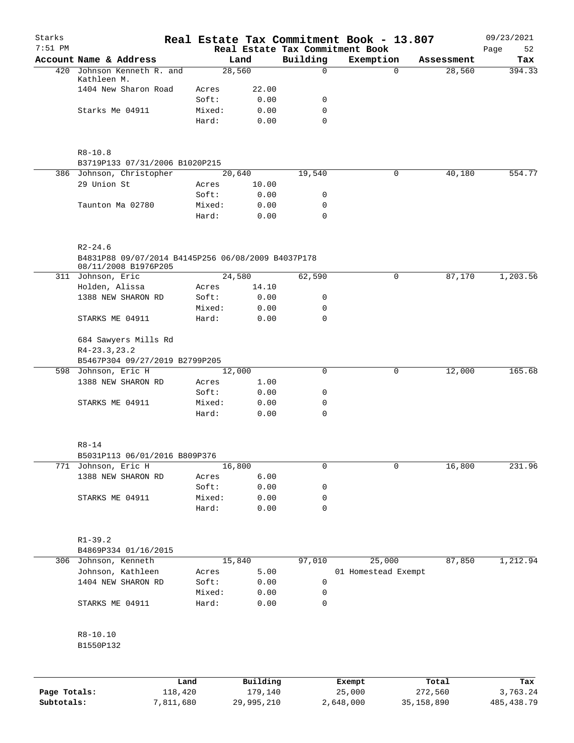# Real Estate Tax Commitment Book - 13.807

Starks
7:51 PM

Real Estate Tax Commitment Book

09/23/2021
Page 52

| Account Name & Address | Land | | Building | Exemption | Assessment | Tax |
|---|---|---|---|---|---|---|
| 420 Johnson Kenneth R. and Kathleen M. | 28,560 | | 0 | 0 | 28,560 | 394.33 |
| 1404 New Sharon Road | Acres | 22.00 | | | | |
| | Soft: | 0.00 | 0 | | | |
| Starks Me 04911 | Mixed: | 0.00 | 0 | | | |
| | Hard: | 0.00 | 0 | | | |
| R8-10.8 | | | | | | |
| B3719P133 07/31/2006 B1020P215 | | | | | | |
| 386 Johnson, Christopher | 20,640 | | 19,540 | 0 | 40,180 | 554.77 |
| 29 Union St | Acres | 10.00 | | | | |
| | Soft: | 0.00 | 0 | | | |
| Taunton Ma 02780 | Mixed: | 0.00 | 0 | | | |
| | Hard: | 0.00 | 0 | | | |
| R2-24.6 | | | | | | |
| B4831P88 09/07/2014 B4145P256 06/08/2009 B4037P178 08/11/2008 B1976P205 | | | | | | |
| 311 Johnson, Eric | 24,580 | | 62,590 | 0 | 87,170 | 1,203.56 |
| Holden, Alissa | Acres | 14.10 | | | | |
| 1388 NEW SHARON RD | Soft: | 0.00 | 0 | | | |
| | Mixed: | 0.00 | 0 | | | |
| STARKS ME 04911 | Hard: | 0.00 | 0 | | | |
| 684 Sawyers Mills Rd | | | | | | |
| R4-23.3,23.2 | | | | | | |
| B5467P304 09/27/2019 B2799P205 | | | | | | |
| 598 Johnson, Eric H | 12,000 | | 0 | 0 | 12,000 | 165.68 |
| 1388 NEW SHARON RD | Acres | 1.00 | | | | |
| | Soft: | 0.00 | 0 | | | |
| STARKS ME 04911 | Mixed: | 0.00 | 0 | | | |
| | Hard: | 0.00 | 0 | | | |
| R8-14 | | | | | | |
| B5031P113 06/01/2016 B809P376 | | | | | | |
| 771 Johnson, Eric H | 16,800 | | 0 | 0 | 16,800 | 231.96 |
| 1388 NEW SHARON RD | Acres | 6.00 | | | | |
| | Soft: | 0.00 | 0 | | | |
| STARKS ME 04911 | Mixed: | 0.00 | 0 | | | |
| | Hard: | 0.00 | 0 | | | |
| R1-39.2 | | | | | | |
| B4869P334 01/16/2015 | | | | | | |
| 306 Johnson, Kenneth | 15,840 | | 97,010 | 25,000 | 87,850 | 1,212.94 |
| Johnson, Kathleen | Acres | 5.00 | | 01 Homestead Exempt | | |
| 1404 NEW SHARON RD | Soft: | 0.00 | 0 | | | |
| | Mixed: | 0.00 | 0 | | | |
| STARKS ME 04911 | Hard: | 0.00 | 0 | | | |
| R8-10.10 | | | | | | |
| B1550P132 | | | | | | |

| | Land | Building | Exempt | Total | Tax |
|---|---|---|---|---|---|
| Page Totals: | 118,420 | 179,140 | 25,000 | 272,560 | 3,763.24 |
| Subtotals: | 7,811,680 | 29,995,210 | 2,648,000 | 35,158,890 | 485,438.79 |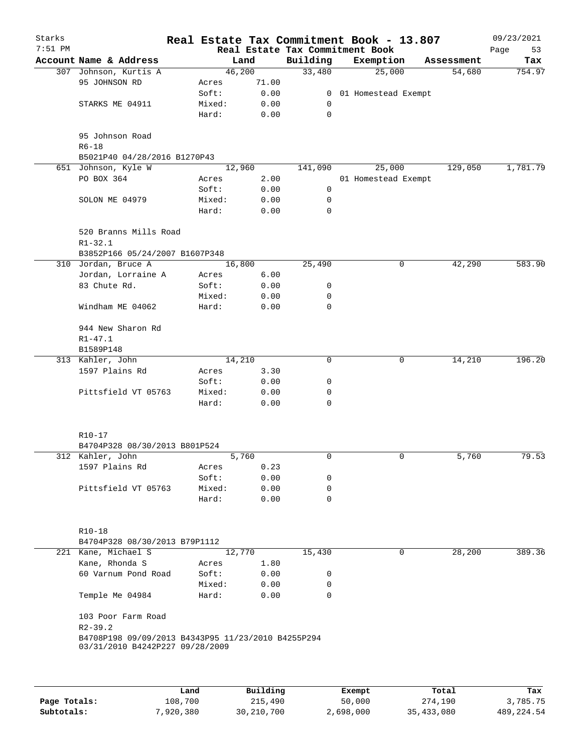# Real Estate Tax Commitment Book - 13.807

Starks 7:51 PM — 09/23/2021

## Real Estate Tax Commitment Book

| Account Name & Address | | Land | Building | Exemption | Assessment | Tax |
|---|---|---|---|---|---|---|
| 307 Johnson, Kurtis A | | 46,200 | 33,480 | 25,000 | 54,680 | 754.97 |
| 95 JOHNSON RD | Acres | 71.00 | | | | |
| | Soft: | 0.00 | 0 | 01 Homestead Exempt | | |
| STARKS ME 04911 | Mixed: | 0.00 | 0 | | | |
| | Hard: | 0.00 | 0 | | | |
| 95 Johnson Road | | | | | | |
| R6-18 | | | | | | |
| B5021P40 04/28/2016 B1270P43 | | | | | | |
| 651 Johnson, Kyle W | | 12,960 | 141,090 | 25,000 | 129,050 | 1,781.79 |
| PO BOX 364 | Acres | 2.00 | | 01 Homestead Exempt | | |
| | Soft: | 0.00 | 0 | | | |
| SOLON ME 04979 | Mixed: | 0.00 | 0 | | | |
| | Hard: | 0.00 | 0 | | | |
| 520 Branns Mills Road | | | | | | |
| R1-32.1 | | | | | | |
| B3852P166 05/24/2007 B1607P348 | | | | | | |
| 310 Jordan, Bruce A | | 16,800 | 25,490 | 0 | 42,290 | 583.90 |
| Jordan, Lorraine A | Acres | 6.00 | | | | |
| 83 Chute Rd. | Soft: | 0.00 | 0 | | | |
| | Mixed: | 0.00 | 0 | | | |
| Windham ME 04062 | Hard: | 0.00 | 0 | | | |
| 944 New Sharon Rd | | | | | | |
| R1-47.1 | | | | | | |
| B1589P148 | | | | | | |
| 313 Kahler, John | | 14,210 | 0 | 0 | 14,210 | 196.20 |
| 1597 Plains Rd | Acres | 3.30 | | | | |
| | Soft: | 0.00 | 0 | | | |
| Pittsfield VT 05763 | Mixed: | 0.00 | 0 | | | |
| | Hard: | 0.00 | 0 | | | |
| R10-17 | | | | | | |
| B4704P328 08/30/2013 B801P524 | | | | | | |
| 312 Kahler, John | | 5,760 | 0 | 0 | 5,760 | 79.53 |
| 1597 Plains Rd | Acres | 0.23 | | | | |
| | Soft: | 0.00 | 0 | | | |
| Pittsfield VT 05763 | Mixed: | 0.00 | 0 | | | |
| | Hard: | 0.00 | 0 | | | |
| R10-18 | | | | | | |
| B4704P328 08/30/2013 B79P1112 | | | | | | |
| 221 Kane, Michael S | | 12,770 | 15,430 | 0 | 28,200 | 389.36 |
| Kane, Rhonda S | Acres | 1.80 | | | | |
| 60 Varnum Pond Road | Soft: | 0.00 | 0 | | | |
| | Mixed: | 0.00 | 0 | | | |
| Temple Me 04984 | Hard: | 0.00 | 0 | | | |
| 103 Poor Farm Road | | | | | | |
| R2-39.2 | | | | | | |
| B4708P198 09/09/2013 B4343P95 11/23/2010 B4255P294 03/31/2010 B4242P227 09/28/2009 | | | | | | |

| | Land | Building | Exempt | Total | Tax |
|---|---|---|---|---|---|
| Page Totals: | 108,700 | 215,490 | 50,000 | 274,190 | 3,785.75 |
| Subtotals: | 7,920,380 | 30,210,700 | 2,698,000 | 35,433,080 | 489,224.54 |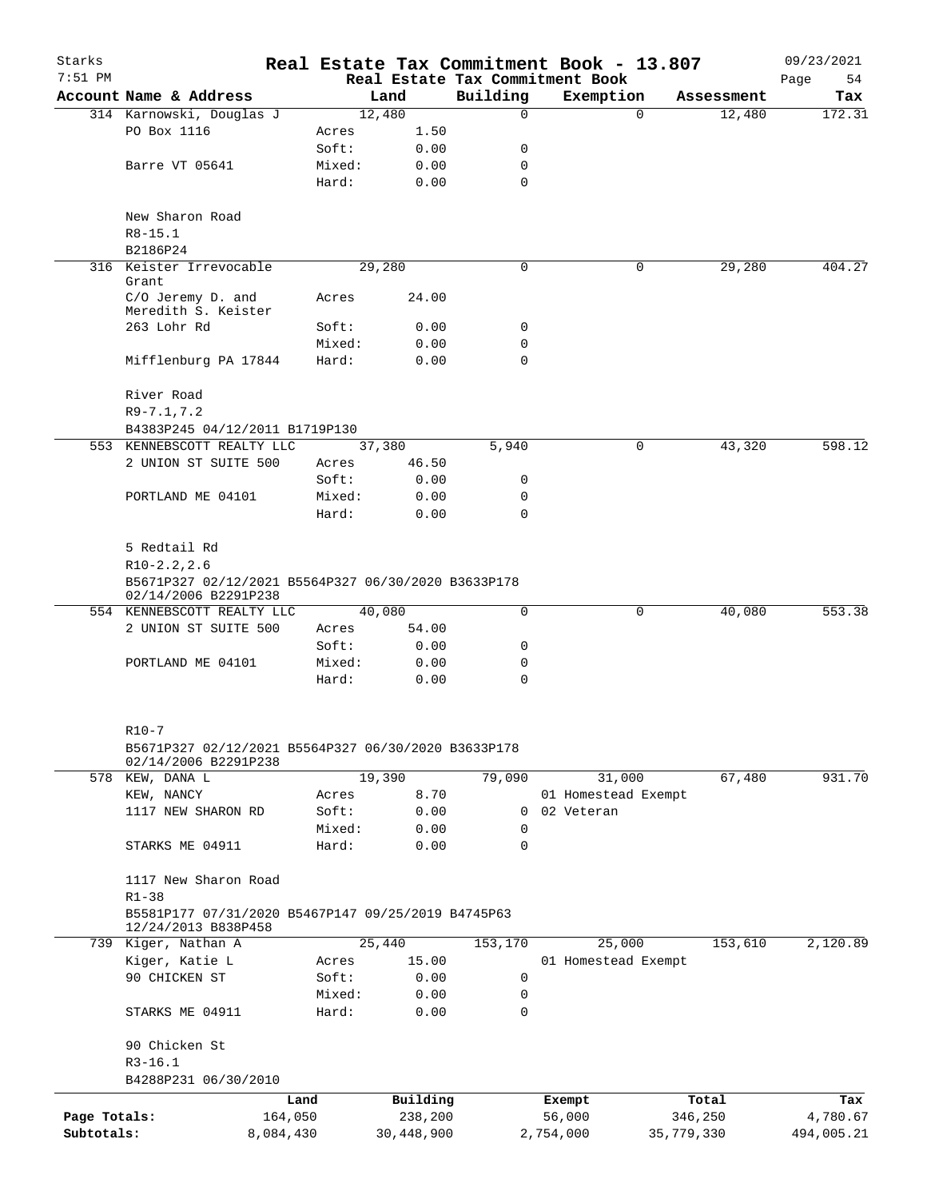# Real Estate Tax Commitment Book - 13.807

Starks 7:51 PM — Real Estate Tax Commitment Book — 09/23/2021

| Account Name & Address | Land | | Building | Exemption | Assessment | Tax |
|---|---|---|---|---|---|---|
| 314 Karnowski, Douglas J | 12,480 | | 0 | 0 | 12,480 | 172.31 |
| PO Box 1116 | Acres | 1.50 | | | | |
| | Soft: | 0.00 | 0 | | | |
| Barre VT 05641 | Mixed: | 0.00 | 0 | | | |
| | Hard: | 0.00 | 0 | | | |
| New Sharon Road | | | | | | |
| R8-15.1 | | | | | | |
| B2186P24 | | | | | | |
| 316 Keister Irrevocable Grant | 29,280 | | 0 | 0 | 29,280 | 404.27 |
| C/O Jeremy D. and Meredith S. Keister | Acres | 24.00 | | | | |
| 263 Lohr Rd | Soft: | 0.00 | 0 | | | |
| | Mixed: | 0.00 | 0 | | | |
| Mifflenburg PA 17844 | Hard: | 0.00 | 0 | | | |
| River Road | | | | | | |
| R9-7.1,7.2 | | | | | | |
| B4383P245 04/12/2011 B1719P130 | | | | | | |
| 553 KENNEBSCOTT REALTY LLC | 37,380 | | 5,940 | 0 | 43,320 | 598.12 |
| 2 UNION ST SUITE 500 | Acres | 46.50 | | | | |
| | Soft: | 0.00 | 0 | | | |
| PORTLAND ME 04101 | Mixed: | 0.00 | 0 | | | |
| | Hard: | 0.00 | 0 | | | |
| 5 Redtail Rd | | | | | | |
| R10-2.2,2.6 | | | | | | |
| B5671P327 02/12/2021 B5564P327 06/30/2020 B3633P178 02/14/2006 B2291P238 | | | | | | |
| 554 KENNEBSCOTT REALTY LLC | 40,080 | | 0 | 0 | 40,080 | 553.38 |
| 2 UNION ST SUITE 500 | Acres | 54.00 | | | | |
| | Soft: | 0.00 | 0 | | | |
| PORTLAND ME 04101 | Mixed: | 0.00 | 0 | | | |
| | Hard: | 0.00 | 0 | | | |
| R10-7 | | | | | | |
| B5671P327 02/12/2021 B5564P327 06/30/2020 B3633P178 02/14/2006 B2291P238 | | | | | | |
| 578 KEW, DANA L | 19,390 | | 79,090 | 31,000 | 67,480 | 931.70 |
| KEW, NANCY | Acres | 8.70 | | 01 Homestead Exempt | | |
| 1117 NEW SHARON RD | Soft: | 0.00 | 0 | 02 Veteran | | |
| | Mixed: | 0.00 | 0 | | | |
| STARKS ME 04911 | Hard: | 0.00 | 0 | | | |
| 1117 New Sharon Road | | | | | | |
| R1-38 | | | | | | |
| B5581P177 07/31/2020 B5467P147 09/25/2019 B4745P63 12/24/2013 B838P458 | | | | | | |
| 739 Kiger, Nathan A | 25,440 | | 153,170 | 25,000 | 153,610 | 2,120.89 |
| Kiger, Katie L | Acres | 15.00 | | 01 Homestead Exempt | | |
| 90 CHICKEN ST | Soft: | 0.00 | 0 | | | |
| | Mixed: | 0.00 | 0 | | | |
| STARKS ME 04911 | Hard: | 0.00 | 0 | | | |
| 90 Chicken St | | | | | | |
| R3-16.1 | | | | | | |
| B4288P231 06/30/2010 | | | | | | |

| | Land | Building | Exempt | Total | Tax |
|---|---|---|---|---|---|
| Page Totals: | 164,050 | 238,200 | 56,000 | 346,250 | 4,780.67 |
| Subtotals: | 8,084,430 | 30,448,900 | 2,754,000 | 35,779,330 | 494,005.21 |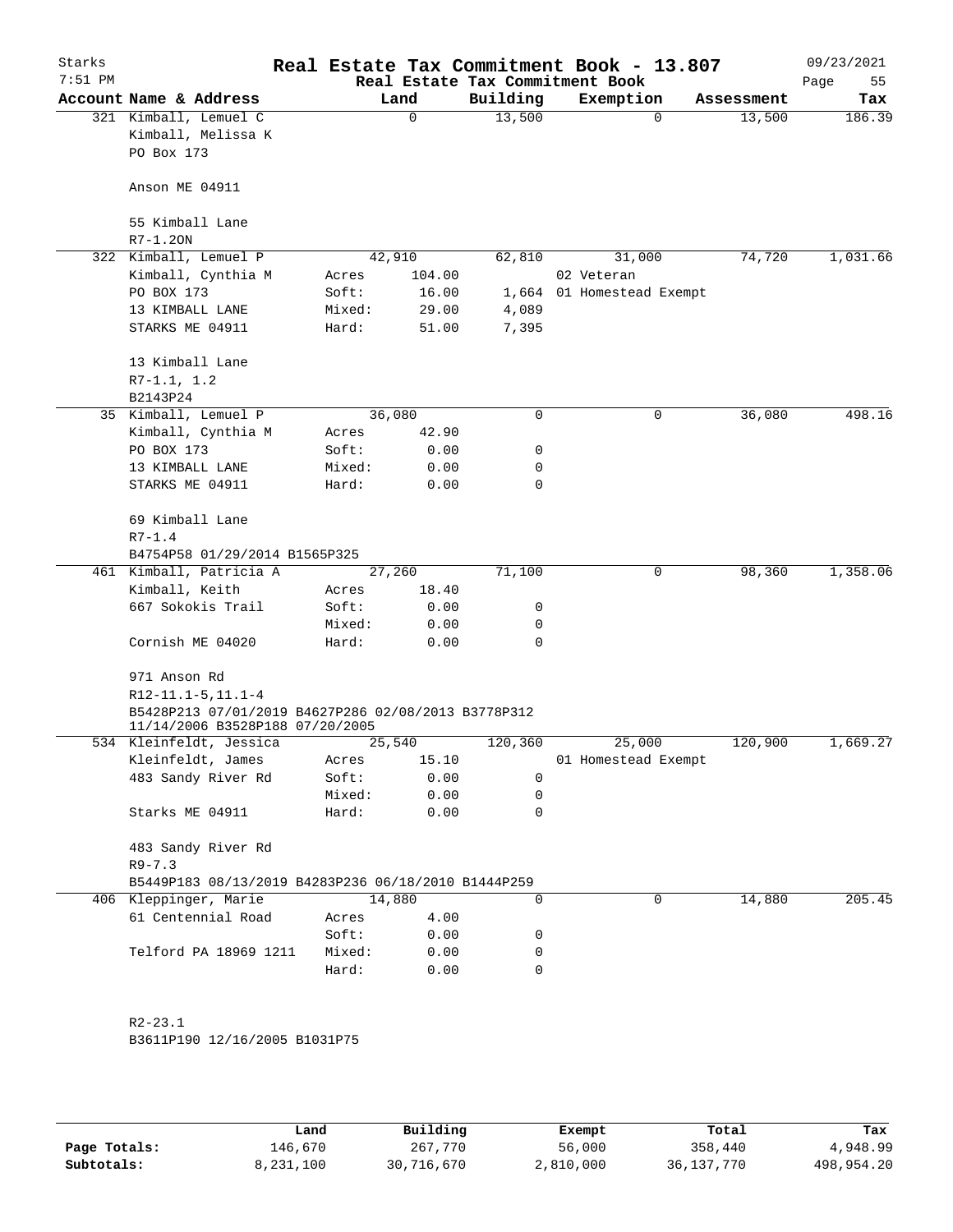# Starks — Real Estate Tax Commitment Book - 13.807

7:51 PM — Real Estate Tax Commitment Book — 09/23/2021

| Account | Name & Address | Land | Building | Exemption | Assessment | Tax |
|---|---|---|---|---|---|---|
| 321 | Kimball, Lemuel C | 0 | 13,500 | 0 | 13,500 | 186.39 |
| | Kimball, Melissa K | | | | | |
| | PO Box 173 | | | | | |
| | Anson ME 04911 | | | | | |
| | 55 Kimball Lane | | | | | |
| | R7-1.2ON | | | | | |
| 322 | Kimball, Lemuel P | 42,910 | 62,810 | 31,000 | 74,720 | 1,031.66 |
| | Kimball, Cynthia M | Acres 104.00 | | 02 Veteran | | |
| | PO BOX 173 | Soft: 16.00 | 1,664 | 01 Homestead Exempt | | |
| | 13 KIMBALL LANE | Mixed: 29.00 | 4,089 | | | |
| | STARKS ME 04911 | Hard: 51.00 | 7,395 | | | |
| | 13 Kimball Lane | | | | | |
| | R7-1.1, 1.2 | | | | | |
| | B2143P24 | | | | | |
| 35 | Kimball, Lemuel P | 36,080 | 0 | 0 | 36,080 | 498.16 |
| | Kimball, Cynthia M | Acres 42.90 | | | | |
| | PO BOX 173 | Soft: 0.00 | 0 | | | |
| | 13 KIMBALL LANE | Mixed: 0.00 | 0 | | | |
| | STARKS ME 04911 | Hard: 0.00 | 0 | | | |
| | 69 Kimball Lane | | | | | |
| | R7-1.4 | | | | | |
| | B4754P58 01/29/2014 B1565P325 | | | | | |
| 461 | Kimball, Patricia A | 27,260 | 71,100 | 0 | 98,360 | 1,358.06 |
| | Kimball, Keith | Acres 18.40 | | | | |
| | 667 Sokokis Trail | Soft: 0.00 | 0 | | | |
| | | Mixed: 0.00 | 0 | | | |
| | Cornish ME 04020 | Hard: 0.00 | 0 | | | |
| | 971 Anson Rd | | | | | |
| | R12-11.1-5,11.1-4 | | | | | |
| | B5428P213 07/01/2019 B4627P286 02/08/2013 B3778P312 11/14/2006 B3528P188 07/20/2005 | | | | | |
| 534 | Kleinfeldt, Jessica | 25,540 | 120,360 | 25,000 | 120,900 | 1,669.27 |
| | Kleinfeldt, James | Acres 15.10 | | 01 Homestead Exempt | | |
| | 483 Sandy River Rd | Soft: 0.00 | 0 | | | |
| | | Mixed: 0.00 | 0 | | | |
| | Starks ME 04911 | Hard: 0.00 | 0 | | | |
| | 483 Sandy River Rd | | | | | |
| | R9-7.3 | | | | | |
| | B5449P183 08/13/2019 B4283P236 06/18/2010 B1444P259 | | | | | |
| 406 | Kleppinger, Marie | 14,880 | 0 | 0 | 14,880 | 205.45 |
| | 61 Centennial Road | Acres 4.00 | | | | |
| | | Soft: 0.00 | 0 | | | |
| | Telford PA 18969 1211 | Mixed: 0.00 | 0 | | | |
| | | Hard: 0.00 | 0 | | | |
| | R2-23.1 | | | | | |
| | B3611P190 12/16/2005 B1031P75 | | | | | |

| | Land | Building | Exempt | Total | Tax |
|---|---|---|---|---|---|
| Page Totals: | 146,670 | 267,770 | 56,000 | 358,440 | 4,948.99 |
| Subtotals: | 8,231,100 | 30,716,670 | 2,810,000 | 36,137,770 | 498,954.20 |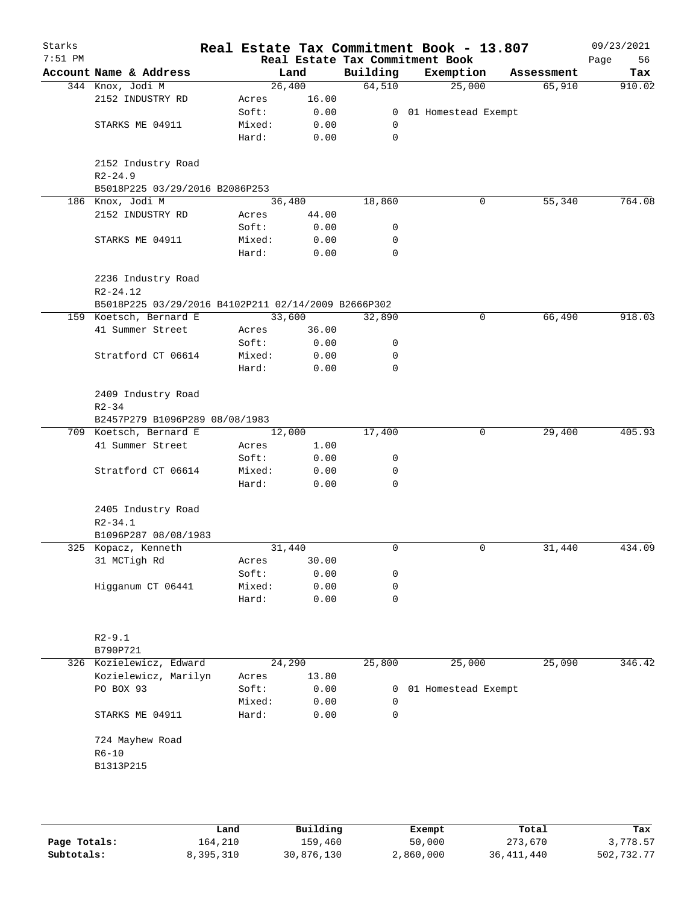# Real Estate Tax Commitment Book - 13.807

Starks
7:51 PM

Real Estate Tax Commitment Book

09/23/2021

| Account Name & Address | | Land | Building | Exemption | Assessment | Tax |
|---|---|---|---|---|---|---|
| 344 Knox, Jodi M | | 26,400 | 64,510 | 25,000 | 65,910 | 910.02 |
| 2152 INDUSTRY RD | Acres | 16.00 | | | | |
| | Soft: | 0.00 | 0 | 01 Homestead Exempt | | |
| STARKS ME 04911 | Mixed: | 0.00 | 0 | | | |
| | Hard: | 0.00 | 0 | | | |
| 2152 Industry Road | | | | | | |
| R2-24.9 | | | | | | |
| B5018P225 03/29/2016 B2086P253 | | | | | | |
| 186 Knox, Jodi M | | 36,480 | 18,860 | 0 | 55,340 | 764.08 |
| 2152 INDUSTRY RD | Acres | 44.00 | | | | |
| | Soft: | 0.00 | 0 | | | |
| STARKS ME 04911 | Mixed: | 0.00 | 0 | | | |
| | Hard: | 0.00 | 0 | | | |
| 2236 Industry Road | | | | | | |
| R2-24.12 | | | | | | |
| B5018P225 03/29/2016 B4102P211 02/14/2009 B2666P302 | | | | | | |
| 159 Koetsch, Bernard E | | 33,600 | 32,890 | 0 | 66,490 | 918.03 |
| 41 Summer Street | Acres | 36.00 | | | | |
| | Soft: | 0.00 | 0 | | | |
| Stratford CT 06614 | Mixed: | 0.00 | 0 | | | |
| | Hard: | 0.00 | 0 | | | |
| 2409 Industry Road | | | | | | |
| R2-34 | | | | | | |
| B2457P279 B1096P289 08/08/1983 | | | | | | |
| 709 Koetsch, Bernard E | | 12,000 | 17,400 | 0 | 29,400 | 405.93 |
| 41 Summer Street | Acres | 1.00 | | | | |
| | Soft: | 0.00 | 0 | | | |
| Stratford CT 06614 | Mixed: | 0.00 | 0 | | | |
| | Hard: | 0.00 | 0 | | | |
| 2405 Industry Road | | | | | | |
| R2-34.1 | | | | | | |
| B1096P287 08/08/1983 | | | | | | |
| 325 Kopacz, Kenneth | | 31,440 | 0 | 0 | 31,440 | 434.09 |
| 31 MCTigh Rd | Acres | 30.00 | | | | |
| | Soft: | 0.00 | 0 | | | |
| Higganum CT 06441 | Mixed: | 0.00 | 0 | | | |
| | Hard: | 0.00 | 0 | | | |
| R2-9.1 | | | | | | |
| B790P721 | | | | | | |
| 326 Kozielewicz, Edward | | 24,290 | 25,800 | 25,000 | 25,090 | 346.42 |
| Kozielewicz, Marilyn | Acres | 13.80 | | | | |
| PO BOX 93 | Soft: | 0.00 | 0 | 01 Homestead Exempt | | |
| | Mixed: | 0.00 | 0 | | | |
| STARKS ME 04911 | Hard: | 0.00 | 0 | | | |
| 724 Mayhew Road | | | | | | |
| R6-10 | | | | | | |
| B1313P215 | | | | | | |

| | Land | Building | Exempt | Total | Tax |
|---|---|---|---|---|---|
| Page Totals: | 164,210 | 159,460 | 50,000 | 273,670 | 3,778.57 |
| Subtotals: | 8,395,310 | 30,876,130 | 2,860,000 | 36,411,440 | 502,732.77 |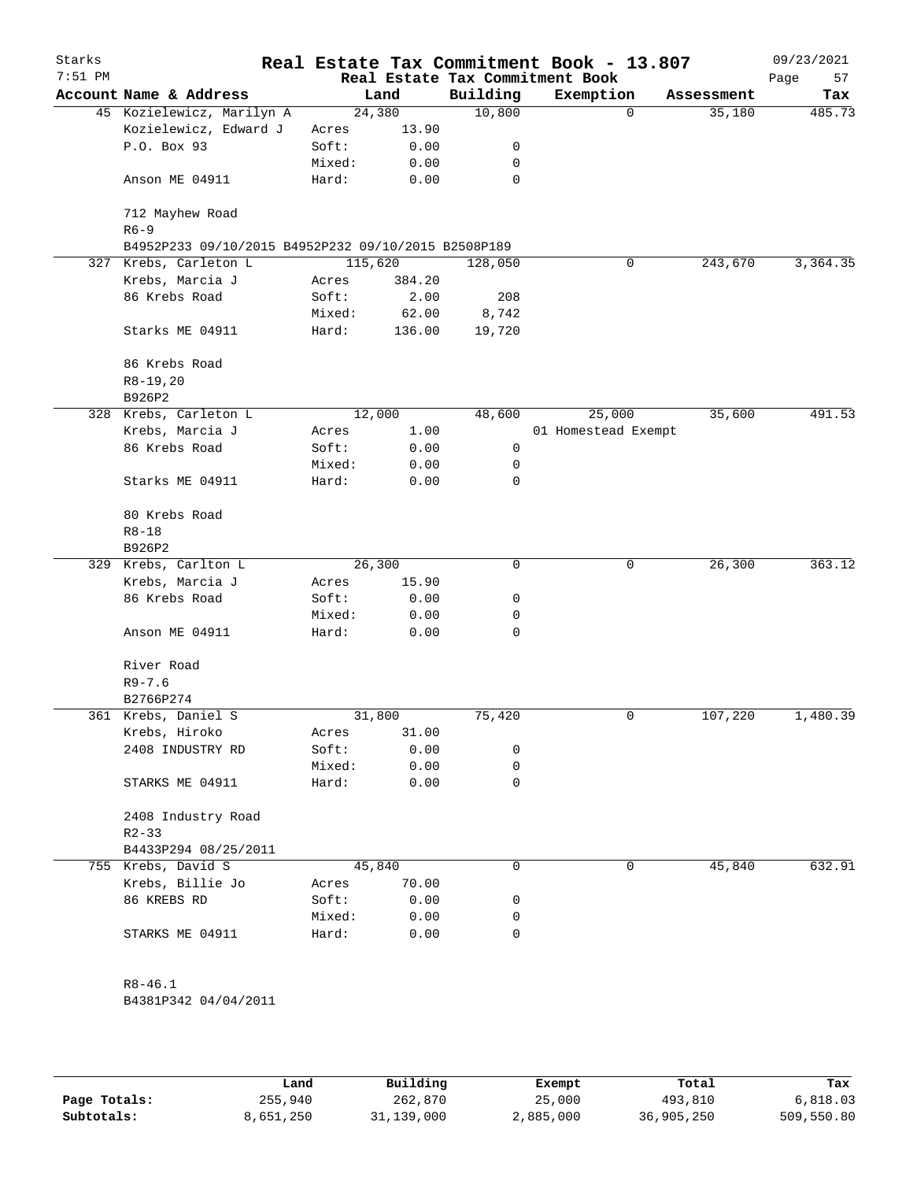# Real Estate Tax Commitment Book - 13.807

Starks 7:51 PM — Real Estate Tax Commitment Book — 09/23/2021

| Account Name & Address | Land | | Building | Exemption | Assessment | Tax |
|---|---|---|---|---|---|---|
| 45 Kozielewicz, Marilyn A | 24,380 | | 10,800 | 0 | 35,180 | 485.73 |
| Kozielewicz, Edward J | Acres | 13.90 | | | | |
| P.O. Box 93 | Soft: | 0.00 | 0 | | | |
| | Mixed: | 0.00 | 0 | | | |
| Anson ME 04911 | Hard: | 0.00 | 0 | | | |
| 712 Mayhew Road | | | | | | |
| R6-9 | | | | | | |
| B4952P233 09/10/2015 B4952P232 09/10/2015 B2508P189 | | | | | | |
| 327 Krebs, Carleton L | 115,620 | | 128,050 | 0 | 243,670 | 3,364.35 |
| Krebs, Marcia J | Acres | 384.20 | | | | |
| 86 Krebs Road | Soft: | 2.00 | 208 | | | |
| | Mixed: | 62.00 | 8,742 | | | |
| Starks ME 04911 | Hard: | 136.00 | 19,720 | | | |
| 86 Krebs Road | | | | | | |
| R8-19,20 | | | | | | |
| B926P2 | | | | | | |
| 328 Krebs, Carleton L | 12,000 | | 48,600 | 25,000 | 35,600 | 491.53 |
| Krebs, Marcia J | Acres | 1.00 | | 01 Homestead Exempt | | |
| 86 Krebs Road | Soft: | 0.00 | 0 | | | |
| | Mixed: | 0.00 | 0 | | | |
| Starks ME 04911 | Hard: | 0.00 | 0 | | | |
| 80 Krebs Road | | | | | | |
| R8-18 | | | | | | |
| B926P2 | | | | | | |
| 329 Krebs, Carlton L | 26,300 | | 0 | 0 | 26,300 | 363.12 |
| Krebs, Marcia J | Acres | 15.90 | | | | |
| 86 Krebs Road | Soft: | 0.00 | 0 | | | |
| | Mixed: | 0.00 | 0 | | | |
| Anson ME 04911 | Hard: | 0.00 | 0 | | | |
| River Road | | | | | | |
| R9-7.6 | | | | | | |
| B2766P274 | | | | | | |
| 361 Krebs, Daniel S | 31,800 | | 75,420 | 0 | 107,220 | 1,480.39 |
| Krebs, Hiroko | Acres | 31.00 | | | | |
| 2408 INDUSTRY RD | Soft: | 0.00 | 0 | | | |
| | Mixed: | 0.00 | 0 | | | |
| STARKS ME 04911 | Hard: | 0.00 | 0 | | | |
| 2408 Industry Road | | | | | | |
| R2-33 | | | | | | |
| B4433P294 08/25/2011 | | | | | | |
| 755 Krebs, David S | 45,840 | | 0 | 0 | 45,840 | 632.91 |
| Krebs, Billie Jo | Acres | 70.00 | | | | |
| 86 KREBS RD | Soft: | 0.00 | 0 | | | |
| | Mixed: | 0.00 | 0 | | | |
| STARKS ME 04911 | Hard: | 0.00 | 0 | | | |
| R8-46.1 | | | | | | |
| B4381P342 04/04/2011 | | | | | | |

| | Land | Building | Exempt | Total | Tax |
|---|---|---|---|---|---|
| Page Totals: | 255,940 | 262,870 | 25,000 | 493,810 | 6,818.03 |
| Subtotals: | 8,651,250 | 31,139,000 | 2,885,000 | 36,905,250 | 509,550.80 |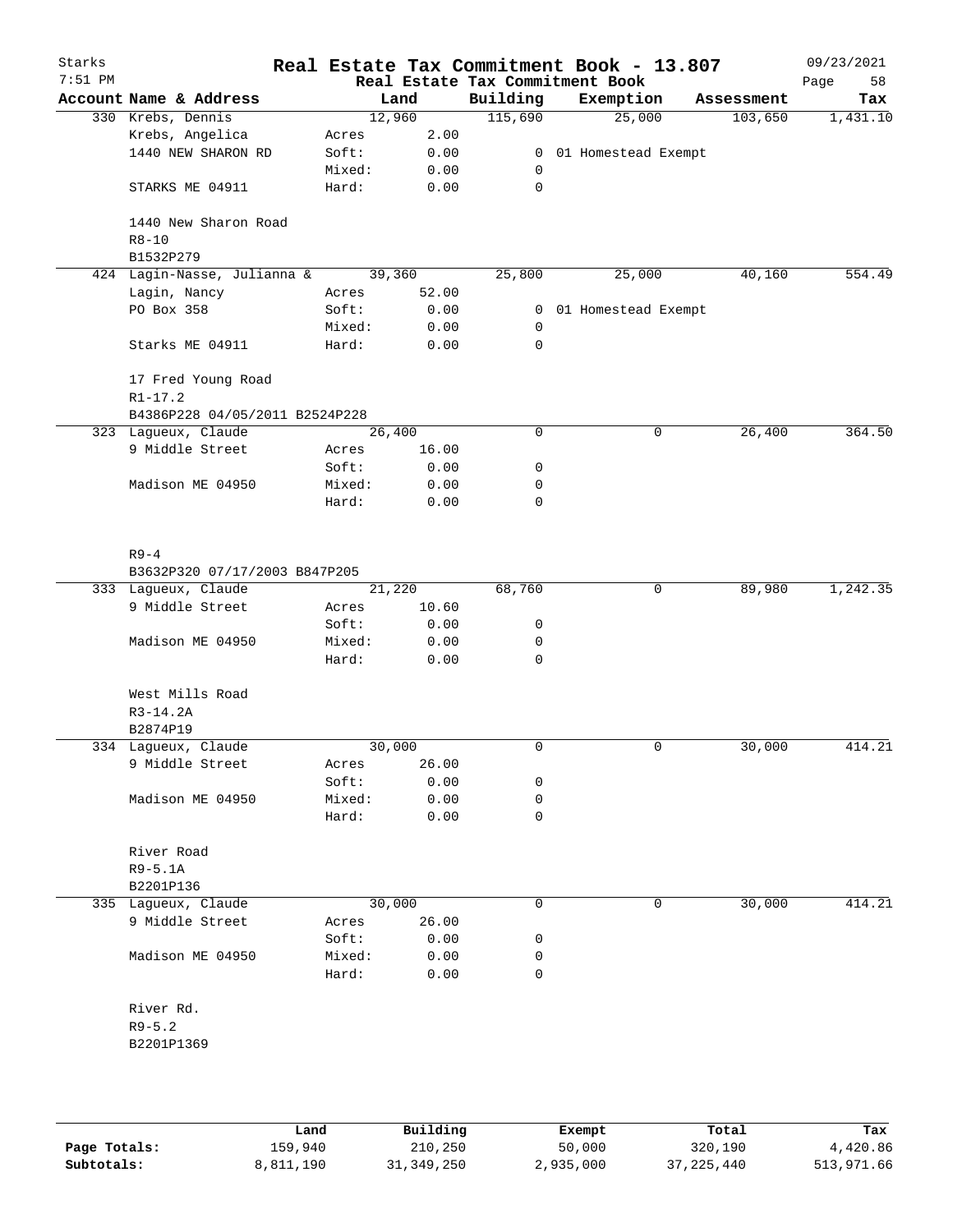# Starks — Real Estate Tax Commitment Book - 13.807

Real Estate Tax Commitment Book — 09/23/2021 7:51 PM

| Account Name & Address | | Land | Building | Exemption | Assessment | Tax |
|---|---|---|---|---|---|---|
| 330 Krebs, Dennis | | 12,960 | 115,690 | 25,000 | 103,650 | 1,431.10 |
| Krebs, Angelica | Acres | 2.00 | | | | |
| 1440 NEW SHARON RD | Soft: | 0.00 | 0 | 01 Homestead Exempt | | |
| | Mixed: | 0.00 | 0 | | | |
| STARKS ME 04911 | Hard: | 0.00 | 0 | | | |
| 1440 New Sharon Road | | | | | | |
| R8-10 | | | | | | |
| B1532P279 | | | | | | |
| 424 Lagin-Nasse, Julianna & | | 39,360 | 25,800 | 25,000 | 40,160 | 554.49 |
| Lagin, Nancy | Acres | 52.00 | | | | |
| PO Box 358 | Soft: | 0.00 | 0 | 01 Homestead Exempt | | |
| | Mixed: | 0.00 | 0 | | | |
| Starks ME 04911 | Hard: | 0.00 | 0 | | | |
| 17 Fred Young Road | | | | | | |
| R1-17.2 | | | | | | |
| B4386P228 04/05/2011 B2524P228 | | | | | | |
| 323 Lagueux, Claude | | 26,400 | 0 | 0 | 26,400 | 364.50 |
| 9 Middle Street | Acres | 16.00 | | | | |
| | Soft: | 0.00 | 0 | | | |
| Madison ME 04950 | Mixed: | 0.00 | 0 | | | |
| | Hard: | 0.00 | 0 | | | |
| R9-4 | | | | | | |
| B3632P320 07/17/2003 B847P205 | | | | | | |
| 333 Lagueux, Claude | | 21,220 | 68,760 | 0 | 89,980 | 1,242.35 |
| 9 Middle Street | Acres | 10.60 | | | | |
| | Soft: | 0.00 | 0 | | | |
| Madison ME 04950 | Mixed: | 0.00 | 0 | | | |
| | Hard: | 0.00 | 0 | | | |
| West Mills Road | | | | | | |
| R3-14.2A | | | | | | |
| B2874P19 | | | | | | |
| 334 Lagueux, Claude | | 30,000 | 0 | 0 | 30,000 | 414.21 |
| 9 Middle Street | Acres | 26.00 | | | | |
| | Soft: | 0.00 | 0 | | | |
| Madison ME 04950 | Mixed: | 0.00 | 0 | | | |
| | Hard: | 0.00 | 0 | | | |
| River Road | | | | | | |
| R9-5.1A | | | | | | |
| B2201P136 | | | | | | |
| 335 Lagueux, Claude | | 30,000 | 0 | 0 | 30,000 | 414.21 |
| 9 Middle Street | Acres | 26.00 | | | | |
| | Soft: | 0.00 | 0 | | | |
| Madison ME 04950 | Mixed: | 0.00 | 0 | | | |
| | Hard: | 0.00 | 0 | | | |
| River Rd. | | | | | | |
| R9-5.2 | | | | | | |
| B2201P1369 | | | | | | |

| | Land | Building | Exempt | Total | Tax |
|---|---|---|---|---|---|
| Page Totals: | 159,940 | 210,250 | 50,000 | 320,190 | 4,420.86 |
| Subtotals: | 8,811,190 | 31,349,250 | 2,935,000 | 37,225,440 | 513,971.66 |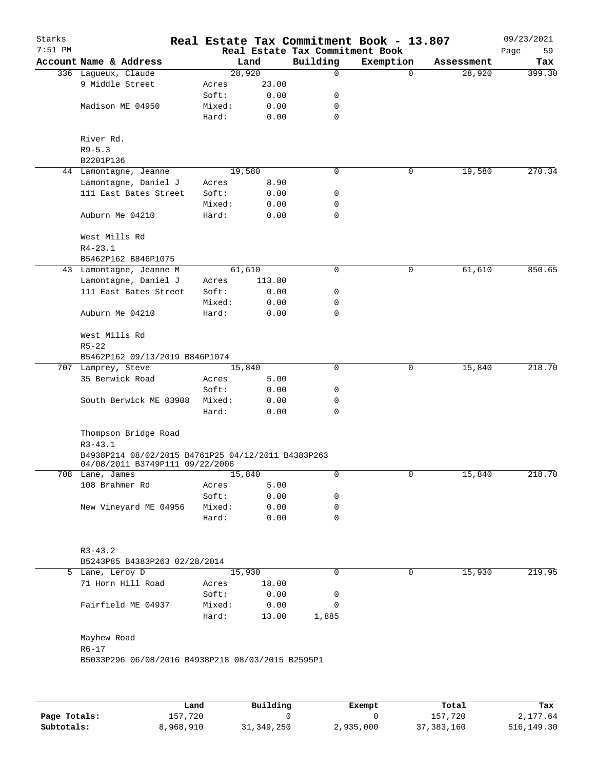# Real Estate Tax Commitment Book - 13.807

Starks
7:51 PM

Real Estate Tax Commitment Book

09/23/2021

| Account | Name & Address | | Land | Building | Exemption | Assessment | Tax |
|---|---|---|---|---|---|---|---|
| 336 | Lagueux, Claude | | 28,920 | 0 | 0 | 28,920 | 399.30 |
| | 9 Middle Street | Acres | 23.00 | | | | |
| | | Soft: | 0.00 | 0 | | | |
| | Madison ME 04950 | Mixed: | 0.00 | 0 | | | |
| | | Hard: | 0.00 | 0 | | | |
| | River Rd. | | | | | | |
| | R9-5.3 | | | | | | |
| | B2201P136 | | | | | | |
| 44 | Lamontagne, Jeanne | | 19,580 | 0 | 0 | 19,580 | 270.34 |
| | Lamontagne, Daniel J | Acres | 8.90 | | | | |
| | 111 East Bates Street | Soft: | 0.00 | 0 | | | |
| | | Mixed: | 0.00 | 0 | | | |
| | Auburn Me 04210 | Hard: | 0.00 | 0 | | | |
| | West Mills Rd | | | | | | |
| | R4-23.1 | | | | | | |
| | B5462P162 B846P1075 | | | | | | |
| 43 | Lamontagne, Jeanne M | | 61,610 | 0 | 0 | 61,610 | 850.65 |
| | Lamontagne, Daniel J | Acres | 113.80 | | | | |
| | 111 East Bates Street | Soft: | 0.00 | 0 | | | |
| | | Mixed: | 0.00 | 0 | | | |
| | Auburn Me 04210 | Hard: | 0.00 | 0 | | | |
| | West Mills Rd | | | | | | |
| | R5-22 | | | | | | |
| | B5462P162 09/13/2019 B846P1074 | | | | | | |
| 707 | Lamprey, Steve | | 15,840 | 0 | 0 | 15,840 | 218.70 |
| | 35 Berwick Road | Acres | 5.00 | | | | |
| | | Soft: | 0.00 | 0 | | | |
| | South Berwick ME 03908 | Mixed: | 0.00 | 0 | | | |
| | | Hard: | 0.00 | 0 | | | |
| | Thompson Bridge Road | | | | | | |
| | R3-43.1 | | | | | | |
| | B4938P214 08/02/2015 B4761P25 04/12/2011 B4383P263 04/08/2011 B3749P111 09/22/2006 | | | | | | |
| 708 | Lane, James | | 15,840 | 0 | 0 | 15,840 | 218.70 |
| | 108 Brahmer Rd | Acres | 5.00 | | | | |
| | | Soft: | 0.00 | 0 | | | |
| | New Vineyard ME 04956 | Mixed: | 0.00 | 0 | | | |
| | | Hard: | 0.00 | 0 | | | |
| | R3-43.2 | | | | | | |
| | B5243P85 B4383P263 02/28/2014 | | | | | | |
| 5 | Lane, Leroy D | | 15,930 | 0 | 0 | 15,930 | 219.95 |
| | 71 Horn Hill Road | Acres | 18.00 | | | | |
| | | Soft: | 0.00 | 0 | | | |
| | Fairfield ME 04937 | Mixed: | 0.00 | 0 | | | |
| | | Hard: | 13.00 | 1,885 | | | |
| | Mayhew Road | | | | | | |
| | R6-17 | | | | | | |
| | B5033P296 06/08/2016 B4938P218 08/03/2015 B2595P1 | | | | | | |

| | Land | Building | Exempt | Total | Tax |
|---|---|---|---|---|---|
| Page Totals: | 157,720 | 0 | 0 | 157,720 | 2,177.64 |
| Subtotals: | 8,968,910 | 31,349,250 | 2,935,000 | 37,383,160 | 516,149.30 |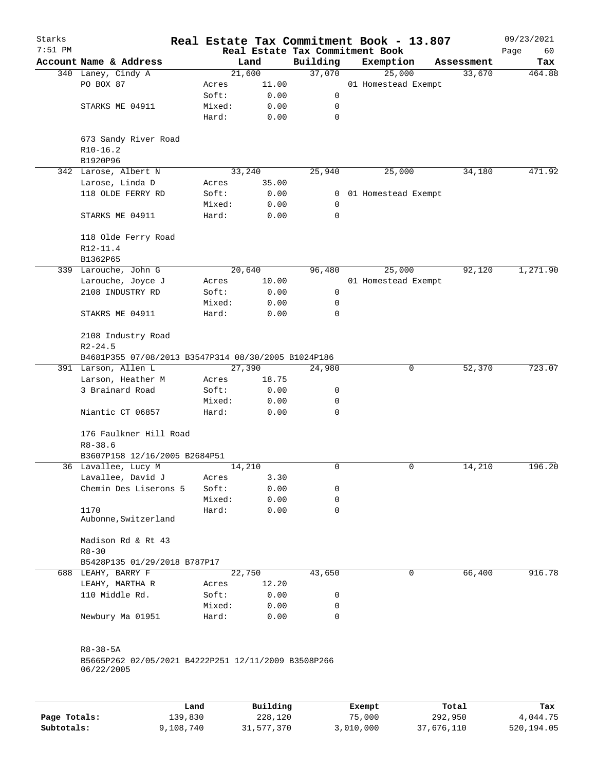# Real Estate Tax Commitment Book - 13.807

Starks
7:51 PM
09/23/2021

Real Estate Tax Commitment Book

| Account | Name & Address | | Land | Building | Exemption | Assessment | Tax |
|---|---|---|---|---|---|---|---|
| 340 | Laney, Cindy A | | 21,600 | 37,070 | 25,000 | 33,670 | 464.88 |
| | PO BOX 87 | Acres | 11.00 | | 01 Homestead Exempt | | |
| | | Soft: | 0.00 | 0 | | | |
| | STARKS ME 04911 | Mixed: | 0.00 | 0 | | | |
| | | Hard: | 0.00 | 0 | | | |
| | 673 Sandy River Road | | | | | | |
| | R10-16.2 | | | | | | |
| | B1920P96 | | | | | | |
| 342 | Larose, Albert N | | 33,240 | 25,940 | 25,000 | 34,180 | 471.92 |
| | Larose, Linda D | Acres | 35.00 | | | | |
| | 118 OLDE FERRY RD | Soft: | 0.00 | 0 | 01 Homestead Exempt | | |
| | | Mixed: | 0.00 | 0 | | | |
| | STARKS ME 04911 | Hard: | 0.00 | 0 | | | |
| | 118 Olde Ferry Road | | | | | | |
| | R12-11.4 | | | | | | |
| | B1362P65 | | | | | | |
| 339 | Larouche, John G | | 20,640 | 96,480 | 25,000 | 92,120 | 1,271.90 |
| | Larouche, Joyce J | Acres | 10.00 | | 01 Homestead Exempt | | |
| | 2108 INDUSTRY RD | Soft: | 0.00 | 0 | | | |
| | | Mixed: | 0.00 | 0 | | | |
| | STAKRS ME 04911 | Hard: | 0.00 | 0 | | | |
| | 2108 Industry Road | | | | | | |
| | R2-24.5 | | | | | | |
| | B4681P355 07/08/2013 B3547P314 08/30/2005 B1024P186 | | | | | | |
| 391 | Larson, Allen L | | 27,390 | 24,980 | 0 | 52,370 | 723.07 |
| | Larson, Heather M | Acres | 18.75 | | | | |
| | 3 Brainard Road | Soft: | 0.00 | 0 | | | |
| | | Mixed: | 0.00 | 0 | | | |
| | Niantic CT 06857 | Hard: | 0.00 | 0 | | | |
| | 176 Faulkner Hill Road | | | | | | |
| | R8-38.6 | | | | | | |
| | B3607P158 12/16/2005 B2684P51 | | | | | | |
| 36 | Lavallee, Lucy M | | 14,210 | 0 | 0 | 14,210 | 196.20 |
| | Lavallee, David J | Acres | 3.30 | | | | |
| | Chemin Des Liserons 5 | Soft: | 0.00 | 0 | | | |
| | | Mixed: | 0.00 | 0 | | | |
| | 1170 Aubonne,Switzerland | Hard: | 0.00 | 0 | | | |
| | Madison Rd & Rt 43 | | | | | | |
| | R8-30 | | | | | | |
| | B5428P135 01/29/2018 B787P17 | | | | | | |
| 688 | LEAHY, BARRY F | | 22,750 | 43,650 | 0 | 66,400 | 916.78 |
| | LEAHY, MARTHA R | Acres | 12.20 | | | | |
| | 110 Middle Rd. | Soft: | 0.00 | 0 | | | |
| | | Mixed: | 0.00 | 0 | | | |
| | Newbury Ma 01951 | Hard: | 0.00 | 0 | | | |
| | R8-38-5A | | | | | | |
| | B5665P262 02/05/2021 B4222P251 12/11/2009 B3508P266 06/22/2005 | | | | | | |

| | Land | Building | Exempt | Total | Tax |
|---|---|---|---|---|---|
| Page Totals: | 139,830 | 228,120 | 75,000 | 292,950 | 4,044.75 |
| Subtotals: | 9,108,740 | 31,577,370 | 3,010,000 | 37,676,110 | 520,194.05 |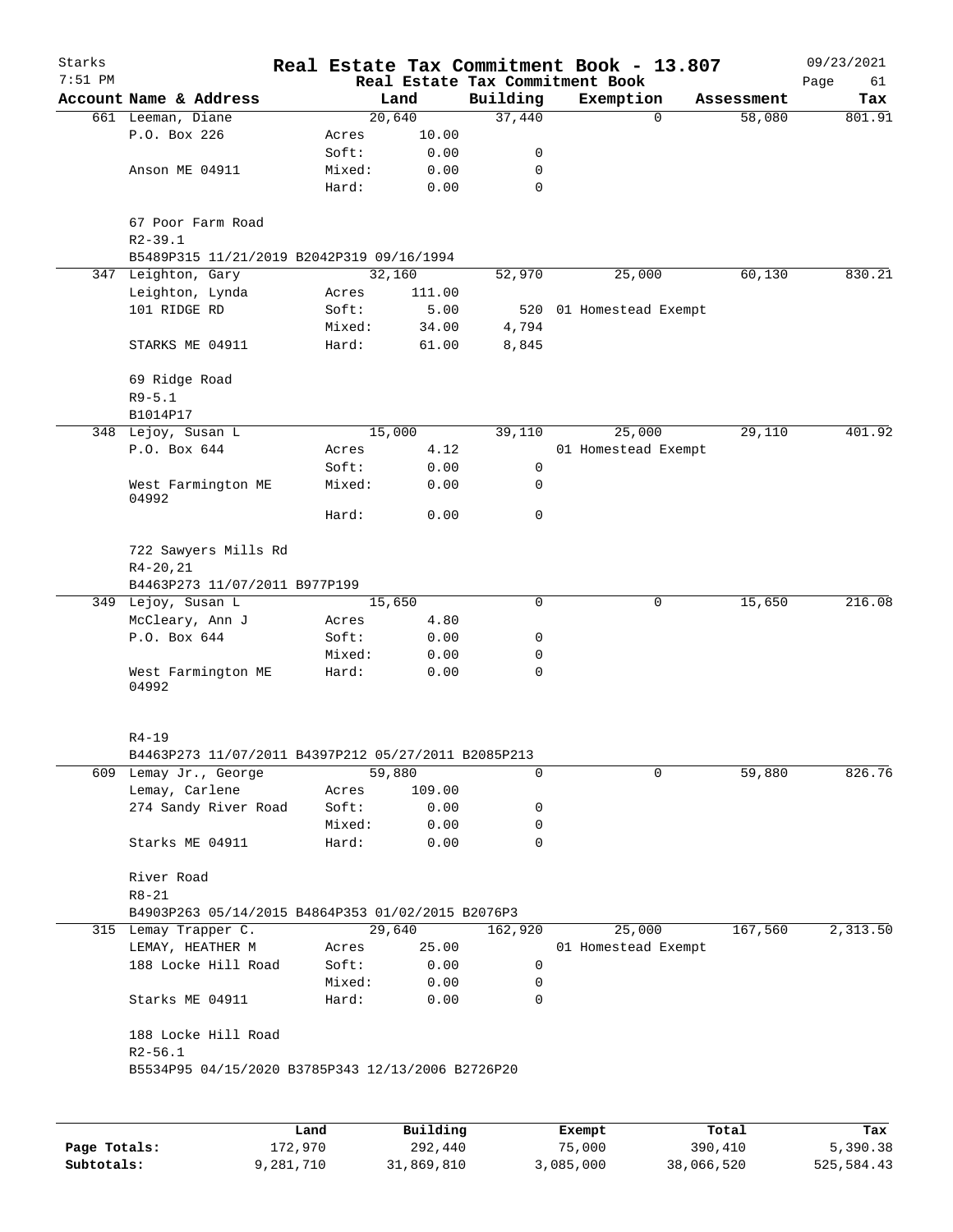Starks
7:51 PM

# Real Estate Tax Commitment Book - 13.807

Real Estate Tax Commitment Book

09/23/2021

| Account Name & Address | | Land | Building | Exemption | Assessment | Tax |
|---|---|---|---|---|---|---|
| 661 Leeman, Diane | | 20,640 | 37,440 | 0 | 58,080 | 801.91 |
| P.O. Box 226 | Acres | 10.00 | | | | |
| | Soft: | 0.00 | 0 | | | |
| Anson ME 04911 | Mixed: | 0.00 | 0 | | | |
| | Hard: | 0.00 | 0 | | | |
| 67 Poor Farm Road | | | | | | |
| R2-39.1 | | | | | | |
| B5489P315 11/21/2019 B2042P319 09/16/1994 | | | | | | |
| 347 Leighton, Gary | | 32,160 | 52,970 | 25,000 | 60,130 | 830.21 |
| Leighton, Lynda | Acres | 111.00 | | | | |
| 101 RIDGE RD | Soft: | 5.00 | 520 | 01 Homestead Exempt | | |
| | Mixed: | 34.00 | 4,794 | | | |
| STARKS ME 04911 | Hard: | 61.00 | 8,845 | | | |
| 69 Ridge Road | | | | | | |
| R9-5.1 | | | | | | |
| B1014P17 | | | | | | |
| 348 Lejoy, Susan L | | 15,000 | 39,110 | 25,000 | 29,110 | 401.92 |
| P.O. Box 644 | Acres | 4.12 | | 01 Homestead Exempt | | |
| | Soft: | 0.00 | 0 | | | |
| West Farmington ME 04992 | Mixed: | 0.00 | 0 | | | |
| | Hard: | 0.00 | 0 | | | |
| 722 Sawyers Mills Rd | | | | | | |
| R4-20,21 | | | | | | |
| B4463P273 11/07/2011 B977P199 | | | | | | |
| 349 Lejoy, Susan L | | 15,650 | 0 | 0 | 15,650 | 216.08 |
| McCleary, Ann J | Acres | 4.80 | | | | |
| P.O. Box 644 | Soft: | 0.00 | 0 | | | |
| | Mixed: | 0.00 | 0 | | | |
| West Farmington ME 04992 | Hard: | 0.00 | 0 | | | |
| R4-19 | | | | | | |
| B4463P273 11/07/2011 B4397P212 05/27/2011 B2085P213 | | | | | | |
| 609 Lemay Jr., George | | 59,880 | 0 | 0 | 59,880 | 826.76 |
| Lemay, Carlene | Acres | 109.00 | | | | |
| 274 Sandy River Road | Soft: | 0.00 | 0 | | | |
| | Mixed: | 0.00 | 0 | | | |
| Starks ME 04911 | Hard: | 0.00 | 0 | | | |
| River Road | | | | | | |
| R8-21 | | | | | | |
| B4903P263 05/14/2015 B4864P353 01/02/2015 B2076P3 | | | | | | |
| 315 Lemay Trapper C. | | 29,640 | 162,920 | 25,000 | 167,560 | 2,313.50 |
| LEMAY, HEATHER M | Acres | 25.00 | | 01 Homestead Exempt | | |
| 188 Locke Hill Road | Soft: | 0.00 | 0 | | | |
| | Mixed: | 0.00 | 0 | | | |
| Starks ME 04911 | Hard: | 0.00 | 0 | | | |
| 188 Locke Hill Road | | | | | | |
| R2-56.1 | | | | | | |
| B5534P95 04/15/2020 B3785P343 12/13/2006 B2726P20 | | | | | | |

| | Land | Building | Exempt | Total | Tax |
|---|---|---|---|---|---|
| Page Totals: | 172,970 | 292,440 | 75,000 | 390,410 | 5,390.38 |
| Subtotals: | 9,281,710 | 31,869,810 | 3,085,000 | 38,066,520 | 525,584.43 |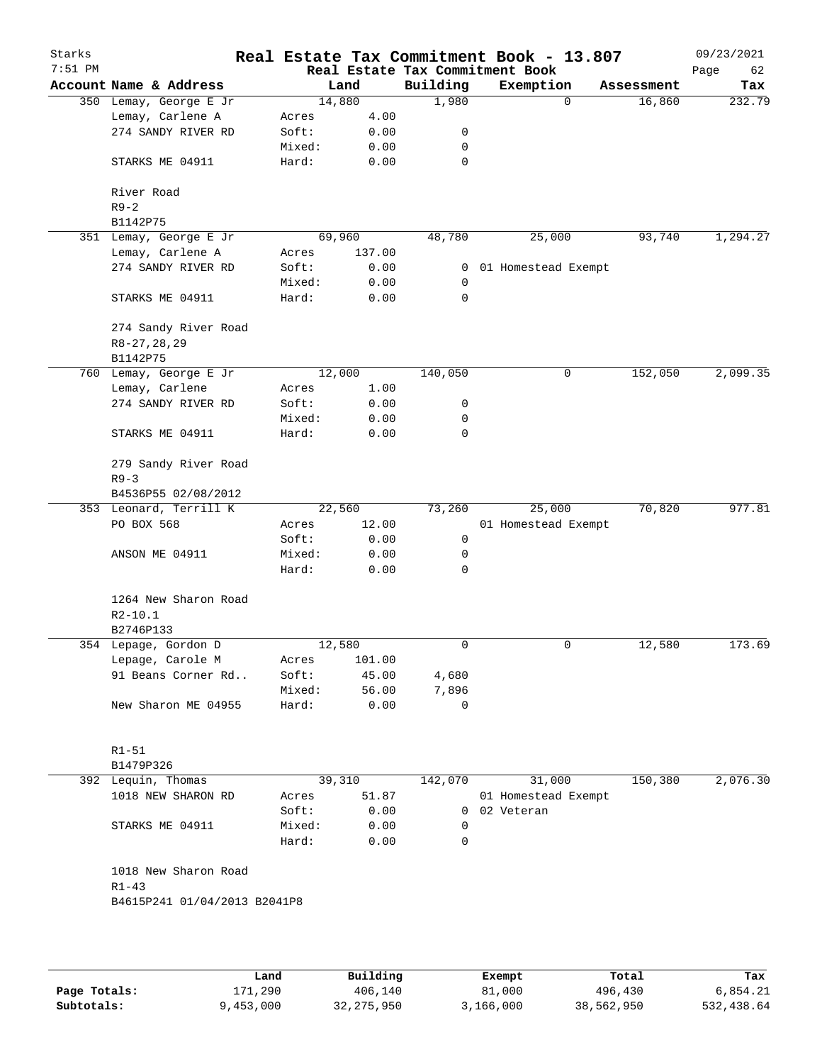# Real Estate Tax Commitment Book - 13.807

Starks 7:51 PM — Real Estate Tax Commitment Book — 09/23/2021

| Account Name & Address | Land | | Building | Exemption | Assessment | Tax |
|---|---|---|---|---|---|---|
| 350 Lemay, George E Jr | 14,880 | | 1,980 | 0 | 16,860 | 232.79 |
| Lemay, Carlene A | Acres | 4.00 | | | | |
| 274 SANDY RIVER RD | Soft: | 0.00 | 0 | | | |
| | Mixed: | 0.00 | 0 | | | |
| STARKS ME 04911 | Hard: | 0.00 | 0 | | | |
| River Road | | | | | | |
| R9-2 | | | | | | |
| B1142P75 | | | | | | |
| 351 Lemay, George E Jr | 69,960 | | 48,780 | 25,000 | 93,740 | 1,294.27 |
| Lemay, Carlene A | Acres | 137.00 | | | | |
| 274 SANDY RIVER RD | Soft: | 0.00 | 0 | 01 Homestead Exempt | | |
| | Mixed: | 0.00 | 0 | | | |
| STARKS ME 04911 | Hard: | 0.00 | 0 | | | |
| 274 Sandy River Road | | | | | | |
| R8-27,28,29 | | | | | | |
| B1142P75 | | | | | | |
| 760 Lemay, George E Jr | 12,000 | | 140,050 | 0 | 152,050 | 2,099.35 |
| Lemay, Carlene | Acres | 1.00 | | | | |
| 274 SANDY RIVER RD | Soft: | 0.00 | 0 | | | |
| | Mixed: | 0.00 | 0 | | | |
| STARKS ME 04911 | Hard: | 0.00 | 0 | | | |
| 279 Sandy River Road | | | | | | |
| R9-3 | | | | | | |
| B4536P55 02/08/2012 | | | | | | |
| 353 Leonard, Terrill K | 22,560 | | 73,260 | 25,000 | 70,820 | 977.81 |
| PO BOX 568 | Acres | 12.00 | | 01 Homestead Exempt | | |
| | Soft: | 0.00 | 0 | | | |
| ANSON ME 04911 | Mixed: | 0.00 | 0 | | | |
| | Hard: | 0.00 | 0 | | | |
| 1264 New Sharon Road | | | | | | |
| R2-10.1 | | | | | | |
| B2746P133 | | | | | | |
| 354 Lepage, Gordon D | 12,580 | | 0 | 0 | 12,580 | 173.69 |
| Lepage, Carole M | Acres | 101.00 | | | | |
| 91 Beans Corner Rd.. | Soft: | 45.00 | 4,680 | | | |
| | Mixed: | 56.00 | 7,896 | | | |
| New Sharon ME 04955 | Hard: | 0.00 | 0 | | | |
| R1-51 | | | | | | |
| B1479P326 | | | | | | |
| 392 Lequin, Thomas | 39,310 | | 142,070 | 31,000 | 150,380 | 2,076.30 |
| 1018 NEW SHARON RD | Acres | 51.87 | | 01 Homestead Exempt | | |
| | Soft: | 0.00 | 0 | 02 Veteran | | |
| STARKS ME 04911 | Mixed: | 0.00 | 0 | | | |
| | Hard: | 0.00 | 0 | | | |
| 1018 New Sharon Road | | | | | | |
| R1-43 | | | | | | |
| B4615P241 01/04/2013 B2041P8 | | | | | | |

| | Land | Building | Exempt | Total | Tax |
|---|---|---|---|---|---|
| Page Totals: | 171,290 | 406,140 | 81,000 | 496,430 | 6,854.21 |
| Subtotals: | 9,453,000 | 32,275,950 | 3,166,000 | 38,562,950 | 532,438.64 |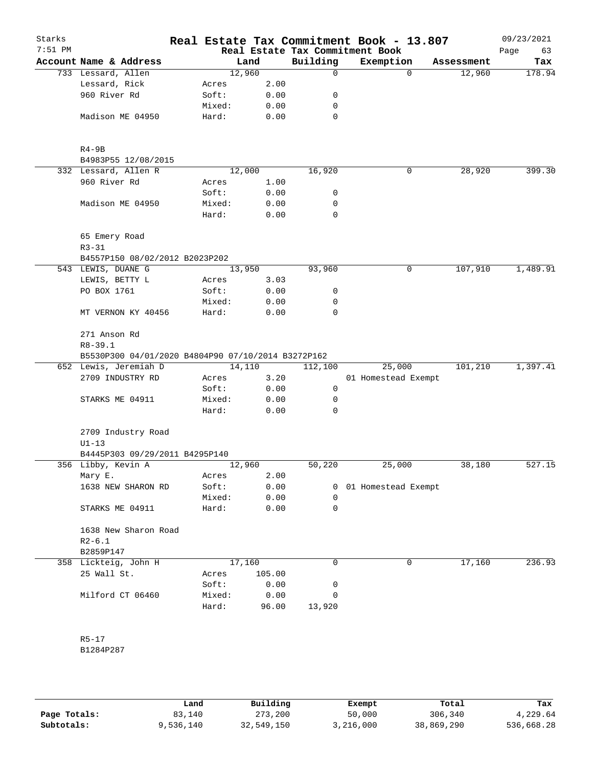# Real Estate Tax Commitment Book - 13.807

Starks 7:51 PM — Real Estate Tax Commitment Book — 09/23/2021

| Account Name & Address | | Land | Building | Exemption | Assessment | Tax |
|---|---|---|---|---|---|---|
| 733 Lessard, Allen | | 12,960 | 0 | 0 | 12,960 | 178.94 |
| Lessard, Rick | Acres | 2.00 | | | | |
| 960 River Rd | Soft: | 0.00 | 0 | | | |
| | Mixed: | 0.00 | 0 | | | |
| Madison ME 04950 | Hard: | 0.00 | 0 | | | |
| R4-9B | | | | | | |
| B4983P55 12/08/2015 | | | | | | |
| 332 Lessard, Allen R | | 12,000 | 16,920 | 0 | 28,920 | 399.30 |
| 960 River Rd | Acres | 1.00 | | | | |
| | Soft: | 0.00 | 0 | | | |
| Madison ME 04950 | Mixed: | 0.00 | 0 | | | |
| | Hard: | 0.00 | 0 | | | |
| 65 Emery Road | | | | | | |
| R3-31 | | | | | | |
| B4557P150 08/02/2012 B2023P202 | | | | | | |
| 543 LEWIS, DUANE G | | 13,950 | 93,960 | 0 | 107,910 | 1,489.91 |
| LEWIS, BETTY L | Acres | 3.03 | | | | |
| PO BOX 1761 | Soft: | 0.00 | 0 | | | |
| | Mixed: | 0.00 | 0 | | | |
| MT VERNON KY 40456 | Hard: | 0.00 | 0 | | | |
| 271 Anson Rd | | | | | | |
| R8-39.1 | | | | | | |
| B5530P300 04/01/2020 B4804P90 07/10/2014 B3272P162 | | | | | | |
| 652 Lewis, Jeremiah D | | 14,110 | 112,100 | 25,000 | 101,210 | 1,397.41 |
| 2709 INDUSTRY RD | Acres | 3.20 | | 01 Homestead Exempt | | |
| | Soft: | 0.00 | 0 | | | |
| STARKS ME 04911 | Mixed: | 0.00 | 0 | | | |
| | Hard: | 0.00 | 0 | | | |
| 2709 Industry Road | | | | | | |
| U1-13 | | | | | | |
| B4445P303 09/29/2011 B4295P140 | | | | | | |
| 356 Libby, Kevin A | | 12,960 | 50,220 | 25,000 | 38,180 | 527.15 |
| Mary E. | Acres | 2.00 | | | | |
| 1638 NEW SHARON RD | Soft: | 0.00 | 0 | 01 Homestead Exempt | | |
| | Mixed: | 0.00 | 0 | | | |
| STARKS ME 04911 | Hard: | 0.00 | 0 | | | |
| 1638 New Sharon Road | | | | | | |
| R2-6.1 | | | | | | |
| B2859P147 | | | | | | |
| 358 Lickteig, John H | | 17,160 | 0 | 0 | 17,160 | 236.93 |
| 25 Wall St. | Acres | 105.00 | | | | |
| | Soft: | 0.00 | 0 | | | |
| Milford CT 06460 | Mixed: | 0.00 | 0 | | | |
| | Hard: | 96.00 | 13,920 | | | |
| R5-17 | | | | | | |
| B1284P287 | | | | | | |

| | Land | Building | Exempt | Total | Tax |
|---|---|---|---|---|---|
| Page Totals: | 83,140 | 273,200 | 50,000 | 306,340 | 4,229.64 |
| Subtotals: | 9,536,140 | 32,549,150 | 3,216,000 | 38,869,290 | 536,668.28 |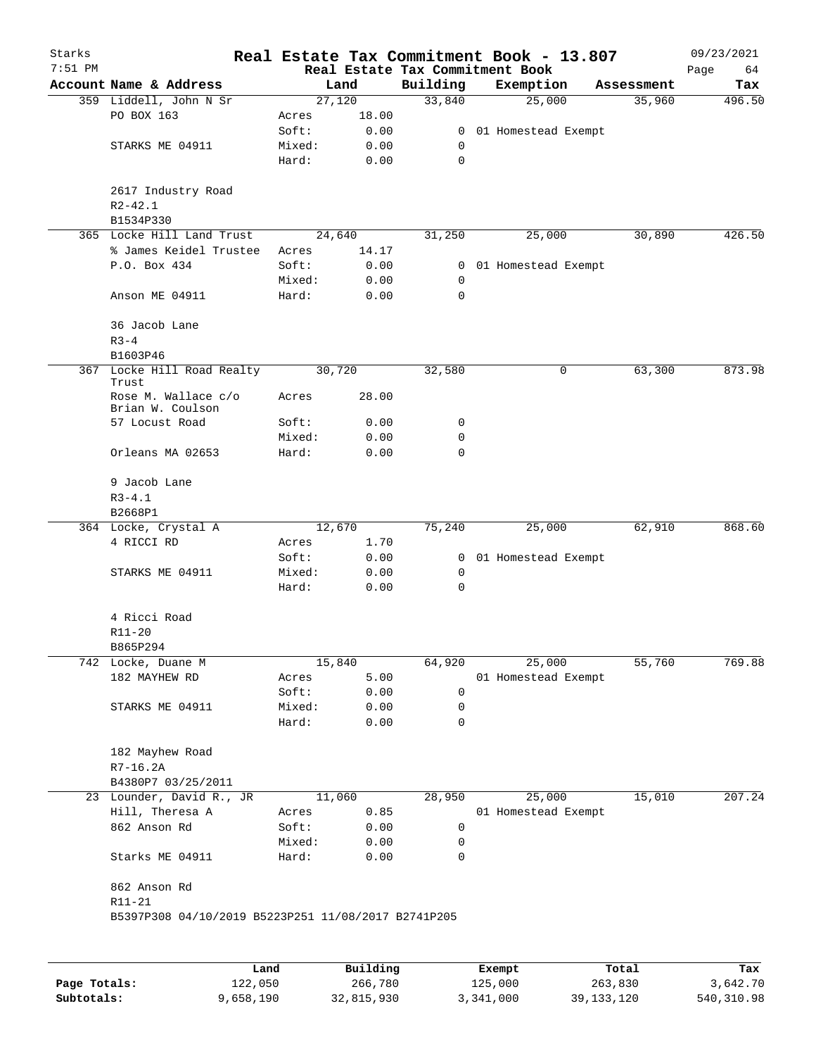# Real Estate Tax Commitment Book - 13.807

Starks
7:51 PM

Real Estate Tax Commitment Book

09/23/2021
Page 64

| Account | Name & Address | | Land | Building | Exemption | Assessment | Tax |
|---|---|---|---|---|---|---|---|
| 359 | Liddell, John N Sr | | 27,120 | 33,840 | 25,000 | 35,960 | 496.50 |
| | PO BOX 163 | Acres | 18.00 | | | | |
| | | Soft: | 0.00 | 0 | 01 Homestead Exempt | | |
| | STARKS ME 04911 | Mixed: | 0.00 | 0 | | | |
| | | Hard: | 0.00 | 0 | | | |
| | 2617 Industry Road | | | | | | |
| | R2-42.1 | | | | | | |
| | B1534P330 | | | | | | |
| 365 | Locke Hill Land Trust | | 24,640 | 31,250 | 25,000 | 30,890 | 426.50 |
| | % James Keidel Trustee | Acres | 14.17 | | | | |
| | P.O. Box 434 | Soft: | 0.00 | 0 | 01 Homestead Exempt | | |
| | | Mixed: | 0.00 | 0 | | | |
| | Anson ME 04911 | Hard: | 0.00 | 0 | | | |
| | 36 Jacob Lane | | | | | | |
| | R3-4 | | | | | | |
| | B1603P46 | | | | | | |
| 367 | Locke Hill Road Realty Trust | | 30,720 | 32,580 | 0 | 63,300 | 873.98 |
| | Rose M. Wallace c/o Brian W. Coulson | Acres | 28.00 | | | | |
| | 57 Locust Road | Soft: | 0.00 | 0 | | | |
| | | Mixed: | 0.00 | 0 | | | |
| | Orleans MA 02653 | Hard: | 0.00 | 0 | | | |
| | 9 Jacob Lane | | | | | | |
| | R3-4.1 | | | | | | |
| | B2668P1 | | | | | | |
| 364 | Locke, Crystal A | | 12,670 | 75,240 | 25,000 | 62,910 | 868.60 |
| | 4 RICCI RD | Acres | 1.70 | | | | |
| | | Soft: | 0.00 | 0 | 01 Homestead Exempt | | |
| | STARKS ME 04911 | Mixed: | 0.00 | 0 | | | |
| | | Hard: | 0.00 | 0 | | | |
| | 4 Ricci Road | | | | | | |
| | R11-20 | | | | | | |
| | B865P294 | | | | | | |
| 742 | Locke, Duane M | | 15,840 | 64,920 | 25,000 | 55,760 | 769.88 |
| | 182 MAYHEW RD | Acres | 5.00 | | 01 Homestead Exempt | | |
| | | Soft: | 0.00 | 0 | | | |
| | STARKS ME 04911 | Mixed: | 0.00 | 0 | | | |
| | | Hard: | 0.00 | 0 | | | |
| | 182 Mayhew Road | | | | | | |
| | R7-16.2A | | | | | | |
| | B4380P7 03/25/2011 | | | | | | |
| 23 | Lounder, David R., JR | | 11,060 | 28,950 | 25,000 | 15,010 | 207.24 |
| | Hill, Theresa A | Acres | 0.85 | | 01 Homestead Exempt | | |
| | 862 Anson Rd | Soft: | 0.00 | 0 | | | |
| | | Mixed: | 0.00 | 0 | | | |
| | Starks ME 04911 | Hard: | 0.00 | 0 | | | |
| | 862 Anson Rd | | | | | | |
| | R11-21 | | | | | | |
| | B5397P308 04/10/2019 B5223P251 11/08/2017 B2741P205 | | | | | | |

| | Land | Building | Exempt | Total | Tax |
|---|---|---|---|---|---|
| Page Totals: | 122,050 | 266,780 | 125,000 | 263,830 | 3,642.70 |
| Subtotals: | 9,658,190 | 32,815,930 | 3,341,000 | 39,133,120 | 540,310.98 |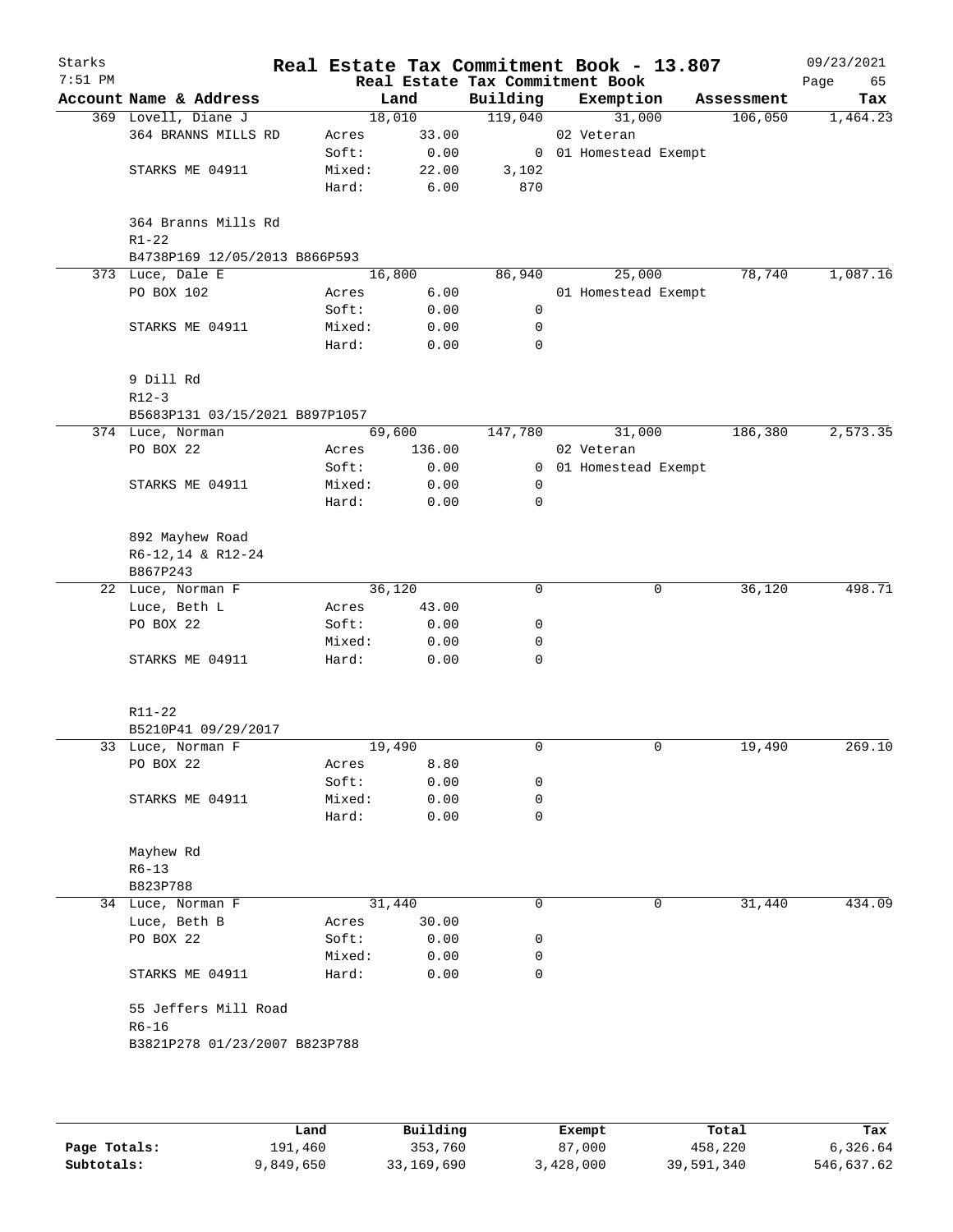# Real Estate Tax Commitment Book - 13.807

Starks 7:51 PM — Real Estate Tax Commitment Book — 09/23/2021

| Account Name & Address | | Land | Building | Exemption | Assessment | Tax |
|---|---|---|---|---|---|---|
| 369 Lovell, Diane J | | 18,010 | 119,040 | 31,000 | 106,050 | 1,464.23 |
| 364 BRANNS MILLS RD | Acres | 33.00 | | 02 Veteran | | |
| | Soft: | 0.00 | 0 | 01 Homestead Exempt | | |
| STARKS ME 04911 | Mixed: | 22.00 | 3,102 | | | |
| | Hard: | 6.00 | 870 | | | |
| 364 Branns Mills Rd | | | | | | |
| R1-22 | | | | | | |
| B4738P169 12/05/2013 B866P593 | | | | | | |
| 373 Luce, Dale E | | 16,800 | 86,940 | 25,000 | 78,740 | 1,087.16 |
| PO BOX 102 | Acres | 6.00 | | 01 Homestead Exempt | | |
| | Soft: | 0.00 | 0 | | | |
| STARKS ME 04911 | Mixed: | 0.00 | 0 | | | |
| | Hard: | 0.00 | 0 | | | |
| 9 Dill Rd | | | | | | |
| R12-3 | | | | | | |
| B5683P131 03/15/2021 B897P1057 | | | | | | |
| 374 Luce, Norman | | 69,600 | 147,780 | 31,000 | 186,380 | 2,573.35 |
| PO BOX 22 | Acres | 136.00 | | 02 Veteran | | |
| | Soft: | 0.00 | 0 | 01 Homestead Exempt | | |
| STARKS ME 04911 | Mixed: | 0.00 | 0 | | | |
| | Hard: | 0.00 | 0 | | | |
| 892 Mayhew Road | | | | | | |
| R6-12,14 & R12-24 | | | | | | |
| B867P243 | | | | | | |
| 22 Luce, Norman F | | 36,120 | 0 | 0 | 36,120 | 498.71 |
| Luce, Beth L | Acres | 43.00 | | | | |
| PO BOX 22 | Soft: | 0.00 | 0 | | | |
| | Mixed: | 0.00 | 0 | | | |
| STARKS ME 04911 | Hard: | 0.00 | 0 | | | |
| R11-22 | | | | | | |
| B5210P41 09/29/2017 | | | | | | |
| 33 Luce, Norman F | | 19,490 | 0 | 0 | 19,490 | 269.10 |
| PO BOX 22 | Acres | 8.80 | | | | |
| | Soft: | 0.00 | 0 | | | |
| STARKS ME 04911 | Mixed: | 0.00 | 0 | | | |
| | Hard: | 0.00 | 0 | | | |
| Mayhew Rd | | | | | | |
| R6-13 | | | | | | |
| B823P788 | | | | | | |
| 34 Luce, Norman F | | 31,440 | 0 | 0 | 31,440 | 434.09 |
| Luce, Beth B | Acres | 30.00 | | | | |
| PO BOX 22 | Soft: | 0.00 | 0 | | | |
| | Mixed: | 0.00 | 0 | | | |
| STARKS ME 04911 | Hard: | 0.00 | 0 | | | |
| 55 Jeffers Mill Road | | | | | | |
| R6-16 | | | | | | |
| B3821P278 01/23/2007 B823P788 | | | | | | |

| | Land | Building | Exempt | Total | Tax |
|---|---|---|---|---|---|
| Page Totals: | 191,460 | 353,760 | 87,000 | 458,220 | 6,326.64 |
| Subtotals: | 9,849,650 | 33,169,690 | 3,428,000 | 39,591,340 | 546,637.62 |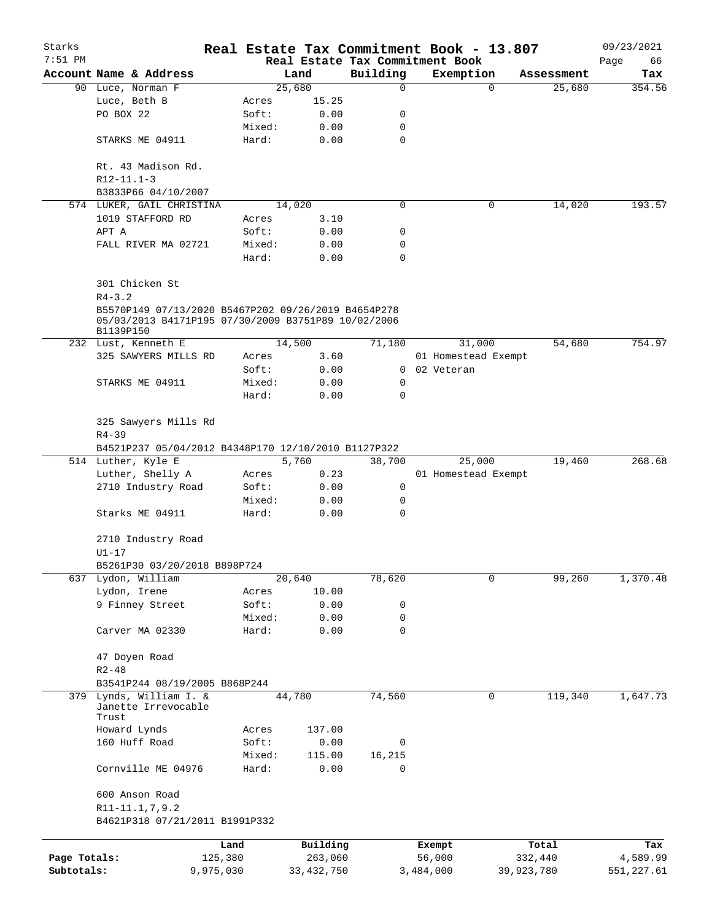# Real Estate Tax Commitment Book - 13.807

Starks 7:51 PM — Real Estate Tax Commitment Book — 09/23/2021 Page 66

| Account Name & Address | | Land | Building | Exemption | Assessment | Tax |
|---|---|---|---|---|---|---|
| 90 Luce, Norman F | | 25,680 | 0 | 0 | 25,680 | 354.56 |
| Luce, Beth B | Acres | 15.25 | | | | |
| PO BOX 22 | Soft: | 0.00 | 0 | | | |
| | Mixed: | 0.00 | 0 | | | |
| STARKS ME 04911 | Hard: | 0.00 | 0 | | | |
| Rt. 43 Madison Rd. | | | | | | |
| R12-11.1-3 | | | | | | |
| B3833P66 04/10/2007 | | | | | | |
| 574 LUKER, GAIL CHRISTINA | | 14,020 | 0 | 0 | 14,020 | 193.57 |
| 1019 STAFFORD RD | Acres | 3.10 | | | | |
| APT A | Soft: | 0.00 | 0 | | | |
| FALL RIVER MA 02721 | Mixed: | 0.00 | 0 | | | |
| | Hard: | 0.00 | 0 | | | |
| 301 Chicken St | | | | | | |
| R4-3.2 | | | | | | |
| B5570P149 07/13/2020 B5467P202 09/26/2019 B4654P278 05/03/2013 B4171P195 07/30/2009 B3751P89 10/02/2006 B1139P150 | | | | | | |
| 232 Lust, Kenneth E | | 14,500 | 71,180 | 31,000 | 54,680 | 754.97 |
| 325 SAWYERS MILLS RD | Acres | 3.60 | | 01 Homestead Exempt | | |
| | Soft: | 0.00 | 0 | 02 Veteran | | |
| STARKS ME 04911 | Mixed: | 0.00 | 0 | | | |
| | Hard: | 0.00 | 0 | | | |
| 325 Sawyers Mills Rd | | | | | | |
| R4-39 | | | | | | |
| B4521P237 05/04/2012 B4348P170 12/10/2010 B1127P322 | | | | | | |
| 514 Luther, Kyle E | | 5,760 | 38,700 | 25,000 | 19,460 | 268.68 |
| Luther, Shelly A | Acres | 0.23 | | 01 Homestead Exempt | | |
| 2710 Industry Road | Soft: | 0.00 | 0 | | | |
| | Mixed: | 0.00 | 0 | | | |
| Starks ME 04911 | Hard: | 0.00 | 0 | | | |
| 2710 Industry Road | | | | | | |
| U1-17 | | | | | | |
| B5261P30 03/20/2018 B898P724 | | | | | | |
| 637 Lydon, William | | 20,640 | 78,620 | 0 | 99,260 | 1,370.48 |
| Lydon, Irene | Acres | 10.00 | | | | |
| 9 Finney Street | Soft: | 0.00 | 0 | | | |
| | Mixed: | 0.00 | 0 | | | |
| Carver MA 02330 | Hard: | 0.00 | 0 | | | |
| 47 Doyen Road | | | | | | |
| R2-48 | | | | | | |
| B3541P244 08/19/2005 B868P244 | | | | | | |
| 379 Lynds, William I. & Janette Irrevocable Trust | | 44,780 | 74,560 | 0 | 119,340 | 1,647.73 |
| Howard Lynds | Acres | 137.00 | | | | |
| 160 Huff Road | Soft: | 0.00 | 0 | | | |
| | Mixed: | 115.00 | 16,215 | | | |
| Cornville ME 04976 | Hard: | 0.00 | 0 | | | |
| 600 Anson Road | | | | | | |
| R11-11.1,7,9.2 | | | | | | |
| B4621P318 07/21/2011 B1991P332 | | | | | | |

| | Land | Building | Exempt | Total | Tax |
|---|---|---|---|---|---|
| Page Totals: | 125,380 | 263,060 | 56,000 | 332,440 | 4,589.99 |
| Subtotals: | 9,975,030 | 33,432,750 | 3,484,000 | 39,923,780 | 551,227.61 |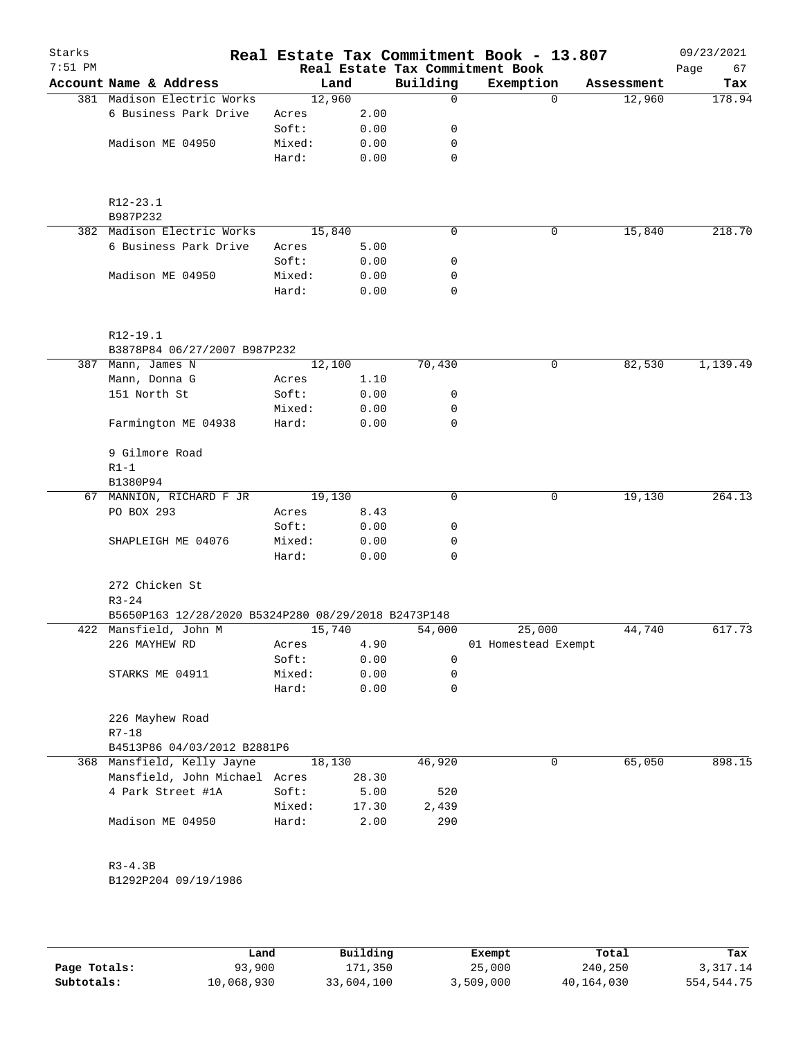# Real Estate Tax Commitment Book - 13.807

Starks
Real Estate Tax Commitment Book

| Account Name & Address | Land | | Building | Exemption | Assessment | Tax |
|---|---|---|---|---|---|---|
| 381 Madison Electric Works | 12,960 | | 0 | 0 | 12,960 | 178.94 |
| 6 Business Park Drive | Acres | 2.00 | | | | |
| | Soft: | 0.00 | 0 | | | |
| Madison ME 04950 | Mixed: | 0.00 | 0 | | | |
| | Hard: | 0.00 | 0 | | | |
| R12-23.1 | | | | | | |
| B987P232 | | | | | | |
| 382 Madison Electric Works | 15,840 | | 0 | 0 | 15,840 | 218.70 |
| 6 Business Park Drive | Acres | 5.00 | | | | |
| | Soft: | 0.00 | 0 | | | |
| Madison ME 04950 | Mixed: | 0.00 | 0 | | | |
| | Hard: | 0.00 | 0 | | | |
| R12-19.1 | | | | | | |
| B3878P84 06/27/2007 B987P232 | | | | | | |
| 387 Mann, James N | 12,100 | | 70,430 | 0 | 82,530 | 1,139.49 |
| Mann, Donna G | Acres | 1.10 | | | | |
| 151 North St | Soft: | 0.00 | 0 | | | |
| | Mixed: | 0.00 | 0 | | | |
| Farmington ME 04938 | Hard: | 0.00 | 0 | | | |
| 9 Gilmore Road | | | | | | |
| R1-1 | | | | | | |
| B1380P94 | | | | | | |
| 67 MANNION, RICHARD F JR | 19,130 | | 0 | 0 | 19,130 | 264.13 |
| PO BOX 293 | Acres | 8.43 | | | | |
| | Soft: | 0.00 | 0 | | | |
| SHAPLEIGH ME 04076 | Mixed: | 0.00 | 0 | | | |
| | Hard: | 0.00 | 0 | | | |
| 272 Chicken St | | | | | | |
| R3-24 | | | | | | |
| B5650P163 12/28/2020 B5324P280 08/29/2018 B2473P148 | | | | | | |
| 422 Mansfield, John M | 15,740 | | 54,000 | 25,000 | 44,740 | 617.73 |
| 226 MAYHEW RD | Acres | 4.90 | | 01 Homestead Exempt | | |
| | Soft: | 0.00 | 0 | | | |
| STARKS ME 04911 | Mixed: | 0.00 | 0 | | | |
| | Hard: | 0.00 | 0 | | | |
| 226 Mayhew Road | | | | | | |
| R7-18 | | | | | | |
| B4513P86 04/03/2012 B2881P6 | | | | | | |
| 368 Mansfield, Kelly Jayne | 18,130 | | 46,920 | 0 | 65,050 | 898.15 |
| Mansfield, John Michael | Acres | 28.30 | | | | |
| 4 Park Street #1A | Soft: | 5.00 | 520 | | | |
| | Mixed: | 17.30 | 2,439 | | | |
| Madison ME 04950 | Hard: | 2.00 | 290 | | | |
| R3-4.3B | | | | | | |
| B1292P204 09/19/1986 | | | | | | |

| | Land | Building | Exempt | Total | Tax |
|---|---|---|---|---|---|
| Page Totals: | 93,900 | 171,350 | 25,000 | 240,250 | 3,317.14 |
| Subtotals: | 10,068,930 | 33,604,100 | 3,509,000 | 40,164,030 | 554,544.75 |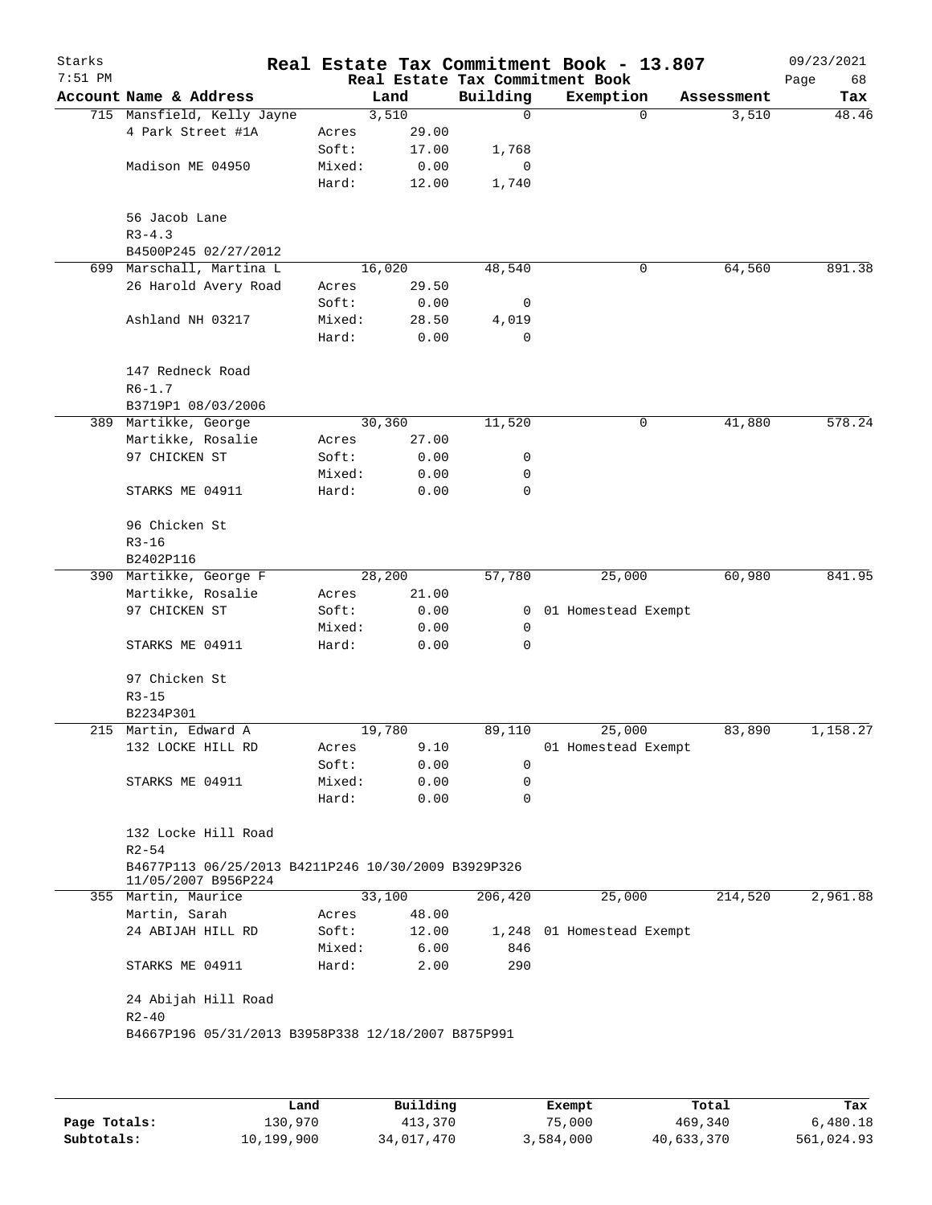# Real Estate Tax Commitment Book - 13.807

Starks 7:51 PM — 09/23/2021

Real Estate Tax Commitment Book

| Account Name & Address | | Land | Building | Exemption | Assessment | Tax |
|---|---|---|---|---|---|---|
| 715 Mansfield, Kelly Jayne | | 3,510 | 0 | 0 | 3,510 | 48.46 |
| 4 Park Street #1A | Acres | 29.00 | | | | |
| | Soft: | 17.00 | 1,768 | | | |
| Madison ME 04950 | Mixed: | 0.00 | 0 | | | |
| | Hard: | 12.00 | 1,740 | | | |
| 56 Jacob Lane | | | | | | |
| R3-4.3 | | | | | | |
| B4500P245 02/27/2012 | | | | | | |
| 699 Marschall, Martina L | | 16,020 | 48,540 | 0 | 64,560 | 891.38 |
| 26 Harold Avery Road | Acres | 29.50 | | | | |
| | Soft: | 0.00 | 0 | | | |
| Ashland NH 03217 | Mixed: | 28.50 | 4,019 | | | |
| | Hard: | 0.00 | 0 | | | |
| 147 Redneck Road | | | | | | |
| R6-1.7 | | | | | | |
| B3719P1 08/03/2006 | | | | | | |
| 389 Martikke, George | | 30,360 | 11,520 | 0 | 41,880 | 578.24 |
| Martikke, Rosalie | Acres | 27.00 | | | | |
| 97 CHICKEN ST | Soft: | 0.00 | 0 | | | |
| | Mixed: | 0.00 | 0 | | | |
| STARKS ME 04911 | Hard: | 0.00 | 0 | | | |
| 96 Chicken St | | | | | | |
| R3-16 | | | | | | |
| B2402P116 | | | | | | |
| 390 Martikke, George F | | 28,200 | 57,780 | 25,000 | 60,980 | 841.95 |
| Martikke, Rosalie | Acres | 21.00 | | | | |
| 97 CHICKEN ST | Soft: | 0.00 | 0 | 01 Homestead Exempt | | |
| | Mixed: | 0.00 | 0 | | | |
| STARKS ME 04911 | Hard: | 0.00 | 0 | | | |
| 97 Chicken St | | | | | | |
| R3-15 | | | | | | |
| B2234P301 | | | | | | |
| 215 Martin, Edward A | | 19,780 | 89,110 | 25,000 | 83,890 | 1,158.27 |
| 132 LOCKE HILL RD | Acres | 9.10 | | 01 Homestead Exempt | | |
| | Soft: | 0.00 | 0 | | | |
| STARKS ME 04911 | Mixed: | 0.00 | 0 | | | |
| | Hard: | 0.00 | 0 | | | |
| 132 Locke Hill Road | | | | | | |
| R2-54 | | | | | | |
| B4677P113 06/25/2013 B4211P246 10/30/2009 B3929P326 11/05/2007 B956P224 | | | | | | |
| 355 Martin, Maurice | | 33,100 | 206,420 | 25,000 | 214,520 | 2,961.88 |
| Martin, Sarah | Acres | 48.00 | | | | |
| 24 ABIJAH HILL RD | Soft: | 12.00 | 1,248 | 01 Homestead Exempt | | |
| | Mixed: | 6.00 | 846 | | | |
| STARKS ME 04911 | Hard: | 2.00 | 290 | | | |
| 24 Abijah Hill Road | | | | | | |
| R2-40 | | | | | | |
| B4667P196 05/31/2013 B3958P338 12/18/2007 B875P991 | | | | | | |

| | Land | Building | Exempt | Total | Tax |
|---|---|---|---|---|---|
| Page Totals: | 130,970 | 413,370 | 75,000 | 469,340 | 6,480.18 |
| Subtotals: | 10,199,900 | 34,017,470 | 3,584,000 | 40,633,370 | 561,024.93 |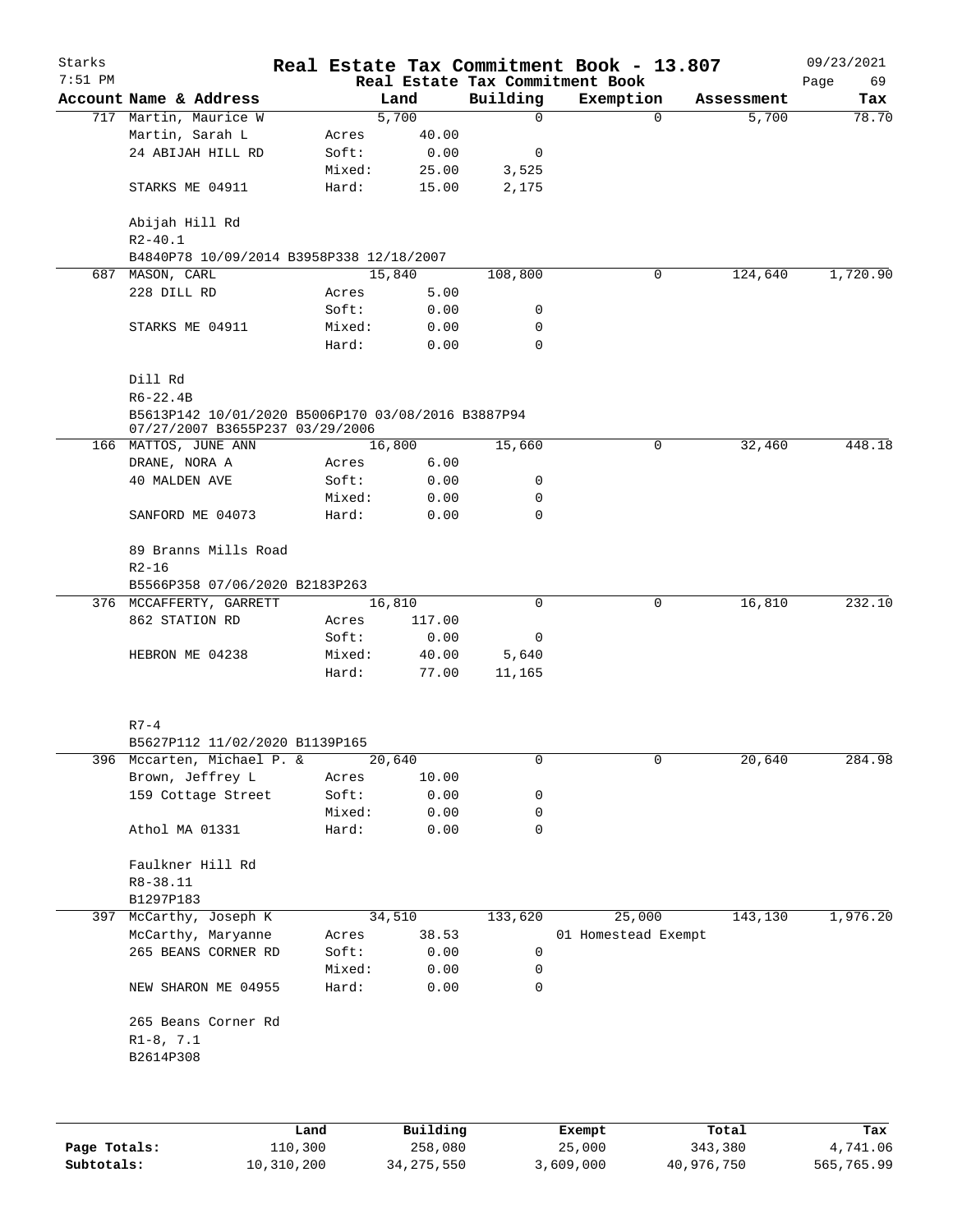# Real Estate Tax Commitment Book - 13.807

Starks 7:51 PM — Real Estate Tax Commitment Book — 09/23/2021

| Account Name & Address | | Land | Building | Exemption | Assessment | Tax |
|---|---|---|---|---|---|---|
| 717 Martin, Maurice W | | 5,700 | 0 | 0 | 5,700 | 78.70 |
| Martin, Sarah L | Acres | 40.00 | | | | |
| 24 ABIJAH HILL RD | Soft: | 0.00 | 0 | | | |
| | Mixed: | 25.00 | 3,525 | | | |
| STARKS ME 04911 | Hard: | 15.00 | 2,175 | | | |
| Abijah Hill Rd | | | | | | |
| R2-40.1 | | | | | | |
| B4840P78 10/09/2014 B3958P338 12/18/2007 | | | | | | |
| 687 MASON, CARL | | 15,840 | 108,800 | 0 | 124,640 | 1,720.90 |
| 228 DILL RD | Acres | 5.00 | | | | |
| | Soft: | 0.00 | 0 | | | |
| STARKS ME 04911 | Mixed: | 0.00 | 0 | | | |
| | Hard: | 0.00 | 0 | | | |
| Dill Rd | | | | | | |
| R6-22.4B | | | | | | |
| B5613P142 10/01/2020 B5006P170 03/08/2016 B3887P94 07/27/2007 B3655P237 03/29/2006 | | | | | | |
| 166 MATTOS, JUNE ANN | | 16,800 | 15,660 | 0 | 32,460 | 448.18 |
| DRANE, NORA A | Acres | 6.00 | | | | |
| 40 MALDEN AVE | Soft: | 0.00 | 0 | | | |
| | Mixed: | 0.00 | 0 | | | |
| SANFORD ME 04073 | Hard: | 0.00 | 0 | | | |
| 89 Branns Mills Road | | | | | | |
| R2-16 | | | | | | |
| B5566P358 07/06/2020 B2183P263 | | | | | | |
| 376 MCCAFFERTY, GARRETT | | 16,810 | 0 | 0 | 16,810 | 232.10 |
| 862 STATION RD | Acres | 117.00 | | | | |
| | Soft: | 0.00 | 0 | | | |
| HEBRON ME 04238 | Mixed: | 40.00 | 5,640 | | | |
| | Hard: | 77.00 | 11,165 | | | |
| R7-4 | | | | | | |
| B5627P112 11/02/2020 B1139P165 | | | | | | |
| 396 Mccarten, Michael P. & | | 20,640 | 0 | 0 | 20,640 | 284.98 |
| Brown, Jeffrey L | Acres | 10.00 | | | | |
| 159 Cottage Street | Soft: | 0.00 | 0 | | | |
| | Mixed: | 0.00 | 0 | | | |
| Athol MA 01331 | Hard: | 0.00 | 0 | | | |
| Faulkner Hill Rd | | | | | | |
| R8-38.11 | | | | | | |
| B1297P183 | | | | | | |
| 397 McCarthy, Joseph K | | 34,510 | 133,620 | 25,000 | 143,130 | 1,976.20 |
| McCarthy, Maryanne | Acres | 38.53 | | 01 Homestead Exempt | | |
| 265 BEANS CORNER RD | Soft: | 0.00 | 0 | | | |
| | Mixed: | 0.00 | 0 | | | |
| NEW SHARON ME 04955 | Hard: | 0.00 | 0 | | | |
| 265 Beans Corner Rd | | | | | | |
| R1-8, 7.1 | | | | | | |
| B2614P308 | | | | | | |

| | Land | Building | Exempt | Total | Tax |
|---|---|---|---|---|---|
| Page Totals: | 110,300 | 258,080 | 25,000 | 343,380 | 4,741.06 |
| Subtotals: | 10,310,200 | 34,275,550 | 3,609,000 | 40,976,750 | 565,765.99 |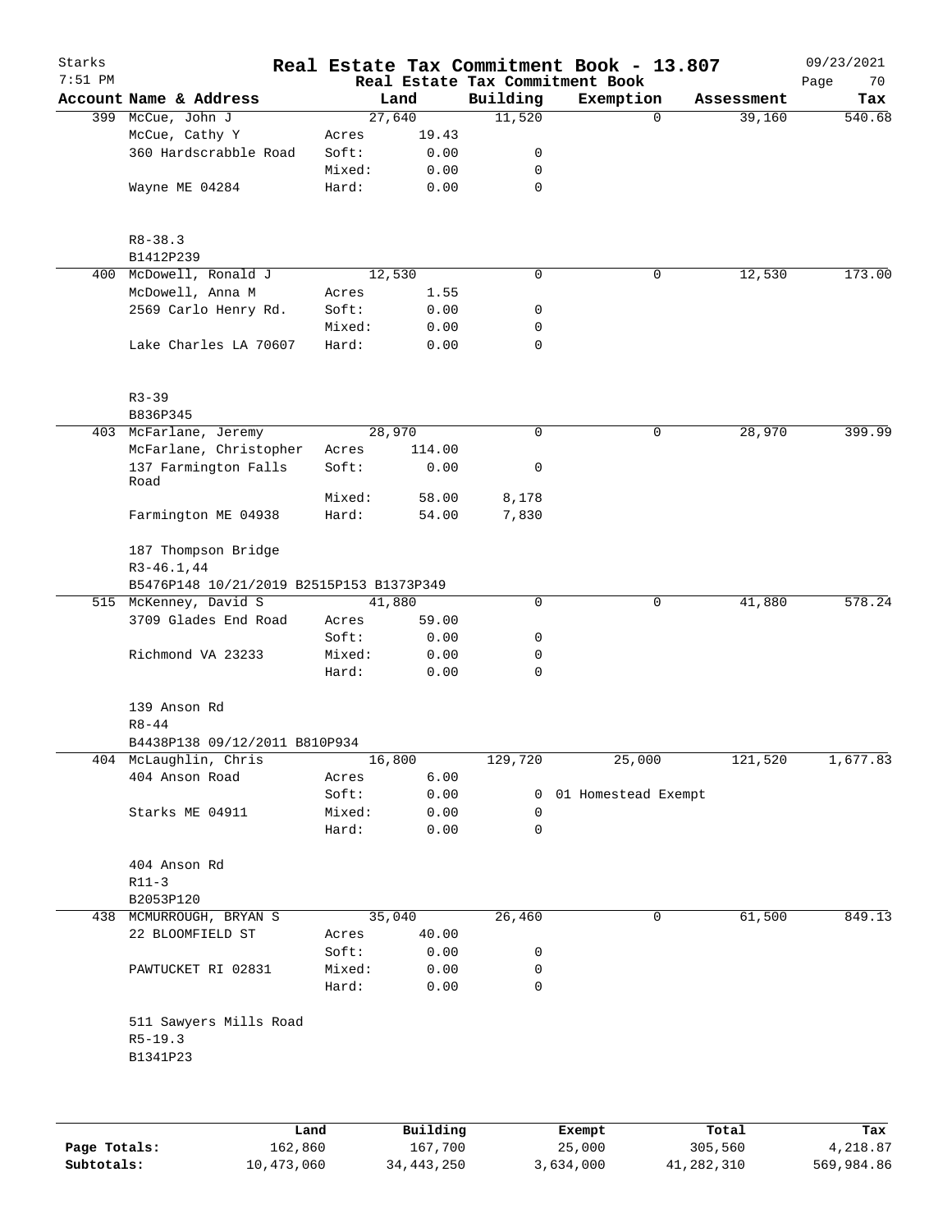# Real Estate Tax Commitment Book - 13.807

Starks
7:51 PM

Real Estate Tax Commitment Book

09/23/2021

| Account Name & Address | | Land | Building | Exemption | Assessment | Tax |
|---|---|---|---|---|---|---|
| 399 McCue, John J | | 27,640 | 11,520 | 0 | 39,160 | 540.68 |
| McCue, Cathy Y | Acres | 19.43 | | | | |
| 360 Hardscrabble Road | Soft: | 0.00 | 0 | | | |
| | Mixed: | 0.00 | 0 | | | |
| Wayne ME 04284 | Hard: | 0.00 | 0 | | | |
| R8-38.3 | | | | | | |
| B1412P239 | | | | | | |
| 400 McDowell, Ronald J | | 12,530 | 0 | 0 | 12,530 | 173.00 |
| McDowell, Anna M | Acres | 1.55 | | | | |
| 2569 Carlo Henry Rd. | Soft: | 0.00 | 0 | | | |
| | Mixed: | 0.00 | 0 | | | |
| Lake Charles LA 70607 | Hard: | 0.00 | 0 | | | |
| R3-39 | | | | | | |
| B836P345 | | | | | | |
| 403 McFarlane, Jeremy | | 28,970 | 0 | 0 | 28,970 | 399.99 |
| McFarlane, Christopher | Acres | 114.00 | | | | |
| 137 Farmington Falls Road | Soft: | 0.00 | 0 | | | |
| | Mixed: | 58.00 | 8,178 | | | |
| Farmington ME 04938 | Hard: | 54.00 | 7,830 | | | |
| 187 Thompson Bridge | | | | | | |
| R3-46.1,44 | | | | | | |
| B5476P148 10/21/2019 B2515P153 B1373P349 | | | | | | |
| 515 McKenney, David S | | 41,880 | 0 | 0 | 41,880 | 578.24 |
| 3709 Glades End Road | Acres | 59.00 | | | | |
| | Soft: | 0.00 | 0 | | | |
| Richmond VA 23233 | Mixed: | 0.00 | 0 | | | |
| | Hard: | 0.00 | 0 | | | |
| 139 Anson Rd | | | | | | |
| R8-44 | | | | | | |
| B4438P138 09/12/2011 B810P934 | | | | | | |
| 404 McLaughlin, Chris | | 16,800 | 129,720 | 25,000 | 121,520 | 1,677.83 |
| 404 Anson Road | Acres | 6.00 | | | | |
| | Soft: | 0.00 | 0 | 01 Homestead Exempt | | |
| Starks ME 04911 | Mixed: | 0.00 | 0 | | | |
| | Hard: | 0.00 | 0 | | | |
| 404 Anson Rd | | | | | | |
| R11-3 | | | | | | |
| B2053P120 | | | | | | |
| 438 MCMURROUGH, BRYAN S | | 35,040 | 26,460 | 0 | 61,500 | 849.13 |
| 22 BLOOMFIELD ST | Acres | 40.00 | | | | |
| | Soft: | 0.00 | 0 | | | |
| PAWTUCKET RI 02831 | Mixed: | 0.00 | 0 | | | |
| | Hard: | 0.00 | 0 | | | |
| 511 Sawyers Mills Road | | | | | | |
| R5-19.3 | | | | | | |
| B1341P23 | | | | | | |

| | Land | Building | Exempt | Total | Tax |
|---|---|---|---|---|---|
| Page Totals: | 162,860 | 167,700 | 25,000 | 305,560 | 4,218.87 |
| Subtotals: | 10,473,060 | 34,443,250 | 3,634,000 | 41,282,310 | 569,984.86 |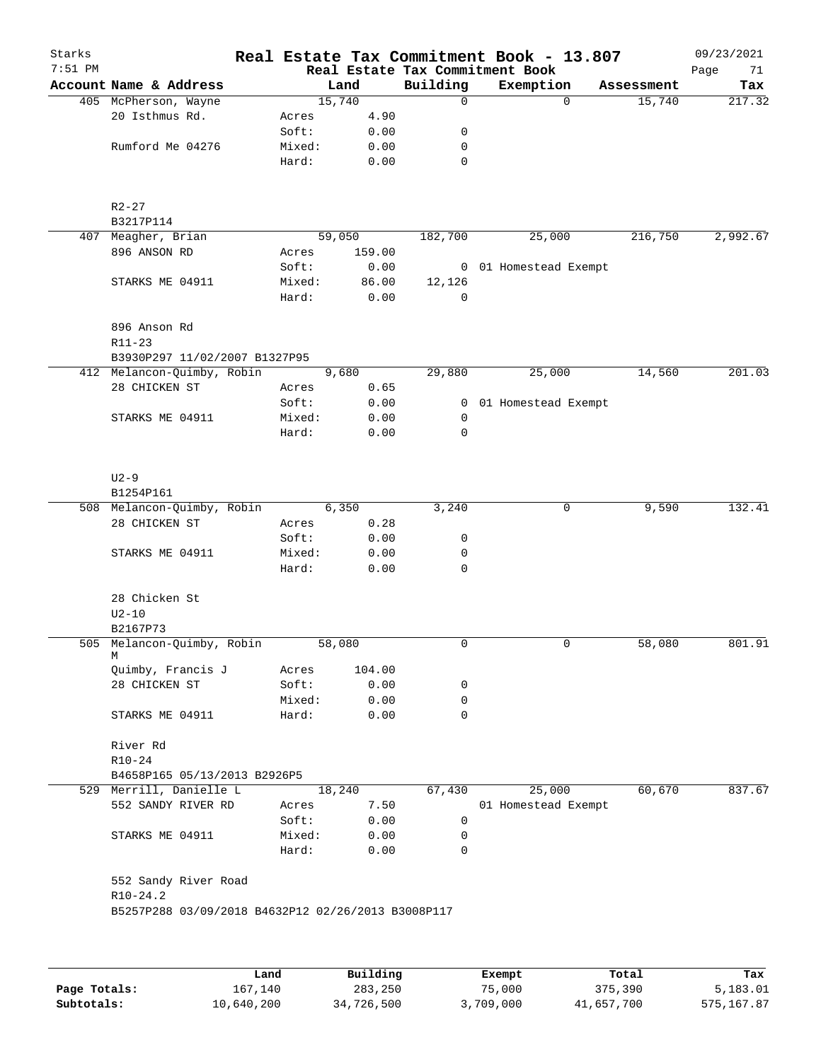# Real Estate Tax Commitment Book - 13.807

Starks
7:51 PM

09/23/2021

Real Estate Tax Commitment Book

| Account Name & Address | | Land | Building | Exemption | Assessment | Tax |
|---|---|---|---|---|---|---|
| 405 McPherson, Wayne | | 15,740 | 0 | 0 | 15,740 | 217.32 |
| 20 Isthmus Rd. | Acres | 4.90 | | | | |
| | Soft: | 0.00 | 0 | | | |
| Rumford Me 04276 | Mixed: | 0.00 | 0 | | | |
| | Hard: | 0.00 | 0 | | | |
| R2-27 | | | | | | |
| B3217P114 | | | | | | |
| 407 Meagher, Brian | | 59,050 | 182,700 | 25,000 | 216,750 | 2,992.67 |
| 896 ANSON RD | Acres | 159.00 | | | | |
| | Soft: | 0.00 | 0 | 01 Homestead Exempt | | |
| STARKS ME 04911 | Mixed: | 86.00 | 12,126 | | | |
| | Hard: | 0.00 | 0 | | | |
| 896 Anson Rd | | | | | | |
| R11-23 | | | | | | |
| B3930P297 11/02/2007 B1327P95 | | | | | | |
| 412 Melancon-Quimby, Robin | | 9,680 | 29,880 | 25,000 | 14,560 | 201.03 |
| 28 CHICKEN ST | Acres | 0.65 | | | | |
| | Soft: | 0.00 | 0 | 01 Homestead Exempt | | |
| STARKS ME 04911 | Mixed: | 0.00 | 0 | | | |
| | Hard: | 0.00 | 0 | | | |
| U2-9 | | | | | | |
| B1254P161 | | | | | | |
| 508 Melancon-Quimby, Robin | | 6,350 | 3,240 | 0 | 9,590 | 132.41 |
| 28 CHICKEN ST | Acres | 0.28 | | | | |
| | Soft: | 0.00 | 0 | | | |
| STARKS ME 04911 | Mixed: | 0.00 | 0 | | | |
| | Hard: | 0.00 | 0 | | | |
| 28 Chicken St | | | | | | |
| U2-10 | | | | | | |
| B2167P73 | | | | | | |
| 505 Melancon-Quimby, Robin M | | 58,080 | 0 | 0 | 58,080 | 801.91 |
| Quimby, Francis J | Acres | 104.00 | | | | |
| 28 CHICKEN ST | Soft: | 0.00 | 0 | | | |
| | Mixed: | 0.00 | 0 | | | |
| STARKS ME 04911 | Hard: | 0.00 | 0 | | | |
| River Rd | | | | | | |
| R10-24 | | | | | | |
| B4658P165 05/13/2013 B2926P5 | | | | | | |
| 529 Merrill, Danielle L | | 18,240 | 67,430 | 25,000 | 60,670 | 837.67 |
| 552 SANDY RIVER RD | Acres | 7.50 | | 01 Homestead Exempt | | |
| | Soft: | 0.00 | 0 | | | |
| STARKS ME 04911 | Mixed: | 0.00 | 0 | | | |
| | Hard: | 0.00 | 0 | | | |
| 552 Sandy River Road | | | | | | |
| R10-24.2 | | | | | | |
| B5257P288 03/09/2018 B4632P12 02/26/2013 B3008P117 | | | | | | |

| | Land | Building | Exempt | Total | Tax |
|---|---|---|---|---|---|
| Page Totals: | 167,140 | 283,250 | 75,000 | 375,390 | 5,183.01 |
| Subtotals: | 10,640,200 | 34,726,500 | 3,709,000 | 41,657,700 | 575,167.87 |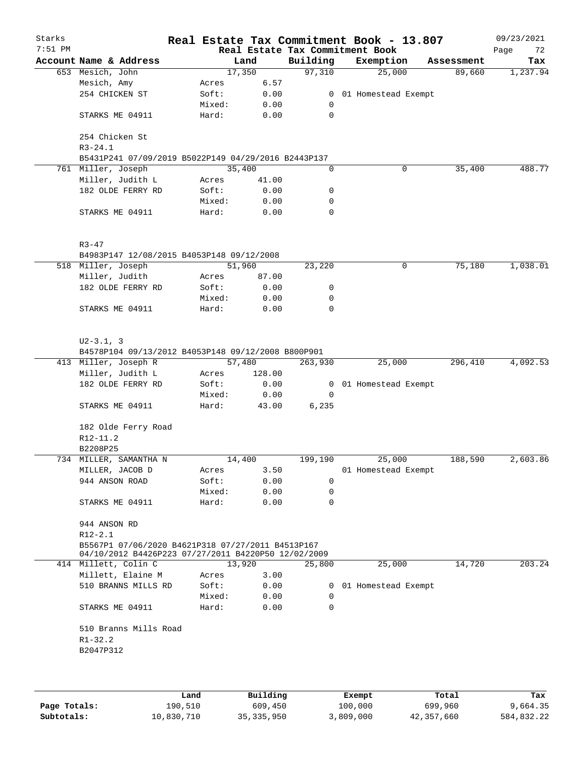# Real Estate Tax Commitment Book - 13.807

Starks
7:51 PM

Real Estate Tax Commitment Book

09/23/2021

| Account Name & Address | | Land | Building | Exemption | Assessment | Tax |
|---|---|---|---|---|---|---|
| 653 Mesich, John | | 17,350 | 97,310 | 25,000 | 89,660 | 1,237.94 |
| Mesich, Amy | Acres | 6.57 | | | | |
| 254 CHICKEN ST | Soft: | 0.00 | 0 | 01 Homestead Exempt | | |
| | Mixed: | 0.00 | 0 | | | |
| STARKS ME 04911 | Hard: | 0.00 | 0 | | | |
| 254 Chicken St | | | | | | |
| R3-24.1 | | | | | | |
| B5431P241 07/09/2019 B5022P149 04/29/2016 B2443P137 | | | | | | |
| 761 Miller, Joseph | | 35,400 | 0 | 0 | 35,400 | 488.77 |
| Miller, Judith L | Acres | 41.00 | | | | |
| 182 OLDE FERRY RD | Soft: | 0.00 | 0 | | | |
| | Mixed: | 0.00 | 0 | | | |
| STARKS ME 04911 | Hard: | 0.00 | 0 | | | |
| R3-47 | | | | | | |
| B4983P147 12/08/2015 B4053P148 09/12/2008 | | | | | | |
| 518 Miller, Joseph | | 51,960 | 23,220 | 0 | 75,180 | 1,038.01 |
| Miller, Judith | Acres | 87.00 | | | | |
| 182 OLDE FERRY RD | Soft: | 0.00 | 0 | | | |
| | Mixed: | 0.00 | 0 | | | |
| STARKS ME 04911 | Hard: | 0.00 | 0 | | | |
| U2-3.1, 3 | | | | | | |
| B4578P104 09/13/2012 B4053P148 09/12/2008 B800P901 | | | | | | |
| 413 Miller, Joseph R | | 57,480 | 263,930 | 25,000 | 296,410 | 4,092.53 |
| Miller, Judith L | Acres | 128.00 | | | | |
| 182 OLDE FERRY RD | Soft: | 0.00 | 0 | 01 Homestead Exempt | | |
| | Mixed: | 0.00 | 0 | | | |
| STARKS ME 04911 | Hard: | 43.00 | 6,235 | | | |
| 182 Olde Ferry Road | | | | | | |
| R12-11.2 | | | | | | |
| B2208P25 | | | | | | |
| 734 MILLER, SAMANTHA N | | 14,400 | 199,190 | 25,000 | 188,590 | 2,603.86 |
| MILLER, JACOB D | Acres | 3.50 | | 01 Homestead Exempt | | |
| 944 ANSON ROAD | Soft: | 0.00 | 0 | | | |
| | Mixed: | 0.00 | 0 | | | |
| STARKS ME 04911 | Hard: | 0.00 | 0 | | | |
| 944 ANSON RD | | | | | | |
| R12-2.1 | | | | | | |
| B5567P1 07/06/2020 B4621P318 07/27/2011 B4513P167 04/10/2012 B4426P223 07/27/2011 B4220P50 12/02/2009 | | | | | | |
| 414 Millett, Colin C | | 13,920 | 25,800 | 25,000 | 14,720 | 203.24 |
| Millett, Elaine M | Acres | 3.00 | | | | |
| 510 BRANNS MILLS RD | Soft: | 0.00 | 0 | 01 Homestead Exempt | | |
| | Mixed: | 0.00 | 0 | | | |
| STARKS ME 04911 | Hard: | 0.00 | 0 | | | |
| 510 Branns Mills Road | | | | | | |
| R1-32.2 | | | | | | |
| B2047P312 | | | | | | |

| | Land | Building | Exempt | Total | Tax |
|---|---|---|---|---|---|
| Page Totals: | 190,510 | 609,450 | 100,000 | 699,960 | 9,664.35 |
| Subtotals: | 10,830,710 | 35,335,950 | 3,809,000 | 42,357,660 | 584,832.22 |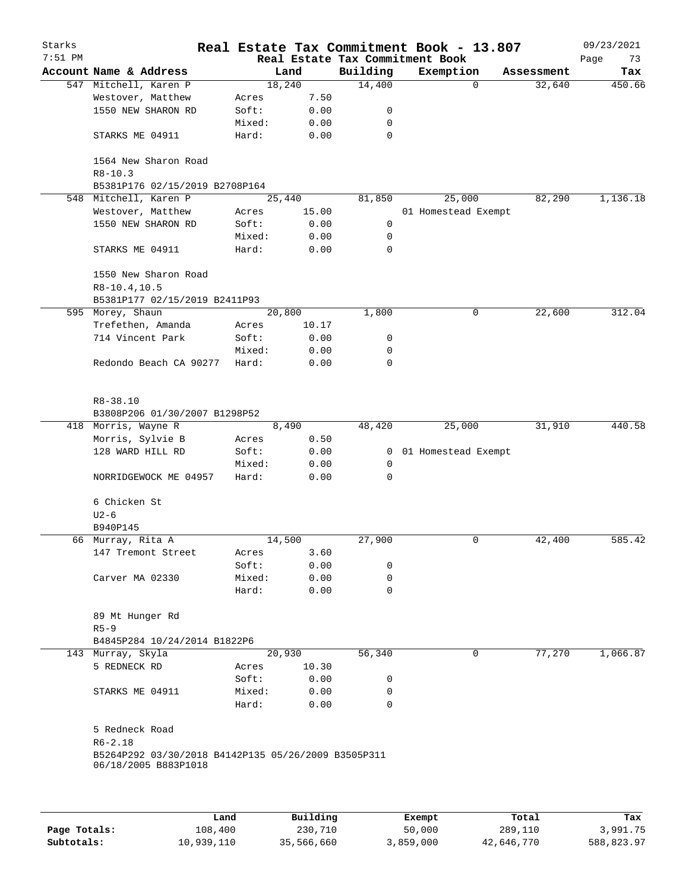# Real Estate Tax Commitment Book - 13.807

Starks 7:51 PM — 09/23/2021

## Real Estate Tax Commitment Book

| Account | Name & Address | | Land | Building | Exemption | Assessment | Tax |
|---|---|---|---|---|---|---|---|
| 547 | Mitchell, Karen P | | 18,240 | 14,400 | 0 | 32,640 | 450.66 |
| | Westover, Matthew | Acres | 7.50 | | | | |
| | 1550 NEW SHARON RD | Soft: | 0.00 | 0 | | | |
| | | Mixed: | 0.00 | 0 | | | |
| | STARKS ME 04911 | Hard: | 0.00 | 0 | | | |
| | 1564 New Sharon Road | | | | | | |
| | R8-10.3 | | | | | | |
| | B5381P176 02/15/2019 B2708P164 | | | | | | |
| 548 | Mitchell, Karen P | | 25,440 | 81,850 | 25,000 | 82,290 | 1,136.18 |
| | Westover, Matthew | Acres | 15.00 | | 01 Homestead Exempt | | |
| | 1550 NEW SHARON RD | Soft: | 0.00 | 0 | | | |
| | | Mixed: | 0.00 | 0 | | | |
| | STARKS ME 04911 | Hard: | 0.00 | 0 | | | |
| | 1550 New Sharon Road | | | | | | |
| | R8-10.4,10.5 | | | | | | |
| | B5381P177 02/15/2019 B2411P93 | | | | | | |
| 595 | Morey, Shaun | | 20,800 | 1,800 | 0 | 22,600 | 312.04 |
| | Trefethen, Amanda | Acres | 10.17 | | | | |
| | 714 Vincent Park | Soft: | 0.00 | 0 | | | |
| | | Mixed: | 0.00 | 0 | | | |
| | Redondo Beach CA 90277 | Hard: | 0.00 | 0 | | | |
| | R8-38.10 | | | | | | |
| | B3808P206 01/30/2007 B1298P52 | | | | | | |
| 418 | Morris, Wayne R | | 8,490 | 48,420 | 25,000 | 31,910 | 440.58 |
| | Morris, Sylvie B | Acres | 0.50 | | | | |
| | 128 WARD HILL RD | Soft: | 0.00 | 0 | 01 Homestead Exempt | | |
| | | Mixed: | 0.00 | 0 | | | |
| | NORRIDGEWOCK ME 04957 | Hard: | 0.00 | 0 | | | |
| | 6 Chicken St | | | | | | |
| | U2-6 | | | | | | |
| | B940P145 | | | | | | |
| 66 | Murray, Rita A | | 14,500 | 27,900 | 0 | 42,400 | 585.42 |
| | 147 Tremont Street | Acres | 3.60 | | | | |
| | | Soft: | 0.00 | 0 | | | |
| | Carver MA 02330 | Mixed: | 0.00 | 0 | | | |
| | | Hard: | 0.00 | 0 | | | |
| | 89 Mt Hunger Rd | | | | | | |
| | R5-9 | | | | | | |
| | B4845P284 10/24/2014 B1822P6 | | | | | | |
| 143 | Murray, Skyla | | 20,930 | 56,340 | 0 | 77,270 | 1,066.87 |
| | 5 REDNECK RD | Acres | 10.30 | | | | |
| | | Soft: | 0.00 | 0 | | | |
| | STARKS ME 04911 | Mixed: | 0.00 | 0 | | | |
| | | Hard: | 0.00 | 0 | | | |
| | 5 Redneck Road | | | | | | |
| | R6-2.18 | | | | | | |
| | B5264P292 03/30/2018 B4142P135 05/26/2009 B3505P311 06/18/2005 B883P1018 | | | | | | |

| | Land | Building | Exempt | Total | Tax |
|---|---|---|---|---|---|
| **Page Totals:** | 108,400 | 230,710 | 50,000 | 289,110 | 3,991.75 |
| **Subtotals:** | 10,939,110 | 35,566,660 | 3,859,000 | 42,646,770 | 588,823.97 |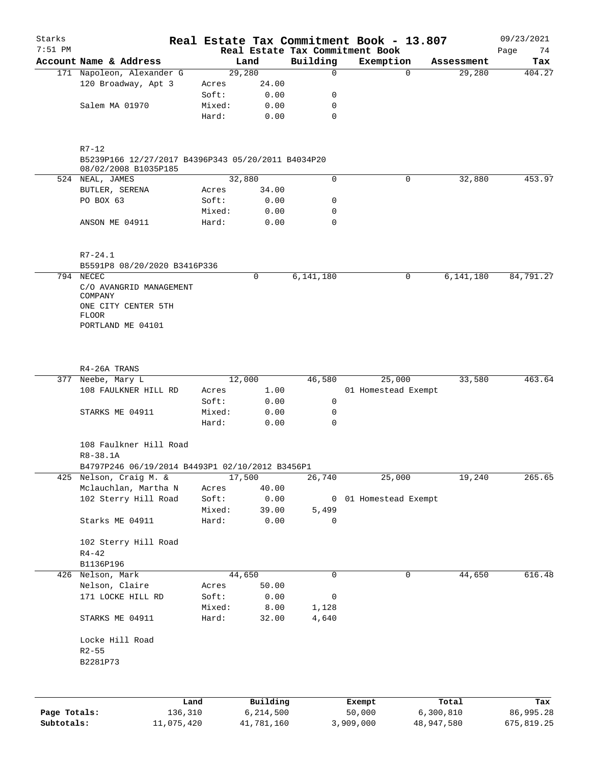# Real Estate Tax Commitment Book - 13.807

Starks 7:51 PM — 09/23/2021

Real Estate Tax Commitment Book

| Account Name & Address | | Land | Building | Exemption | Assessment | Tax |
|---|---|---|---|---|---|---|
| 171 Napoleon, Alexander G | | 29,280 | 0 | 0 | 29,280 | 404.27 |
| 120 Broadway, Apt 3 | Acres | 24.00 | | | | |
| | Soft: | 0.00 | 0 | | | |
| Salem MA 01970 | Mixed: | 0.00 | 0 | | | |
| | Hard: | 0.00 | 0 | | | |
| R7-12 | | | | | | |
| B5239P166 12/27/2017 B4396P343 05/20/2011 B4034P20 08/02/2008 B1035P185 | | | | | | |
| 524 NEAL, JAMES | | 32,880 | 0 | 0 | 32,880 | 453.97 |
| BUTLER, SERENA | Acres | 34.00 | | | | |
| PO BOX 63 | Soft: | 0.00 | 0 | | | |
| | Mixed: | 0.00 | 0 | | | |
| ANSON ME 04911 | Hard: | 0.00 | 0 | | | |
| R7-24.1 | | | | | | |
| B5591P8 08/20/2020 B3416P336 | | | | | | |
| 794 NECEC | | 0 | 6,141,180 | 0 | 6,141,180 | 84,791.27 |
| C/O AVANGRID MANAGEMENT COMPANY | | | | | | |
| ONE CITY CENTER 5TH FLOOR | | | | | | |
| PORTLAND ME 04101 | | | | | | |
| R4-26A TRANS | | | | | | |
| 377 Neebe, Mary L | | 12,000 | 46,580 | 25,000 | 33,580 | 463.64 |
| 108 FAULKNER HILL RD | Acres | 1.00 | | 01 Homestead Exempt | | |
| | Soft: | 0.00 | 0 | | | |
| STARKS ME 04911 | Mixed: | 0.00 | 0 | | | |
| | Hard: | 0.00 | 0 | | | |
| 108 Faulkner Hill Road | | | | | | |
| R8-38.1A | | | | | | |
| B4797P246 06/19/2014 B4493P1 02/10/2012 B3456P1 | | | | | | |
| 425 Nelson, Craig M. & | | 17,500 | 26,740 | 25,000 | 19,240 | 265.65 |
| Mclauchlan, Martha N | Acres | 40.00 | | | | |
| 102 Sterry Hill Road | Soft: | 0.00 | 0 | 01 Homestead Exempt | | |
| | Mixed: | 39.00 | 5,499 | | | |
| Starks ME 04911 | Hard: | 0.00 | 0 | | | |
| 102 Sterry Hill Road | | | | | | |
| R4-42 | | | | | | |
| B1136P196 | | | | | | |
| 426 Nelson, Mark | | 44,650 | 0 | 0 | 44,650 | 616.48 |
| Nelson, Claire | Acres | 50.00 | | | | |
| 171 LOCKE HILL RD | Soft: | 0.00 | 0 | | | |
| | Mixed: | 8.00 | 1,128 | | | |
| STARKS ME 04911 | Hard: | 32.00 | 4,640 | | | |
| Locke Hill Road | | | | | | |
| R2-55 | | | | | | |
| B2281P73 | | | | | | |

| | Land | Building | Exempt | Total | Tax |
|---|---|---|---|---|---|
| Page Totals: | 136,310 | 6,214,500 | 50,000 | 6,300,810 | 86,995.28 |
| Subtotals: | 11,075,420 | 41,781,160 | 3,909,000 | 48,947,580 | 675,819.25 |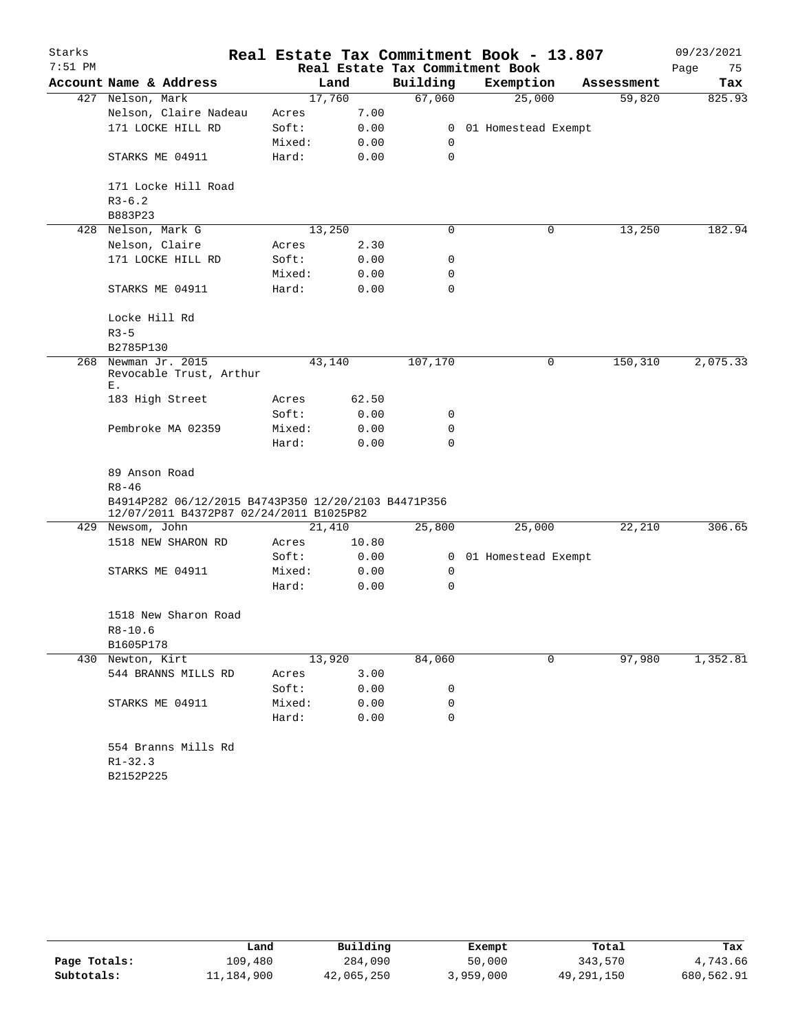# Real Estate Tax Commitment Book - 13.807

Starks 7:51 PM — Real Estate Tax Commitment Book — 09/23/2021

| Account Name & Address | Land | | Building | Exemption | Assessment | Tax |
|---|---|---|---|---|---|---|
| 427 Nelson, Mark | 17,760 | | 67,060 | 25,000 | 59,820 | 825.93 |
| Nelson, Claire Nadeau | Acres | 7.00 | | | | |
| 171 LOCKE HILL RD | Soft: | 0.00 | 0 | 01 Homestead Exempt | | |
| | Mixed: | 0.00 | 0 | | | |
| STARKS ME 04911 | Hard: | 0.00 | 0 | | | |
| 171 Locke Hill Road | | | | | | |
| R3-6.2 | | | | | | |
| B883P23 | | | | | | |
| 428 Nelson, Mark G | 13,250 | | 0 | 0 | 13,250 | 182.94 |
| Nelson, Claire | Acres | 2.30 | | | | |
| 171 LOCKE HILL RD | Soft: | 0.00 | 0 | | | |
| | Mixed: | 0.00 | 0 | | | |
| STARKS ME 04911 | Hard: | 0.00 | 0 | | | |
| Locke Hill Rd | | | | | | |
| R3-5 | | | | | | |
| B2785P130 | | | | | | |
| 268 Newman Jr. 2015 Revocable Trust, Arthur E. | 43,140 | | 107,170 | 0 | 150,310 | 2,075.33 |
| 183 High Street | Acres | 62.50 | | | | |
| | Soft: | 0.00 | 0 | | | |
| Pembroke MA 02359 | Mixed: | 0.00 | 0 | | | |
| | Hard: | 0.00 | 0 | | | |
| 89 Anson Road | | | | | | |
| R8-46 | | | | | | |
| B4914P282 06/12/2015 B4743P350 12/20/2103 B4471P356 12/07/2011 B4372P87 02/24/2011 B1025P82 | | | | | | |
| 429 Newsom, John | 21,410 | | 25,800 | 25,000 | 22,210 | 306.65 |
| 1518 NEW SHARON RD | Acres | 10.80 | | | | |
| | Soft: | 0.00 | 0 | 01 Homestead Exempt | | |
| STARKS ME 04911 | Mixed: | 0.00 | 0 | | | |
| | Hard: | 0.00 | 0 | | | |
| 1518 New Sharon Road | | | | | | |
| R8-10.6 | | | | | | |
| B1605P178 | | | | | | |
| 430 Newton, Kirt | 13,920 | | 84,060 | 0 | 97,980 | 1,352.81 |
| 544 BRANNS MILLS RD | Acres | 3.00 | | | | |
| | Soft: | 0.00 | 0 | | | |
| STARKS ME 04911 | Mixed: | 0.00 | 0 | | | |
| | Hard: | 0.00 | 0 | | | |
| 554 Branns Mills Rd | | | | | | |
| R1-32.3 | | | | | | |
| B2152P225 | | | | | | |

| | Land | Building | Exempt | Total | Tax |
|---|---|---|---|---|---|
| Page Totals: | 109,480 | 284,090 | 50,000 | 343,570 | 4,743.66 |
| Subtotals: | 11,184,900 | 42,065,250 | 3,959,000 | 49,291,150 | 680,562.91 |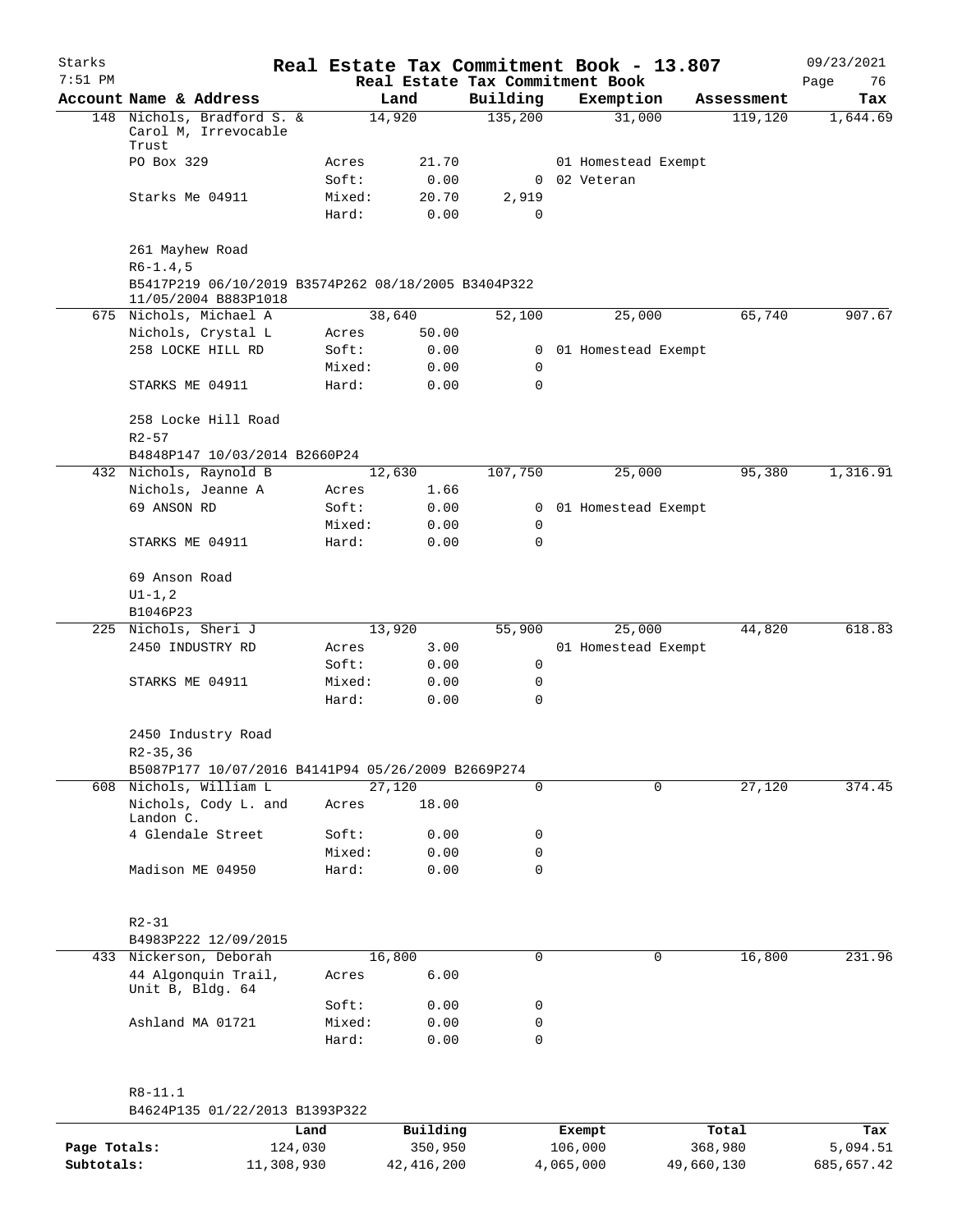Starks 7:51 PM

# Real Estate Tax Commitment Book - 13.807

Real Estate Tax Commitment Book

09/23/2021

| Account Name & Address | | Land | Building | Exemption | Assessment | Tax |
|---|---|---|---|---|---|---|
| 148 Nichols, Bradford S. & Carol M, Irrevocable Trust | | 14,920 | 135,200 | 31,000 | 119,120 | 1,644.69 |
| PO Box 329 | Acres | 21.70 | | 01 Homestead Exempt | | |
| | Soft: | 0.00 | 0 | 02 Veteran | | |
| Starks Me 04911 | Mixed: | 20.70 | 2,919 | | | |
| | Hard: | 0.00 | 0 | | | |
| 261 Mayhew Road | | | | | | |
| R6-1.4,5 | | | | | | |
| B5417P219 06/10/2019 B3574P262 08/18/2005 B3404P322 11/05/2004 B883P1018 | | | | | | |
| 675 Nichols, Michael A | | 38,640 | 52,100 | 25,000 | 65,740 | 907.67 |
| Nichols, Crystal L | Acres | 50.00 | | | | |
| 258 LOCKE HILL RD | Soft: | 0.00 | 0 | 01 Homestead Exempt | | |
| | Mixed: | 0.00 | 0 | | | |
| STARKS ME 04911 | Hard: | 0.00 | 0 | | | |
| 258 Locke Hill Road | | | | | | |
| R2-57 | | | | | | |
| B4848P147 10/03/2014 B2660P24 | | | | | | |
| 432 Nichols, Raynold B | | 12,630 | 107,750 | 25,000 | 95,380 | 1,316.91 |
| Nichols, Jeanne A | Acres | 1.66 | | | | |
| 69 ANSON RD | Soft: | 0.00 | 0 | 01 Homestead Exempt | | |
| | Mixed: | 0.00 | 0 | | | |
| STARKS ME 04911 | Hard: | 0.00 | 0 | | | |
| 69 Anson Road | | | | | | |
| U1-1,2 | | | | | | |
| B1046P23 | | | | | | |
| 225 Nichols, Sheri J | | 13,920 | 55,900 | 25,000 | 44,820 | 618.83 |
| 2450 INDUSTRY RD | Acres | 3.00 | | 01 Homestead Exempt | | |
| | Soft: | 0.00 | 0 | | | |
| STARKS ME 04911 | Mixed: | 0.00 | 0 | | | |
| | Hard: | 0.00 | 0 | | | |
| 2450 Industry Road | | | | | | |
| R2-35,36 | | | | | | |
| B5087P177 10/07/2016 B4141P94 05/26/2009 B2669P274 | | | | | | |
| 608 Nichols, William L | | 27,120 | 0 | 0 | 27,120 | 374.45 |
| Nichols, Cody L. and Landon C. | Acres | 18.00 | | | | |
| 4 Glendale Street | Soft: | 0.00 | 0 | | | |
| | Mixed: | 0.00 | 0 | | | |
| Madison ME 04950 | Hard: | 0.00 | 0 | | | |
| R2-31 | | | | | | |
| B4983P222 12/09/2015 | | | | | | |
| 433 Nickerson, Deborah | | 16,800 | 0 | 0 | 16,800 | 231.96 |
| 44 Algonquin Trail, Unit B, Bldg. 64 | Acres | 6.00 | | | | |
| | Soft: | 0.00 | 0 | | | |
| Ashland MA 01721 | Mixed: | 0.00 | 0 | | | |
| | Hard: | 0.00 | 0 | | | |
| R8-11.1 | | | | | | |
| B4624P135 01/22/2013 B1393P322 | | | | | | |

| | Land | Building | Exempt | Total | Tax |
|---|---|---|---|---|---|
| Page Totals: | 124,030 | 350,950 | 106,000 | 368,980 | 5,094.51 |
| Subtotals: | 11,308,930 | 42,416,200 | 4,065,000 | 49,660,130 | 685,657.42 |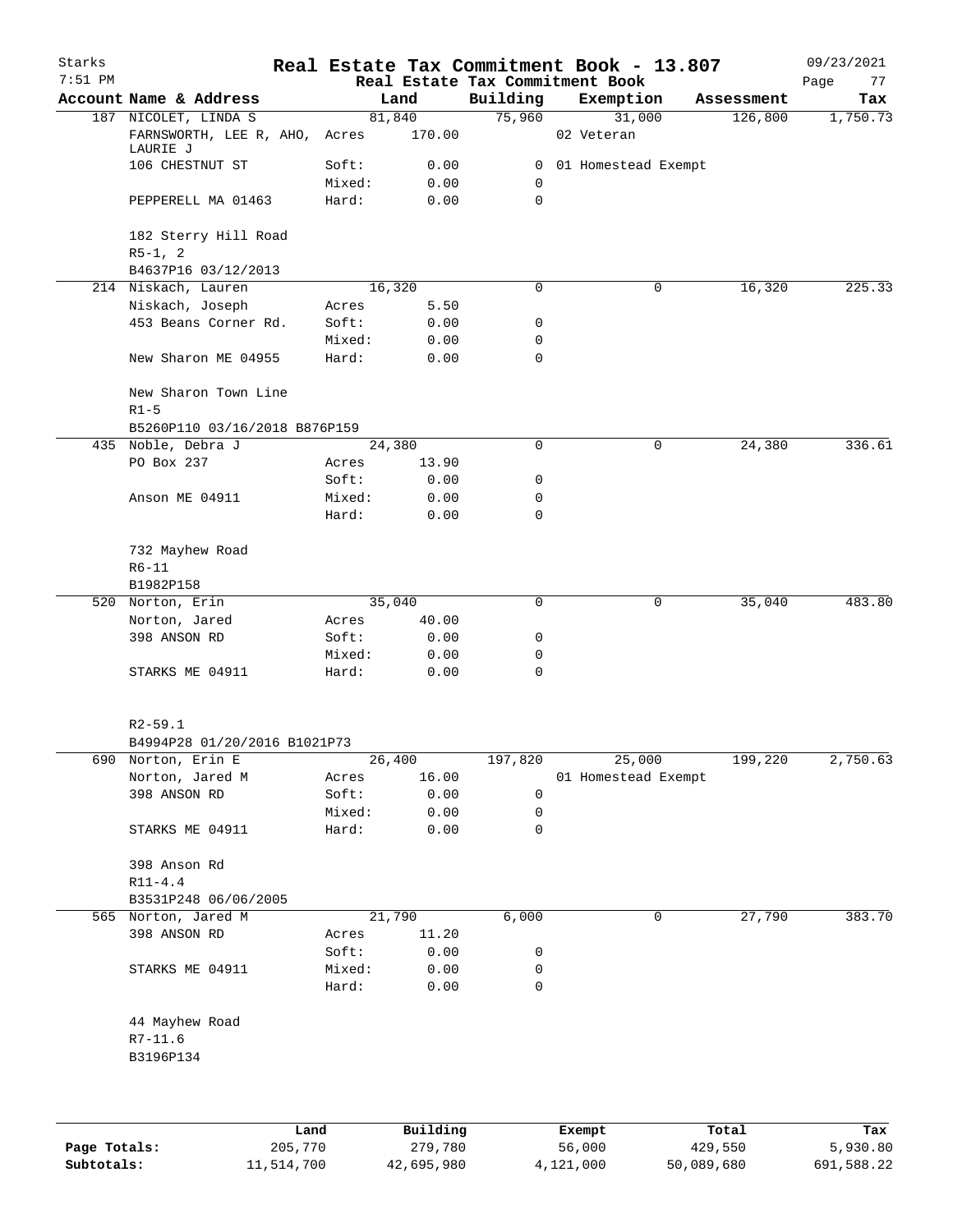# Real Estate Tax Commitment Book - 13.807

Starks 7:51 PM — Real Estate Tax Commitment Book — 09/23/2021

| Account Name & Address | Land | Building | Exemption | Assessment | Tax |
|---|---|---|---|---|---|
| 187 NICOLET, LINDA S | 81,840 | 75,960 | 31,000 | 126,800 | 1,750.73 |
| FARNSWORTH, LEE R, AHO, LAURIE J | Acres 170.00 | | 02 Veteran | | |
| 106 CHESTNUT ST | Soft: 0.00 | 0 | 01 Homestead Exempt | | |
| | Mixed: 0.00 | 0 | | | |
| PEPPERELL MA 01463 | Hard: 0.00 | 0 | | | |
| 182 Sterry Hill Road | | | | | |
| R5-1, 2 | | | | | |
| B4637P16 03/12/2013 | | | | | |
| 214 Niskach, Lauren | 16,320 | 0 | 0 | 16,320 | 225.33 |
| Niskach, Joseph | Acres 5.50 | | | | |
| 453 Beans Corner Rd. | Soft: 0.00 | 0 | | | |
| | Mixed: 0.00 | 0 | | | |
| New Sharon ME 04955 | Hard: 0.00 | 0 | | | |
| New Sharon Town Line | | | | | |
| R1-5 | | | | | |
| B5260P110 03/16/2018 B876P159 | | | | | |
| 435 Noble, Debra J | 24,380 | 0 | 0 | 24,380 | 336.61 |
| PO Box 237 | Acres 13.90 | | | | |
| | Soft: 0.00 | 0 | | | |
| Anson ME 04911 | Mixed: 0.00 | 0 | | | |
| | Hard: 0.00 | 0 | | | |
| 732 Mayhew Road | | | | | |
| R6-11 | | | | | |
| B1982P158 | | | | | |
| 520 Norton, Erin | 35,040 | 0 | 0 | 35,040 | 483.80 |
| Norton, Jared | Acres 40.00 | | | | |
| 398 ANSON RD | Soft: 0.00 | 0 | | | |
| | Mixed: 0.00 | 0 | | | |
| STARKS ME 04911 | Hard: 0.00 | 0 | | | |
| R2-59.1 | | | | | |
| B4994P28 01/20/2016 B1021P73 | | | | | |
| 690 Norton, Erin E | 26,400 | 197,820 | 25,000 | 199,220 | 2,750.63 |
| Norton, Jared M | Acres 16.00 | | 01 Homestead Exempt | | |
| 398 ANSON RD | Soft: 0.00 | 0 | | | |
| | Mixed: 0.00 | 0 | | | |
| STARKS ME 04911 | Hard: 0.00 | 0 | | | |
| 398 Anson Rd | | | | | |
| R11-4.4 | | | | | |
| B3531P248 06/06/2005 | | | | | |
| 565 Norton, Jared M | 21,790 | 6,000 | 0 | 27,790 | 383.70 |
| 398 ANSON RD | Acres 11.20 | | | | |
| | Soft: 0.00 | 0 | | | |
| STARKS ME 04911 | Mixed: 0.00 | 0 | | | |
| | Hard: 0.00 | 0 | | | |
| 44 Mayhew Road | | | | | |
| R7-11.6 | | | | | |
| B3196P134 | | | | | |

| | Land | Building | Exempt | Total | Tax |
|---|---|---|---|---|---|
| Page Totals: | 205,770 | 279,780 | 56,000 | 429,550 | 5,930.80 |
| Subtotals: | 11,514,700 | 42,695,980 | 4,121,000 | 50,089,680 | 691,588.22 |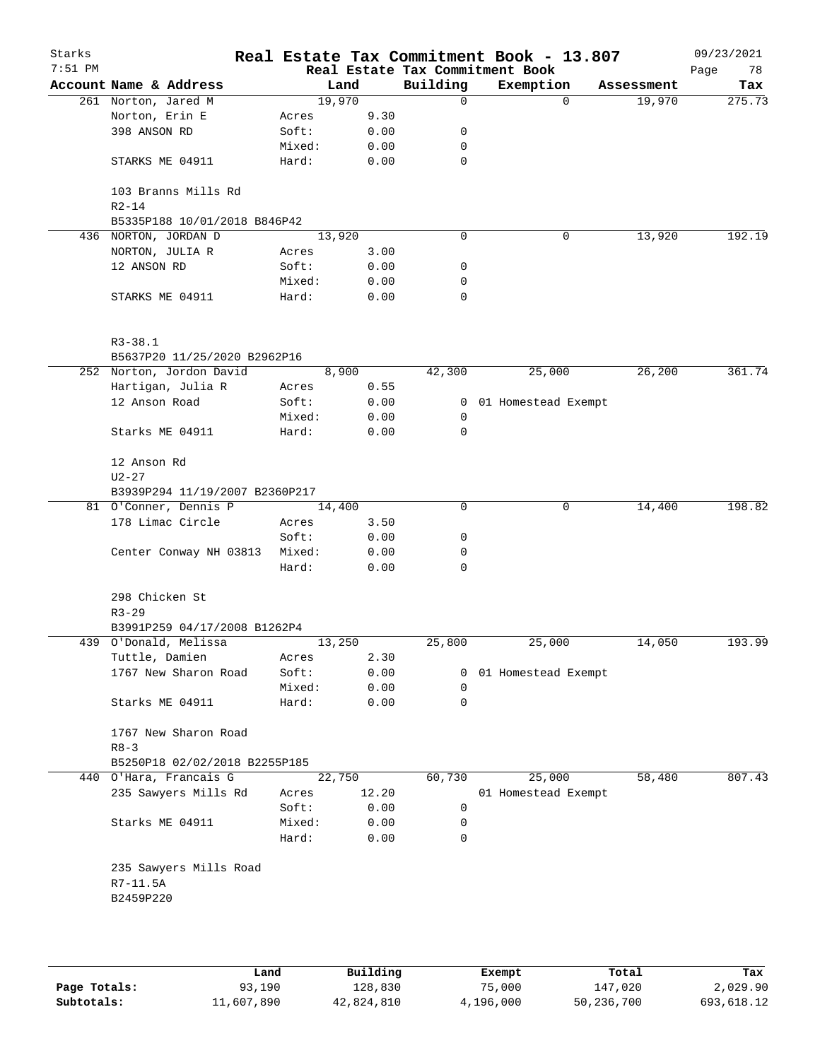# Real Estate Tax Commitment Book - 13.807

Starks
7:51 PM

Real Estate Tax Commitment Book

09/23/2021

| Account Name & Address | Land | | Building | Exemption | Assessment | Tax |
|---|---|---|---|---|---|---|
| 261 Norton, Jared M | 19,970 | | 0 | 0 | 19,970 | 275.73 |
| Norton, Erin E | Acres | 9.30 | | | | |
| 398 ANSON RD | Soft: | 0.00 | 0 | | | |
| | Mixed: | 0.00 | 0 | | | |
| STARKS ME 04911 | Hard: | 0.00 | 0 | | | |
| 103 Branns Mills Rd | | | | | | |
| R2-14 | | | | | | |
| B5335P188 10/01/2018 B846P42 | | | | | | |
| 436 NORTON, JORDAN D | 13,920 | | 0 | 0 | 13,920 | 192.19 |
| NORTON, JULIA R | Acres | 3.00 | | | | |
| 12 ANSON RD | Soft: | 0.00 | 0 | | | |
| | Mixed: | 0.00 | 0 | | | |
| STARKS ME 04911 | Hard: | 0.00 | 0 | | | |
| R3-38.1 | | | | | | |
| B5637P20 11/25/2020 B2962P16 | | | | | | |
| 252 Norton, Jordon David | 8,900 | | 42,300 | 25,000 | 26,200 | 361.74 |
| Hartigan, Julia R | Acres | 0.55 | | | | |
| 12 Anson Road | Soft: | 0.00 | 0 | 01 Homestead Exempt | | |
| | Mixed: | 0.00 | 0 | | | |
| Starks ME 04911 | Hard: | 0.00 | 0 | | | |
| 12 Anson Rd | | | | | | |
| U2-27 | | | | | | |
| B3939P294 11/19/2007 B2360P217 | | | | | | |
| 81 O'Conner, Dennis P | 14,400 | | 0 | 0 | 14,400 | 198.82 |
| 178 Limac Circle | Acres | 3.50 | | | | |
| | Soft: | 0.00 | 0 | | | |
| Center Conway NH 03813 | Mixed: | 0.00 | 0 | | | |
| | Hard: | 0.00 | 0 | | | |
| 298 Chicken St | | | | | | |
| R3-29 | | | | | | |
| B3991P259 04/17/2008 B1262P4 | | | | | | |
| 439 O'Donald, Melissa | 13,250 | | 25,800 | 25,000 | 14,050 | 193.99 |
| Tuttle, Damien | Acres | 2.30 | | | | |
| 1767 New Sharon Road | Soft: | 0.00 | 0 | 01 Homestead Exempt | | |
| | Mixed: | 0.00 | 0 | | | |
| Starks ME 04911 | Hard: | 0.00 | 0 | | | |
| 1767 New Sharon Road | | | | | | |
| R8-3 | | | | | | |
| B5250P18 02/02/2018 B2255P185 | | | | | | |
| 440 O'Hara, Francais G | 22,750 | | 60,730 | 25,000 | 58,480 | 807.43 |
| 235 Sawyers Mills Rd | Acres | 12.20 | | 01 Homestead Exempt | | |
| | Soft: | 0.00 | 0 | | | |
| Starks ME 04911 | Mixed: | 0.00 | 0 | | | |
| | Hard: | 0.00 | 0 | | | |
| 235 Sawyers Mills Road | | | | | | |
| R7-11.5A | | | | | | |
| B2459P220 | | | | | | |

| | Land | Building | Exempt | Total | Tax |
|---|---|---|---|---|---|
| Page Totals: | 93,190 | 128,830 | 75,000 | 147,020 | 2,029.90 |
| Subtotals: | 11,607,890 | 42,824,810 | 4,196,000 | 50,236,700 | 693,618.12 |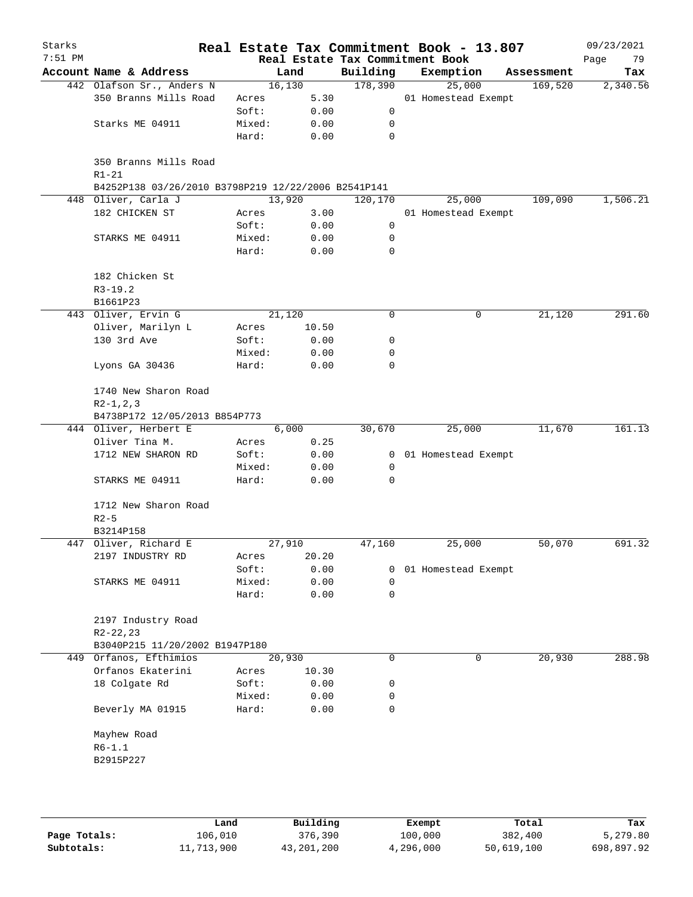# Real Estate Tax Commitment Book - 13.807

Starks 7:51 PM — 09/23/2021

## Real Estate Tax Commitment Book

| Account Name & Address | | Land | Building | Exemption | Assessment | Tax |
|---|---|---|---|---|---|---|
| 442 Olafson Sr., Anders N | | 16,130 | 178,390 | 25,000 | 169,520 | 2,340.56 |
| 350 Branns Mills Road | Acres | 5.30 | | 01 Homestead Exempt | | |
| | Soft: | 0.00 | 0 | | | |
| Starks ME 04911 | Mixed: | 0.00 | 0 | | | |
| | Hard: | 0.00 | 0 | | | |
| 350 Branns Mills Road | | | | | | |
| R1-21 | | | | | | |
| B4252P138 03/26/2010 B3798P219 12/22/2006 B2541P141 | | | | | | |
| 448 Oliver, Carla J | | 13,920 | 120,170 | 25,000 | 109,090 | 1,506.21 |
| 182 CHICKEN ST | Acres | 3.00 | | 01 Homestead Exempt | | |
| | Soft: | 0.00 | 0 | | | |
| STARKS ME 04911 | Mixed: | 0.00 | 0 | | | |
| | Hard: | 0.00 | 0 | | | |
| 182 Chicken St | | | | | | |
| R3-19.2 | | | | | | |
| B1661P23 | | | | | | |
| 443 Oliver, Ervin G | | 21,120 | 0 | 0 | 21,120 | 291.60 |
| Oliver, Marilyn L | Acres | 10.50 | | | | |
| 130 3rd Ave | Soft: | 0.00 | 0 | | | |
| | Mixed: | 0.00 | 0 | | | |
| Lyons GA 30436 | Hard: | 0.00 | 0 | | | |
| 1740 New Sharon Road | | | | | | |
| R2-1,2,3 | | | | | | |
| B4738P172 12/05/2013 B854P773 | | | | | | |
| 444 Oliver, Herbert E | | 6,000 | 30,670 | 25,000 | 11,670 | 161.13 |
| Oliver Tina M. | Acres | 0.25 | | | | |
| 1712 NEW SHARON RD | Soft: | 0.00 | 0 | 01 Homestead Exempt | | |
| | Mixed: | 0.00 | 0 | | | |
| STARKS ME 04911 | Hard: | 0.00 | 0 | | | |
| 1712 New Sharon Road | | | | | | |
| R2-5 | | | | | | |
| B3214P158 | | | | | | |
| 447 Oliver, Richard E | | 27,910 | 47,160 | 25,000 | 50,070 | 691.32 |
| 2197 INDUSTRY RD | Acres | 20.20 | | | | |
| | Soft: | 0.00 | 0 | 01 Homestead Exempt | | |
| STARKS ME 04911 | Mixed: | 0.00 | 0 | | | |
| | Hard: | 0.00 | 0 | | | |
| 2197 Industry Road | | | | | | |
| R2-22,23 | | | | | | |
| B3040P215 11/20/2002 B1947P180 | | | | | | |
| 449 Orfanos, Efthimios | | 20,930 | 0 | 0 | 20,930 | 288.98 |
| Orfanos Ekaterini | Acres | 10.30 | | | | |
| 18 Colgate Rd | Soft: | 0.00 | 0 | | | |
| | Mixed: | 0.00 | 0 | | | |
| Beverly MA 01915 | Hard: | 0.00 | 0 | | | |
| Mayhew Road | | | | | | |
| R6-1.1 | | | | | | |
| B2915P227 | | | | | | |

| | Land | Building | Exempt | Total | Tax |
|---|---|---|---|---|---|
| Page Totals: | 106,010 | 376,390 | 100,000 | 382,400 | 5,279.80 |
| Subtotals: | 11,713,900 | 43,201,200 | 4,296,000 | 50,619,100 | 698,897.92 |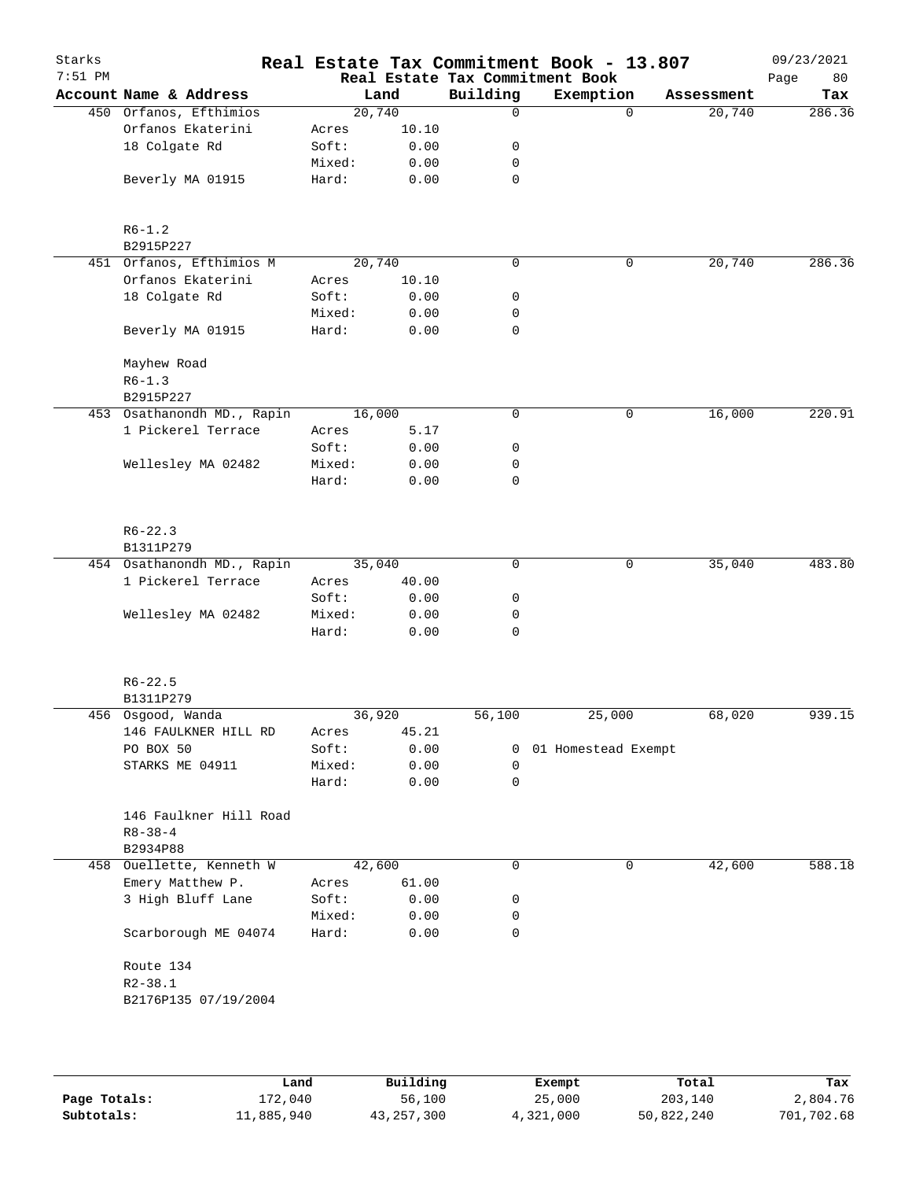# Real Estate Tax Commitment Book - 13.807

Starks 7:51 PM — Real Estate Tax Commitment Book — 09/23/2021

| Account Name & Address | | Land | Building | Exemption | Assessment | Tax |
|---|---|---|---|---|---|---|
| 450 Orfanos, Efthimios | | 20,740 | 0 | 0 | 20,740 | 286.36 |
| Orfanos Ekaterini | Acres | 10.10 | | | | |
| 18 Colgate Rd | Soft: | 0.00 | 0 | | | |
| | Mixed: | 0.00 | 0 | | | |
| Beverly MA 01915 | Hard: | 0.00 | 0 | | | |
| R6-1.2 | | | | | | |
| B2915P227 | | | | | | |
| 451 Orfanos, Efthimios M | | 20,740 | 0 | 0 | 20,740 | 286.36 |
| Orfanos Ekaterini | Acres | 10.10 | | | | |
| 18 Colgate Rd | Soft: | 0.00 | 0 | | | |
| | Mixed: | 0.00 | 0 | | | |
| Beverly MA 01915 | Hard: | 0.00 | 0 | | | |
| Mayhew Road | | | | | | |
| R6-1.3 | | | | | | |
| B2915P227 | | | | | | |
| 453 Osathanondh MD., Rapin | | 16,000 | 0 | 0 | 16,000 | 220.91 |
| 1 Pickerel Terrace | Acres | 5.17 | | | | |
| | Soft: | 0.00 | 0 | | | |
| Wellesley MA 02482 | Mixed: | 0.00 | 0 | | | |
| | Hard: | 0.00 | 0 | | | |
| R6-22.3 | | | | | | |
| B1311P279 | | | | | | |
| 454 Osathanondh MD., Rapin | | 35,040 | 0 | 0 | 35,040 | 483.80 |
| 1 Pickerel Terrace | Acres | 40.00 | | | | |
| | Soft: | 0.00 | 0 | | | |
| Wellesley MA 02482 | Mixed: | 0.00 | 0 | | | |
| | Hard: | 0.00 | 0 | | | |
| R6-22.5 | | | | | | |
| B1311P279 | | | | | | |
| 456 Osgood, Wanda | | 36,920 | 56,100 | 25,000 | 68,020 | 939.15 |
| 146 FAULKNER HILL RD | Acres | 45.21 | | | | |
| PO BOX 50 | Soft: | 0.00 | 0 | 01 Homestead Exempt | | |
| STARKS ME 04911 | Mixed: | 0.00 | 0 | | | |
| | Hard: | 0.00 | 0 | | | |
| 146 Faulkner Hill Road | | | | | | |
| R8-38-4 | | | | | | |
| B2934P88 | | | | | | |
| 458 Ouellette, Kenneth W | | 42,600 | 0 | 0 | 42,600 | 588.18 |
| Emery Matthew P. | Acres | 61.00 | | | | |
| 3 High Bluff Lane | Soft: | 0.00 | 0 | | | |
| | Mixed: | 0.00 | 0 | | | |
| Scarborough ME 04074 | Hard: | 0.00 | 0 | | | |
| Route 134 | | | | | | |
| R2-38.1 | | | | | | |
| B2176P135 07/19/2004 | | | | | | |

| | Land | Building | Exempt | Total | Tax |
|---|---|---|---|---|---|
| Page Totals: | 172,040 | 56,100 | 25,000 | 203,140 | 2,804.76 |
| Subtotals: | 11,885,940 | 43,257,300 | 4,321,000 | 50,822,240 | 701,702.68 |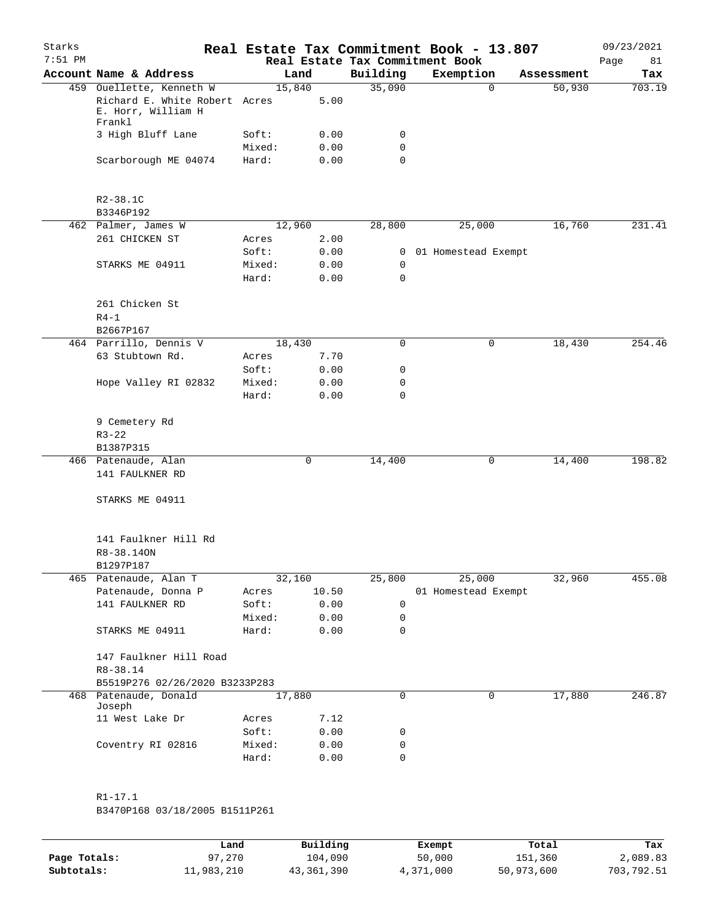# Real Estate Tax Commitment Book - 13.807

Starks 7:51 PM — Real Estate Tax Commitment Book — 09/23/2021

| Account Name & Address | | Land | Building | Exemption | Assessment | Tax |
|---|---|---|---|---|---|---|
| 459 Ouellette, Kenneth W | | 15,840 | 35,090 | 0 | 50,930 | 703.19 |
| Richard E. White Robert E. Horr, William H Frankl | Acres | 5.00 | | | | |
| 3 High Bluff Lane | Soft: | 0.00 | 0 | | | |
| | Mixed: | 0.00 | 0 | | | |
| Scarborough ME 04074 | Hard: | 0.00 | 0 | | | |
| R2-38.1C | | | | | | |
| B3346P192 | | | | | | |
| 462 Palmer, James W | | 12,960 | 28,800 | 25,000 | 16,760 | 231.41 |
| 261 CHICKEN ST | Acres | 2.00 | | | | |
| | Soft: | 0.00 | 0 | 01 Homestead Exempt | | |
| STARKS ME 04911 | Mixed: | 0.00 | 0 | | | |
| | Hard: | 0.00 | 0 | | | |
| 261 Chicken St | | | | | | |
| R4-1 | | | | | | |
| B2667P167 | | | | | | |
| 464 Parrillo, Dennis V | | 18,430 | 0 | 0 | 18,430 | 254.46 |
| 63 Stubtown Rd. | Acres | 7.70 | | | | |
| | Soft: | 0.00 | 0 | | | |
| Hope Valley RI 02832 | Mixed: | 0.00 | 0 | | | |
| | Hard: | 0.00 | 0 | | | |
| 9 Cemetery Rd | | | | | | |
| R3-22 | | | | | | |
| B1387P315 | | | | | | |
| 466 Patenaude, Alan | | 0 | 14,400 | 0 | 14,400 | 198.82 |
| 141 FAULKNER RD | | | | | | |
| STARKS ME 04911 | | | | | | |
| 141 Faulkner Hill Rd | | | | | | |
| R8-38.14ON | | | | | | |
| B1297P187 | | | | | | |
| 465 Patenaude, Alan T | | 32,160 | 25,800 | 25,000 | 32,960 | 455.08 |
| Patenaude, Donna P | Acres | 10.50 | | 01 Homestead Exempt | | |
| 141 FAULKNER RD | Soft: | 0.00 | 0 | | | |
| | Mixed: | 0.00 | 0 | | | |
| STARKS ME 04911 | Hard: | 0.00 | 0 | | | |
| 147 Faulkner Hill Road | | | | | | |
| R8-38.14 | | | | | | |
| B5519P276 02/26/2020 B3233P283 | | | | | | |
| 468 Patenaude, Donald Joseph | | 17,880 | 0 | 0 | 17,880 | 246.87 |
| 11 West Lake Dr | Acres | 7.12 | | | | |
| | Soft: | 0.00 | 0 | | | |
| Coventry RI 02816 | Mixed: | 0.00 | 0 | | | |
| | Hard: | 0.00 | 0 | | | |
| R1-17.1 | | | | | | |
| B3470P168 03/18/2005 B1511P261 | | | | | | |

| | Land | Building | Exempt | Total | Tax |
|---|---|---|---|---|---|
| Page Totals: | 97,270 | 104,090 | 50,000 | 151,360 | 2,089.83 |
| Subtotals: | 11,983,210 | 43,361,390 | 4,371,000 | 50,973,600 | 703,792.51 |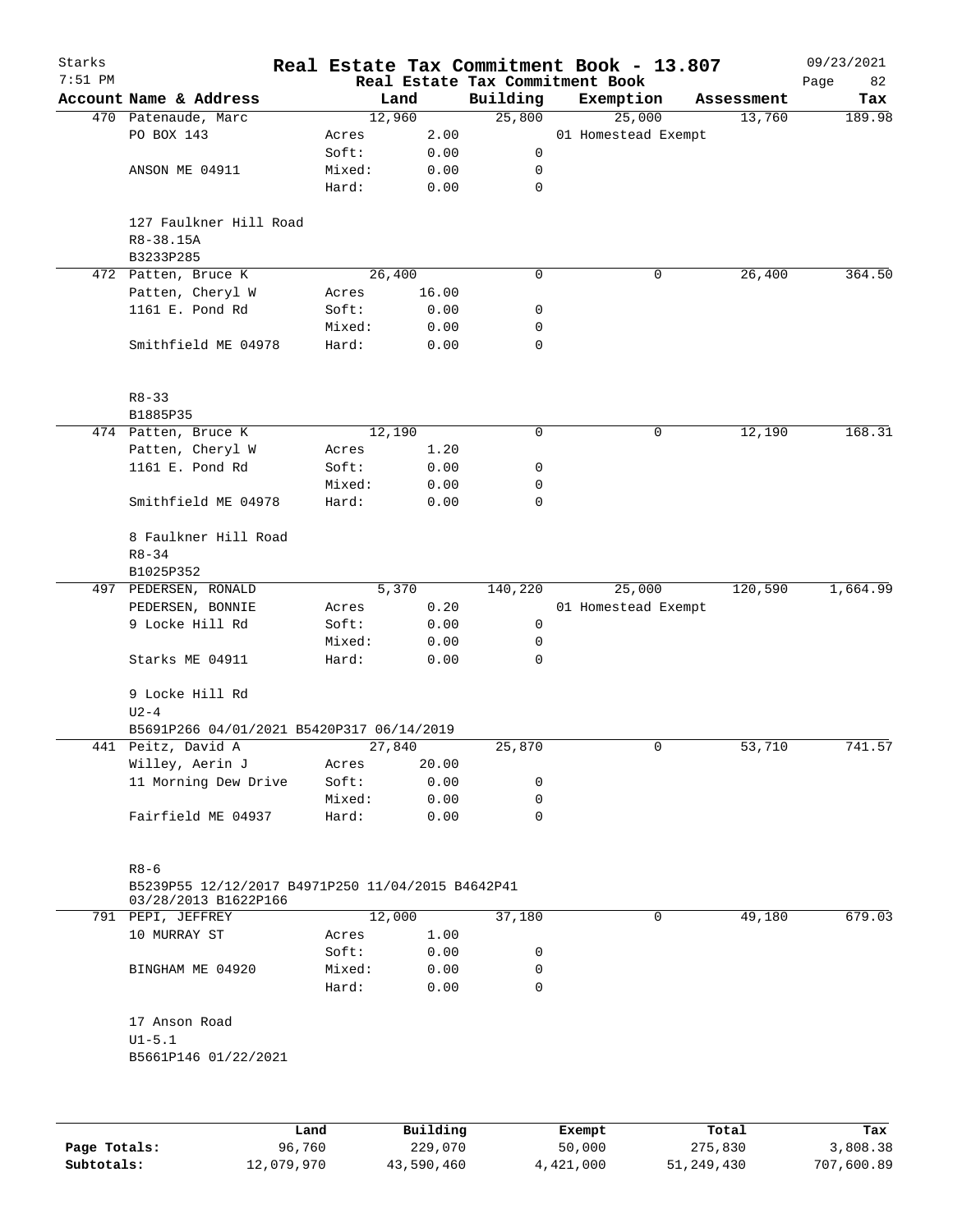# Real Estate Tax Commitment Book - 13.807

Starks 7:51 PM — Real Estate Tax Commitment Book — 09/23/2021

| Account Name & Address | Land | | Building | Exemption | Assessment | Tax |
|---|---|---|---|---|---|---|
| 470 Patenaude, Marc | 12,960 | | 25,800 | 25,000 | 13,760 | 189.98 |
| PO BOX 143 | Acres | 2.00 | | 01 Homestead Exempt | | |
| | Soft: | 0.00 | 0 | | | |
| ANSON ME 04911 | Mixed: | 0.00 | 0 | | | |
| | Hard: | 0.00 | 0 | | | |
| 127 Faulkner Hill Road | | | | | | |
| R8-38.15A | | | | | | |
| B3233P285 | | | | | | |
| 472 Patten, Bruce K | 26,400 | | 0 | 0 | 26,400 | 364.50 |
| Patten, Cheryl W | Acres | 16.00 | | | | |
| 1161 E. Pond Rd | Soft: | 0.00 | 0 | | | |
| | Mixed: | 0.00 | 0 | | | |
| Smithfield ME 04978 | Hard: | 0.00 | 0 | | | |
| R8-33 | | | | | | |
| B1885P35 | | | | | | |
| 474 Patten, Bruce K | 12,190 | | 0 | 0 | 12,190 | 168.31 |
| Patten, Cheryl W | Acres | 1.20 | | | | |
| 1161 E. Pond Rd | Soft: | 0.00 | 0 | | | |
| | Mixed: | 0.00 | 0 | | | |
| Smithfield ME 04978 | Hard: | 0.00 | 0 | | | |
| 8 Faulkner Hill Road | | | | | | |
| R8-34 | | | | | | |
| B1025P352 | | | | | | |
| 497 PEDERSEN, RONALD | 5,370 | | 140,220 | 25,000 | 120,590 | 1,664.99 |
| PEDERSEN, BONNIE | Acres | 0.20 | | 01 Homestead Exempt | | |
| 9 Locke Hill Rd | Soft: | 0.00 | 0 | | | |
| | Mixed: | 0.00 | 0 | | | |
| Starks ME 04911 | Hard: | 0.00 | 0 | | | |
| 9 Locke Hill Rd | | | | | | |
| U2-4 | | | | | | |
| B5691P266 04/01/2021 B5420P317 06/14/2019 | | | | | | |
| 441 Peitz, David A | 27,840 | | 25,870 | 0 | 53,710 | 741.57 |
| Willey, Aerin J | Acres | 20.00 | | | | |
| 11 Morning Dew Drive | Soft: | 0.00 | 0 | | | |
| | Mixed: | 0.00 | 0 | | | |
| Fairfield ME 04937 | Hard: | 0.00 | 0 | | | |
| R8-6 | | | | | | |
| B5239P55 12/12/2017 B4971P250 11/04/2015 B4642P41 03/28/2013 B1622P166 | | | | | | |
| 791 PEPI, JEFFREY | 12,000 | | 37,180 | 0 | 49,180 | 679.03 |
| 10 MURRAY ST | Acres | 1.00 | | | | |
| | Soft: | 0.00 | 0 | | | |
| BINGHAM ME 04920 | Mixed: | 0.00 | 0 | | | |
| | Hard: | 0.00 | 0 | | | |
| 17 Anson Road | | | | | | |
| U1-5.1 | | | | | | |
| B5661P146 01/22/2021 | | | | | | |

| | Land | Building | Exempt | Total | Tax |
|---|---|---|---|---|---|
| Page Totals: | 96,760 | 229,070 | 50,000 | 275,830 | 3,808.38 |
| Subtotals: | 12,079,970 | 43,590,460 | 4,421,000 | 51,249,430 | 707,600.89 |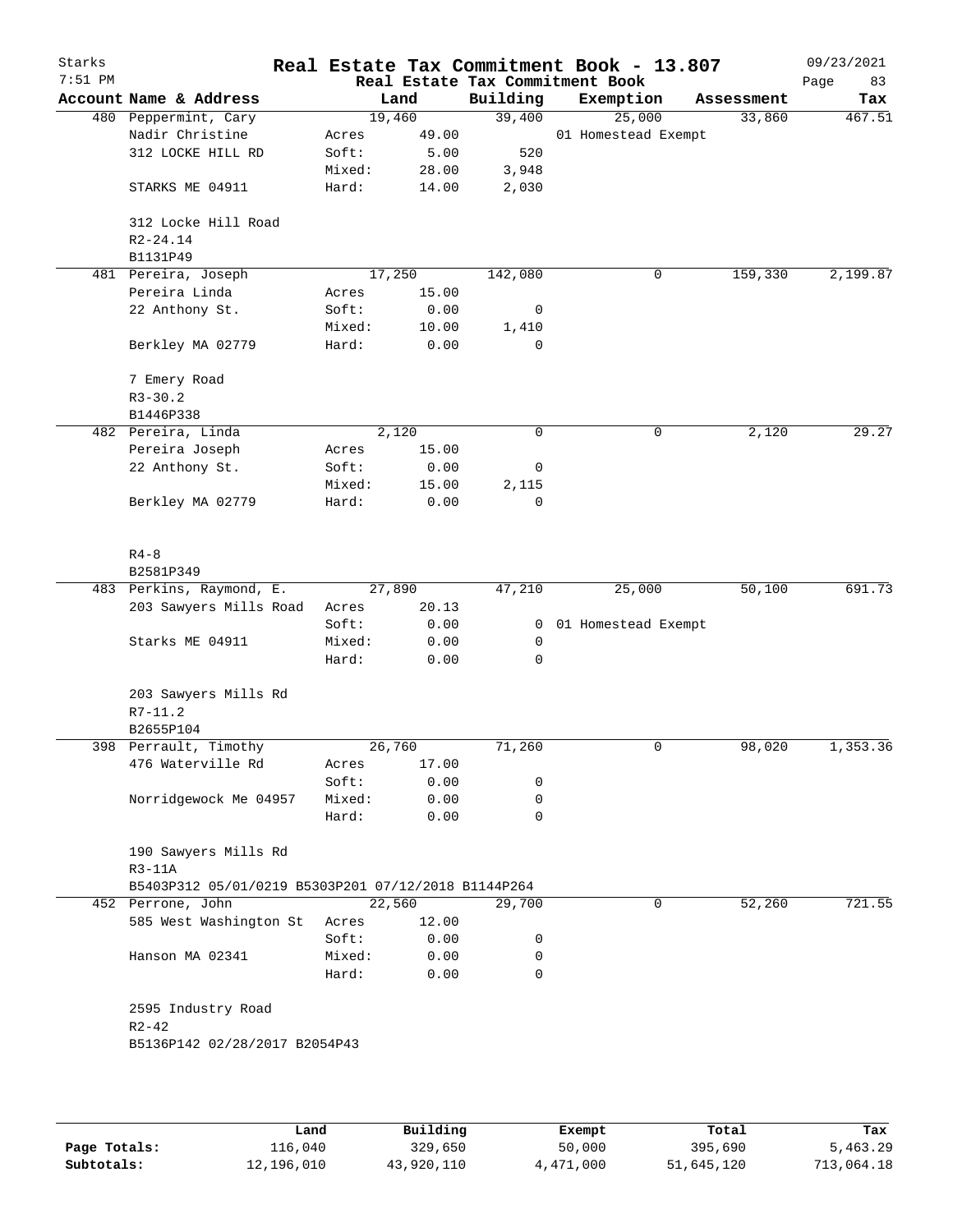# Real Estate Tax Commitment Book - 13.807

Starks 7:51 PM — Real Estate Tax Commitment Book — 09/23/2021

| Account Name & Address | Land | | Building | Exemption | Assessment | Tax |
|---|---|---|---|---|---|---|
| 480 Peppermint, Cary | 19,460 | | 39,400 | 25,000 | 33,860 | 467.51 |
| Nadir Christine | Acres | 49.00 | | 01 Homestead Exempt | | |
| 312 LOCKE HILL RD | Soft: | 5.00 | 520 | | | |
| | Mixed: | 28.00 | 3,948 | | | |
| STARKS ME 04911 | Hard: | 14.00 | 2,030 | | | |
| 312 Locke Hill Road | | | | | | |
| R2-24.14 | | | | | | |
| B1131P49 | | | | | | |
| 481 Pereira, Joseph | 17,250 | | 142,080 | 0 | 159,330 | 2,199.87 |
| Pereira Linda | Acres | 15.00 | | | | |
| 22 Anthony St. | Soft: | 0.00 | 0 | | | |
| | Mixed: | 10.00 | 1,410 | | | |
| Berkley MA 02779 | Hard: | 0.00 | 0 | | | |
| 7 Emery Road | | | | | | |
| R3-30.2 | | | | | | |
| B1446P338 | | | | | | |
| 482 Pereira, Linda | 2,120 | | 0 | 0 | 2,120 | 29.27 |
| Pereira Joseph | Acres | 15.00 | | | | |
| 22 Anthony St. | Soft: | 0.00 | 0 | | | |
| | Mixed: | 15.00 | 2,115 | | | |
| Berkley MA 02779 | Hard: | 0.00 | 0 | | | |
| R4-8 | | | | | | |
| B2581P349 | | | | | | |
| 483 Perkins, Raymond, E. | 27,890 | | 47,210 | 25,000 | 50,100 | 691.73 |
| 203 Sawyers Mills Road | Acres | 20.13 | | | | |
| | Soft: | 0.00 | 0 | 01 Homestead Exempt | | |
| Starks ME 04911 | Mixed: | 0.00 | 0 | | | |
| | Hard: | 0.00 | 0 | | | |
| 203 Sawyers Mills Rd | | | | | | |
| R7-11.2 | | | | | | |
| B2655P104 | | | | | | |
| 398 Perrault, Timothy | 26,760 | | 71,260 | 0 | 98,020 | 1,353.36 |
| 476 Waterville Rd | Acres | 17.00 | | | | |
| | Soft: | 0.00 | 0 | | | |
| Norridgewock Me 04957 | Mixed: | 0.00 | 0 | | | |
| | Hard: | 0.00 | 0 | | | |
| 190 Sawyers Mills Rd | | | | | | |
| R3-11A | | | | | | |
| B5403P312 05/01/0219 B5303P201 07/12/2018 B1144P264 | | | | | | |
| 452 Perrone, John | 22,560 | | 29,700 | 0 | 52,260 | 721.55 |
| 585 West Washington St | Acres | 12.00 | | | | |
| | Soft: | 0.00 | 0 | | | |
| Hanson MA 02341 | Mixed: | 0.00 | 0 | | | |
| | Hard: | 0.00 | 0 | | | |
| 2595 Industry Road | | | | | | |
| R2-42 | | | | | | |
| B5136P142 02/28/2017 B2054P43 | | | | | | |

| | Land | Building | Exempt | Total | Tax |
|---|---|---|---|---|---|
| Page Totals: | 116,040 | 329,650 | 50,000 | 395,690 | 5,463.29 |
| Subtotals: | 12,196,010 | 43,920,110 | 4,471,000 | 51,645,120 | 713,064.18 |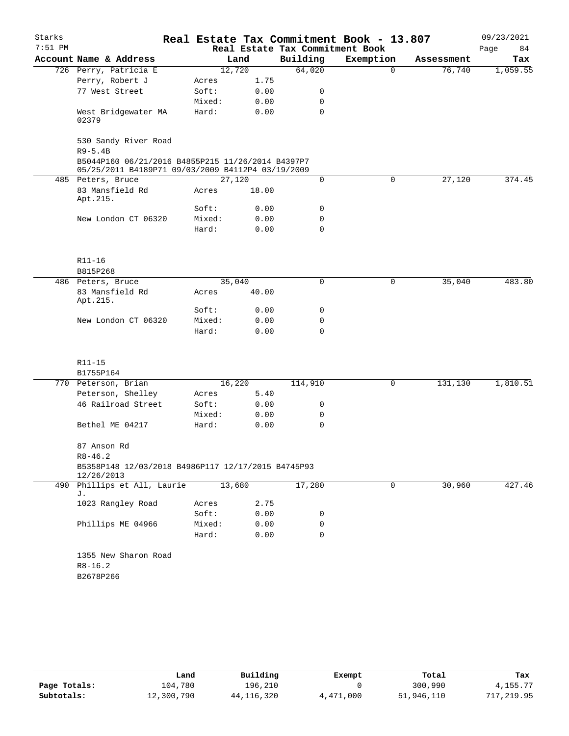# Real Estate Tax Commitment Book - 13.807

Starks 7:51 PM — 09/23/2021

Real Estate Tax Commitment Book

| Account Name & Address | | Land | Building | Exemption | Assessment | Tax |
|---|---|---|---|---|---|---|
| 726 Perry, Patricia E | | 12,720 | 64,020 | 0 | 76,740 | 1,059.55 |
| Perry, Robert J | Acres | 1.75 | | | | |
| 77 West Street | Soft: | 0.00 | 0 | | | |
| | Mixed: | 0.00 | 0 | | | |
| West Bridgewater MA 02379 | Hard: | 0.00 | 0 | | | |
| 530 Sandy River Road | | | | | | |
| R9-5.4B | | | | | | |
| B5044P160 06/21/2016 B4855P215 11/26/2014 B4397P7 05/25/2011 B4189P71 09/03/2009 B4112P4 03/19/2009 | | | | | | |
| 485 Peters, Bruce | | 27,120 | 0 | 0 | 27,120 | 374.45 |
| 83 Mansfield Rd Apt.215. | Acres | 18.00 | | | | |
| | Soft: | 0.00 | 0 | | | |
| New London CT 06320 | Mixed: | 0.00 | 0 | | | |
| | Hard: | 0.00 | 0 | | | |
| R11-16 | | | | | | |
| B815P268 | | | | | | |
| 486 Peters, Bruce | | 35,040 | 0 | 0 | 35,040 | 483.80 |
| 83 Mansfield Rd Apt.215. | Acres | 40.00 | | | | |
| | Soft: | 0.00 | 0 | | | |
| New London CT 06320 | Mixed: | 0.00 | 0 | | | |
| | Hard: | 0.00 | 0 | | | |
| R11-15 | | | | | | |
| B1755P164 | | | | | | |
| 770 Peterson, Brian | | 16,220 | 114,910 | 0 | 131,130 | 1,810.51 |
| Peterson, Shelley | Acres | 5.40 | | | | |
| 46 Railroad Street | Soft: | 0.00 | 0 | | | |
| | Mixed: | 0.00 | 0 | | | |
| Bethel ME 04217 | Hard: | 0.00 | 0 | | | |
| 87 Anson Rd | | | | | | |
| R8-46.2 | | | | | | |
| B5358P148 12/03/2018 B4986P117 12/17/2015 B4745P93 12/26/2013 | | | | | | |
| 490 Phillips et All, Laurie J. | | 13,680 | 17,280 | 0 | 30,960 | 427.46 |
| 1023 Rangley Road | Acres | 2.75 | | | | |
| | Soft: | 0.00 | 0 | | | |
| Phillips ME 04966 | Mixed: | 0.00 | 0 | | | |
| | Hard: | 0.00 | 0 | | | |
| 1355 New Sharon Road | | | | | | |
| R8-16.2 | | | | | | |
| B2678P266 | | | | | | |

| | Land | Building | Exempt | Total | Tax |
|---|---|---|---|---|---|
| Page Totals: | 104,780 | 196,210 | 0 | 300,990 | 4,155.77 |
| Subtotals: | 12,300,790 | 44,116,320 | 4,471,000 | 51,946,110 | 717,219.95 |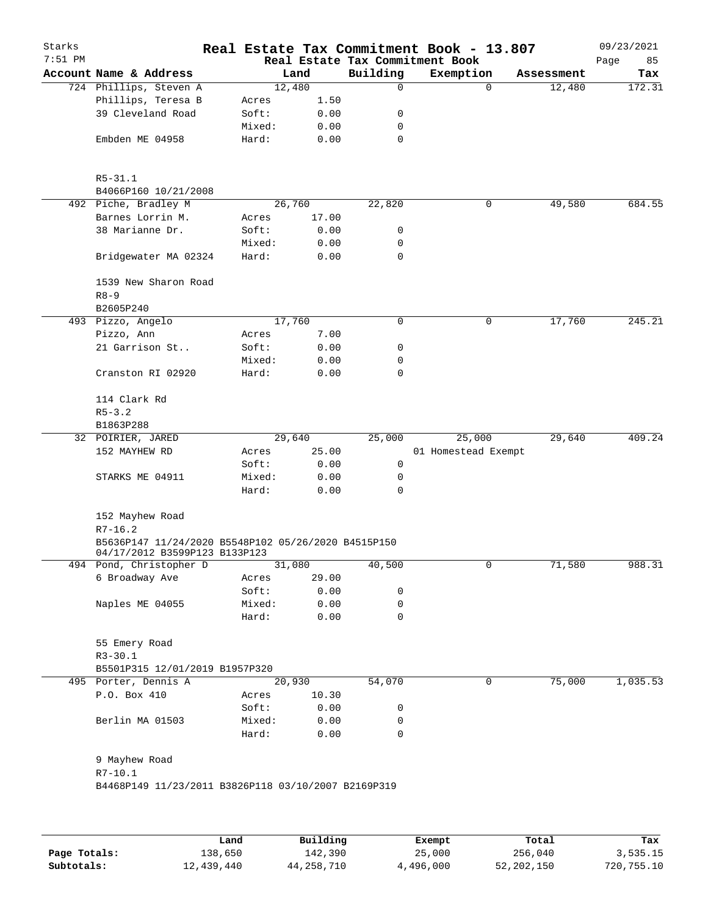# Real Estate Tax Commitment Book - 13.807

Starks 7:51 PM — 09/23/2021

Real Estate Tax Commitment Book

| Account | Name & Address | | Land | Building | Exemption | Assessment | Tax |
|---|---|---|---|---|---|---|---|
| 724 | Phillips, Steven A | | 12,480 | 0 | 0 | 12,480 | 172.31 |
| | Phillips, Teresa B | Acres | 1.50 | | | | |
| | 39 Cleveland Road | Soft: | 0.00 | 0 | | | |
| | | Mixed: | 0.00 | 0 | | | |
| | Embden ME 04958 | Hard: | 0.00 | 0 | | | |
| | R5-31.1 | | | | | | |
| | B4066P160 10/21/2008 | | | | | | |
| 492 | Piche, Bradley M | | 26,760 | 22,820 | 0 | 49,580 | 684.55 |
| | Barnes Lorrin M. | Acres | 17.00 | | | | |
| | 38 Marianne Dr. | Soft: | 0.00 | 0 | | | |
| | | Mixed: | 0.00 | 0 | | | |
| | Bridgewater MA 02324 | Hard: | 0.00 | 0 | | | |
| | 1539 New Sharon Road | | | | | | |
| | R8-9 | | | | | | |
| | B2605P240 | | | | | | |
| 493 | Pizzo, Angelo | | 17,760 | 0 | 0 | 17,760 | 245.21 |
| | Pizzo, Ann | Acres | 7.00 | | | | |
| | 21 Garrison St.. | Soft: | 0.00 | 0 | | | |
| | | Mixed: | 0.00 | 0 | | | |
| | Cranston RI 02920 | Hard: | 0.00 | 0 | | | |
| | 114 Clark Rd | | | | | | |
| | R5-3.2 | | | | | | |
| | B1863P288 | | | | | | |
| 32 | POIRIER, JARED | | 29,640 | 25,000 | 25,000 | 29,640 | 409.24 |
| | 152 MAYHEW RD | Acres | 25.00 | | 01 Homestead Exempt | | |
| | | Soft: | 0.00 | 0 | | | |
| | STARKS ME 04911 | Mixed: | 0.00 | 0 | | | |
| | | Hard: | 0.00 | 0 | | | |
| | 152 Mayhew Road | | | | | | |
| | R7-16.2 | | | | | | |
| | B5636P147 11/24/2020 B5548P102 05/26/2020 B4515P150 04/17/2012 B3599P123 B133P123 | | | | | | |
| 494 | Pond, Christopher D | | 31,080 | 40,500 | 0 | 71,580 | 988.31 |
| | 6 Broadway Ave | Acres | 29.00 | | | | |
| | | Soft: | 0.00 | 0 | | | |
| | Naples ME 04055 | Mixed: | 0.00 | 0 | | | |
| | | Hard: | 0.00 | 0 | | | |
| | 55 Emery Road | | | | | | |
| | R3-30.1 | | | | | | |
| | B5501P315 12/01/2019 B1957P320 | | | | | | |
| 495 | Porter, Dennis A | | 20,930 | 54,070 | 0 | 75,000 | 1,035.53 |
| | P.O. Box 410 | Acres | 10.30 | | | | |
| | | Soft: | 0.00 | 0 | | | |
| | Berlin MA 01503 | Mixed: | 0.00 | 0 | | | |
| | | Hard: | 0.00 | 0 | | | |
| | 9 Mayhew Road | | | | | | |
| | R7-10.1 | | | | | | |
| | B4468P149 11/23/2011 B3826P118 03/10/2007 B2169P319 | | | | | | |

| | Land | Building | Exempt | Total | Tax |
|---|---|---|---|---|---|
| **Page Totals:** | 138,650 | 142,390 | 25,000 | 256,040 | 3,535.15 |
| **Subtotals:** | 12,439,440 | 44,258,710 | 4,496,000 | 52,202,150 | 720,755.10 |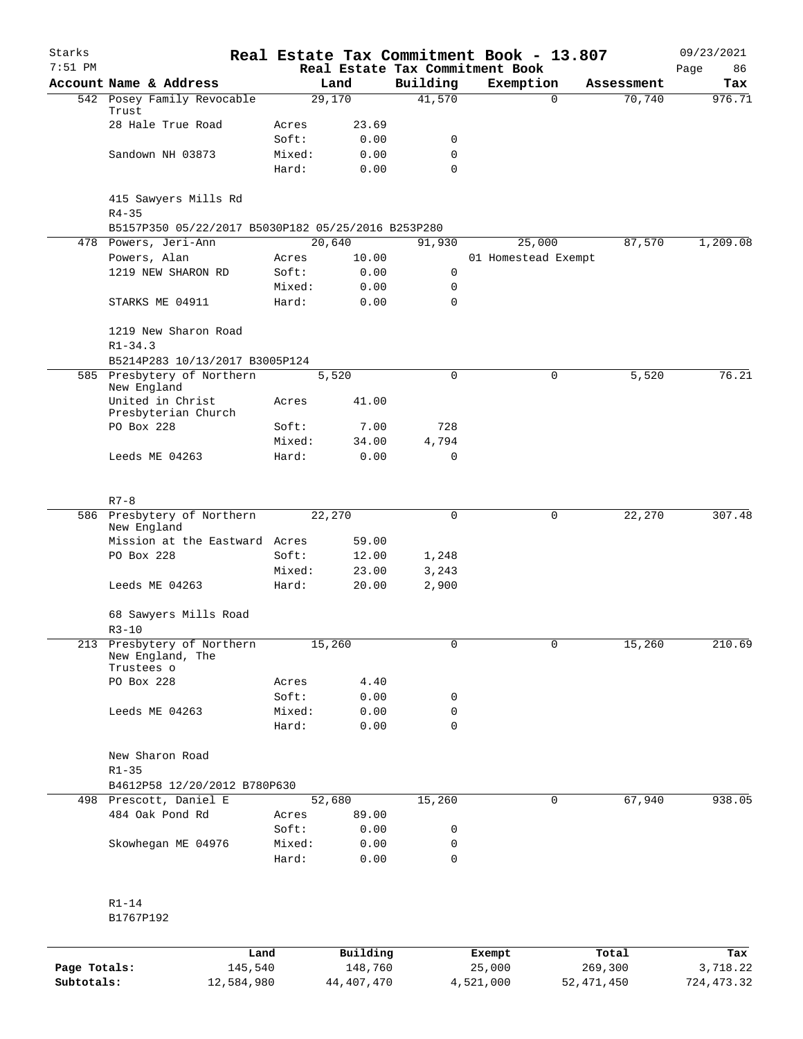Starks 7:51 PM

# Real Estate Tax Commitment Book - 13.807

Real Estate Tax Commitment Book

09/23/2021

| Account | Name & Address | | Land | Building | Exemption | Assessment | Tax |
|---|---|---|---|---|---|---|---|
| 542 | Posey Family Revocable Trust | | 29,170 | 41,570 | 0 | 70,740 | 976.71 |
| | 28 Hale True Road | Acres | 23.69 | | | | |
| | | Soft: | 0.00 | 0 | | | |
| | Sandown NH 03873 | Mixed: | 0.00 | 0 | | | |
| | | Hard: | 0.00 | 0 | | | |
| | 415 Sawyers Mills Rd | | | | | | |
| | R4-35 | | | | | | |
| | B5157P350 05/22/2017 B5030P182 05/25/2016 B253P280 | | | | | | |
| 478 | Powers, Jeri-Ann | | 20,640 | 91,930 | 25,000 | 87,570 | 1,209.08 |
| | Powers, Alan | Acres | 10.00 | | 01 Homestead Exempt | | |
| | 1219 NEW SHARON RD | Soft: | 0.00 | 0 | | | |
| | | Mixed: | 0.00 | 0 | | | |
| | STARKS ME 04911 | Hard: | 0.00 | 0 | | | |
| | 1219 New Sharon Road | | | | | | |
| | R1-34.3 | | | | | | |
| | B5214P283 10/13/2017 B3005P124 | | | | | | |
| 585 | Presbytery of Northern New England | | 5,520 | 0 | 0 | 5,520 | 76.21 |
| | United in Christ Presbyterian Church | Acres | 41.00 | | | | |
| | PO Box 228 | Soft: | 7.00 | 728 | | | |
| | | Mixed: | 34.00 | 4,794 | | | |
| | Leeds ME 04263 | Hard: | 0.00 | 0 | | | |
| | R7-8 | | | | | | |
| 586 | Presbytery of Northern New England | | 22,270 | 0 | 0 | 22,270 | 307.48 |
| | Mission at the Eastward | Acres | 59.00 | | | | |
| | PO Box 228 | Soft: | 12.00 | 1,248 | | | |
| | | Mixed: | 23.00 | 3,243 | | | |
| | Leeds ME 04263 | Hard: | 20.00 | 2,900 | | | |
| | 68 Sawyers Mills Road | | | | | | |
| | R3-10 | | | | | | |
| 213 | Presbytery of Northern New England, The Trustees o | | 15,260 | 0 | 0 | 15,260 | 210.69 |
| | PO Box 228 | Acres | 4.40 | | | | |
| | | Soft: | 0.00 | 0 | | | |
| | Leeds ME 04263 | Mixed: | 0.00 | 0 | | | |
| | | Hard: | 0.00 | 0 | | | |
| | New Sharon Road | | | | | | |
| | R1-35 | | | | | | |
| | B4612P58 12/20/2012 B780P630 | | | | | | |
| 498 | Prescott, Daniel E | | 52,680 | 15,260 | 0 | 67,940 | 938.05 |
| | 484 Oak Pond Rd | Acres | 89.00 | | | | |
| | | Soft: | 0.00 | 0 | | | |
| | Skowhegan ME 04976 | Mixed: | 0.00 | 0 | | | |
| | | Hard: | 0.00 | 0 | | | |
| | R1-14 | | | | | | |
| | B1767P192 | | | | | | |

| | Land | Building | Exempt | Total | Tax |
|---|---|---|---|---|---|
| Page Totals: | 145,540 | 148,760 | 25,000 | 269,300 | 3,718.22 |
| Subtotals: | 12,584,980 | 44,407,470 | 4,521,000 | 52,471,450 | 724,473.32 |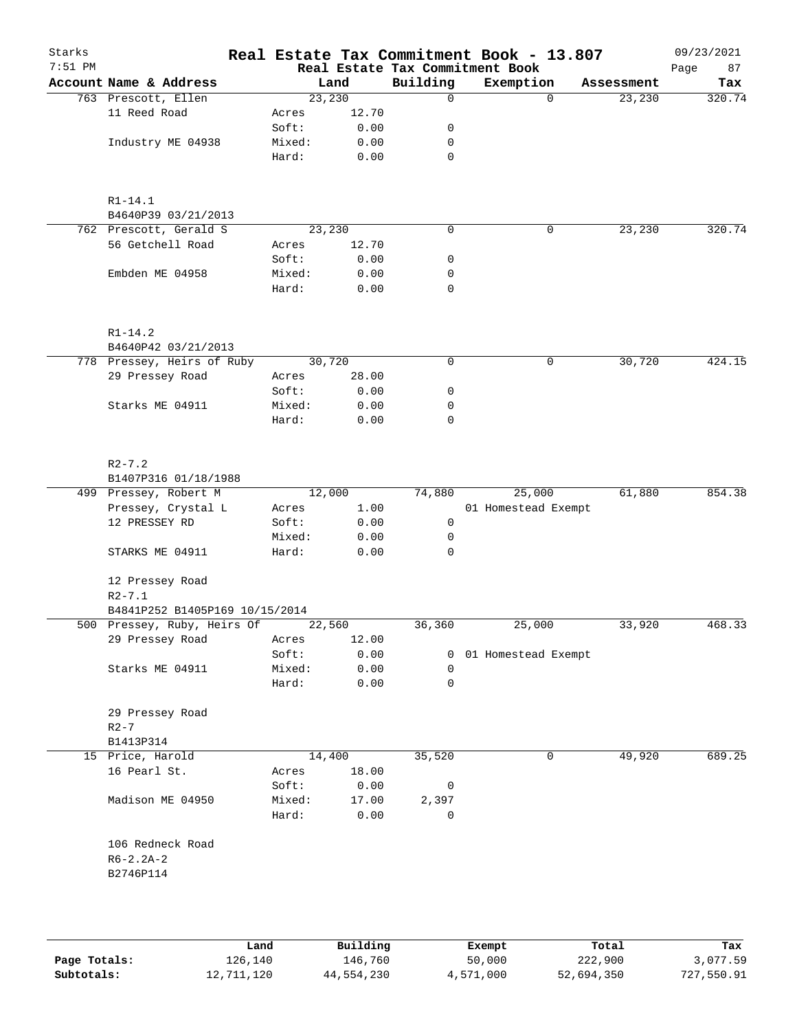# Real Estate Tax Commitment Book - 13.807

Starks
7:51 PM

Real Estate Tax Commitment Book

09/23/2021

| Account | Name & Address | | Land | Building | Exemption | Assessment | Tax |
|---|---|---|---|---|---|---|---|
| 763 | Prescott, Ellen | | 23,230 | 0 | 0 | 23,230 | 320.74 |
| | 11 Reed Road | Acres | 12.70 | | | | |
| | | Soft: | 0.00 | 0 | | | |
| | Industry ME 04938 | Mixed: | 0.00 | 0 | | | |
| | | Hard: | 0.00 | 0 | | | |
| | R1-14.1 | | | | | | |
| | B4640P39 03/21/2013 | | | | | | |
| 762 | Prescott, Gerald S | | 23,230 | 0 | 0 | 23,230 | 320.74 |
| | 56 Getchell Road | Acres | 12.70 | | | | |
| | | Soft: | 0.00 | 0 | | | |
| | Embden ME 04958 | Mixed: | 0.00 | 0 | | | |
| | | Hard: | 0.00 | 0 | | | |
| | R1-14.2 | | | | | | |
| | B4640P42 03/21/2013 | | | | | | |
| 778 | Pressey, Heirs of Ruby | | 30,720 | 0 | 0 | 30,720 | 424.15 |
| | 29 Pressey Road | Acres | 28.00 | | | | |
| | | Soft: | 0.00 | 0 | | | |
| | Starks ME 04911 | Mixed: | 0.00 | 0 | | | |
| | | Hard: | 0.00 | 0 | | | |
| | R2-7.2 | | | | | | |
| | B1407P316 01/18/1988 | | | | | | |
| 499 | Pressey, Robert M | | 12,000 | 74,880 | 25,000 | 61,880 | 854.38 |
| | Pressey, Crystal L | Acres | 1.00 | | 01 Homestead Exempt | | |
| | 12 PRESSEY RD | Soft: | 0.00 | 0 | | | |
| | | Mixed: | 0.00 | 0 | | | |
| | STARKS ME 04911 | Hard: | 0.00 | 0 | | | |
| | 12 Pressey Road | | | | | | |
| | R2-7.1 | | | | | | |
| | B4841P252 B1405P169 10/15/2014 | | | | | | |
| 500 | Pressey, Ruby, Heirs Of | | 22,560 | 36,360 | 25,000 | 33,920 | 468.33 |
| | 29 Pressey Road | Acres | 12.00 | | | | |
| | | Soft: | 0.00 | 0 | 01 Homestead Exempt | | |
| | Starks ME 04911 | Mixed: | 0.00 | 0 | | | |
| | | Hard: | 0.00 | 0 | | | |
| | 29 Pressey Road | | | | | | |
| | R2-7 | | | | | | |
| | B1413P314 | | | | | | |
| 15 | Price, Harold | | 14,400 | 35,520 | 0 | 49,920 | 689.25 |
| | 16 Pearl St. | Acres | 18.00 | | | | |
| | | Soft: | 0.00 | 0 | | | |
| | Madison ME 04950 | Mixed: | 17.00 | 2,397 | | | |
| | | Hard: | 0.00 | 0 | | | |
| | 106 Redneck Road | | | | | | |
| | R6-2.2A-2 | | | | | | |
| | B2746P114 | | | | | | |

| | Land | Building | Exempt | Total | Tax |
|---|---|---|---|---|---|
| Page Totals: | 126,140 | 146,760 | 50,000 | 222,900 | 3,077.59 |
| Subtotals: | 12,711,120 | 44,554,230 | 4,571,000 | 52,694,350 | 727,550.91 |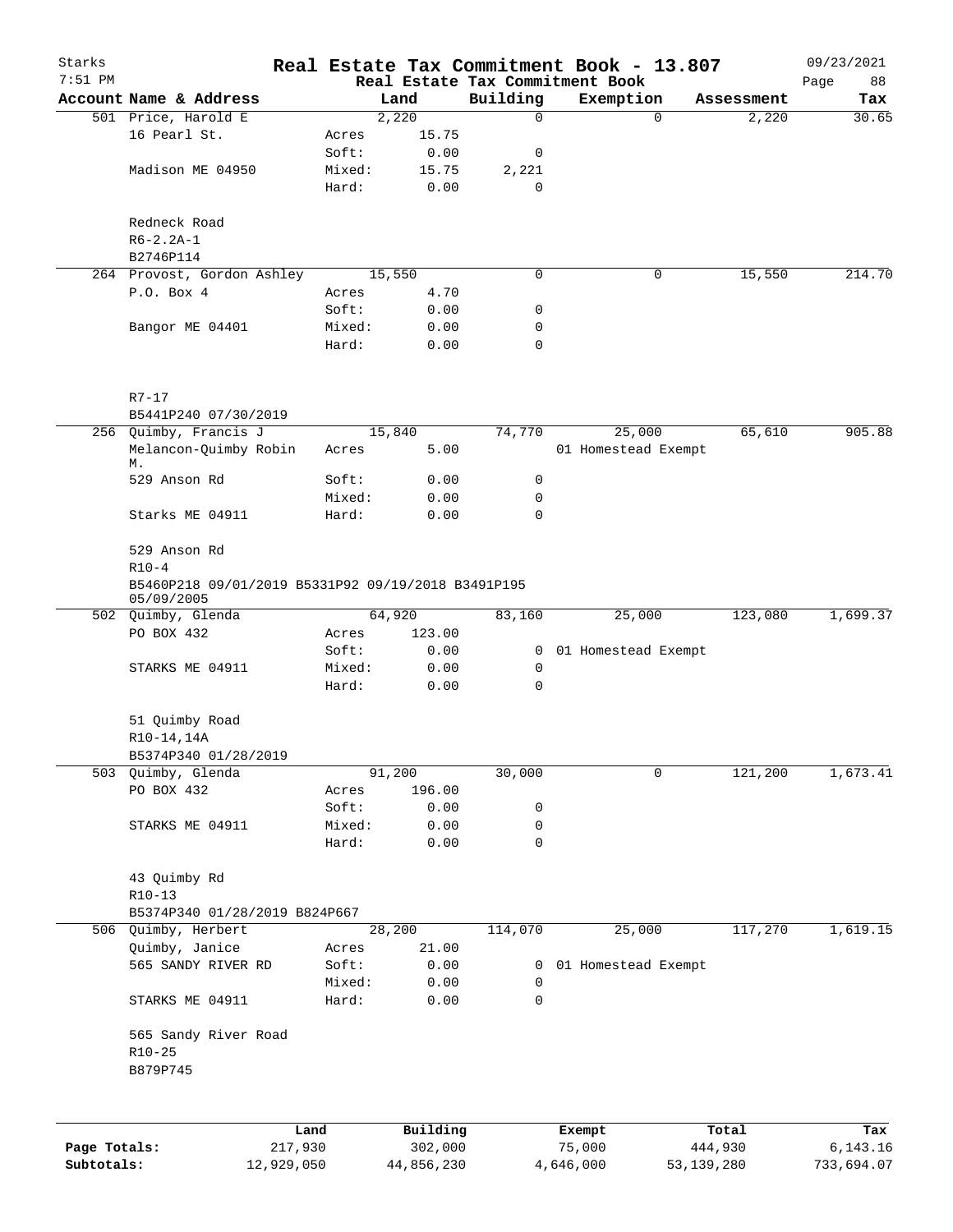Starks
7:51 PM

# Real Estate Tax Commitment Book - 13.807

Real Estate Tax Commitment Book

09/23/2021

| Account Name & Address | | Land | Building | Exemption | Assessment | Tax |
|---|---|---|---|---|---|---|
| 501 Price, Harold E | | 2,220 | 0 | 0 | 2,220 | 30.65 |
| 16 Pearl St. | Acres | 15.75 | | | | |
| | Soft: | 0.00 | 0 | | | |
| Madison ME 04950 | Mixed: | 15.75 | 2,221 | | | |
| | Hard: | 0.00 | 0 | | | |
| Redneck Road | | | | | | |
| R6-2.2A-1 | | | | | | |
| B2746P114 | | | | | | |
| 264 Provost, Gordon Ashley | | 15,550 | 0 | 0 | 15,550 | 214.70 |
| P.O. Box 4 | Acres | 4.70 | | | | |
| | Soft: | 0.00 | 0 | | | |
| Bangor ME 04401 | Mixed: | 0.00 | 0 | | | |
| | Hard: | 0.00 | 0 | | | |
| R7-17 | | | | | | |
| B5441P240 07/30/2019 | | | | | | |
| 256 Quimby, Francis J | | 15,840 | 74,770 | 25,000 | 65,610 | 905.88 |
| Melancon-Quimby Robin M. | Acres | 5.00 | | 01 Homestead Exempt | | |
| 529 Anson Rd | Soft: | 0.00 | 0 | | | |
| | Mixed: | 0.00 | 0 | | | |
| Starks ME 04911 | Hard: | 0.00 | 0 | | | |
| 529 Anson Rd | | | | | | |
| R10-4 | | | | | | |
| B5460P218 09/01/2019 B5331P92 09/19/2018 B3491P195 05/09/2005 | | | | | | |
| 502 Quimby, Glenda | | 64,920 | 83,160 | 25,000 | 123,080 | 1,699.37 |
| PO BOX 432 | Acres | 123.00 | | | | |
| | Soft: | 0.00 | 0 | 01 Homestead Exempt | | |
| STARKS ME 04911 | Mixed: | 0.00 | 0 | | | |
| | Hard: | 0.00 | 0 | | | |
| 51 Quimby Road | | | | | | |
| R10-14,14A | | | | | | |
| B5374P340 01/28/2019 | | | | | | |
| 503 Quimby, Glenda | | 91,200 | 30,000 | 0 | 121,200 | 1,673.41 |
| PO BOX 432 | Acres | 196.00 | | | | |
| | Soft: | 0.00 | 0 | | | |
| STARKS ME 04911 | Mixed: | 0.00 | 0 | | | |
| | Hard: | 0.00 | 0 | | | |
| 43 Quimby Rd | | | | | | |
| R10-13 | | | | | | |
| B5374P340 01/28/2019 B824P667 | | | | | | |
| 506 Quimby, Herbert | | 28,200 | 114,070 | 25,000 | 117,270 | 1,619.15 |
| Quimby, Janice | Acres | 21.00 | | | | |
| 565 SANDY RIVER RD | Soft: | 0.00 | 0 | 01 Homestead Exempt | | |
| | Mixed: | 0.00 | 0 | | | |
| STARKS ME 04911 | Hard: | 0.00 | 0 | | | |
| 565 Sandy River Road | | | | | | |
| R10-25 | | | | | | |
| B879P745 | | | | | | |

| | Land | Building | Exempt | Total | Tax |
|---|---|---|---|---|---|
| Page Totals: | 217,930 | 302,000 | 75,000 | 444,930 | 6,143.16 |
| Subtotals: | 12,929,050 | 44,856,230 | 4,646,000 | 53,139,280 | 733,694.07 |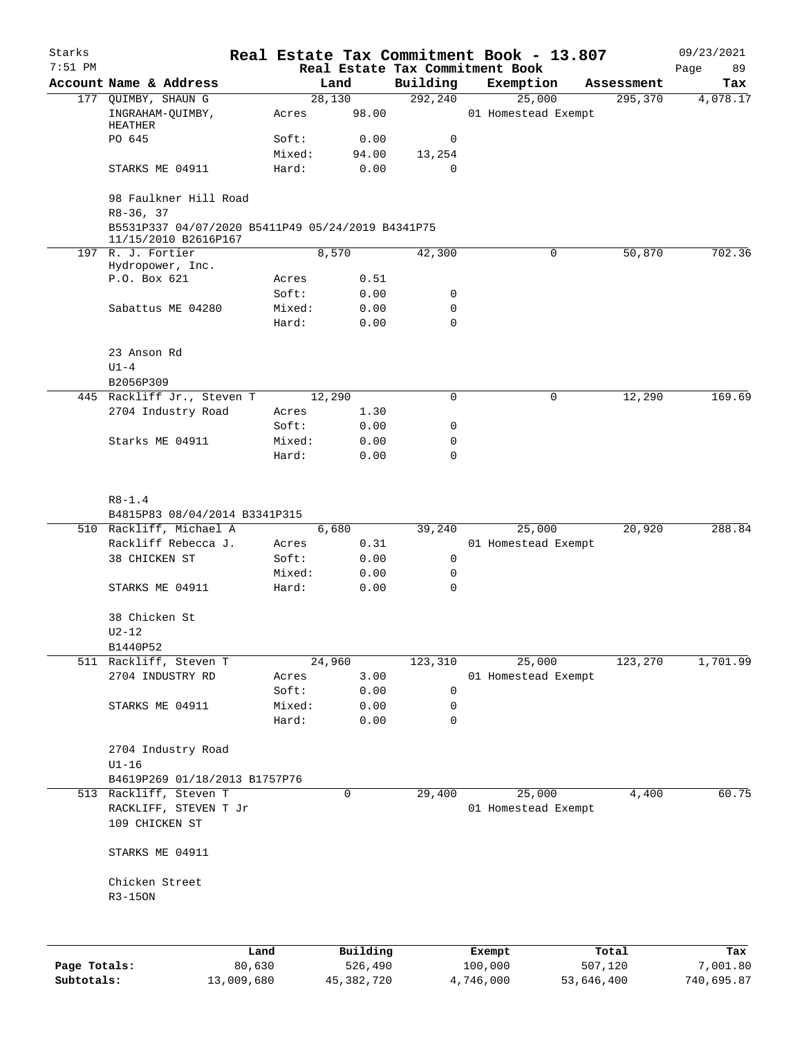Starks 7:51 PM

# Real Estate Tax Commitment Book - 13.807

09/23/2021

Real Estate Tax Commitment Book

| Account | Name & Address | | Land | Building | Exemption | Assessment | Tax |
|---|---|---|---|---|---|---|---|
| 177 | QUIMBY, SHAUN G | | 28,130 | 292,240 | 25,000 | 295,370 | 4,078.17 |
| | INGRAHAM-QUIMBY, HEATHER | Acres | 98.00 | | 01 Homestead Exempt | | |
| | PO 645 | Soft: | 0.00 | 0 | | | |
| | | Mixed: | 94.00 | 13,254 | | | |
| | STARKS ME 04911 | Hard: | 0.00 | 0 | | | |
| | 98 Faulkner Hill Road | | | | | | |
| | R8-36, 37 | | | | | | |
| | B5531P337 04/07/2020 B5411P49 05/24/2019 B4341P75 11/15/2010 B2616P167 | | | | | | |
| 197 | R. J. Fortier Hydropower, Inc. | | 8,570 | 42,300 | 0 | 50,870 | 702.36 |
| | P.O. Box 621 | Acres | 0.51 | | | | |
| | | Soft: | 0.00 | 0 | | | |
| | Sabattus ME 04280 | Mixed: | 0.00 | 0 | | | |
| | | Hard: | 0.00 | 0 | | | |
| | 23 Anson Rd | | | | | | |
| | U1-4 | | | | | | |
| | B2056P309 | | | | | | |
| 445 | Rackliff Jr., Steven T | | 12,290 | 0 | 0 | 12,290 | 169.69 |
| | 2704 Industry Road | Acres | 1.30 | | | | |
| | | Soft: | 0.00 | 0 | | | |
| | Starks ME 04911 | Mixed: | 0.00 | 0 | | | |
| | | Hard: | 0.00 | 0 | | | |
| | R8-1.4 | | | | | | |
| | B4815P83 08/04/2014 B3341P315 | | | | | | |
| 510 | Rackliff, Michael A | | 6,680 | 39,240 | 25,000 | 20,920 | 288.84 |
| | Rackliff Rebecca J. | Acres | 0.31 | | 01 Homestead Exempt | | |
| | 38 CHICKEN ST | Soft: | 0.00 | 0 | | | |
| | | Mixed: | 0.00 | 0 | | | |
| | STARKS ME 04911 | Hard: | 0.00 | 0 | | | |
| | 38 Chicken St | | | | | | |
| | U2-12 | | | | | | |
| | B1440P52 | | | | | | |
| 511 | Rackliff, Steven T | | 24,960 | 123,310 | 25,000 | 123,270 | 1,701.99 |
| | 2704 INDUSTRY RD | Acres | 3.00 | | 01 Homestead Exempt | | |
| | | Soft: | 0.00 | 0 | | | |
| | STARKS ME 04911 | Mixed: | 0.00 | 0 | | | |
| | | Hard: | 0.00 | 0 | | | |
| | 2704 Industry Road | | | | | | |
| | U1-16 | | | | | | |
| | B4619P269 01/18/2013 B1757P76 | | | | | | |
| 513 | Rackliff, Steven T | | 0 | 29,400 | 25,000 | 4,400 | 60.75 |
| | RACKLIFF, STEVEN T Jr | | | | 01 Homestead Exempt | | |
| | 109 CHICKEN ST | | | | | | |
| | STARKS ME 04911 | | | | | | |
| | Chicken Street | | | | | | |
| | R3-15ON | | | | | | |

| | Land | Building | Exempt | Total | Tax |
|---|---|---|---|---|---|
| Page Totals: | 80,630 | 526,490 | 100,000 | 507,120 | 7,001.80 |
| Subtotals: | 13,009,680 | 45,382,720 | 4,746,000 | 53,646,400 | 740,695.87 |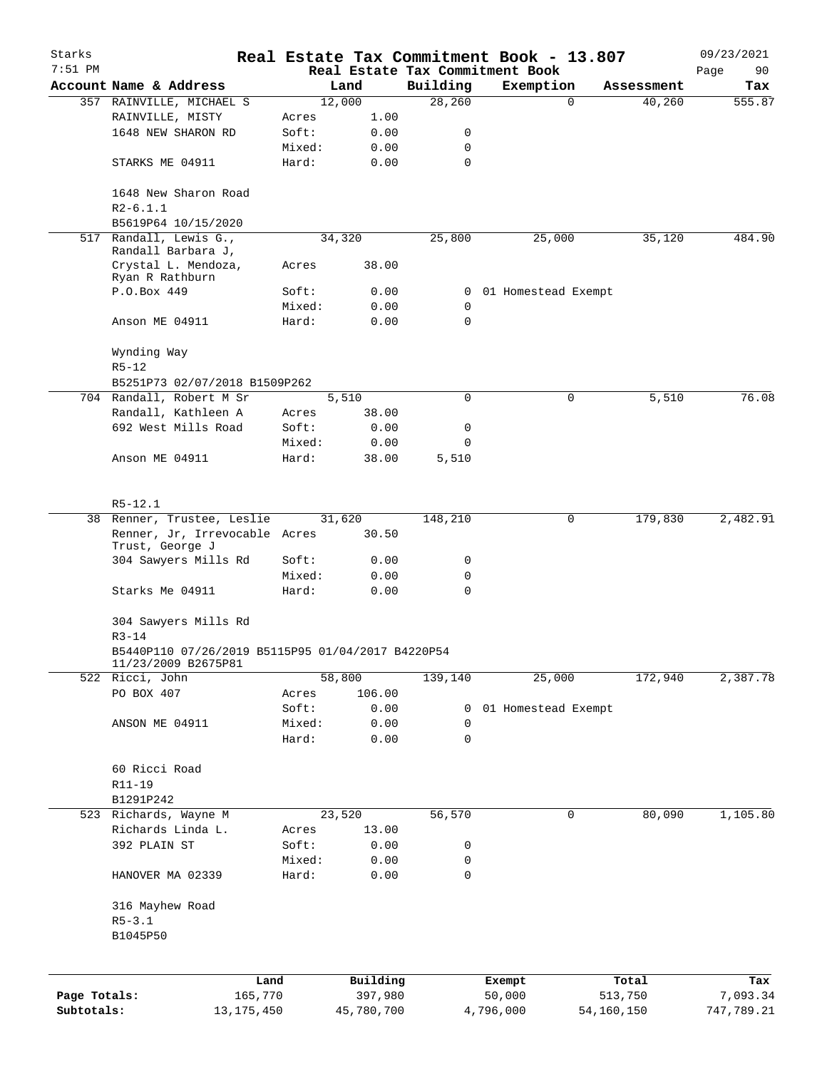# Starks Real Estate Tax Commitment Book - 13.807

7:51 PM — Real Estate Tax Commitment Book — 09/23/2021

| Account Name & Address | Land | | Building | Exemption | Assessment | Tax |
|---|---|---|---|---|---|---|
| 357 RAINVILLE, MICHAEL S | 12,000 | | 28,260 | 0 | 40,260 | 555.87 |
| RAINVILLE, MISTY | Acres | 1.00 | | | | |
| 1648 NEW SHARON RD | Soft: | 0.00 | 0 | | | |
| | Mixed: | 0.00 | 0 | | | |
| STARKS ME 04911 | Hard: | 0.00 | 0 | | | |
| 1648 New Sharon Road | | | | | | |
| R2-6.1.1 | | | | | | |
| B5619P64 10/15/2020 | | | | | | |
| 517 Randall, Lewis G., Randall Barbara J, | 34,320 | | 25,800 | 25,000 | 35,120 | 484.90 |
| Crystal L. Mendoza, Ryan R Rathburn | Acres | 38.00 | | | | |
| P.O.Box 449 | Soft: | 0.00 | 0 | 01 Homestead Exempt | | |
| | Mixed: | 0.00 | 0 | | | |
| Anson ME 04911 | Hard: | 0.00 | 0 | | | |
| Wynding Way | | | | | | |
| R5-12 | | | | | | |
| B5251P73 02/07/2018 B1509P262 | | | | | | |
| 704 Randall, Robert M Sr | 5,510 | | 0 | 0 | 5,510 | 76.08 |
| Randall, Kathleen A | Acres | 38.00 | | | | |
| 692 West Mills Road | Soft: | 0.00 | 0 | | | |
| | Mixed: | 0.00 | 0 | | | |
| Anson ME 04911 | Hard: | 38.00 | 5,510 | | | |
| R5-12.1 | | | | | | |
| 38 Renner, Trustee, Leslie | 31,620 | | 148,210 | 0 | 179,830 | 2,482.91 |
| Renner, Jr, Irrevocable Trust, George J | Acres | 30.50 | | | | |
| 304 Sawyers Mills Rd | Soft: | 0.00 | 0 | | | |
| | Mixed: | 0.00 | 0 | | | |
| Starks Me 04911 | Hard: | 0.00 | 0 | | | |
| 304 Sawyers Mills Rd | | | | | | |
| R3-14 | | | | | | |
| B5440P110 07/26/2019 B5115P95 01/04/2017 B4220P54 11/23/2009 B2675P81 | | | | | | |
| 522 Ricci, John | 58,800 | | 139,140 | 25,000 | 172,940 | 2,387.78 |
| PO BOX 407 | Acres | 106.00 | | | | |
| | Soft: | 0.00 | 0 | 01 Homestead Exempt | | |
| ANSON ME 04911 | Mixed: | 0.00 | 0 | | | |
| | Hard: | 0.00 | 0 | | | |
| 60 Ricci Road | | | | | | |
| R11-19 | | | | | | |
| B1291P242 | | | | | | |
| 523 Richards, Wayne M | 23,520 | | 56,570 | 0 | 80,090 | 1,105.80 |
| Richards Linda L. | Acres | 13.00 | | | | |
| 392 PLAIN ST | Soft: | 0.00 | 0 | | | |
| | Mixed: | 0.00 | 0 | | | |
| HANOVER MA 02339 | Hard: | 0.00 | 0 | | | |
| 316 Mayhew Road | | | | | | |
| R5-3.1 | | | | | | |
| B1045P50 | | | | | | |

| | Land | Building | Exempt | Total | Tax |
|---|---|---|---|---|---|
| Page Totals: | 165,770 | 397,980 | 50,000 | 513,750 | 7,093.34 |
| Subtotals: | 13,175,450 | 45,780,700 | 4,796,000 | 54,160,150 | 747,789.21 |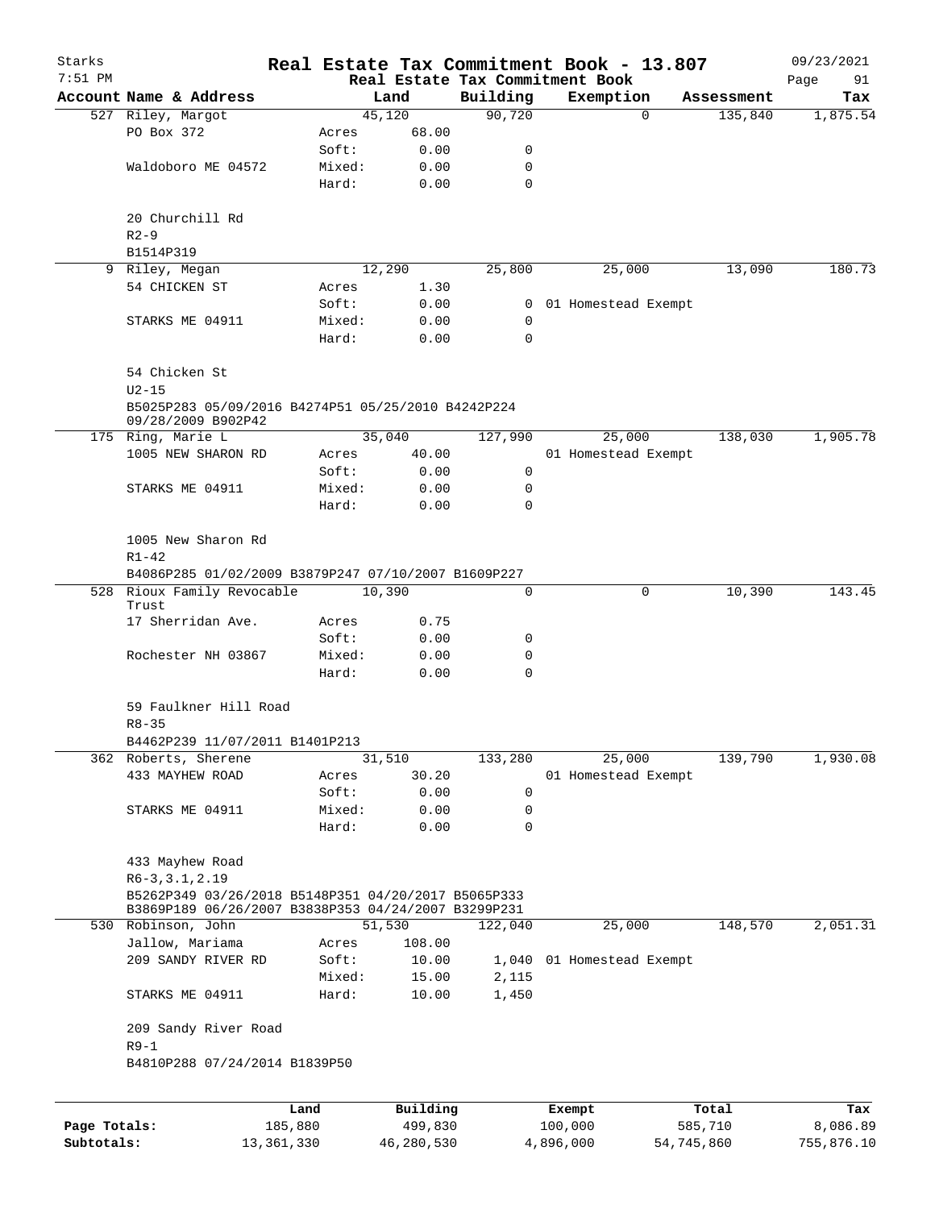# Real Estate Tax Commitment Book - 13.807

Starks 7:51 PM — Real Estate Tax Commitment Book — 09/23/2021

| Account Name & Address | | Land | Building | Exemption | Assessment | Tax |
|---|---|---|---|---|---|---|
| 527 Riley, Margot | | 45,120 | 90,720 | 0 | 135,840 | 1,875.54 |
| PO Box 372 | Acres | 68.00 | | | | |
| | Soft: | 0.00 | 0 | | | |
| Waldoboro ME 04572 | Mixed: | 0.00 | 0 | | | |
| | Hard: | 0.00 | 0 | | | |
| 20 Churchill Rd | | | | | | |
| R2-9 | | | | | | |
| B1514P319 | | | | | | |
| 9 Riley, Megan | | 12,290 | 25,800 | 25,000 | 13,090 | 180.73 |
| 54 CHICKEN ST | Acres | 1.30 | | | | |
| | Soft: | 0.00 | 0 | 01 Homestead Exempt | | |
| STARKS ME 04911 | Mixed: | 0.00 | 0 | | | |
| | Hard: | 0.00 | 0 | | | |
| 54 Chicken St | | | | | | |
| U2-15 | | | | | | |
| B5025P283 05/09/2016 B4274P51 05/25/2010 B4242P224 09/28/2009 B902P42 | | | | | | |
| 175 Ring, Marie L | | 35,040 | 127,990 | 25,000 | 138,030 | 1,905.78 |
| 1005 NEW SHARON RD | Acres | 40.00 | | 01 Homestead Exempt | | |
| | Soft: | 0.00 | 0 | | | |
| STARKS ME 04911 | Mixed: | 0.00 | 0 | | | |
| | Hard: | 0.00 | 0 | | | |
| 1005 New Sharon Rd | | | | | | |
| R1-42 | | | | | | |
| B4086P285 01/02/2009 B3879P247 07/10/2007 B1609P227 | | | | | | |
| 528 Rioux Family Revocable Trust | | 10,390 | 0 | 0 | 10,390 | 143.45 |
| 17 Sherridan Ave. | Acres | 0.75 | | | | |
| | Soft: | 0.00 | 0 | | | |
| Rochester NH 03867 | Mixed: | 0.00 | 0 | | | |
| | Hard: | 0.00 | 0 | | | |
| 59 Faulkner Hill Road | | | | | | |
| R8-35 | | | | | | |
| B4462P239 11/07/2011 B1401P213 | | | | | | |
| 362 Roberts, Sherene | | 31,510 | 133,280 | 25,000 | 139,790 | 1,930.08 |
| 433 MAYHEW ROAD | Acres | 30.20 | | 01 Homestead Exempt | | |
| | Soft: | 0.00 | 0 | | | |
| STARKS ME 04911 | Mixed: | 0.00 | 0 | | | |
| | Hard: | 0.00 | 0 | | | |
| 433 Mayhew Road | | | | | | |
| R6-3,3.1,2.19 | | | | | | |
| B5262P349 03/26/2018 B5148P351 04/20/2017 B5065P333 B3869P189 06/26/2007 B3838P353 04/24/2007 B3299P231 | | | | | | |
| 530 Robinson, John | | 51,530 | 122,040 | 25,000 | 148,570 | 2,051.31 |
| Jallow, Mariama | Acres | 108.00 | | | | |
| 209 SANDY RIVER RD | Soft: | 10.00 | 1,040 | 01 Homestead Exempt | | |
| | Mixed: | 15.00 | 2,115 | | | |
| STARKS ME 04911 | Hard: | 10.00 | 1,450 | | | |
| 209 Sandy River Road | | | | | | |
| R9-1 | | | | | | |
| B4810P288 07/24/2014 B1839P50 | | | | | | |

| | Land | Building | Exempt | Total | Tax |
|---|---|---|---|---|---|
| Page Totals: | 185,880 | 499,830 | 100,000 | 585,710 | 8,086.89 |
| Subtotals: | 13,361,330 | 46,280,530 | 4,896,000 | 54,745,860 | 755,876.10 |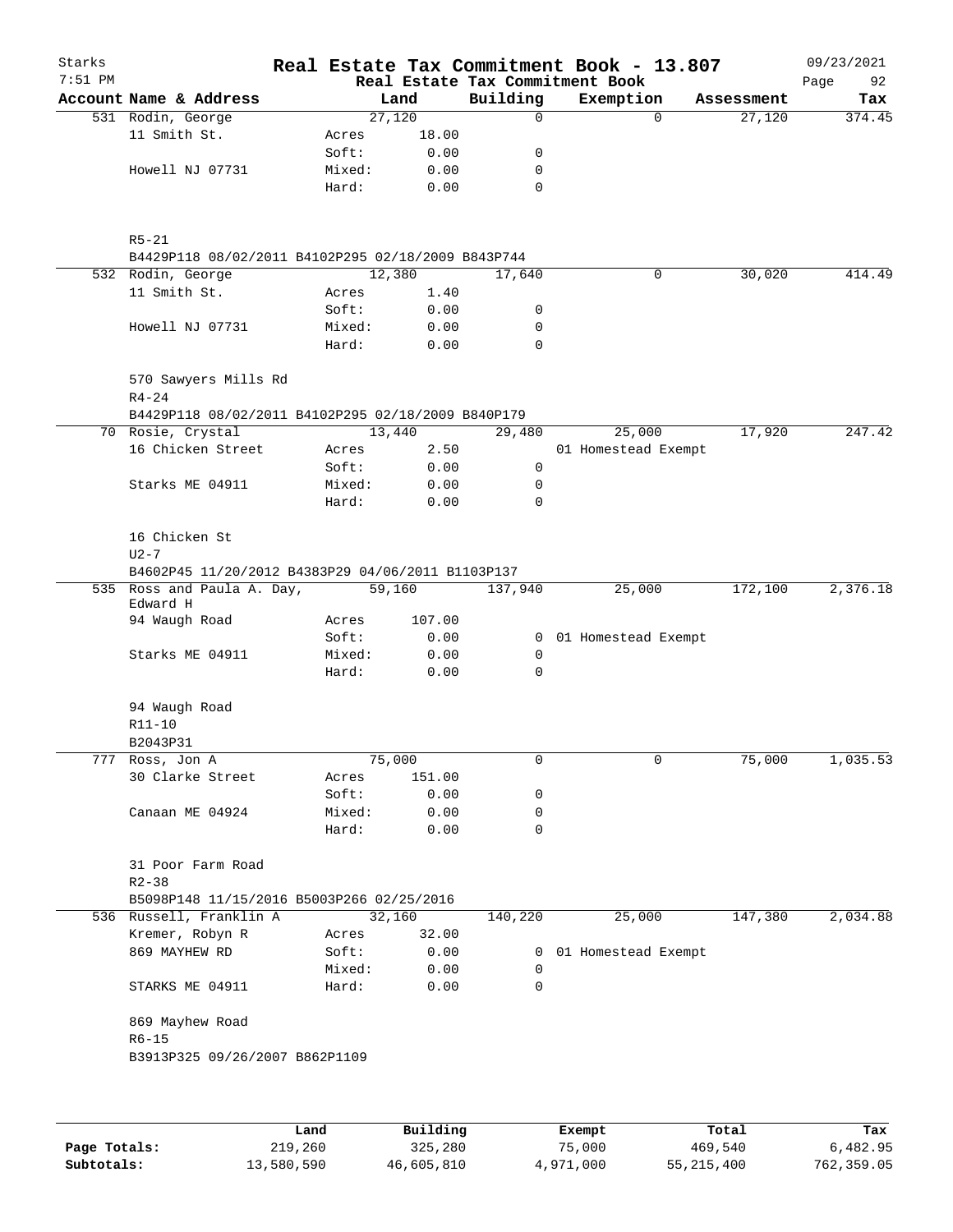Starks
7:51 PM

# Real Estate Tax Commitment Book - 13.807

Real Estate Tax Commitment Book

09/23/2021

| Account Name & Address | | Land | Building | Exemption | Assessment | Tax |
|---|---|---|---|---|---|---|
| 531 Rodin, George | | 27,120 | 0 | 0 | 27,120 | 374.45 |
| 11 Smith St. | Acres | 18.00 | | | | |
| | Soft: | 0.00 | 0 | | | |
| Howell NJ 07731 | Mixed: | 0.00 | 0 | | | |
| | Hard: | 0.00 | 0 | | | |
| R5-21 | | | | | | |
| B4429P118 08/02/2011 B4102P295 02/18/2009 B843P744 | | | | | | |
| 532 Rodin, George | | 12,380 | 17,640 | 0 | 30,020 | 414.49 |
| 11 Smith St. | Acres | 1.40 | | | | |
| | Soft: | 0.00 | 0 | | | |
| Howell NJ 07731 | Mixed: | 0.00 | 0 | | | |
| | Hard: | 0.00 | 0 | | | |
| 570 Sawyers Mills Rd | | | | | | |
| R4-24 | | | | | | |
| B4429P118 08/02/2011 B4102P295 02/18/2009 B840P179 | | | | | | |
| 70 Rosie, Crystal | | 13,440 | 29,480 | 25,000 | 17,920 | 247.42 |
| 16 Chicken Street | Acres | 2.50 | | 01 Homestead Exempt | | |
| | Soft: | 0.00 | 0 | | | |
| Starks ME 04911 | Mixed: | 0.00 | 0 | | | |
| | Hard: | 0.00 | 0 | | | |
| 16 Chicken St | | | | | | |
| U2-7 | | | | | | |
| B4602P45 11/20/2012 B4383P29 04/06/2011 B1103P137 | | | | | | |
| 535 Ross and Paula A. Day, Edward H | | 59,160 | 137,940 | 25,000 | 172,100 | 2,376.18 |
| 94 Waugh Road | Acres | 107.00 | | | | |
| | Soft: | 0.00 | 0 | 01 Homestead Exempt | | |
| Starks ME 04911 | Mixed: | 0.00 | 0 | | | |
| | Hard: | 0.00 | 0 | | | |
| 94 Waugh Road | | | | | | |
| R11-10 | | | | | | |
| B2043P31 | | | | | | |
| 777 Ross, Jon A | | 75,000 | 0 | 0 | 75,000 | 1,035.53 |
| 30 Clarke Street | Acres | 151.00 | | | | |
| | Soft: | 0.00 | 0 | | | |
| Canaan ME 04924 | Mixed: | 0.00 | 0 | | | |
| | Hard: | 0.00 | 0 | | | |
| 31 Poor Farm Road | | | | | | |
| R2-38 | | | | | | |
| B5098P148 11/15/2016 B5003P266 02/25/2016 | | | | | | |
| 536 Russell, Franklin A | | 32,160 | 140,220 | 25,000 | 147,380 | 2,034.88 |
| Kremer, Robyn R | Acres | 32.00 | | | | |
| 869 MAYHEW RD | Soft: | 0.00 | 0 | 01 Homestead Exempt | | |
| | Mixed: | 0.00 | 0 | | | |
| STARKS ME 04911 | Hard: | 0.00 | 0 | | | |
| 869 Mayhew Road | | | | | | |
| R6-15 | | | | | | |
| B3913P325 09/26/2007 B862P1109 | | | | | | |

| | Land | Building | Exempt | Total | Tax |
|---|---|---|---|---|---|
| Page Totals: | 219,260 | 325,280 | 75,000 | 469,540 | 6,482.95 |
| Subtotals: | 13,580,590 | 46,605,810 | 4,971,000 | 55,215,400 | 762,359.05 |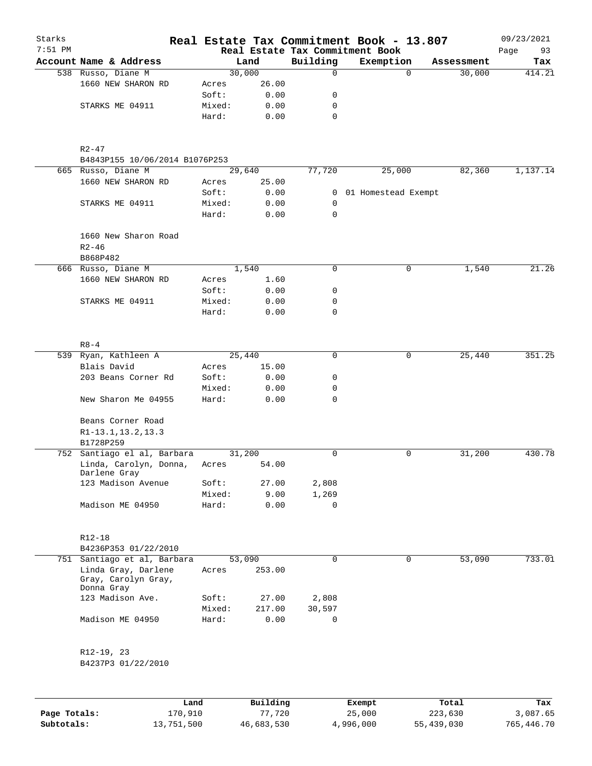# Real Estate Tax Commitment Book - 13.807

Starks 7:51 PM — Real Estate Tax Commitment Book — 09/23/2021

| Account | Name & Address | | Land | Building | Exemption | Assessment | Tax |
|---|---|---|---|---|---|---|---|
| 538 | Russo, Diane M | | 30,000 | 0 | 0 | 30,000 | 414.21 |
| | 1660 NEW SHARON RD | Acres | 26.00 | | | | |
| | | Soft: | 0.00 | 0 | | | |
| | STARKS ME 04911 | Mixed: | 0.00 | 0 | | | |
| | | Hard: | 0.00 | 0 | | | |
| | R2-47 | | | | | | |
| | B4843P155 10/06/2014 B1076P253 | | | | | | |
| 665 | Russo, Diane M | | 29,640 | 77,720 | 25,000 | 82,360 | 1,137.14 |
| | 1660 NEW SHARON RD | Acres | 25.00 | | | | |
| | | Soft: | 0.00 | 0 | 01 Homestead Exempt | | |
| | STARKS ME 04911 | Mixed: | 0.00 | 0 | | | |
| | | Hard: | 0.00 | 0 | | | |
| | 1660 New Sharon Road | | | | | | |
| | R2-46 | | | | | | |
| | B868P482 | | | | | | |
| 666 | Russo, Diane M | | 1,540 | 0 | 0 | 1,540 | 21.26 |
| | 1660 NEW SHARON RD | Acres | 1.60 | | | | |
| | | Soft: | 0.00 | 0 | | | |
| | STARKS ME 04911 | Mixed: | 0.00 | 0 | | | |
| | | Hard: | 0.00 | 0 | | | |
| | R8-4 | | | | | | |
| 539 | Ryan, Kathleen A | | 25,440 | 0 | 0 | 25,440 | 351.25 |
| | Blais David | Acres | 15.00 | | | | |
| | 203 Beans Corner Rd | Soft: | 0.00 | 0 | | | |
| | | Mixed: | 0.00 | 0 | | | |
| | New Sharon Me 04955 | Hard: | 0.00 | 0 | | | |
| | Beans Corner Road | | | | | | |
| | R1-13.1,13.2,13.3 | | | | | | |
| | B1728P259 | | | | | | |
| 752 | Santiago el al, Barbara | | 31,200 | 0 | 0 | 31,200 | 430.78 |
| | Linda, Carolyn, Donna, Darlene Gray | Acres | 54.00 | | | | |
| | 123 Madison Avenue | Soft: | 27.00 | 2,808 | | | |
| | | Mixed: | 9.00 | 1,269 | | | |
| | Madison ME 04950 | Hard: | 0.00 | 0 | | | |
| | R12-18 | | | | | | |
| | B4236P353 01/22/2010 | | | | | | |
| 751 | Santiago et al, Barbara | | 53,090 | 0 | 0 | 53,090 | 733.01 |
| | Linda Gray, Darlene Gray, Carolyn Gray, Donna Gray | Acres | 253.00 | | | | |
| | 123 Madison Ave. | Soft: | 27.00 | 2,808 | | | |
| | | Mixed: | 217.00 | 30,597 | | | |
| | Madison ME 04950 | Hard: | 0.00 | 0 | | | |
| | R12-19, 23 | | | | | | |
| | B4237P3 01/22/2010 | | | | | | |

| | Land | Building | Exempt | Total | Tax |
|---|---|---|---|---|---|
| Page Totals: | 170,910 | 77,720 | 25,000 | 223,630 | 3,087.65 |
| Subtotals: | 13,751,500 | 46,683,530 | 4,996,000 | 55,439,030 | 765,446.70 |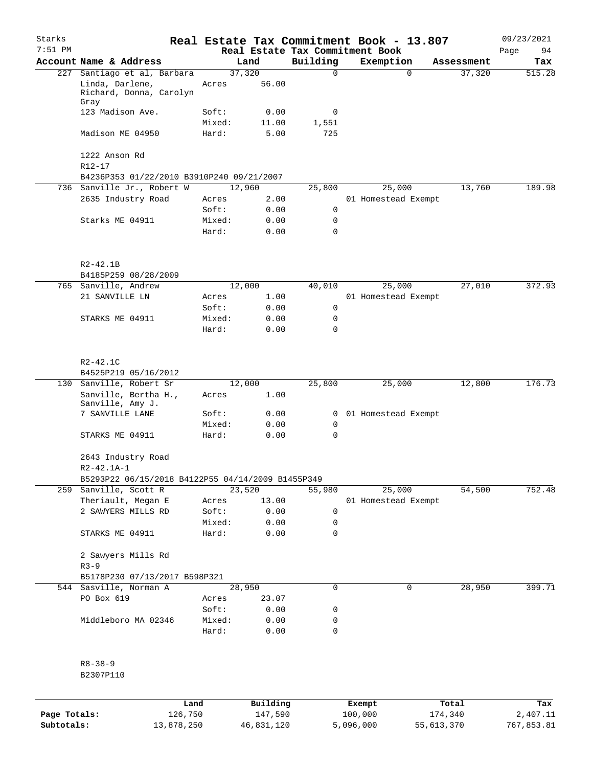# Real Estate Tax Commitment Book - 13.807

Starks 7:51 PM — 09/23/2021

Real Estate Tax Commitment Book

| Account | Name & Address | Land | | Building | Exemption | Assessment | Tax |
|---|---|---|---|---|---|---|---|
| 227 | Santiago et al, Barbara | | 37,320 | 0 | 0 | 37,320 | 515.28 |
| | Linda, Darlene, Richard, Donna, Carolyn Gray | Acres | 56.00 | | | | |
| | 123 Madison Ave. | Soft: | 0.00 | 0 | | | |
| | | Mixed: | 11.00 | 1,551 | | | |
| | Madison ME 04950 | Hard: | 5.00 | 725 | | | |
| | 1222 Anson Rd | | | | | | |
| | R12-17 | | | | | | |
| | B4236P353 01/22/2010 B3910P240 09/21/2007 | | | | | | |
| 736 | Sanville Jr., Robert W | | 12,960 | 25,800 | 25,000 | 13,760 | 189.98 |
| | 2635 Industry Road | Acres | 2.00 | | 01 Homestead Exempt | | |
| | | Soft: | 0.00 | 0 | | | |
| | Starks ME 04911 | Mixed: | 0.00 | 0 | | | |
| | | Hard: | 0.00 | 0 | | | |
| | R2-42.1B | | | | | | |
| | B4185P259 08/28/2009 | | | | | | |
| 765 | Sanville, Andrew | | 12,000 | 40,010 | 25,000 | 27,010 | 372.93 |
| | 21 SANVILLE LN | Acres | 1.00 | | 01 Homestead Exempt | | |
| | | Soft: | 0.00 | 0 | | | |
| | STARKS ME 04911 | Mixed: | 0.00 | 0 | | | |
| | | Hard: | 0.00 | 0 | | | |
| | R2-42.1C | | | | | | |
| | B4525P219 05/16/2012 | | | | | | |
| 130 | Sanville, Robert Sr | | 12,000 | 25,800 | 25,000 | 12,800 | 176.73 |
| | Sanville, Bertha H., Sanville, Amy J. | Acres | 1.00 | | | | |
| | 7 SANVILLE LANE | Soft: | 0.00 | 0 | 01 Homestead Exempt | | |
| | | Mixed: | 0.00 | 0 | | | |
| | STARKS ME 04911 | Hard: | 0.00 | 0 | | | |
| | 2643 Industry Road | | | | | | |
| | R2-42.1A-1 | | | | | | |
| | B5293P22 06/15/2018 B4122P55 04/14/2009 B1455P349 | | | | | | |
| 259 | Sanville, Scott R | | 23,520 | 55,980 | 25,000 | 54,500 | 752.48 |
| | Theriault, Megan E | Acres | 13.00 | | 01 Homestead Exempt | | |
| | 2 SAWYERS MILLS RD | Soft: | 0.00 | 0 | | | |
| | | Mixed: | 0.00 | 0 | | | |
| | STARKS ME 04911 | Hard: | 0.00 | 0 | | | |
| | 2 Sawyers Mills Rd | | | | | | |
| | R3-9 | | | | | | |
| | B5178P230 07/13/2017 B598P321 | | | | | | |
| 544 | Sasville, Norman A | | 28,950 | 0 | 0 | 28,950 | 399.71 |
| | PO Box 619 | Acres | 23.07 | | | | |
| | | Soft: | 0.00 | 0 | | | |
| | Middleboro MA 02346 | Mixed: | 0.00 | 0 | | | |
| | | Hard: | 0.00 | 0 | | | |
| | R8-38-9 | | | | | | |
| | B2307P110 | | | | | | |

| | Land | Building | Exempt | Total | Tax |
|---|---|---|---|---|---|
| Page Totals: | 126,750 | 147,590 | 100,000 | 174,340 | 2,407.11 |
| Subtotals: | 13,878,250 | 46,831,120 | 5,096,000 | 55,613,370 | 767,853.81 |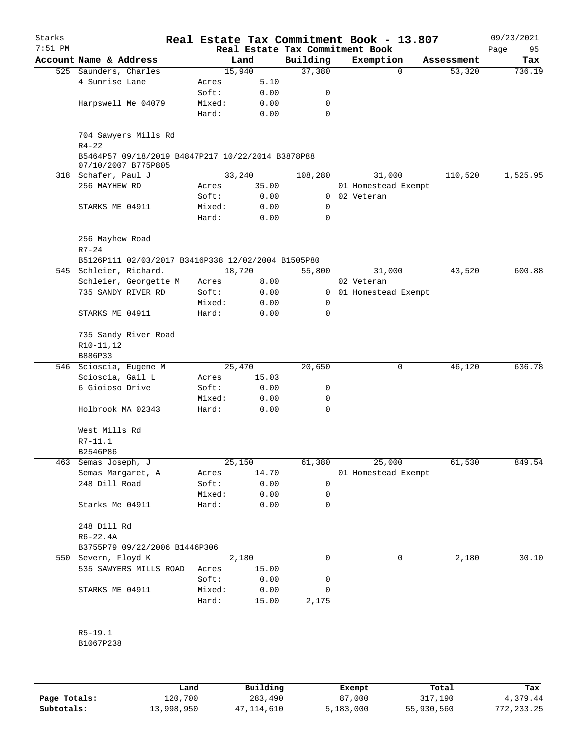# Real Estate Tax Commitment Book - 13.807

Starks
7:51 PM

09/23/2021

Real Estate Tax Commitment Book

| Account Name & Address | | Land | Building | Exemption | Assessment | Tax |
|---|---|---|---|---|---|---|
| 525 Saunders, Charles | | 15,940 | 37,380 | 0 | 53,320 | 736.19 |
| 4 Sunrise Lane | Acres | 5.10 | | | | |
| | Soft: | 0.00 | 0 | | | |
| Harpswell Me 04079 | Mixed: | 0.00 | 0 | | | |
| | Hard: | 0.00 | 0 | | | |
| 704 Sawyers Mills Rd | | | | | | |
| R4-22 | | | | | | |
| B5464P57 09/18/2019 B4847P217 10/22/2014 B3878P88 07/10/2007 B775P805 | | | | | | |
| 318 Schafer, Paul J | | 33,240 | 108,280 | 31,000 | 110,520 | 1,525.95 |
| 256 MAYHEW RD | Acres | 35.00 | | 01 Homestead Exempt | | |
| | Soft: | 0.00 | 0 | 02 Veteran | | |
| STARKS ME 04911 | Mixed: | 0.00 | 0 | | | |
| | Hard: | 0.00 | 0 | | | |
| 256 Mayhew Road | | | | | | |
| R7-24 | | | | | | |
| B5126P111 02/03/2017 B3416P338 12/02/2004 B1505P80 | | | | | | |
| 545 Schleier, Richard. | | 18,720 | 55,800 | 31,000 | 43,520 | 600.88 |
| Schleier, Georgette M | Acres | 8.00 | | 02 Veteran | | |
| 735 SANDY RIVER RD | Soft: | 0.00 | 0 | 01 Homestead Exempt | | |
| | Mixed: | 0.00 | 0 | | | |
| STARKS ME 04911 | Hard: | 0.00 | 0 | | | |
| 735 Sandy River Road | | | | | | |
| R10-11,12 | | | | | | |
| B886P33 | | | | | | |
| 546 Scioscia, Eugene M | | 25,470 | 20,650 | 0 | 46,120 | 636.78 |
| Scioscia, Gail L | Acres | 15.03 | | | | |
| 6 Gioioso Drive | Soft: | 0.00 | 0 | | | |
| | Mixed: | 0.00 | 0 | | | |
| Holbrook MA 02343 | Hard: | 0.00 | 0 | | | |
| West Mills Rd | | | | | | |
| R7-11.1 | | | | | | |
| B2546P86 | | | | | | |
| 463 Semas Joseph, J | | 25,150 | 61,380 | 25,000 | 61,530 | 849.54 |
| Semas Margaret, A | Acres | 14.70 | | 01 Homestead Exempt | | |
| 248 Dill Road | Soft: | 0.00 | 0 | | | |
| | Mixed: | 0.00 | 0 | | | |
| Starks Me 04911 | Hard: | 0.00 | 0 | | | |
| 248 Dill Rd | | | | | | |
| R6-22.4A | | | | | | |
| B3755P79 09/22/2006 B1446P306 | | | | | | |
| 550 Severn, Floyd K | | 2,180 | 0 | 0 | 2,180 | 30.10 |
| 535 SAWYERS MILLS ROAD | Acres | 15.00 | | | | |
| | Soft: | 0.00 | 0 | | | |
| STARKS ME 04911 | Mixed: | 0.00 | 0 | | | |
| | Hard: | 15.00 | 2,175 | | | |
| R5-19.1 | | | | | | |
| B1067P238 | | | | | | |

| | Land | Building | Exempt | Total | Tax |
|---|---|---|---|---|---|
| Page Totals: | 120,700 | 283,490 | 87,000 | 317,190 | 4,379.44 |
| Subtotals: | 13,998,950 | 47,114,610 | 5,183,000 | 55,930,560 | 772,233.25 |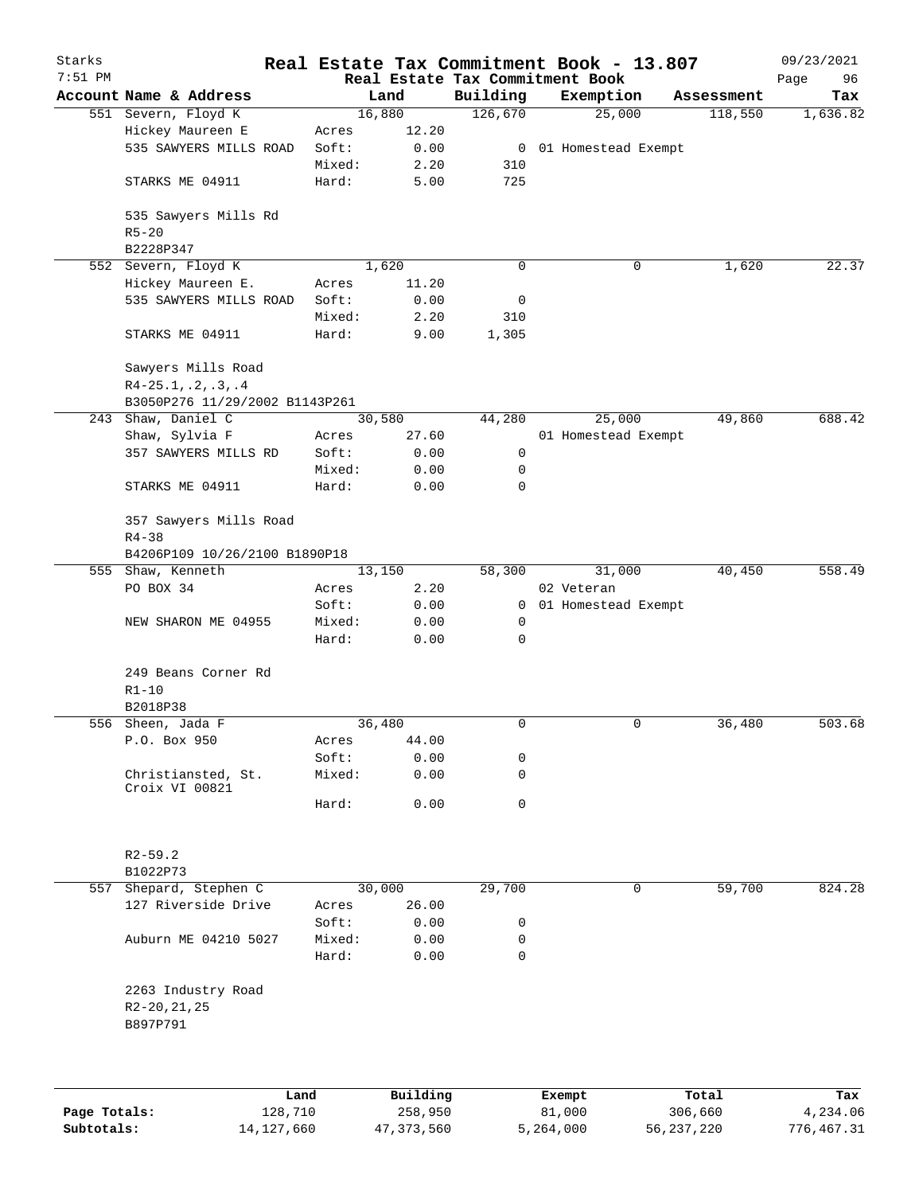# Real Estate Tax Commitment Book - 13.807

Starks 7:51 PM — Real Estate Tax Commitment Book — 09/23/2021

| Account | Name & Address | | Land | Building | Exemption | Assessment | Tax |
|---|---|---|---|---|---|---|---|
| 551 | Severn, Floyd K | | 16,880 | 126,670 | 25,000 | 118,550 | 1,636.82 |
| | Hickey Maureen E | Acres | 12.20 | | | | |
| | 535 SAWYERS MILLS ROAD | Soft: | 0.00 | 0 | 01 Homestead Exempt | | |
| | | Mixed: | 2.20 | 310 | | | |
| | STARKS ME 04911 | Hard: | 5.00 | 725 | | | |
| | 535 Sawyers Mills Rd | | | | | | |
| | R5-20 | | | | | | |
| | B2228P347 | | | | | | |
| 552 | Severn, Floyd K | | 1,620 | 0 | 0 | 1,620 | 22.37 |
| | Hickey Maureen E. | Acres | 11.20 | | | | |
| | 535 SAWYERS MILLS ROAD | Soft: | 0.00 | 0 | | | |
| | | Mixed: | 2.20 | 310 | | | |
| | STARKS ME 04911 | Hard: | 9.00 | 1,305 | | | |
| | Sawyers Mills Road | | | | | | |
| | R4-25.1,.2,.3,.4 | | | | | | |
| | B3050P276 11/29/2002 B1143P261 | | | | | | |
| 243 | Shaw, Daniel C | | 30,580 | 44,280 | 25,000 | 49,860 | 688.42 |
| | Shaw, Sylvia F | Acres | 27.60 | | 01 Homestead Exempt | | |
| | 357 SAWYERS MILLS RD | Soft: | 0.00 | 0 | | | |
| | | Mixed: | 0.00 | 0 | | | |
| | STARKS ME 04911 | Hard: | 0.00 | 0 | | | |
| | 357 Sawyers Mills Road | | | | | | |
| | R4-38 | | | | | | |
| | B4206P109 10/26/2100 B1890P18 | | | | | | |
| 555 | Shaw, Kenneth | | 13,150 | 58,300 | 31,000 | 40,450 | 558.49 |
| | PO BOX 34 | Acres | 2.20 | | 02 Veteran | | |
| | | Soft: | 0.00 | 0 | 01 Homestead Exempt | | |
| | NEW SHARON ME 04955 | Mixed: | 0.00 | 0 | | | |
| | | Hard: | 0.00 | 0 | | | |
| | 249 Beans Corner Rd | | | | | | |
| | R1-10 | | | | | | |
| | B2018P38 | | | | | | |
| 556 | Sheen, Jada F | | 36,480 | 0 | 0 | 36,480 | 503.68 |
| | P.O. Box 950 | Acres | 44.00 | | | | |
| | | Soft: | 0.00 | 0 | | | |
| | Christiansted, St. Croix VI 00821 | Mixed: | 0.00 | 0 | | | |
| | | Hard: | 0.00 | 0 | | | |
| | R2-59.2 | | | | | | |
| | B1022P73 | | | | | | |
| 557 | Shepard, Stephen C | | 30,000 | 29,700 | 0 | 59,700 | 824.28 |
| | 127 Riverside Drive | Acres | 26.00 | | | | |
| | | Soft: | 0.00 | 0 | | | |
| | Auburn ME 04210 5027 | Mixed: | 0.00 | 0 | | | |
| | | Hard: | 0.00 | 0 | | | |
| | 2263 Industry Road | | | | | | |
| | R2-20,21,25 | | | | | | |
| | B897P791 | | | | | | |

| | Land | Building | Exempt | Total | Tax |
|---|---|---|---|---|---|
| Page Totals: | 128,710 | 258,950 | 81,000 | 306,660 | 4,234.06 |
| Subtotals: | 14,127,660 | 47,373,560 | 5,264,000 | 56,237,220 | 776,467.31 |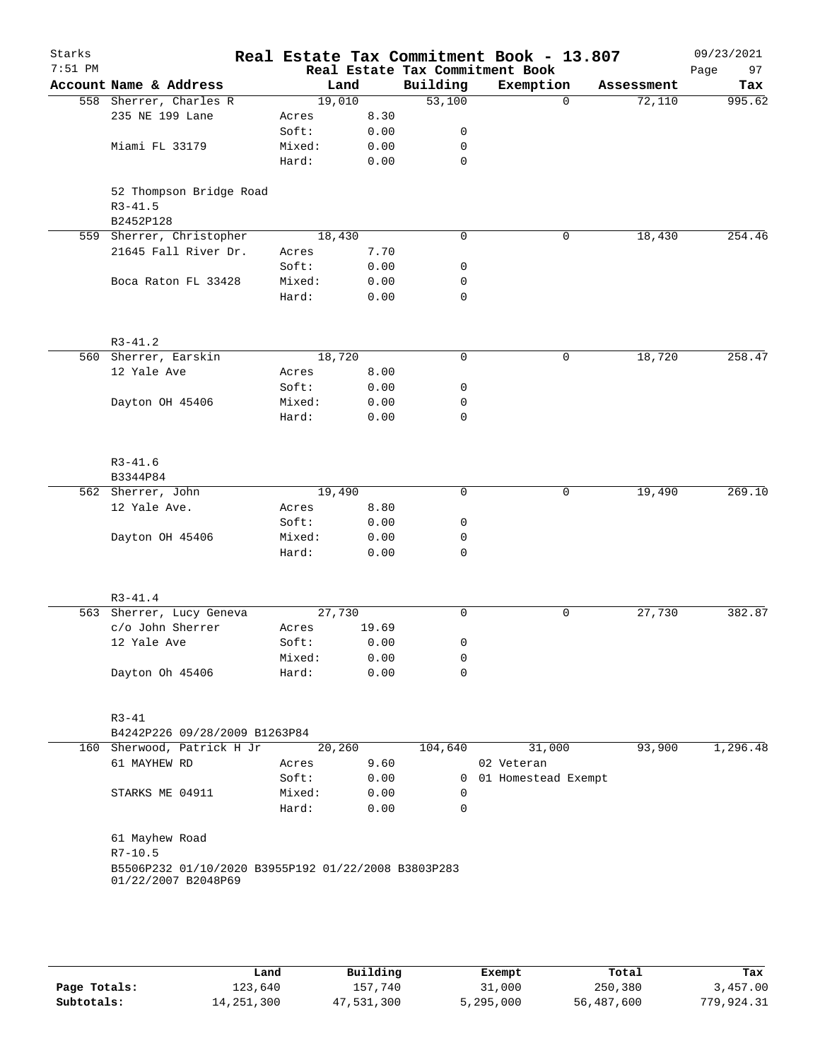# Real Estate Tax Commitment Book - 13.807

Starks, 7:51 PM — 09/23/2021

## Real Estate Tax Commitment Book

| Account | Name & Address | Land | | Building | Exemption | Assessment | Tax |
|---|---|---|---|---|---|---|---|
| 558 | Sherrer, Charles R | 19,010 | | 53,100 | 0 | 72,110 | 995.62 |
| | 235 NE 199 Lane | Acres | 8.30 | | | | |
| | | Soft: | 0.00 | 0 | | | |
| | Miami FL 33179 | Mixed: | 0.00 | 0 | | | |
| | | Hard: | 0.00 | 0 | | | |
| | 52 Thompson Bridge Road | | | | | | |
| | R3-41.5 | | | | | | |
| | B2452P128 | | | | | | |
| 559 | Sherrer, Christopher | 18,430 | | 0 | 0 | 18,430 | 254.46 |
| | 21645 Fall River Dr. | Acres | 7.70 | | | | |
| | | Soft: | 0.00 | 0 | | | |
| | Boca Raton FL 33428 | Mixed: | 0.00 | 0 | | | |
| | | Hard: | 0.00 | 0 | | | |
| | R3-41.2 | | | | | | |
| 560 | Sherrer, Earskin | 18,720 | | 0 | 0 | 18,720 | 258.47 |
| | 12 Yale Ave | Acres | 8.00 | | | | |
| | | Soft: | 0.00 | 0 | | | |
| | Dayton OH 45406 | Mixed: | 0.00 | 0 | | | |
| | | Hard: | 0.00 | 0 | | | |
| | R3-41.6 | | | | | | |
| | B3344P84 | | | | | | |
| 562 | Sherrer, John | 19,490 | | 0 | 0 | 19,490 | 269.10 |
| | 12 Yale Ave. | Acres | 8.80 | | | | |
| | | Soft: | 0.00 | 0 | | | |
| | Dayton OH 45406 | Mixed: | 0.00 | 0 | | | |
| | | Hard: | 0.00 | 0 | | | |
| | R3-41.4 | | | | | | |
| 563 | Sherrer, Lucy Geneva | 27,730 | | 0 | 0 | 27,730 | 382.87 |
| | c/o John Sherrer | Acres | 19.69 | | | | |
| | 12 Yale Ave | Soft: | 0.00 | 0 | | | |
| | | Mixed: | 0.00 | 0 | | | |
| | Dayton Oh 45406 | Hard: | 0.00 | 0 | | | |
| | R3-41 | | | | | | |
| | B4242P226 09/28/2009 B1263P84 | | | | | | |
| 160 | Sherwood, Patrick H Jr | 20,260 | | 104,640 | 31,000 | 93,900 | 1,296.48 |
| | 61 MAYHEW RD | Acres | 9.60 | | 02 Veteran | | |
| | | Soft: | 0.00 | 0 | 01 Homestead Exempt | | |
| | STARKS ME 04911 | Mixed: | 0.00 | 0 | | | |
| | | Hard: | 0.00 | 0 | | | |
| | 61 Mayhew Road | | | | | | |
| | R7-10.5 | | | | | | |
| | B5506P232 01/10/2020 B3955P192 01/22/2008 B3803P283 01/22/2007 B2048P69 | | | | | | |

| | Land | Building | Exempt | Total | Tax |
|---|---|---|---|---|---|
| **Page Totals:** | 123,640 | 157,740 | 31,000 | 250,380 | 3,457.00 |
| **Subtotals:** | 14,251,300 | 47,531,300 | 5,295,000 | 56,487,600 | 779,924.31 |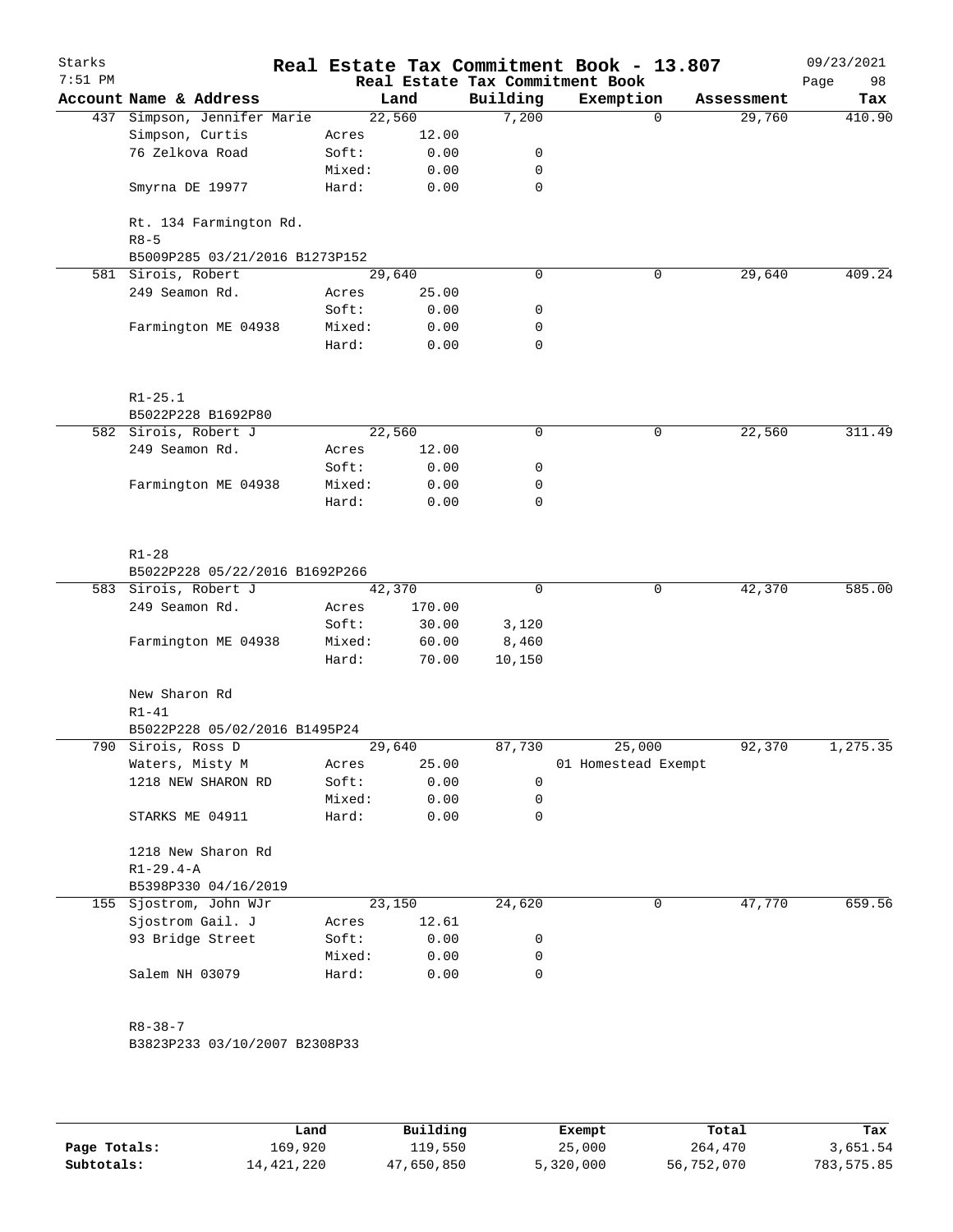# Real Estate Tax Commitment Book - 13.807

Starks
7:51 PM

Real Estate Tax Commitment Book

09/23/2021

| Account | Name & Address | | Land | Building | Exemption | Assessment | Tax |
|---|---|---|---|---|---|---|---|
| 437 | Simpson, Jennifer Marie | | 22,560 | 7,200 | 0 | 29,760 | 410.90 |
| | Simpson, Curtis | Acres | 12.00 | | | | |
| | 76 Zelkova Road | Soft: | 0.00 | 0 | | | |
| | | Mixed: | 0.00 | 0 | | | |
| | Smyrna DE 19977 | Hard: | 0.00 | 0 | | | |
| | Rt. 134 Farmington Rd. | | | | | | |
| | R8-5 | | | | | | |
| | B5009P285 03/21/2016 B1273P152 | | | | | | |
| 581 | Sirois, Robert | | 29,640 | 0 | 0 | 29,640 | 409.24 |
| | 249 Seamon Rd. | Acres | 25.00 | | | | |
| | | Soft: | 0.00 | 0 | | | |
| | Farmington ME 04938 | Mixed: | 0.00 | 0 | | | |
| | | Hard: | 0.00 | 0 | | | |
| | R1-25.1 | | | | | | |
| | B5022P228 B1692P80 | | | | | | |
| 582 | Sirois, Robert J | | 22,560 | 0 | 0 | 22,560 | 311.49 |
| | 249 Seamon Rd. | Acres | 12.00 | | | | |
| | | Soft: | 0.00 | 0 | | | |
| | Farmington ME 04938 | Mixed: | 0.00 | 0 | | | |
| | | Hard: | 0.00 | 0 | | | |
| | R1-28 | | | | | | |
| | B5022P228 05/22/2016 B1692P266 | | | | | | |
| 583 | Sirois, Robert J | | 42,370 | 0 | 0 | 42,370 | 585.00 |
| | 249 Seamon Rd. | Acres | 170.00 | | | | |
| | | Soft: | 30.00 | 3,120 | | | |
| | Farmington ME 04938 | Mixed: | 60.00 | 8,460 | | | |
| | | Hard: | 70.00 | 10,150 | | | |
| | New Sharon Rd | | | | | | |
| | R1-41 | | | | | | |
| | B5022P228 05/02/2016 B1495P24 | | | | | | |
| 790 | Sirois, Ross D | | 29,640 | 87,730 | 25,000 | 92,370 | 1,275.35 |
| | Waters, Misty M | Acres | 25.00 | | 01 Homestead Exempt | | |
| | 1218 NEW SHARON RD | Soft: | 0.00 | 0 | | | |
| | | Mixed: | 0.00 | 0 | | | |
| | STARKS ME 04911 | Hard: | 0.00 | 0 | | | |
| | 1218 New Sharon Rd | | | | | | |
| | R1-29.4-A | | | | | | |
| | B5398P330 04/16/2019 | | | | | | |
| 155 | Sjostrom, John WJr | | 23,150 | 24,620 | 0 | 47,770 | 659.56 |
| | Sjostrom Gail. J | Acres | 12.61 | | | | |
| | 93 Bridge Street | Soft: | 0.00 | 0 | | | |
| | | Mixed: | 0.00 | 0 | | | |
| | Salem NH 03079 | Hard: | 0.00 | 0 | | | |
| | R8-38-7 | | | | | | |
| | B3823P233 03/10/2007 B2308P33 | | | | | | |

| | Land | Building | Exempt | Total | Tax |
|---|---|---|---|---|---|
| Page Totals: | 169,920 | 119,550 | 25,000 | 264,470 | 3,651.54 |
| Subtotals: | 14,421,220 | 47,650,850 | 5,320,000 | 56,752,070 | 783,575.85 |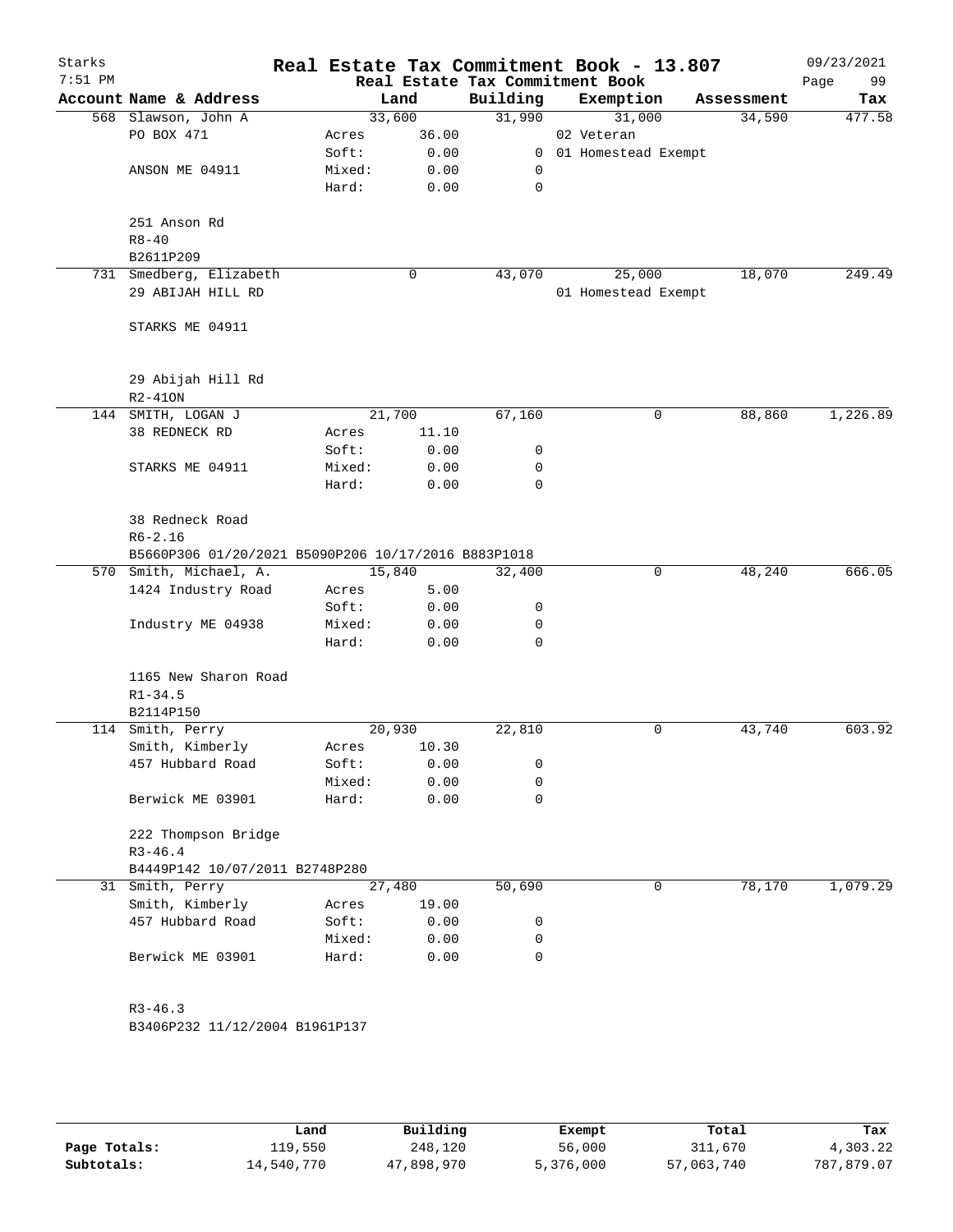# Real Estate Tax Commitment Book - 13.807

Starks
7:51 PM

Real Estate Tax Commitment Book

09/23/2021

| Account Name & Address | | Land | Building | Exemption | Assessment | Tax |
|---|---|---|---|---|---|---|
| 568 Slawson, John A | | 33,600 | 31,990 | 31,000 | 34,590 | 477.58 |
| PO BOX 471 | Acres | 36.00 | | 02 Veteran | | |
| | Soft: | 0.00 | 0 | 01 Homestead Exempt | | |
| ANSON ME 04911 | Mixed: | 0.00 | 0 | | | |
| | Hard: | 0.00 | 0 | | | |
| 251 Anson Rd | | | | | | |
| R8-40 | | | | | | |
| B2611P209 | | | | | | |
| 731 Smedberg, Elizabeth | | 0 | 43,070 | 25,000 | 18,070 | 249.49 |
| 29 ABIJAH HILL RD | | | | 01 Homestead Exempt | | |
| STARKS ME 04911 | | | | | | |
| 29 Abijah Hill Rd | | | | | | |
| R2-41ON | | | | | | |
| 144 SMITH, LOGAN J | | 21,700 | 67,160 | 0 | 88,860 | 1,226.89 |
| 38 REDNECK RD | Acres | 11.10 | | | | |
| | Soft: | 0.00 | 0 | | | |
| STARKS ME 04911 | Mixed: | 0.00 | 0 | | | |
| | Hard: | 0.00 | 0 | | | |
| 38 Redneck Road | | | | | | |
| R6-2.16 | | | | | | |
| B5660P306 01/20/2021 B5090P206 10/17/2016 B883P1018 | | | | | | |
| 570 Smith, Michael, A. | | 15,840 | 32,400 | 0 | 48,240 | 666.05 |
| 1424 Industry Road | Acres | 5.00 | | | | |
| | Soft: | 0.00 | 0 | | | |
| Industry ME 04938 | Mixed: | 0.00 | 0 | | | |
| | Hard: | 0.00 | 0 | | | |
| 1165 New Sharon Road | | | | | | |
| R1-34.5 | | | | | | |
| B2114P150 | | | | | | |
| 114 Smith, Perry | | 20,930 | 22,810 | 0 | 43,740 | 603.92 |
| Smith, Kimberly | Acres | 10.30 | | | | |
| 457 Hubbard Road | Soft: | 0.00 | 0 | | | |
| | Mixed: | 0.00 | 0 | | | |
| Berwick ME 03901 | Hard: | 0.00 | 0 | | | |
| 222 Thompson Bridge | | | | | | |
| R3-46.4 | | | | | | |
| B4449P142 10/07/2011 B2748P280 | | | | | | |
| 31 Smith, Perry | | 27,480 | 50,690 | 0 | 78,170 | 1,079.29 |
| Smith, Kimberly | Acres | 19.00 | | | | |
| 457 Hubbard Road | Soft: | 0.00 | 0 | | | |
| | Mixed: | 0.00 | 0 | | | |
| Berwick ME 03901 | Hard: | 0.00 | 0 | | | |
| R3-46.3 | | | | | | |
| B3406P232 11/12/2004 B1961P137 | | | | | | |

| | Land | Building | Exempt | Total | Tax |
|---|---|---|---|---|---|
| Page Totals: | 119,550 | 248,120 | 56,000 | 311,670 | 4,303.22 |
| Subtotals: | 14,540,770 | 47,898,970 | 5,376,000 | 57,063,740 | 787,879.07 |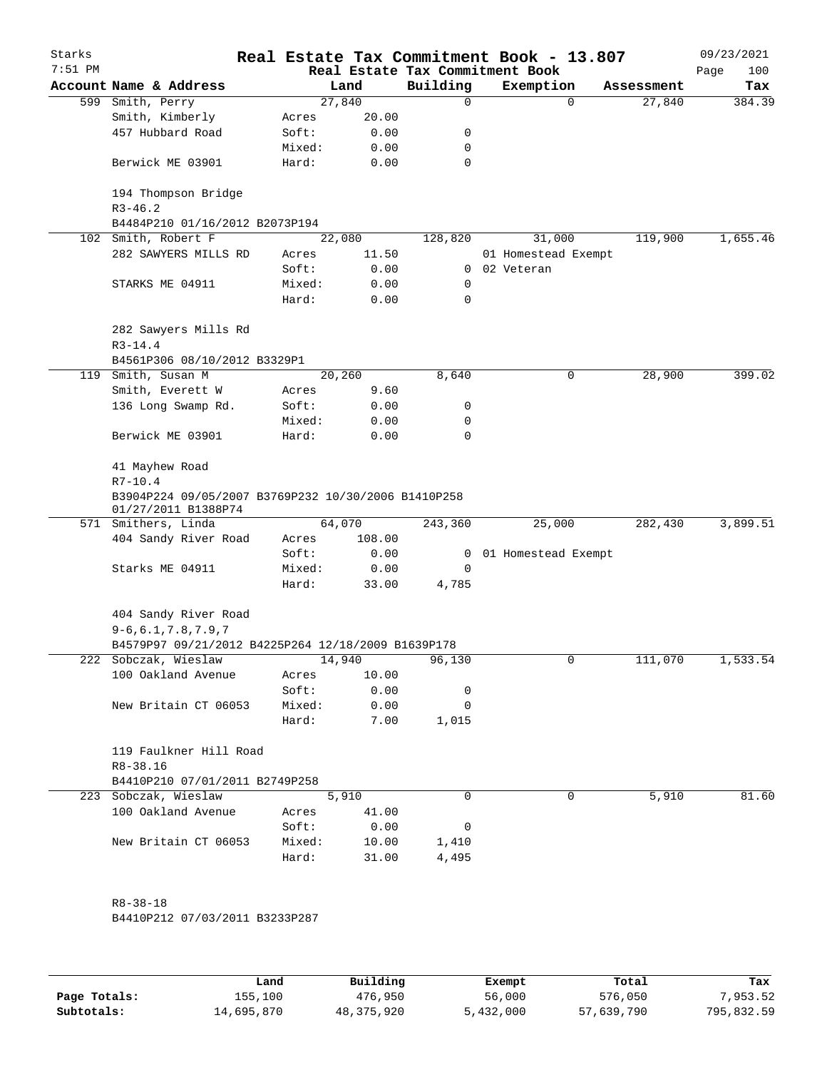# Real Estate Tax Commitment Book - 13.807

Starks
7:51 PM

09/23/2021

Real Estate Tax Commitment Book

| Account Name & Address | | Land | Building | Exemption | Assessment | Tax |
|---|---|---|---|---|---|---|
| 599 Smith, Perry | | 27,840 | 0 | 0 | 27,840 | 384.39 |
| Smith, Kimberly | Acres | 20.00 | | | | |
| 457 Hubbard Road | Soft: | 0.00 | 0 | | | |
| | Mixed: | 0.00 | 0 | | | |
| Berwick ME 03901 | Hard: | 0.00 | 0 | | | |
| 194 Thompson Bridge | | | | | | |
| R3-46.2 | | | | | | |
| B4484P210 01/16/2012 B2073P194 | | | | | | |
| 102 Smith, Robert F | | 22,080 | 128,820 | 31,000 | 119,900 | 1,655.46 |
| 282 SAWYERS MILLS RD | Acres | 11.50 | | 01 Homestead Exempt | | |
| | Soft: | 0.00 | 0 | 02 Veteran | | |
| STARKS ME 04911 | Mixed: | 0.00 | 0 | | | |
| | Hard: | 0.00 | 0 | | | |
| 282 Sawyers Mills Rd | | | | | | |
| R3-14.4 | | | | | | |
| B4561P306 08/10/2012 B3329P1 | | | | | | |
| 119 Smith, Susan M | | 20,260 | 8,640 | 0 | 28,900 | 399.02 |
| Smith, Everett W | Acres | 9.60 | | | | |
| 136 Long Swamp Rd. | Soft: | 0.00 | 0 | | | |
| | Mixed: | 0.00 | 0 | | | |
| Berwick ME 03901 | Hard: | 0.00 | 0 | | | |
| 41 Mayhew Road | | | | | | |
| R7-10.4 | | | | | | |
| B3904P224 09/05/2007 B3769P232 10/30/2006 B1410P258 01/27/2011 B1388P74 | | | | | | |
| 571 Smithers, Linda | | 64,070 | 243,360 | 25,000 | 282,430 | 3,899.51 |
| 404 Sandy River Road | Acres | 108.00 | | | | |
| | Soft: | 0.00 | 0 | 01 Homestead Exempt | | |
| Starks ME 04911 | Mixed: | 0.00 | 0 | | | |
| | Hard: | 33.00 | 4,785 | | | |
| 404 Sandy River Road | | | | | | |
| 9-6,6.1,7.8,7.9,7 | | | | | | |
| B4579P97 09/21/2012 B4225P264 12/18/2009 B1639P178 | | | | | | |
| 222 Sobczak, Wieslaw | | 14,940 | 96,130 | 0 | 111,070 | 1,533.54 |
| 100 Oakland Avenue | Acres | 10.00 | | | | |
| | Soft: | 0.00 | 0 | | | |
| New Britain CT 06053 | Mixed: | 0.00 | 0 | | | |
| | Hard: | 7.00 | 1,015 | | | |
| 119 Faulkner Hill Road | | | | | | |
| R8-38.16 | | | | | | |
| B4410P210 07/01/2011 B2749P258 | | | | | | |
| 223 Sobczak, Wieslaw | | 5,910 | 0 | 0 | 5,910 | 81.60 |
| 100 Oakland Avenue | Acres | 41.00 | | | | |
| | Soft: | 0.00 | 0 | | | |
| New Britain CT 06053 | Mixed: | 10.00 | 1,410 | | | |
| | Hard: | 31.00 | 4,495 | | | |
| R8-38-18 | | | | | | |
| B4410P212 07/03/2011 B3233P287 | | | | | | |

| | Land | Building | Exempt | Total | Tax |
|---|---|---|---|---|---|
| Page Totals: | 155,100 | 476,950 | 56,000 | 576,050 | 7,953.52 |
| Subtotals: | 14,695,870 | 48,375,920 | 5,432,000 | 57,639,790 | 795,832.59 |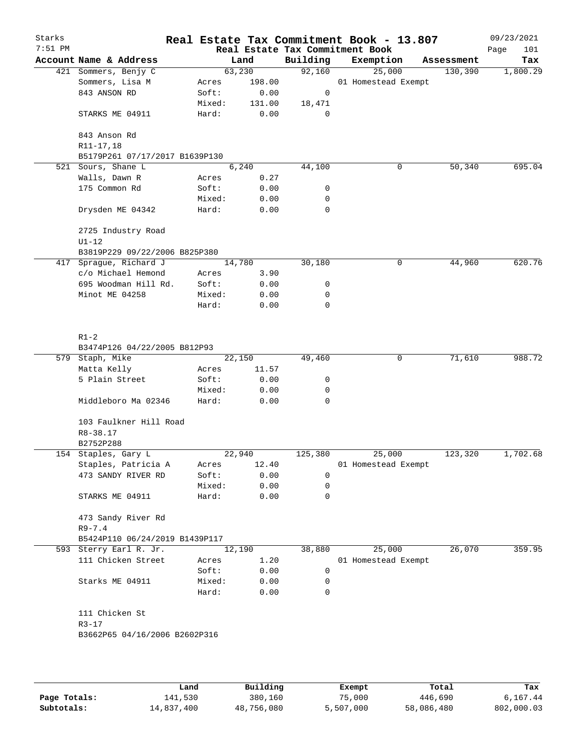# Real Estate Tax Commitment Book - 13.807

Starks
7:51 PM

Real Estate Tax Commitment Book

09/23/2021

| Account Name & Address | | Land | Building | Exemption | Assessment | Tax |
|---|---|---|---|---|---|---|
| 421 Sommers, Benjy C | | 63,230 | 92,160 | 25,000 | 130,390 | 1,800.29 |
| Sommers, Lisa M | Acres | 198.00 | | 01 Homestead Exempt | | |
| 843 ANSON RD | Soft: | 0.00 | 0 | | | |
| | Mixed: | 131.00 | 18,471 | | | |
| STARKS ME 04911 | Hard: | 0.00 | 0 | | | |
| 843 Anson Rd | | | | | | |
| R11-17,18 | | | | | | |
| B5179P261 07/17/2017 B1639P130 | | | | | | |
| 521 Sours, Shane L | | 6,240 | 44,100 | 0 | 50,340 | 695.04 |
| Walls, Dawn R | Acres | 0.27 | | | | |
| 175 Common Rd | Soft: | 0.00 | 0 | | | |
| | Mixed: | 0.00 | 0 | | | |
| Drysden ME 04342 | Hard: | 0.00 | 0 | | | |
| 2725 Industry Road | | | | | | |
| U1-12 | | | | | | |
| B3819P229 09/22/2006 B825P380 | | | | | | |
| 417 Sprague, Richard J | | 14,780 | 30,180 | 0 | 44,960 | 620.76 |
| c/o Michael Hemond | Acres | 3.90 | | | | |
| 695 Woodman Hill Rd. | Soft: | 0.00 | 0 | | | |
| Minot ME 04258 | Mixed: | 0.00 | 0 | | | |
| | Hard: | 0.00 | 0 | | | |
| R1-2 | | | | | | |
| B3474P126 04/22/2005 B812P93 | | | | | | |
| 579 Staph, Mike | | 22,150 | 49,460 | 0 | 71,610 | 988.72 |
| Matta Kelly | Acres | 11.57 | | | | |
| 5 Plain Street | Soft: | 0.00 | 0 | | | |
| | Mixed: | 0.00 | 0 | | | |
| Middleboro Ma 02346 | Hard: | 0.00 | 0 | | | |
| 103 Faulkner Hill Road | | | | | | |
| R8-38.17 | | | | | | |
| B2752P288 | | | | | | |
| 154 Staples, Gary L | | 22,940 | 125,380 | 25,000 | 123,320 | 1,702.68 |
| Staples, Patricia A | Acres | 12.40 | | 01 Homestead Exempt | | |
| 473 SANDY RIVER RD | Soft: | 0.00 | 0 | | | |
| | Mixed: | 0.00 | 0 | | | |
| STARKS ME 04911 | Hard: | 0.00 | 0 | | | |
| 473 Sandy River Rd | | | | | | |
| R9-7.4 | | | | | | |
| B5424P110 06/24/2019 B1439P117 | | | | | | |
| 593 Sterry Earl R. Jr. | | 12,190 | 38,880 | 25,000 | 26,070 | 359.95 |
| 111 Chicken Street | Acres | 1.20 | | 01 Homestead Exempt | | |
| | Soft: | 0.00 | 0 | | | |
| Starks ME 04911 | Mixed: | 0.00 | 0 | | | |
| | Hard: | 0.00 | 0 | | | |
| 111 Chicken St | | | | | | |
| R3-17 | | | | | | |
| B3662P65 04/16/2006 B2602P316 | | | | | | |

| | Land | Building | Exempt | Total | Tax |
|---|---|---|---|---|---|
| Page Totals: | 141,530 | 380,160 | 75,000 | 446,690 | 6,167.44 |
| Subtotals: | 14,837,400 | 48,756,080 | 5,507,000 | 58,086,480 | 802,000.03 |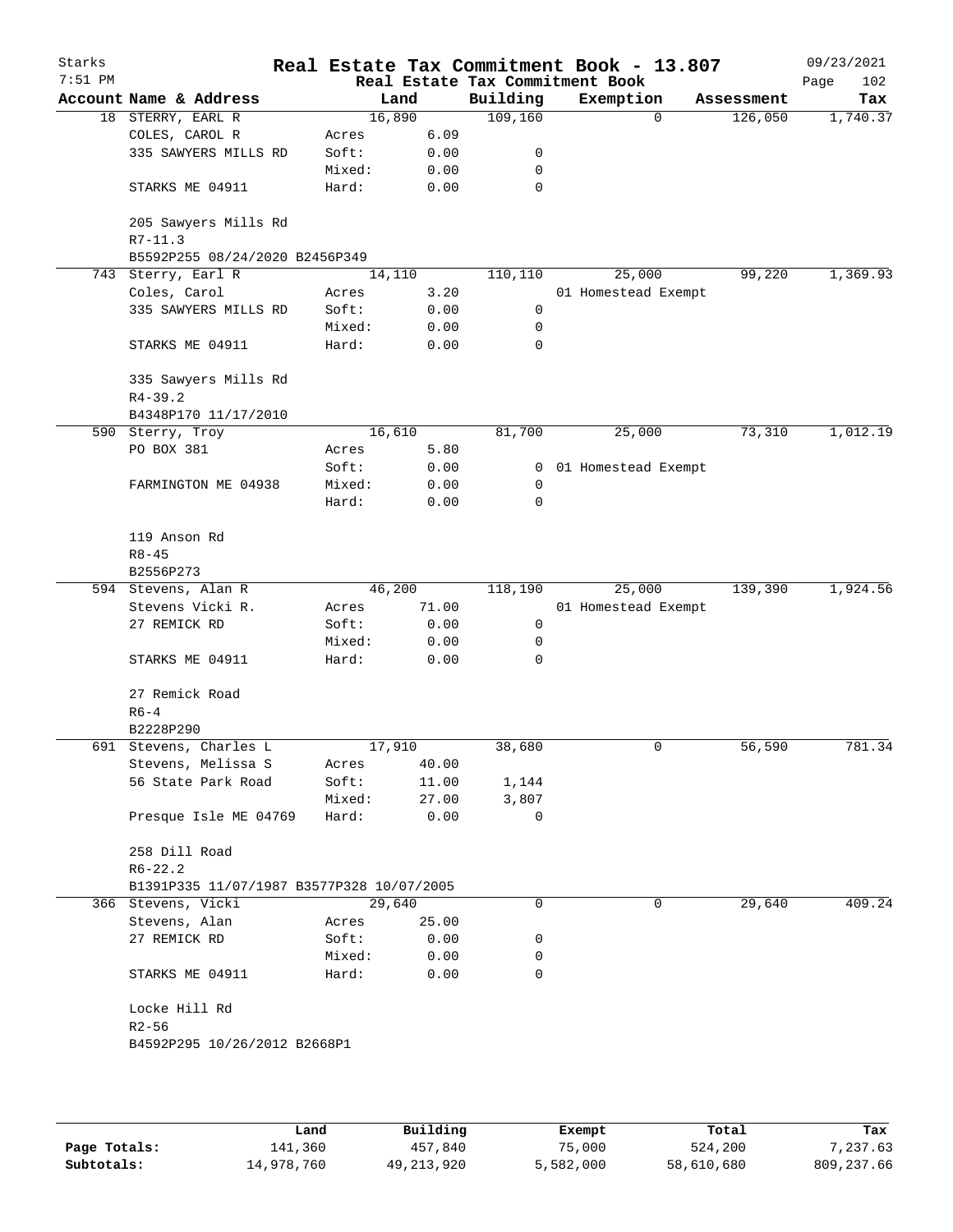# Real Estate Tax Commitment Book - 13.807

Starks 7:51 PM — 09/23/2021

Real Estate Tax Commitment Book

| Account Name & Address | Land | | Building | Exemption | Assessment | Tax |
|---|---|---|---|---|---|---|
| 18 STERRY, EARL R | 16,890 | | 109,160 | 0 | 126,050 | 1,740.37 |
| COLES, CAROL R | Acres | 6.09 | | | | |
| 335 SAWYERS MILLS RD | Soft: | 0.00 | 0 | | | |
| | Mixed: | 0.00 | 0 | | | |
| STARKS ME 04911 | Hard: | 0.00 | 0 | | | |
| 205 Sawyers Mills Rd | | | | | | |
| R7-11.3 | | | | | | |
| B5592P255 08/24/2020 B2456P349 | | | | | | |
| 743 Sterry, Earl R | 14,110 | | 110,110 | 25,000 | 99,220 | 1,369.93 |
| Coles, Carol | Acres | 3.20 | | 01 Homestead Exempt | | |
| 335 SAWYERS MILLS RD | Soft: | 0.00 | 0 | | | |
| | Mixed: | 0.00 | 0 | | | |
| STARKS ME 04911 | Hard: | 0.00 | 0 | | | |
| 335 Sawyers Mills Rd | | | | | | |
| R4-39.2 | | | | | | |
| B4348P170 11/17/2010 | | | | | | |
| 590 Sterry, Troy | 16,610 | | 81,700 | 25,000 | 73,310 | 1,012.19 |
| PO BOX 381 | Acres | 5.80 | | | | |
| | Soft: | 0.00 | 0 | 01 Homestead Exempt | | |
| FARMINGTON ME 04938 | Mixed: | 0.00 | 0 | | | |
| | Hard: | 0.00 | 0 | | | |
| 119 Anson Rd | | | | | | |
| R8-45 | | | | | | |
| B2556P273 | | | | | | |
| 594 Stevens, Alan R | 46,200 | | 118,190 | 25,000 | 139,390 | 1,924.56 |
| Stevens Vicki R. | Acres | 71.00 | | 01 Homestead Exempt | | |
| 27 REMICK RD | Soft: | 0.00 | 0 | | | |
| | Mixed: | 0.00 | 0 | | | |
| STARKS ME 04911 | Hard: | 0.00 | 0 | | | |
| 27 Remick Road | | | | | | |
| R6-4 | | | | | | |
| B2228P290 | | | | | | |
| 691 Stevens, Charles L | 17,910 | | 38,680 | 0 | 56,590 | 781.34 |
| Stevens, Melissa S | Acres | 40.00 | | | | |
| 56 State Park Road | Soft: | 11.00 | 1,144 | | | |
| | Mixed: | 27.00 | 3,807 | | | |
| Presque Isle ME 04769 | Hard: | 0.00 | 0 | | | |
| 258 Dill Road | | | | | | |
| R6-22.2 | | | | | | |
| B1391P335 11/07/1987 B3577P328 10/07/2005 | | | | | | |
| 366 Stevens, Vicki | 29,640 | | 0 | 0 | 29,640 | 409.24 |
| Stevens, Alan | Acres | 25.00 | | | | |
| 27 REMICK RD | Soft: | 0.00 | 0 | | | |
| | Mixed: | 0.00 | 0 | | | |
| STARKS ME 04911 | Hard: | 0.00 | 0 | | | |
| Locke Hill Rd | | | | | | |
| R2-56 | | | | | | |
| B4592P295 10/26/2012 B2668P1 | | | | | | |

| | Land | Building | Exempt | Total | Tax |
|---|---|---|---|---|---|
| Page Totals: | 141,360 | 457,840 | 75,000 | 524,200 | 7,237.63 |
| Subtotals: | 14,978,760 | 49,213,920 | 5,582,000 | 58,610,680 | 809,237.66 |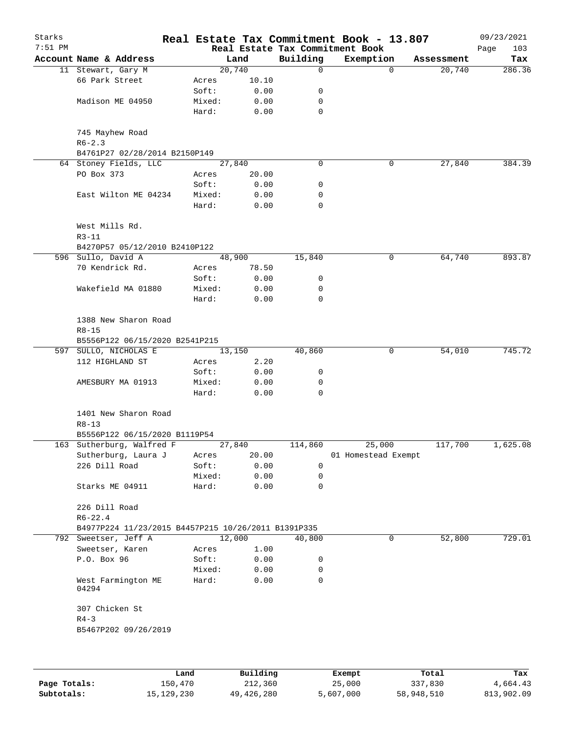# Real Estate Tax Commitment Book - 13.807

Starks
7:51 PM

Real Estate Tax Commitment Book

09/23/2021

| Account | Name & Address | | Land | Building | Exemption | Assessment | Tax |
|---|---|---|---|---|---|---|---|
| 11 | Stewart, Gary M | | 20,740 | 0 | 0 | 20,740 | 286.36 |
| | 66 Park Street | Acres | 10.10 | | | | |
| | | Soft: | 0.00 | 0 | | | |
| | Madison ME 04950 | Mixed: | 0.00 | 0 | | | |
| | | Hard: | 0.00 | 0 | | | |
| | 745 Mayhew Road | | | | | | |
| | R6-2.3 | | | | | | |
| | B4761P27 02/28/2014 B2150P149 | | | | | | |
| 64 | Stoney Fields, LLC | | 27,840 | 0 | 0 | 27,840 | 384.39 |
| | PO Box 373 | Acres | 20.00 | | | | |
| | | Soft: | 0.00 | 0 | | | |
| | East Wilton ME 04234 | Mixed: | 0.00 | 0 | | | |
| | | Hard: | 0.00 | 0 | | | |
| | West Mills Rd. | | | | | | |
| | R3-11 | | | | | | |
| | B4270P57 05/12/2010 B2410P122 | | | | | | |
| 596 | Sullo, David A | | 48,900 | 15,840 | 0 | 64,740 | 893.87 |
| | 70 Kendrick Rd. | Acres | 78.50 | | | | |
| | | Soft: | 0.00 | 0 | | | |
| | Wakefield MA 01880 | Mixed: | 0.00 | 0 | | | |
| | | Hard: | 0.00 | 0 | | | |
| | 1388 New Sharon Road | | | | | | |
| | R8-15 | | | | | | |
| | B5556P122 06/15/2020 B2541P215 | | | | | | |
| 597 | SULLO, NICHOLAS E | | 13,150 | 40,860 | 0 | 54,010 | 745.72 |
| | 112 HIGHLAND ST | Acres | 2.20 | | | | |
| | | Soft: | 0.00 | 0 | | | |
| | AMESBURY MA 01913 | Mixed: | 0.00 | 0 | | | |
| | | Hard: | 0.00 | 0 | | | |
| | 1401 New Sharon Road | | | | | | |
| | R8-13 | | | | | | |
| | B5556P122 06/15/2020 B1119P54 | | | | | | |
| 163 | Sutherburg, Walfred F | | 27,840 | 114,860 | 25,000 | 117,700 | 1,625.08 |
| | Sutherburg, Laura J | Acres | 20.00 | | 01 Homestead Exempt | | |
| | 226 Dill Road | Soft: | 0.00 | 0 | | | |
| | | Mixed: | 0.00 | 0 | | | |
| | Starks ME 04911 | Hard: | 0.00 | 0 | | | |
| | 226 Dill Road | | | | | | |
| | R6-22.4 | | | | | | |
| | B4977P224 11/23/2015 B4457P215 10/26/2011 B1391P335 | | | | | | |
| 792 | Sweetser, Jeff A | | 12,000 | 40,800 | 0 | 52,800 | 729.01 |
| | Sweetser, Karen | Acres | 1.00 | | | | |
| | P.O. Box 96 | Soft: | 0.00 | 0 | | | |
| | | Mixed: | 0.00 | 0 | | | |
| | West Farmington ME 04294 | Hard: | 0.00 | 0 | | | |
| | 307 Chicken St | | | | | | |
| | R4-3 | | | | | | |
| | B5467P202 09/26/2019 | | | | | | |

| | Land | Building | Exempt | Total | Tax |
|---|---|---|---|---|---|
| **Page Totals:** | 150,470 | 212,360 | 25,000 | 337,830 | 4,664.43 |
| **Subtotals:** | 15,129,230 | 49,426,280 | 5,607,000 | 58,948,510 | 813,902.09 |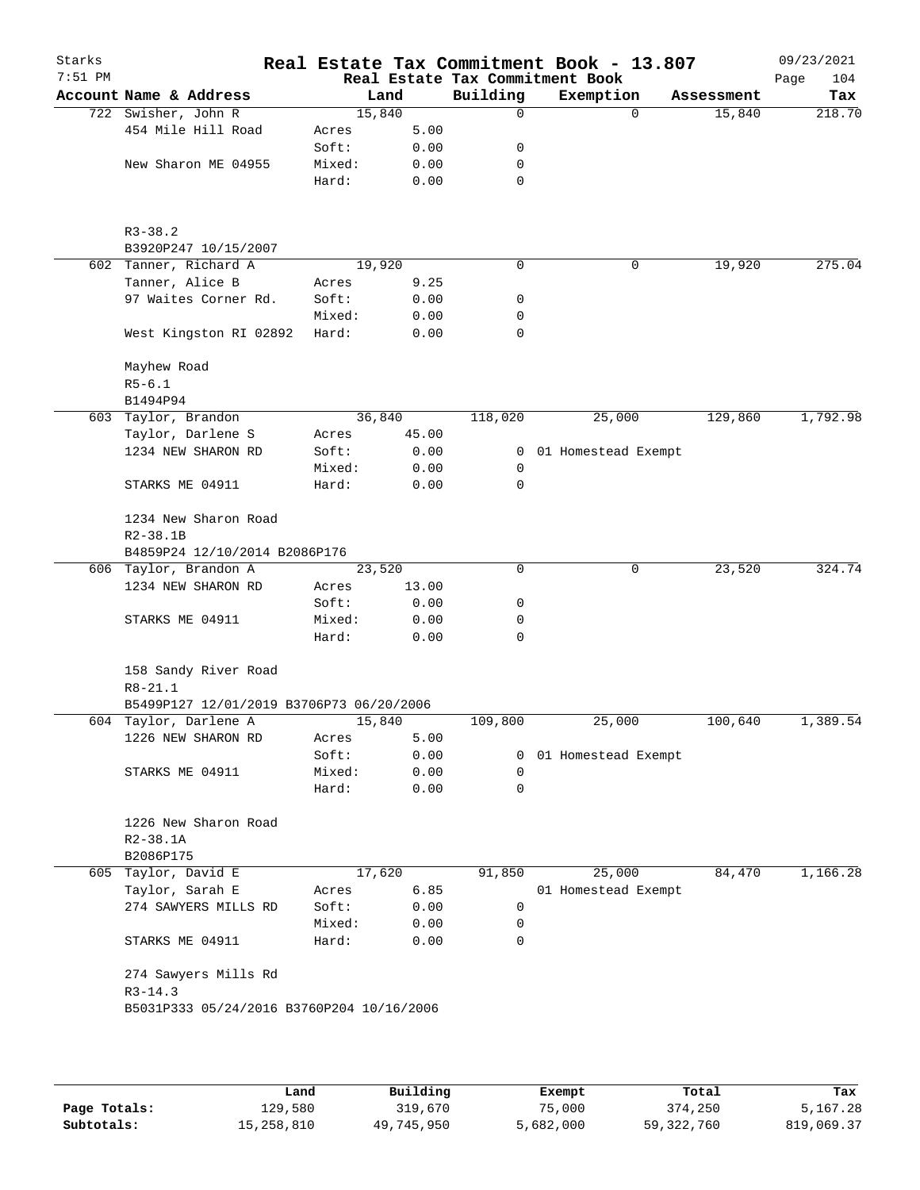# Real Estate Tax Commitment Book - 13.807

Starks 7:51 PM — 09/23/2021

Real Estate Tax Commitment Book

| Account | Name & Address | | Land | Building | Exemption | Assessment | Tax |
|---|---|---|---|---|---|---|---|
| 722 | Swisher, John R | | 15,840 | 0 | 0 | 15,840 | 218.70 |
| | 454 Mile Hill Road | Acres | 5.00 | | | | |
| | | Soft: | 0.00 | 0 | | | |
| | New Sharon ME 04955 | Mixed: | 0.00 | 0 | | | |
| | | Hard: | 0.00 | 0 | | | |
| | R3-38.2 | | | | | | |
| | B3920P247 10/15/2007 | | | | | | |
| 602 | Tanner, Richard A | | 19,920 | 0 | 0 | 19,920 | 275.04 |
| | Tanner, Alice B | Acres | 9.25 | | | | |
| | 97 Waites Corner Rd. | Soft: | 0.00 | 0 | | | |
| | | Mixed: | 0.00 | 0 | | | |
| | West Kingston RI 02892 | Hard: | 0.00 | 0 | | | |
| | Mayhew Road | | | | | | |
| | R5-6.1 | | | | | | |
| | B1494P94 | | | | | | |
| 603 | Taylor, Brandon | | 36,840 | 118,020 | 25,000 | 129,860 | 1,792.98 |
| | Taylor, Darlene S | Acres | 45.00 | | | | |
| | 1234 NEW SHARON RD | Soft: | 0.00 | 0 | 01 Homestead Exempt | | |
| | | Mixed: | 0.00 | 0 | | | |
| | STARKS ME 04911 | Hard: | 0.00 | 0 | | | |
| | 1234 New Sharon Road | | | | | | |
| | R2-38.1B | | | | | | |
| | B4859P24 12/10/2014 B2086P176 | | | | | | |
| 606 | Taylor, Brandon A | | 23,520 | 0 | 0 | 23,520 | 324.74 |
| | 1234 NEW SHARON RD | Acres | 13.00 | | | | |
| | | Soft: | 0.00 | 0 | | | |
| | STARKS ME 04911 | Mixed: | 0.00 | 0 | | | |
| | | Hard: | 0.00 | 0 | | | |
| | 158 Sandy River Road | | | | | | |
| | R8-21.1 | | | | | | |
| | B5499P127 12/01/2019 B3706P73 06/20/2006 | | | | | | |
| 604 | Taylor, Darlene A | | 15,840 | 109,800 | 25,000 | 100,640 | 1,389.54 |
| | 1226 NEW SHARON RD | Acres | 5.00 | | | | |
| | | Soft: | 0.00 | 0 | 01 Homestead Exempt | | |
| | STARKS ME 04911 | Mixed: | 0.00 | 0 | | | |
| | | Hard: | 0.00 | 0 | | | |
| | 1226 New Sharon Road | | | | | | |
| | R2-38.1A | | | | | | |
| | B2086P175 | | | | | | |
| 605 | Taylor, David E | | 17,620 | 91,850 | 25,000 | 84,470 | 1,166.28 |
| | Taylor, Sarah E | Acres | 6.85 | | 01 Homestead Exempt | | |
| | 274 SAWYERS MILLS RD | Soft: | 0.00 | 0 | | | |
| | | Mixed: | 0.00 | 0 | | | |
| | STARKS ME 04911 | Hard: | 0.00 | 0 | | | |
| | 274 Sawyers Mills Rd | | | | | | |
| | R3-14.3 | | | | | | |
| | B5031P333 05/24/2016 B3760P204 10/16/2006 | | | | | | |

| | Land | Building | Exempt | Total | Tax |
|---|---|---|---|---|---|
| Page Totals: | 129,580 | 319,670 | 75,000 | 374,250 | 5,167.28 |
| Subtotals: | 15,258,810 | 49,745,950 | 5,682,000 | 59,322,760 | 819,069.37 |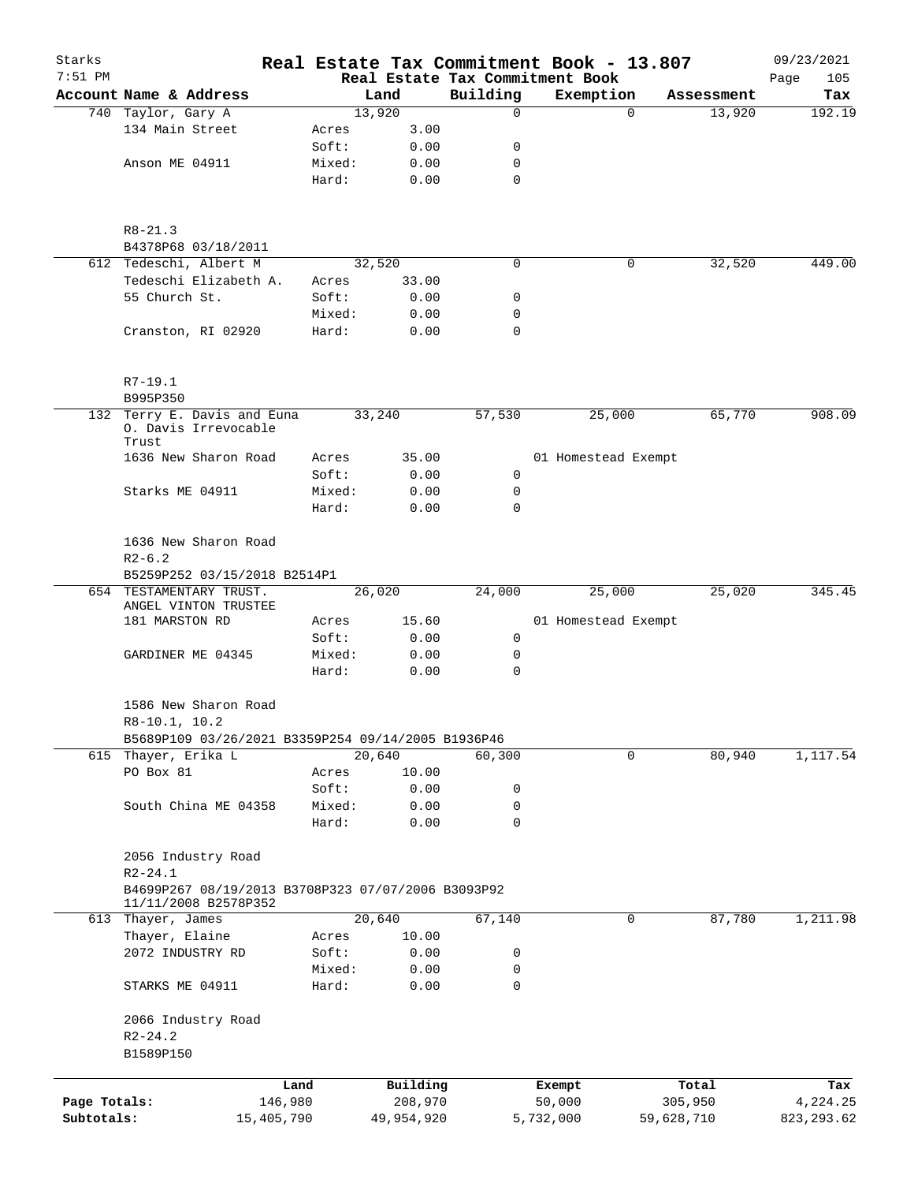Starks
7:51 PM

# Real Estate Tax Commitment Book - 13.807

Real Estate Tax Commitment Book

09/23/2021

| Account Name & Address | | Land | Building | Exemption | Assessment | Tax |
|---|---|---|---|---|---|---|
| 740 Taylor, Gary A | | 13,920 | 0 | 0 | 13,920 | 192.19 |
| 134 Main Street | Acres | 3.00 | | | | |
| | Soft: | 0.00 | 0 | | | |
| Anson ME 04911 | Mixed: | 0.00 | 0 | | | |
| | Hard: | 0.00 | 0 | | | |
| R8-21.3 | | | | | | |
| B4378P68 03/18/2011 | | | | | | |
| 612 Tedeschi, Albert M | | 32,520 | 0 | 0 | 32,520 | 449.00 |
| Tedeschi Elizabeth A. | Acres | 33.00 | | | | |
| 55 Church St. | Soft: | 0.00 | 0 | | | |
| | Mixed: | 0.00 | 0 | | | |
| Cranston, RI 02920 | Hard: | 0.00 | 0 | | | |
| R7-19.1 | | | | | | |
| B995P350 | | | | | | |
| 132 Terry E. Davis and Euna O. Davis Irrevocable Trust | | 33,240 | 57,530 | 25,000 | 65,770 | 908.09 |
| 1636 New Sharon Road | Acres | 35.00 | | 01 Homestead Exempt | | |
| | Soft: | 0.00 | 0 | | | |
| Starks ME 04911 | Mixed: | 0.00 | 0 | | | |
| | Hard: | 0.00 | 0 | | | |
| 1636 New Sharon Road | | | | | | |
| R2-6.2 | | | | | | |
| B5259P252 03/15/2018 B2514P1 | | | | | | |
| 654 TESTAMENTARY TRUST. ANGEL VINTON TRUSTEE | | 26,020 | 24,000 | 25,000 | 25,020 | 345.45 |
| 181 MARSTON RD | Acres | 15.60 | | 01 Homestead Exempt | | |
| | Soft: | 0.00 | 0 | | | |
| GARDINER ME 04345 | Mixed: | 0.00 | 0 | | | |
| | Hard: | 0.00 | 0 | | | |
| 1586 New Sharon Road | | | | | | |
| R8-10.1, 10.2 | | | | | | |
| B5689P109 03/26/2021 B3359P254 09/14/2005 B1936P46 | | | | | | |
| 615 Thayer, Erika L | | 20,640 | 60,300 | 0 | 80,940 | 1,117.54 |
| PO Box 81 | Acres | 10.00 | | | | |
| | Soft: | 0.00 | 0 | | | |
| South China ME 04358 | Mixed: | 0.00 | 0 | | | |
| | Hard: | 0.00 | 0 | | | |
| 2056 Industry Road | | | | | | |
| R2-24.1 | | | | | | |
| B4699P267 08/19/2013 B3708P323 07/07/2006 B3093P92 11/11/2008 B2578P352 | | | | | | |
| 613 Thayer, James | | 20,640 | 67,140 | 0 | 87,780 | 1,211.98 |
| Thayer, Elaine | Acres | 10.00 | | | | |
| 2072 INDUSTRY RD | Soft: | 0.00 | 0 | | | |
| | Mixed: | 0.00 | 0 | | | |
| STARKS ME 04911 | Hard: | 0.00 | 0 | | | |
| 2066 Industry Road | | | | | | |
| R2-24.2 | | | | | | |
| B1589P150 | | | | | | |

| | Land | Building | Exempt | Total | Tax |
|---|---|---|---|---|---|
| Page Totals: | 146,980 | 208,970 | 50,000 | 305,950 | 4,224.25 |
| Subtotals: | 15,405,790 | 49,954,920 | 5,732,000 | 59,628,710 | 823,293.62 |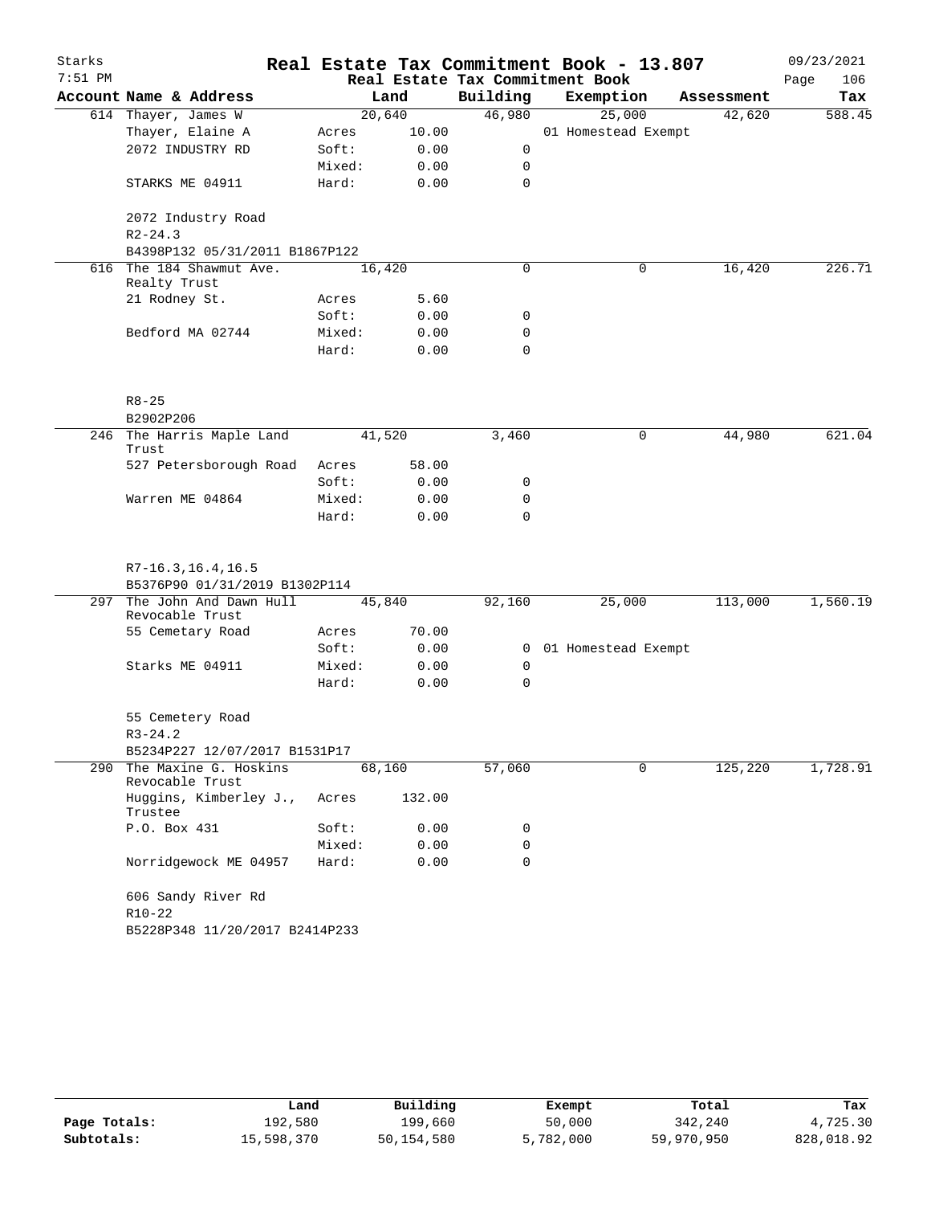# Real Estate Tax Commitment Book - 13.807

Starks 7:51 PM — Real Estate Tax Commitment Book — 09/23/2021

| Account Name & Address | | Land | Building | Exemption | Assessment | Tax |
|---|---|---|---|---|---|---|
| 614 Thayer, James W | | 20,640 | 46,980 | 25,000 | 42,620 | 588.45 |
| Thayer, Elaine A | Acres | 10.00 | | 01 Homestead Exempt | | |
| 2072 INDUSTRY RD | Soft: | 0.00 | 0 | | | |
| | Mixed: | 0.00 | 0 | | | |
| STARKS ME 04911 | Hard: | 0.00 | 0 | | | |
| 2072 Industry Road | | | | | | |
| R2-24.3 | | | | | | |
| B4398P132 05/31/2011 B1867P122 | | | | | | |
| 616 The 184 Shawmut Ave. Realty Trust | | 16,420 | 0 | 0 | 16,420 | 226.71 |
| 21 Rodney St. | Acres | 5.60 | | | | |
| | Soft: | 0.00 | 0 | | | |
| Bedford MA 02744 | Mixed: | 0.00 | 0 | | | |
| | Hard: | 0.00 | 0 | | | |
| R8-25 | | | | | | |
| B2902P206 | | | | | | |
| 246 The Harris Maple Land Trust | | 41,520 | 3,460 | 0 | 44,980 | 621.04 |
| 527 Petersborough Road | Acres | 58.00 | | | | |
| | Soft: | 0.00 | 0 | | | |
| Warren ME 04864 | Mixed: | 0.00 | 0 | | | |
| | Hard: | 0.00 | 0 | | | |
| R7-16.3,16.4,16.5 | | | | | | |
| B5376P90 01/31/2019 B1302P114 | | | | | | |
| 297 The John And Dawn Hull Revocable Trust | | 45,840 | 92,160 | 25,000 | 113,000 | 1,560.19 |
| 55 Cemetary Road | Acres | 70.00 | | | | |
| | Soft: | 0.00 | 0 | 01 Homestead Exempt | | |
| Starks ME 04911 | Mixed: | 0.00 | 0 | | | |
| | Hard: | 0.00 | 0 | | | |
| 55 Cemetery Road | | | | | | |
| R3-24.2 | | | | | | |
| B5234P227 12/07/2017 B1531P17 | | | | | | |
| 290 The Maxine G. Hoskins Revocable Trust | | 68,160 | 57,060 | 0 | 125,220 | 1,728.91 |
| Huggins, Kimberley J., Trustee | Acres | 132.00 | | | | |
| P.O. Box 431 | Soft: | 0.00 | 0 | | | |
| | Mixed: | 0.00 | 0 | | | |
| Norridgewock ME 04957 | Hard: | 0.00 | 0 | | | |
| 606 Sandy River Rd | | | | | | |
| R10-22 | | | | | | |
| B5228P348 11/20/2017 B2414P233 | | | | | | |

| | Land | Building | Exempt | Total | Tax |
|---|---|---|---|---|---|
| Page Totals: | 192,580 | 199,660 | 50,000 | 342,240 | 4,725.30 |
| Subtotals: | 15,598,370 | 50,154,580 | 5,782,000 | 59,970,950 | 828,018.92 |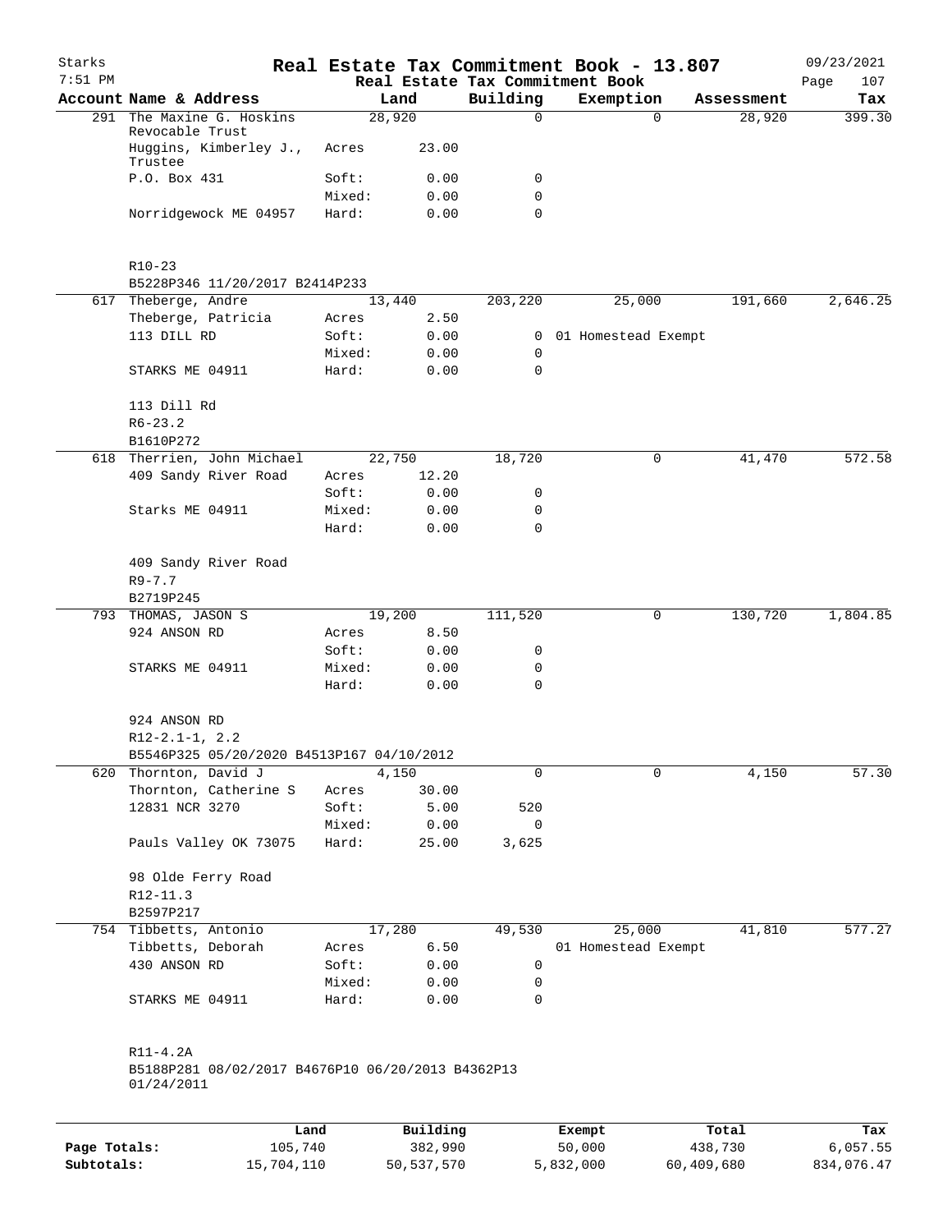# Real Estate Tax Commitment Book - 13.807

Starks 7:51 PM — Real Estate Tax Commitment Book — 09/23/2021

| Account Name & Address | Land | | Building | Exemption | Assessment | Tax |
|---|---|---|---|---|---|---|
| 291 The Maxine G. Hoskins Revocable Trust | 28,920 | | 0 | 0 | 28,920 | 399.30 |
| Huggins, Kimberley J., Trustee | Acres | 23.00 | | | | |
| P.O. Box 431 | Soft: | 0.00 | 0 | | | |
| | Mixed: | 0.00 | 0 | | | |
| Norridgewock ME 04957 | Hard: | 0.00 | 0 | | | |
| R10-23 | | | | | | |
| B5228P346 11/20/2017 B2414P233 | | | | | | |
| 617 Theberge, Andre | 13,440 | | 203,220 | 25,000 | 191,660 | 2,646.25 |
| Theberge, Patricia | Acres | 2.50 | | | | |
| 113 DILL RD | Soft: | 0.00 | 0 | 01 Homestead Exempt | | |
| | Mixed: | 0.00 | 0 | | | |
| STARKS ME 04911 | Hard: | 0.00 | 0 | | | |
| 113 Dill Rd | | | | | | |
| R6-23.2 | | | | | | |
| B1610P272 | | | | | | |
| 618 Therrien, John Michael | 22,750 | | 18,720 | 0 | 41,470 | 572.58 |
| 409 Sandy River Road | Acres | 12.20 | | | | |
| | Soft: | 0.00 | 0 | | | |
| Starks ME 04911 | Mixed: | 0.00 | 0 | | | |
| | Hard: | 0.00 | 0 | | | |
| 409 Sandy River Road | | | | | | |
| R9-7.7 | | | | | | |
| B2719P245 | | | | | | |
| 793 THOMAS, JASON S | 19,200 | | 111,520 | 0 | 130,720 | 1,804.85 |
| 924 ANSON RD | Acres | 8.50 | | | | |
| | Soft: | 0.00 | 0 | | | |
| STARKS ME 04911 | Mixed: | 0.00 | 0 | | | |
| | Hard: | 0.00 | 0 | | | |
| 924 ANSON RD | | | | | | |
| R12-2.1-1, 2.2 | | | | | | |
| B5546P325 05/20/2020 B4513P167 04/10/2012 | | | | | | |
| 620 Thornton, David J | 4,150 | | 0 | 0 | 4,150 | 57.30 |
| Thornton, Catherine S | Acres | 30.00 | | | | |
| 12831 NCR 3270 | Soft: | 5.00 | 520 | | | |
| | Mixed: | 0.00 | 0 | | | |
| Pauls Valley OK 73075 | Hard: | 25.00 | 3,625 | | | |
| 98 Olde Ferry Road | | | | | | |
| R12-11.3 | | | | | | |
| B2597P217 | | | | | | |
| 754 Tibbetts, Antonio | 17,280 | | 49,530 | 25,000 | 41,810 | 577.27 |
| Tibbetts, Deborah | Acres | 6.50 | | 01 Homestead Exempt | | |
| 430 ANSON RD | Soft: | 0.00 | 0 | | | |
| | Mixed: | 0.00 | 0 | | | |
| STARKS ME 04911 | Hard: | 0.00 | 0 | | | |
| R11-4.2A | | | | | | |
| B5188P281 08/02/2017 B4676P10 06/20/2013 B4362P13 01/24/2011 | | | | | | |

| | Land | Building | Exempt | Total | Tax |
|---|---|---|---|---|---|
| Page Totals: | 105,740 | 382,990 | 50,000 | 438,730 | 6,057.55 |
| Subtotals: | 15,704,110 | 50,537,570 | 5,832,000 | 60,409,680 | 834,076.47 |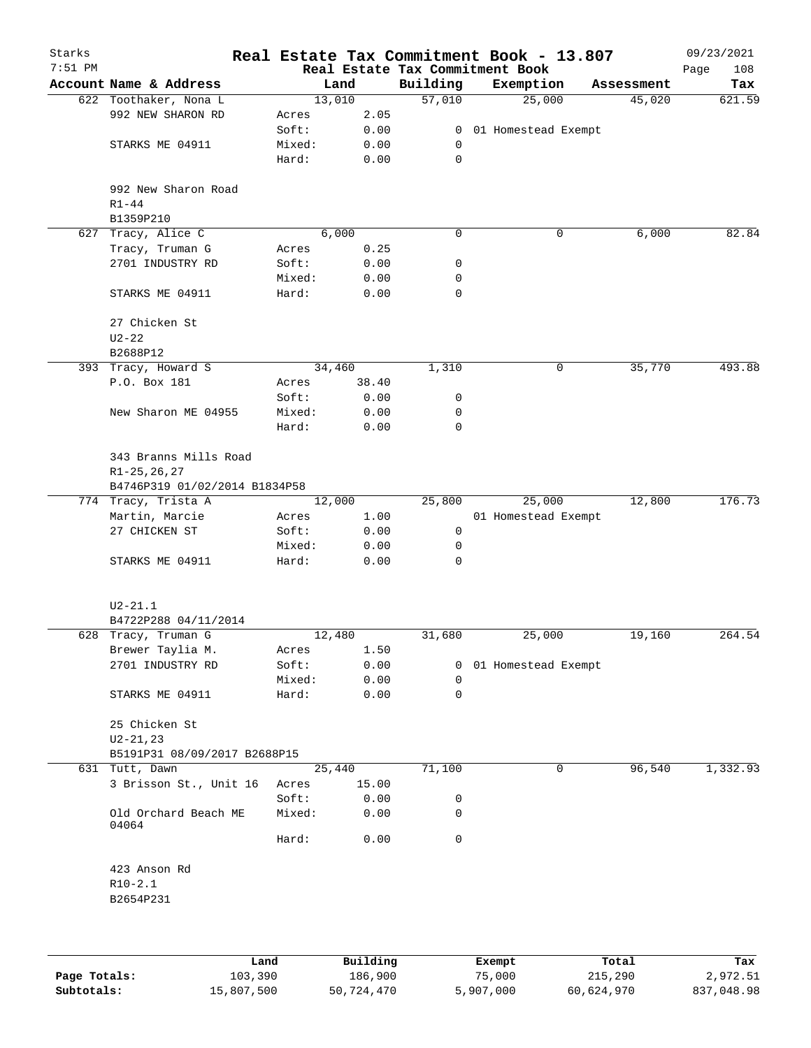# Real Estate Tax Commitment Book - 13.807

Starks
7:51 PM
09/23/2021

Real Estate Tax Commitment Book

| Account Name & Address | | Land | Building | Exemption | Assessment | Tax |
|---|---|---|---|---|---|---|
| 622 Toothaker, Nona L | | 13,010 | 57,010 | 25,000 | 45,020 | 621.59 |
| 992 NEW SHARON RD | Acres | 2.05 | | | | |
| | Soft: | 0.00 | 0 | 01 Homestead Exempt | | |
| STARKS ME 04911 | Mixed: | 0.00 | 0 | | | |
| | Hard: | 0.00 | 0 | | | |
| 992 New Sharon Road | | | | | | |
| R1-44 | | | | | | |
| B1359P210 | | | | | | |
| 627 Tracy, Alice C | | 6,000 | 0 | 0 | 6,000 | 82.84 |
| Tracy, Truman G | Acres | 0.25 | | | | |
| 2701 INDUSTRY RD | Soft: | 0.00 | 0 | | | |
| | Mixed: | 0.00 | 0 | | | |
| STARKS ME 04911 | Hard: | 0.00 | 0 | | | |
| 27 Chicken St | | | | | | |
| U2-22 | | | | | | |
| B2688P12 | | | | | | |
| 393 Tracy, Howard S | | 34,460 | 1,310 | 0 | 35,770 | 493.88 |
| P.O. Box 181 | Acres | 38.40 | | | | |
| | Soft: | 0.00 | 0 | | | |
| New Sharon ME 04955 | Mixed: | 0.00 | 0 | | | |
| | Hard: | 0.00 | 0 | | | |
| 343 Branns Mills Road | | | | | | |
| R1-25,26,27 | | | | | | |
| B4746P319 01/02/2014 B1834P58 | | | | | | |
| 774 Tracy, Trista A | | 12,000 | 25,800 | 25,000 | 12,800 | 176.73 |
| Martin, Marcie | Acres | 1.00 | | 01 Homestead Exempt | | |
| 27 CHICKEN ST | Soft: | 0.00 | 0 | | | |
| | Mixed: | 0.00 | 0 | | | |
| STARKS ME 04911 | Hard: | 0.00 | 0 | | | |
| U2-21.1 | | | | | | |
| B4722P288 04/11/2014 | | | | | | |
| 628 Tracy, Truman G | | 12,480 | 31,680 | 25,000 | 19,160 | 264.54 |
| Brewer Taylia M. | Acres | 1.50 | | | | |
| 2701 INDUSTRY RD | Soft: | 0.00 | 0 | 01 Homestead Exempt | | |
| | Mixed: | 0.00 | 0 | | | |
| STARKS ME 04911 | Hard: | 0.00 | 0 | | | |
| 25 Chicken St | | | | | | |
| U2-21,23 | | | | | | |
| B5191P31 08/09/2017 B2688P15 | | | | | | |
| 631 Tutt, Dawn | | 25,440 | 71,100 | 0 | 96,540 | 1,332.93 |
| 3 Brisson St., Unit 16 | Acres | 15.00 | | | | |
| | Soft: | 0.00 | 0 | | | |
| Old Orchard Beach ME 04064 | Mixed: | 0.00 | 0 | | | |
| | Hard: | 0.00 | 0 | | | |
| 423 Anson Rd | | | | | | |
| R10-2.1 | | | | | | |
| B2654P231 | | | | | | |

| | Land | Building | Exempt | Total | Tax |
|---|---|---|---|---|---|
| Page Totals: | 103,390 | 186,900 | 75,000 | 215,290 | 2,972.51 |
| Subtotals: | 15,807,500 | 50,724,470 | 5,907,000 | 60,624,970 | 837,048.98 |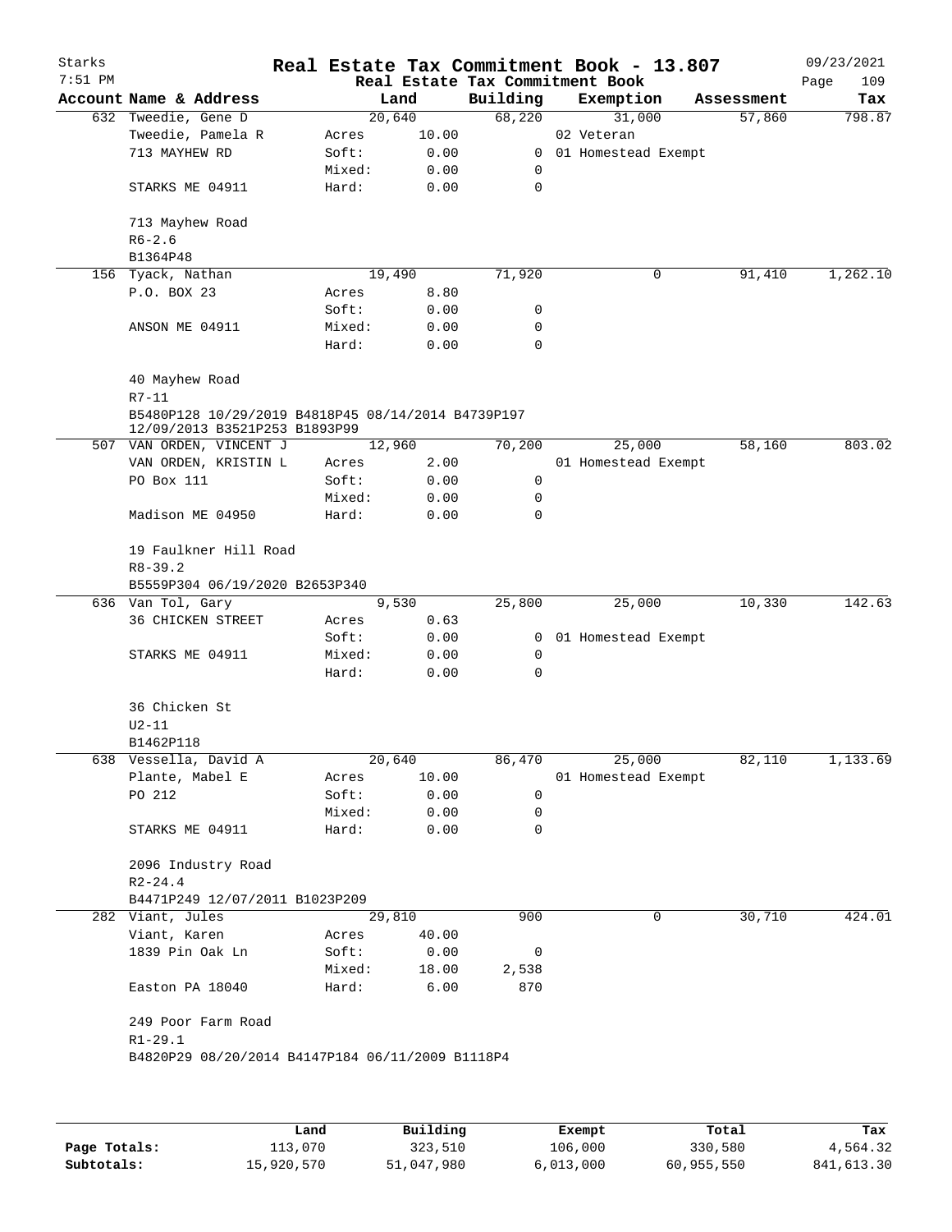# Real Estate Tax Commitment Book - 13.807

Starks — 7:51 PM — 09/23/2021

## Real Estate Tax Commitment Book

| Account | Name & Address | | Land | Building | Exemption | Assessment | Tax |
|---|---|---|---|---|---|---|---|
| 632 | Tweedie, Gene D | | 20,640 | 68,220 | 31,000 | 57,860 | 798.87 |
| | Tweedie, Pamela R | Acres | 10.00 | | 02 Veteran | | |
| | 713 MAYHEW RD | Soft: | 0.00 | 0 | 01 Homestead Exempt | | |
| | | Mixed: | 0.00 | 0 | | | |
| | STARKS ME 04911 | Hard: | 0.00 | 0 | | | |
| | 713 Mayhew Road | | | | | | |
| | R6-2.6 | | | | | | |
| | B1364P48 | | | | | | |
| 156 | Tyack, Nathan | | 19,490 | 71,920 | 0 | 91,410 | 1,262.10 |
| | P.O. BOX 23 | Acres | 8.80 | | | | |
| | | Soft: | 0.00 | 0 | | | |
| | ANSON ME 04911 | Mixed: | 0.00 | 0 | | | |
| | | Hard: | 0.00 | 0 | | | |
| | 40 Mayhew Road | | | | | | |
| | R7-11 | | | | | | |
| | B5480P128 10/29/2019 B4818P45 08/14/2014 B4739P197 12/09/2013 B3521P253 B1893P99 | | | | | | |
| 507 | VAN ORDEN, VINCENT J | | 12,960 | 70,200 | 25,000 | 58,160 | 803.02 |
| | VAN ORDEN, KRISTIN L | Acres | 2.00 | | 01 Homestead Exempt | | |
| | PO Box 111 | Soft: | 0.00 | 0 | | | |
| | | Mixed: | 0.00 | 0 | | | |
| | Madison ME 04950 | Hard: | 0.00 | 0 | | | |
| | 19 Faulkner Hill Road | | | | | | |
| | R8-39.2 | | | | | | |
| | B5559P304 06/19/2020 B2653P340 | | | | | | |
| 636 | Van Tol, Gary | | 9,530 | 25,800 | 25,000 | 10,330 | 142.63 |
| | 36 CHICKEN STREET | Acres | 0.63 | | | | |
| | | Soft: | 0.00 | 0 | 01 Homestead Exempt | | |
| | STARKS ME 04911 | Mixed: | 0.00 | 0 | | | |
| | | Hard: | 0.00 | 0 | | | |
| | 36 Chicken St | | | | | | |
| | U2-11 | | | | | | |
| | B1462P118 | | | | | | |
| 638 | Vessella, David A | | 20,640 | 86,470 | 25,000 | 82,110 | 1,133.69 |
| | Plante, Mabel E | Acres | 10.00 | | 01 Homestead Exempt | | |
| | PO 212 | Soft: | 0.00 | 0 | | | |
| | | Mixed: | 0.00 | 0 | | | |
| | STARKS ME 04911 | Hard: | 0.00 | 0 | | | |
| | 2096 Industry Road | | | | | | |
| | R2-24.4 | | | | | | |
| | B4471P249 12/07/2011 B1023P209 | | | | | | |
| 282 | Viant, Jules | | 29,810 | 900 | 0 | 30,710 | 424.01 |
| | Viant, Karen | Acres | 40.00 | | | | |
| | 1839 Pin Oak Ln | Soft: | 0.00 | 0 | | | |
| | | Mixed: | 18.00 | 2,538 | | | |
| | Easton PA 18040 | Hard: | 6.00 | 870 | | | |
| | 249 Poor Farm Road | | | | | | |
| | R1-29.1 | | | | | | |
| | B4820P29 08/20/2014 B4147P184 06/11/2009 B1118P4 | | | | | | |

| | Land | Building | Exempt | Total | Tax |
|---|---|---|---|---|---|
| Page Totals: | 113,070 | 323,510 | 106,000 | 330,580 | 4,564.32 |
| Subtotals: | 15,920,570 | 51,047,980 | 6,013,000 | 60,955,550 | 841,613.30 |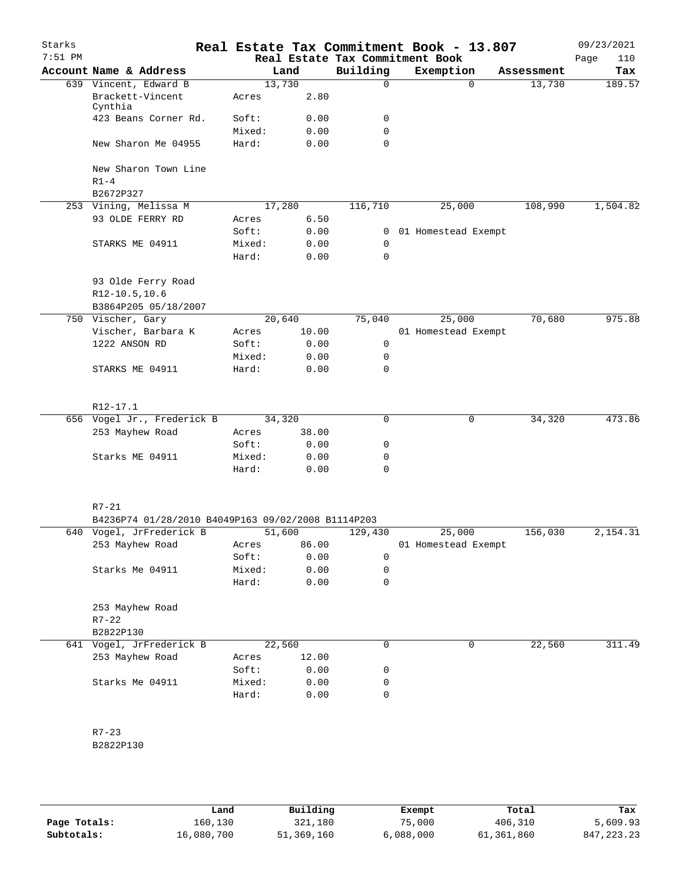# Real Estate Tax Commitment Book - 13.807

Starks
7:51 PM

Real Estate Tax Commitment Book

09/23/2021

| Account Name & Address | | Land | Building | Exemption | Assessment | Tax |
|---|---|---|---|---|---|---|
| 639 Vincent, Edward B | | 13,730 | 0 | 0 | 13,730 | 189.57 |
| Brackett-Vincent Cynthia | Acres | 2.80 | | | | |
| 423 Beans Corner Rd. | Soft: | 0.00 | 0 | | | |
| | Mixed: | 0.00 | 0 | | | |
| New Sharon Me 04955 | Hard: | 0.00 | 0 | | | |
| New Sharon Town Line | | | | | | |
| R1-4 | | | | | | |
| B2672P327 | | | | | | |
| 253 Vining, Melissa M | | 17,280 | 116,710 | 25,000 | 108,990 | 1,504.82 |
| 93 OLDE FERRY RD | Acres | 6.50 | | | | |
| | Soft: | 0.00 | 0 | 01 Homestead Exempt | | |
| STARKS ME 04911 | Mixed: | 0.00 | 0 | | | |
| | Hard: | 0.00 | 0 | | | |
| 93 Olde Ferry Road | | | | | | |
| R12-10.5,10.6 | | | | | | |
| B3864P205 05/18/2007 | | | | | | |
| 750 Vischer, Gary | | 20,640 | 75,040 | 25,000 | 70,680 | 975.88 |
| Vischer, Barbara K | Acres | 10.00 | | 01 Homestead Exempt | | |
| 1222 ANSON RD | Soft: | 0.00 | 0 | | | |
| | Mixed: | 0.00 | 0 | | | |
| STARKS ME 04911 | Hard: | 0.00 | 0 | | | |
| R12-17.1 | | | | | | |
| 656 Vogel Jr., Frederick B | | 34,320 | 0 | 0 | 34,320 | 473.86 |
| 253 Mayhew Road | Acres | 38.00 | | | | |
| | Soft: | 0.00 | 0 | | | |
| Starks ME 04911 | Mixed: | 0.00 | 0 | | | |
| | Hard: | 0.00 | 0 | | | |
| R7-21 | | | | | | |
| B4236P74 01/28/2010 B4049P163 09/02/2008 B1114P203 | | | | | | |
| 640 Vogel, JrFrederick B | | 51,600 | 129,430 | 25,000 | 156,030 | 2,154.31 |
| 253 Mayhew Road | Acres | 86.00 | | 01 Homestead Exempt | | |
| | Soft: | 0.00 | 0 | | | |
| Starks Me 04911 | Mixed: | 0.00 | 0 | | | |
| | Hard: | 0.00 | 0 | | | |
| 253 Mayhew Road | | | | | | |
| R7-22 | | | | | | |
| B2822P130 | | | | | | |
| 641 Vogel, JrFrederick B | | 22,560 | 0 | 0 | 22,560 | 311.49 |
| 253 Mayhew Road | Acres | 12.00 | | | | |
| | Soft: | 0.00 | 0 | | | |
| Starks Me 04911 | Mixed: | 0.00 | 0 | | | |
| | Hard: | 0.00 | 0 | | | |
| R7-23 | | | | | | |
| B2822P130 | | | | | | |

| | Land | Building | Exempt | Total | Tax |
|---|---|---|---|---|---|
| Page Totals: | 160,130 | 321,180 | 75,000 | 406,310 | 5,609.93 |
| Subtotals: | 16,080,700 | 51,369,160 | 6,088,000 | 61,361,860 | 847,223.23 |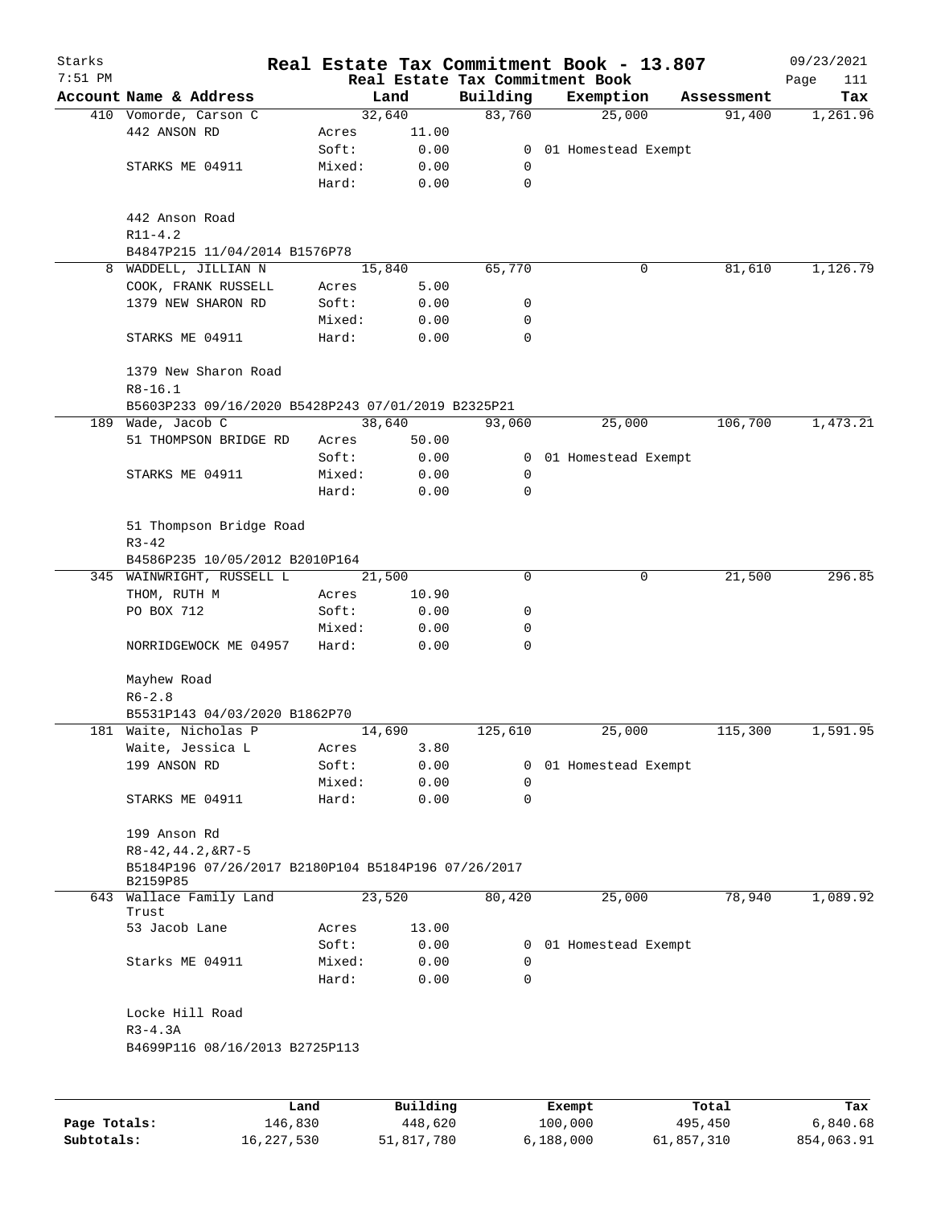# Real Estate Tax Commitment Book - 13.807

Starks
7:51 PM

Real Estate Tax Commitment Book

09/23/2021

| Account | Name & Address | | Land | Building | Exemption | Assessment | Tax |
|---|---|---|---|---|---|---|---|
| 410 | Vomorde, Carson C | | 32,640 | 83,760 | 25,000 | 91,400 | 1,261.96 |
| | 442 ANSON RD | Acres | 11.00 | | | | |
| | | Soft: | 0.00 | 0 | 01 Homestead Exempt | | |
| | STARKS ME 04911 | Mixed: | 0.00 | 0 | | | |
| | | Hard: | 0.00 | 0 | | | |
| | 442 Anson Road | | | | | | |
| | R11-4.2 | | | | | | |
| | B4847P215 11/04/2014 B1576P78 | | | | | | |
| 8 | WADDELL, JILLIAN N | | 15,840 | 65,770 | 0 | 81,610 | 1,126.79 |
| | COOK, FRANK RUSSELL | Acres | 5.00 | | | | |
| | 1379 NEW SHARON RD | Soft: | 0.00 | 0 | | | |
| | | Mixed: | 0.00 | 0 | | | |
| | STARKS ME 04911 | Hard: | 0.00 | 0 | | | |
| | 1379 New Sharon Road | | | | | | |
| | R8-16.1 | | | | | | |
| | B5603P233 09/16/2020 B5428P243 07/01/2019 B2325P21 | | | | | | |
| 189 | Wade, Jacob C | | 38,640 | 93,060 | 25,000 | 106,700 | 1,473.21 |
| | 51 THOMPSON BRIDGE RD | Acres | 50.00 | | | | |
| | | Soft: | 0.00 | 0 | 01 Homestead Exempt | | |
| | STARKS ME 04911 | Mixed: | 0.00 | 0 | | | |
| | | Hard: | 0.00 | 0 | | | |
| | 51 Thompson Bridge Road | | | | | | |
| | R3-42 | | | | | | |
| | B4586P235 10/05/2012 B2010P164 | | | | | | |
| 345 | WAINWRIGHT, RUSSELL L | | 21,500 | 0 | 0 | 21,500 | 296.85 |
| | THOM, RUTH M | Acres | 10.90 | | | | |
| | PO BOX 712 | Soft: | 0.00 | 0 | | | |
| | | Mixed: | 0.00 | 0 | | | |
| | NORRIDGEWOCK ME 04957 | Hard: | 0.00 | 0 | | | |
| | Mayhew Road | | | | | | |
| | R6-2.8 | | | | | | |
| | B5531P143 04/03/2020 B1862P70 | | | | | | |
| 181 | Waite, Nicholas P | | 14,690 | 125,610 | 25,000 | 115,300 | 1,591.95 |
| | Waite, Jessica L | Acres | 3.80 | | | | |
| | 199 ANSON RD | Soft: | 0.00 | 0 | 01 Homestead Exempt | | |
| | | Mixed: | 0.00 | 0 | | | |
| | STARKS ME 04911 | Hard: | 0.00 | 0 | | | |
| | 199 Anson Rd | | | | | | |
| | R8-42,44.2,&R7-5 | | | | | | |
| | B5184P196 07/26/2017 B2180P104 B5184P196 07/26/2017 B2159P85 | | | | | | |
| 643 | Wallace Family Land Trust | | 23,520 | 80,420 | 25,000 | 78,940 | 1,089.92 |
| | 53 Jacob Lane | Acres | 13.00 | | | | |
| | | Soft: | 0.00 | 0 | 01 Homestead Exempt | | |
| | Starks ME 04911 | Mixed: | 0.00 | 0 | | | |
| | | Hard: | 0.00 | 0 | | | |
| | Locke Hill Road | | | | | | |
| | R3-4.3A | | | | | | |
| | B4699P116 08/16/2013 B2725P113 | | | | | | |

| | Land | Building | Exempt | Total | Tax |
|---|---|---|---|---|---|
| Page Totals: | 146,830 | 448,620 | 100,000 | 495,450 | 6,840.68 |
| Subtotals: | 16,227,530 | 51,817,780 | 6,188,000 | 61,857,310 | 854,063.91 |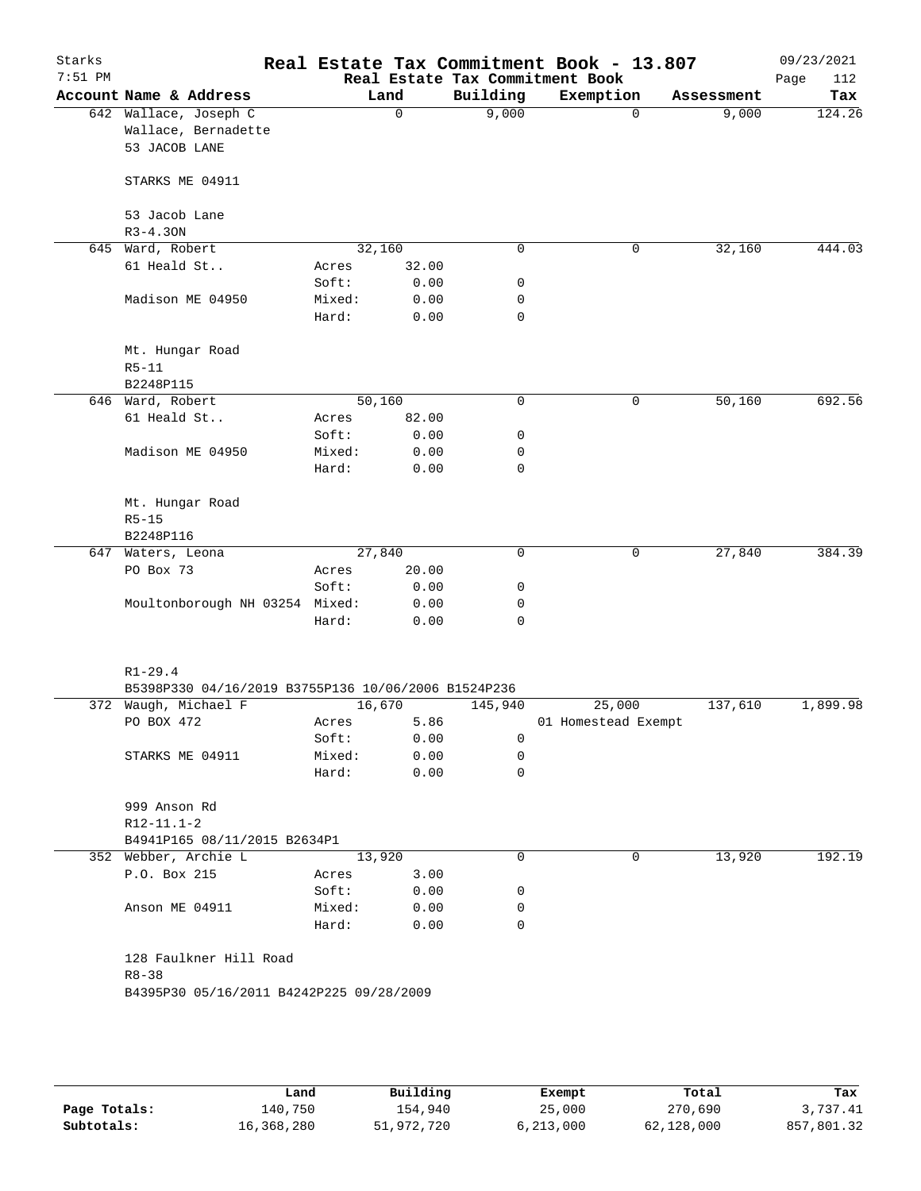# Real Estate Tax Commitment Book - 13.807

Starks 7:51 PM — Real Estate Tax Commitment Book — 09/23/2021

| Account Name & Address | Land | | Building | Exemption | Assessment | Tax |
|---|---|---|---|---|---|---|
| 642 Wallace, Joseph C | 0 | | 9,000 | 0 | 9,000 | 124.26 |
| Wallace, Bernadette | | | | | | |
| 53 JACOB LANE | | | | | | |
| STARKS ME 04911 | | | | | | |
| 53 Jacob Lane | | | | | | |
| R3-4.30N | | | | | | |
| 645 Ward, Robert | 32,160 | | 0 | 0 | 32,160 | 444.03 |
| 61 Heald St.. | Acres | 32.00 | | | | |
| | Soft: | 0.00 | 0 | | | |
| Madison ME 04950 | Mixed: | 0.00 | 0 | | | |
| | Hard: | 0.00 | 0 | | | |
| Mt. Hungar Road | | | | | | |
| R5-11 | | | | | | |
| B2248P115 | | | | | | |
| 646 Ward, Robert | 50,160 | | 0 | 0 | 50,160 | 692.56 |
| 61 Heald St.. | Acres | 82.00 | | | | |
| | Soft: | 0.00 | 0 | | | |
| Madison ME 04950 | Mixed: | 0.00 | 0 | | | |
| | Hard: | 0.00 | 0 | | | |
| Mt. Hungar Road | | | | | | |
| R5-15 | | | | | | |
| B2248P116 | | | | | | |
| 647 Waters, Leona | 27,840 | | 0 | 0 | 27,840 | 384.39 |
| PO Box 73 | Acres | 20.00 | | | | |
| | Soft: | 0.00 | 0 | | | |
| Moultonborough NH 03254 | Mixed: | 0.00 | 0 | | | |
| | Hard: | 0.00 | 0 | | | |
| R1-29.4 | | | | | | |
| B5398P330 04/16/2019 B3755P136 10/06/2006 B1524P236 | | | | | | |
| 372 Waugh, Michael F | 16,670 | | 145,940 | 25,000 | 137,610 | 1,899.98 |
| PO BOX 472 | Acres | 5.86 | | 01 Homestead Exempt | | |
| | Soft: | 0.00 | 0 | | | |
| STARKS ME 04911 | Mixed: | 0.00 | 0 | | | |
| | Hard: | 0.00 | 0 | | | |
| 999 Anson Rd | | | | | | |
| R12-11.1-2 | | | | | | |
| B4941P165 08/11/2015 B2634P1 | | | | | | |
| 352 Webber, Archie L | 13,920 | | 0 | 0 | 13,920 | 192.19 |
| P.O. Box 215 | Acres | 3.00 | | | | |
| | Soft: | 0.00 | 0 | | | |
| Anson ME 04911 | Mixed: | 0.00 | 0 | | | |
| | Hard: | 0.00 | 0 | | | |
| 128 Faulkner Hill Road | | | | | | |
| R8-38 | | | | | | |
| B4395P30 05/16/2011 B4242P225 09/28/2009 | | | | | | |

| | Land | Building | Exempt | Total | Tax |
|---|---|---|---|---|---|
| Page Totals: | 140,750 | 154,940 | 25,000 | 270,690 | 3,737.41 |
| Subtotals: | 16,368,280 | 51,972,720 | 6,213,000 | 62,128,000 | 857,801.32 |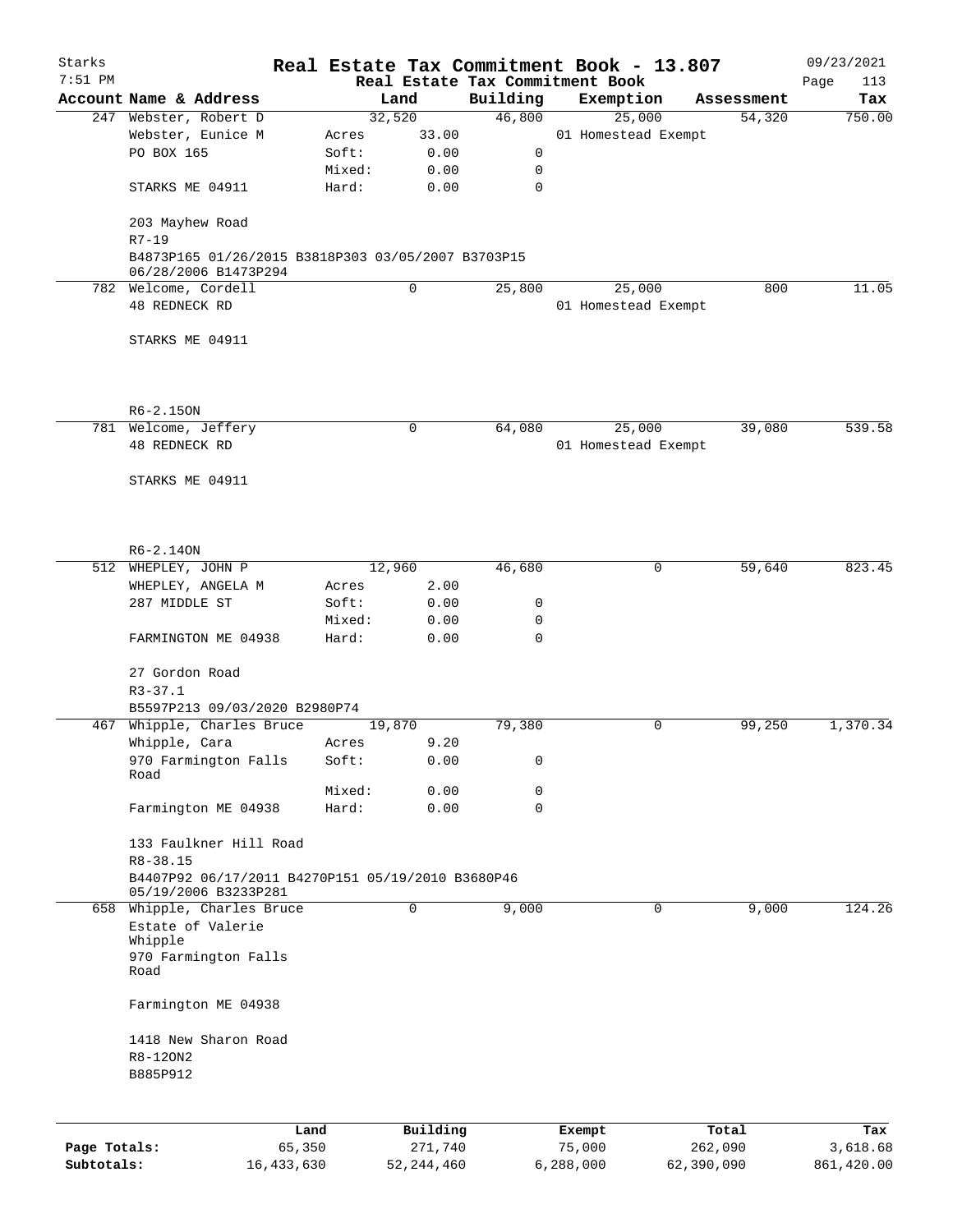# Real Estate Tax Commitment Book - 13.807

Starks
7:51 PM

Real Estate Tax Commitment Book

09/23/2021

| Account | Name & Address | Land | Building | Exemption | Assessment | Tax |
|---|---|---|---|---|---|---|
| 247 | Webster, Robert D<br>Webster, Eunice M<br>PO BOX 165<br><br>STARKS ME 04911<br><br>203 Mayhew Road<br>R7-19<br>B4873P165 01/26/2015 B3818P303 03/05/2007 B3703P15 06/28/2006 B1473P294 | 32,520<br>Acres 33.00<br>Soft: 0.00<br>Mixed: 0.00<br>Hard: 0.00 | 46,800<br><br>0<br>0<br>0 | 25,000<br>01 Homestead Exempt | 54,320 | 750.00 |
| 782 | Welcome, Cordell<br>48 REDNECK RD<br><br>STARKS ME 04911<br><br>R6-2.15ON | 0 | 25,800 | 25,000<br>01 Homestead Exempt | 800 | 11.05 |
| 781 | Welcome, Jeffery<br>48 REDNECK RD<br><br>STARKS ME 04911<br><br>R6-2.14ON | 0 | 64,080 | 25,000<br>01 Homestead Exempt | 39,080 | 539.58 |
| 512 | WHEPLEY, JOHN P<br>WHEPLEY, ANGELA M<br>287 MIDDLE ST<br><br>FARMINGTON ME 04938<br><br>27 Gordon Road<br>R3-37.1<br>B5597P213 09/03/2020 B2980P74 | 12,960<br>Acres 2.00<br>Soft: 0.00<br>Mixed: 0.00<br>Hard: 0.00 | 46,680<br><br>0<br>0<br>0 | 0 | 59,640 | 823.45 |
| 467 | Whipple, Charles Bruce<br>Whipple, Cara<br>970 Farmington Falls Road<br><br>Farmington ME 04938<br><br>133 Faulkner Hill Road<br>R8-38.15<br>B4407P92 06/17/2011 B4270P151 05/19/2010 B3680P46 05/19/2006 B3233P281 | 19,870<br>Acres 9.20<br>Soft: 0.00<br>Mixed: 0.00<br>Hard: 0.00 | 79,380<br><br>0<br>0<br>0 | 0 | 99,250 | 1,370.34 |
| 658 | Whipple, Charles Bruce<br>Estate of Valerie Whipple<br>970 Farmington Falls Road<br><br>Farmington ME 04938<br><br>1418 New Sharon Road<br>R8-12ON2<br>B885P912 | 0 | 9,000 | 0 | 9,000 | 124.26 |

| | Land | Building | Exempt | Total | Tax |
|---|---|---|---|---|---|
| **Page Totals:** | 65,350 | 271,740 | 75,000 | 262,090 | 3,618.68 |
| **Subtotals:** | 16,433,630 | 52,244,460 | 6,288,000 | 62,390,090 | 861,420.00 |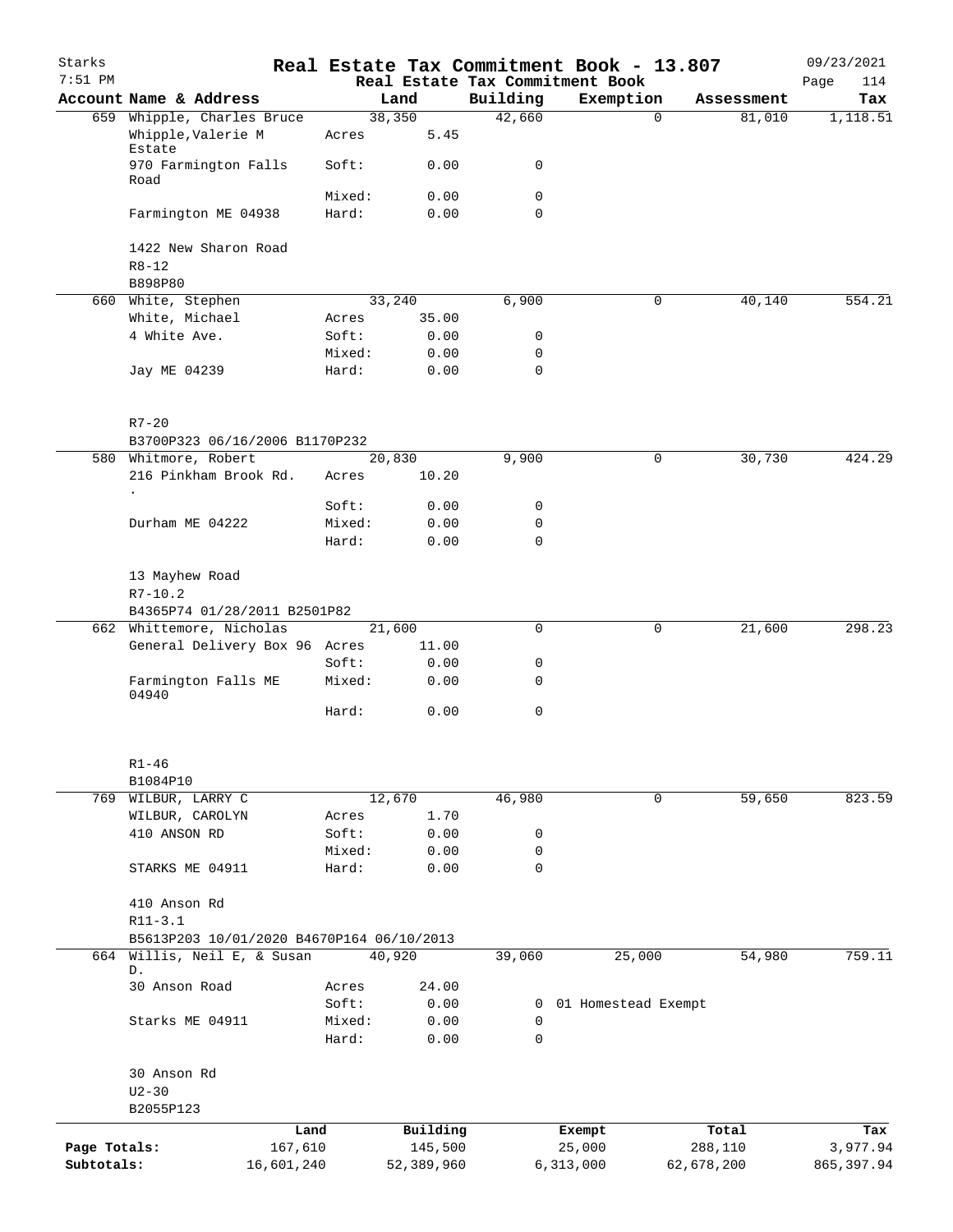Starks 7:51 PM

# Real Estate Tax Commitment Book - 13.807

Real Estate Tax Commitment Book

09/23/2021

| Account | Name & Address | | Land | Building | Exemption | Assessment | Tax |
|---|---|---|---|---|---|---|---|
| 659 | Whipple, Charles Bruce | | 38,350 | 42,660 | 0 | 81,010 | 1,118.51 |
| | Whipple,Valerie M Estate | Acres | 5.45 | | | | |
| | 970 Farmington Falls Road | Soft: | 0.00 | 0 | | | |
| | | Mixed: | 0.00 | 0 | | | |
| | Farmington ME 04938 | Hard: | 0.00 | 0 | | | |
| | 1422 New Sharon Road | | | | | | |
| | R8-12 | | | | | | |
| | B898P80 | | | | | | |
| 660 | White, Stephen | | 33,240 | 6,900 | 0 | 40,140 | 554.21 |
| | White, Michael | Acres | 35.00 | | | | |
| | 4 White Ave. | Soft: | 0.00 | 0 | | | |
| | | Mixed: | 0.00 | 0 | | | |
| | Jay ME 04239 | Hard: | 0.00 | 0 | | | |
| | R7-20 | | | | | | |
| | B3700P323 06/16/2006 B1170P232 | | | | | | |
| 580 | Whitmore, Robert | | 20,830 | 9,900 | 0 | 30,730 | 424.29 |
| | 216 Pinkham Brook Rd. . | Acres | 10.20 | | | | |
| | | Soft: | 0.00 | 0 | | | |
| | Durham ME 04222 | Mixed: | 0.00 | 0 | | | |
| | | Hard: | 0.00 | 0 | | | |
| | 13 Mayhew Road | | | | | | |
| | R7-10.2 | | | | | | |
| | B4365P74 01/28/2011 B2501P82 | | | | | | |
| 662 | Whittemore, Nicholas | | 21,600 | 0 | 0 | 21,600 | 298.23 |
| | General Delivery Box 96 | Acres | 11.00 | | | | |
| | | Soft: | 0.00 | 0 | | | |
| | Farmington Falls ME 04940 | Mixed: | 0.00 | 0 | | | |
| | | Hard: | 0.00 | 0 | | | |
| | R1-46 | | | | | | |
| | B1084P10 | | | | | | |
| 769 | WILBUR, LARRY C | | 12,670 | 46,980 | 0 | 59,650 | 823.59 |
| | WILBUR, CAROLYN | Acres | 1.70 | | | | |
| | 410 ANSON RD | Soft: | 0.00 | 0 | | | |
| | | Mixed: | 0.00 | 0 | | | |
| | STARKS ME 04911 | Hard: | 0.00 | 0 | | | |
| | 410 Anson Rd | | | | | | |
| | R11-3.1 | | | | | | |
| | B5613P203 10/01/2020 B4670P164 06/10/2013 | | | | | | |
| 664 | Willis, Neil E, & Susan D. | | 40,920 | 39,060 | 25,000 | 54,980 | 759.11 |
| | 30 Anson Road | Acres | 24.00 | | | | |
| | | Soft: | 0.00 | 0 | 01 Homestead Exempt | | |
| | Starks ME 04911 | Mixed: | 0.00 | 0 | | | |
| | | Hard: | 0.00 | 0 | | | |
| | 30 Anson Rd | | | | | | |
| | U2-30 | | | | | | |
| | B2055P123 | | | | | | |

| | Land | Building | Exempt | Total | Tax |
|---|---|---|---|---|---|
| Page Totals: | 167,610 | 145,500 | 25,000 | 288,110 | 3,977.94 |
| Subtotals: | 16,601,240 | 52,389,960 | 6,313,000 | 62,678,200 | 865,397.94 |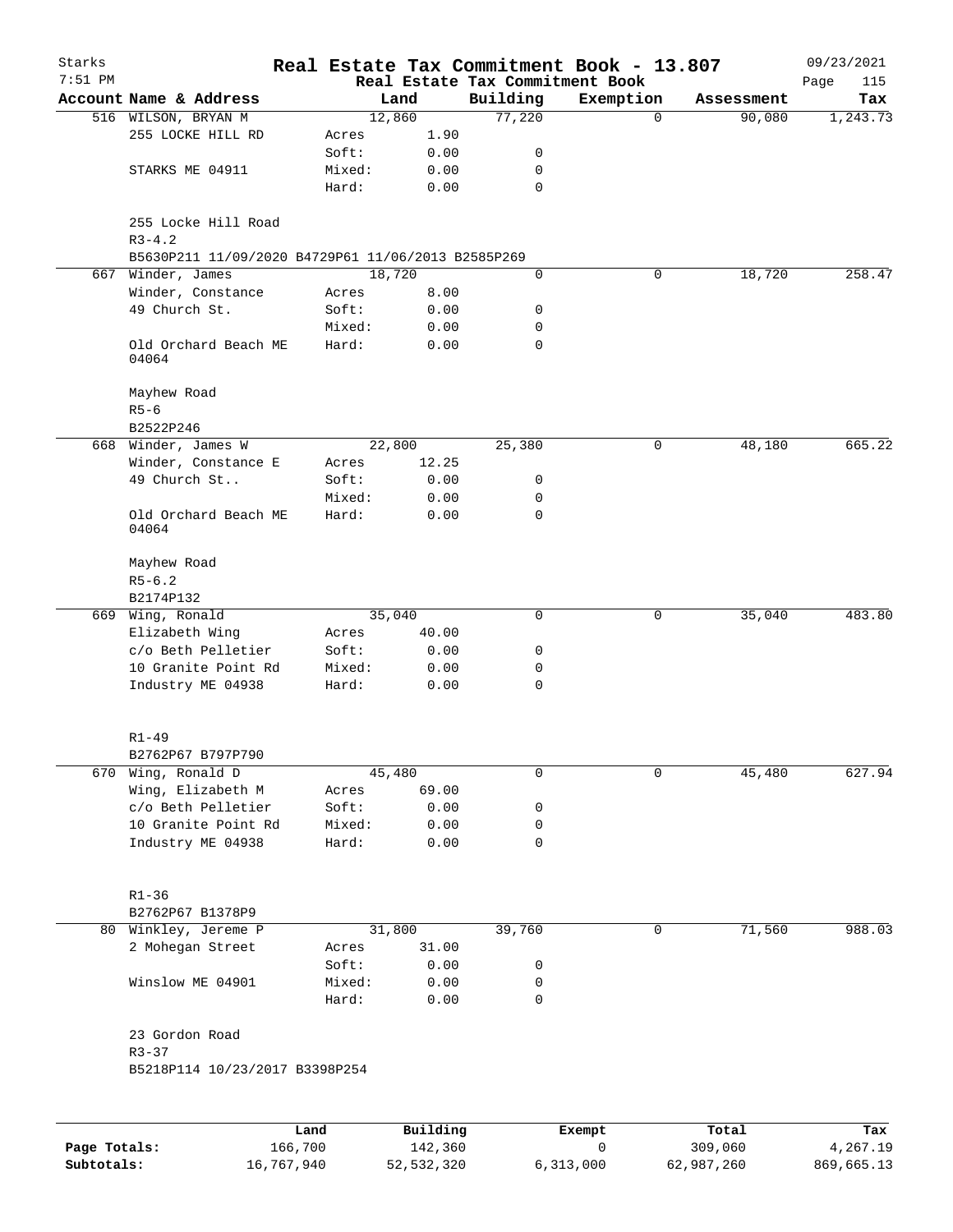# Real Estate Tax Commitment Book - 13.807

Starks
7:51 PM

09/23/2021

## Real Estate Tax Commitment Book

| Account | Name & Address | | Land | Building | Exemption | Assessment | Tax |
|---|---|---|---|---|---|---|---|
| 516 | WILSON, BRYAN M | | 12,860 | 77,220 | 0 | 90,080 | 1,243.73 |
| | 255 LOCKE HILL RD | Acres | 1.90 | | | | |
| | | Soft: | 0.00 | 0 | | | |
| | STARKS ME 04911 | Mixed: | 0.00 | 0 | | | |
| | | Hard: | 0.00 | 0 | | | |
| | 255 Locke Hill Road | | | | | | |
| | R3-4.2 | | | | | | |
| | B5630P211 11/09/2020 B4729P61 11/06/2013 B2585P269 | | | | | | |
| 667 | Winder, James | | 18,720 | 0 | 0 | 18,720 | 258.47 |
| | Winder, Constance | Acres | 8.00 | | | | |
| | 49 Church St. | Soft: | 0.00 | 0 | | | |
| | | Mixed: | 0.00 | 0 | | | |
| | Old Orchard Beach ME 04064 | Hard: | 0.00 | 0 | | | |
| | Mayhew Road | | | | | | |
| | R5-6 | | | | | | |
| | B2522P246 | | | | | | |
| 668 | Winder, James W | | 22,800 | 25,380 | 0 | 48,180 | 665.22 |
| | Winder, Constance E | Acres | 12.25 | | | | |
| | 49 Church St.. | Soft: | 0.00 | 0 | | | |
| | | Mixed: | 0.00 | 0 | | | |
| | Old Orchard Beach ME 04064 | Hard: | 0.00 | 0 | | | |
| | Mayhew Road | | | | | | |
| | R5-6.2 | | | | | | |
| | B2174P132 | | | | | | |
| 669 | Wing, Ronald | | 35,040 | 0 | 0 | 35,040 | 483.80 |
| | Elizabeth Wing | Acres | 40.00 | | | | |
| | c/o Beth Pelletier | Soft: | 0.00 | 0 | | | |
| | 10 Granite Point Rd | Mixed: | 0.00 | 0 | | | |
| | Industry ME 04938 | Hard: | 0.00 | 0 | | | |
| | R1-49 | | | | | | |
| | B2762P67 B797P790 | | | | | | |
| 670 | Wing, Ronald D | | 45,480 | 0 | 0 | 45,480 | 627.94 |
| | Wing, Elizabeth M | Acres | 69.00 | | | | |
| | c/o Beth Pelletier | Soft: | 0.00 | 0 | | | |
| | 10 Granite Point Rd | Mixed: | 0.00 | 0 | | | |
| | Industry ME 04938 | Hard: | 0.00 | 0 | | | |
| | R1-36 | | | | | | |
| | B2762P67 B1378P9 | | | | | | |
| 80 | Winkley, Jereme P | | 31,800 | 39,760 | 0 | 71,560 | 988.03 |
| | 2 Mohegan Street | Acres | 31.00 | | | | |
| | | Soft: | 0.00 | 0 | | | |
| | Winslow ME 04901 | Mixed: | 0.00 | 0 | | | |
| | | Hard: | 0.00 | 0 | | | |
| | 23 Gordon Road | | | | | | |
| | R3-37 | | | | | | |
| | B5218P114 10/23/2017 B3398P254 | | | | | | |

| | Land | Building | Exempt | Total | Tax |
|---|---|---|---|---|---|
| Page Totals: | 166,700 | 142,360 | 0 | 309,060 | 4,267.19 |
| Subtotals: | 16,767,940 | 52,532,320 | 6,313,000 | 62,987,260 | 869,665.13 |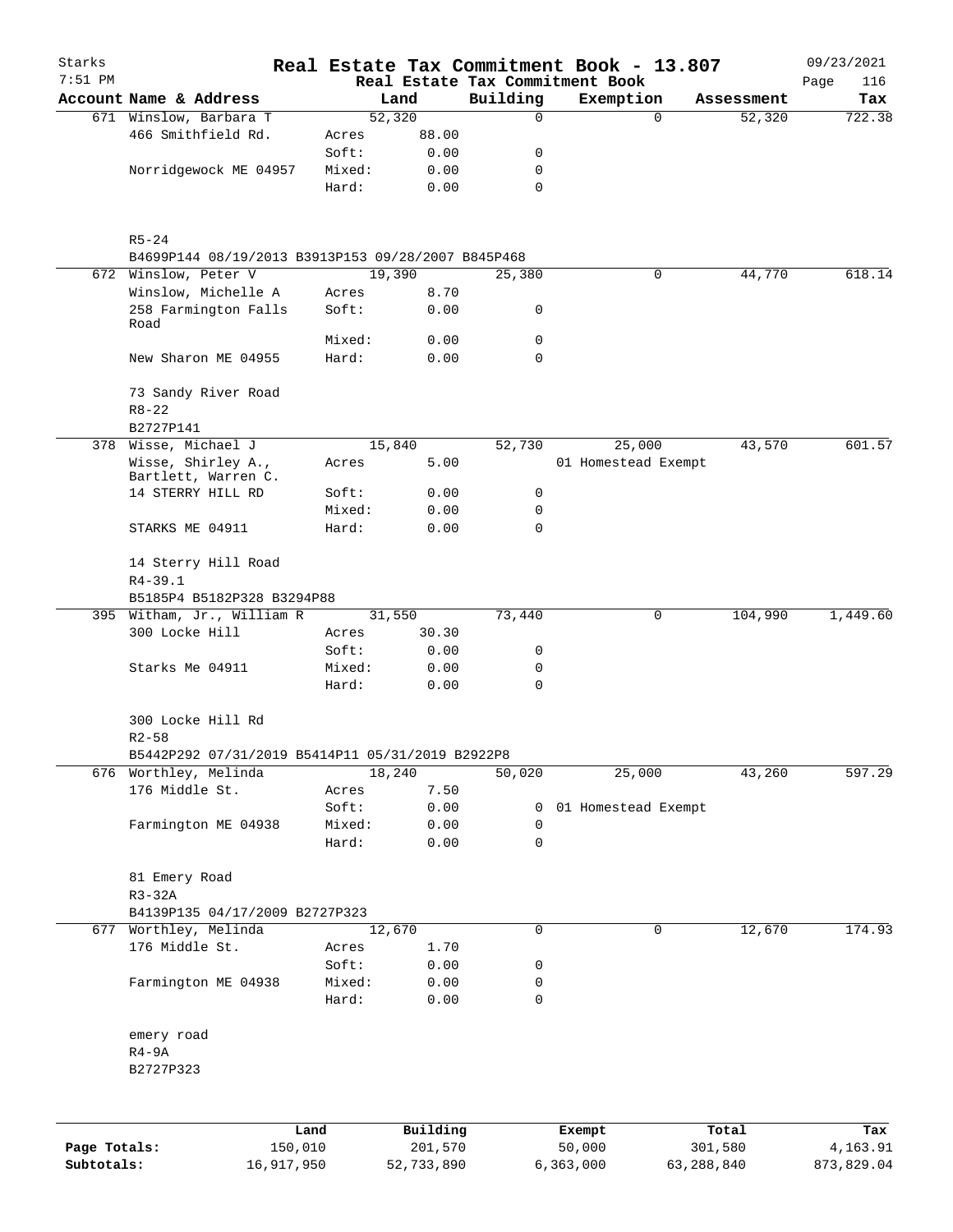Starks 7:51 PM

# Real Estate Tax Commitment Book - 13.807

09/23/2021

Real Estate Tax Commitment Book

| Account Name & Address | | Land | Building | Exemption | Assessment | Tax |
|---|---|---|---|---|---|---|
| 671 Winslow, Barbara T | | 52,320 | 0 | 0 | 52,320 | 722.38 |
| 466 Smithfield Rd. | Acres | 88.00 | | | | |
| | Soft: | 0.00 | 0 | | | |
| Norridgewock ME 04957 | Mixed: | 0.00 | 0 | | | |
| | Hard: | 0.00 | 0 | | | |
| R5-24 | | | | | | |
| B4699P144 08/19/2013 B3913P153 09/28/2007 B845P468 | | | | | | |
| 672 Winslow, Peter V | | 19,390 | 25,380 | 0 | 44,770 | 618.14 |
| Winslow, Michelle A | Acres | 8.70 | | | | |
| 258 Farmington Falls Road | Soft: | 0.00 | 0 | | | |
| | Mixed: | 0.00 | 0 | | | |
| New Sharon ME 04955 | Hard: | 0.00 | 0 | | | |
| 73 Sandy River Road | | | | | | |
| R8-22 | | | | | | |
| B2727P141 | | | | | | |
| 378 Wisse, Michael J | | 15,840 | 52,730 | 25,000 | 43,570 | 601.57 |
| Wisse, Shirley A., Bartlett, Warren C. | Acres | 5.00 | | 01 Homestead Exempt | | |
| 14 STERRY HILL RD | Soft: | 0.00 | 0 | | | |
| | Mixed: | 0.00 | 0 | | | |
| STARKS ME 04911 | Hard: | 0.00 | 0 | | | |
| 14 Sterry Hill Road | | | | | | |
| R4-39.1 | | | | | | |
| B5185P4 B5182P328 B3294P88 | | | | | | |
| 395 Witham, Jr., William R | | 31,550 | 73,440 | 0 | 104,990 | 1,449.60 |
| 300 Locke Hill | Acres | 30.30 | | | | |
| | Soft: | 0.00 | 0 | | | |
| Starks Me 04911 | Mixed: | 0.00 | 0 | | | |
| | Hard: | 0.00 | 0 | | | |
| 300 Locke Hill Rd | | | | | | |
| R2-58 | | | | | | |
| B5442P292 07/31/2019 B5414P11 05/31/2019 B2922P8 | | | | | | |
| 676 Worthley, Melinda | | 18,240 | 50,020 | 25,000 | 43,260 | 597.29 |
| 176 Middle St. | Acres | 7.50 | | | | |
| | Soft: | 0.00 | 0 | 01 Homestead Exempt | | |
| Farmington ME 04938 | Mixed: | 0.00 | 0 | | | |
| | Hard: | 0.00 | 0 | | | |
| 81 Emery Road | | | | | | |
| R3-32A | | | | | | |
| B4139P135 04/17/2009 B2727P323 | | | | | | |
| 677 Worthley, Melinda | | 12,670 | 0 | 0 | 12,670 | 174.93 |
| 176 Middle St. | Acres | 1.70 | | | | |
| | Soft: | 0.00 | 0 | | | |
| Farmington ME 04938 | Mixed: | 0.00 | 0 | | | |
| | Hard: | 0.00 | 0 | | | |
| emery road | | | | | | |
| R4-9A | | | | | | |
| B2727P323 | | | | | | |

| | Land | Building | Exempt | Total | Tax |
|---|---|---|---|---|---|
| Page Totals: | 150,010 | 201,570 | 50,000 | 301,580 | 4,163.91 |
| Subtotals: | 16,917,950 | 52,733,890 | 6,363,000 | 63,288,840 | 873,829.04 |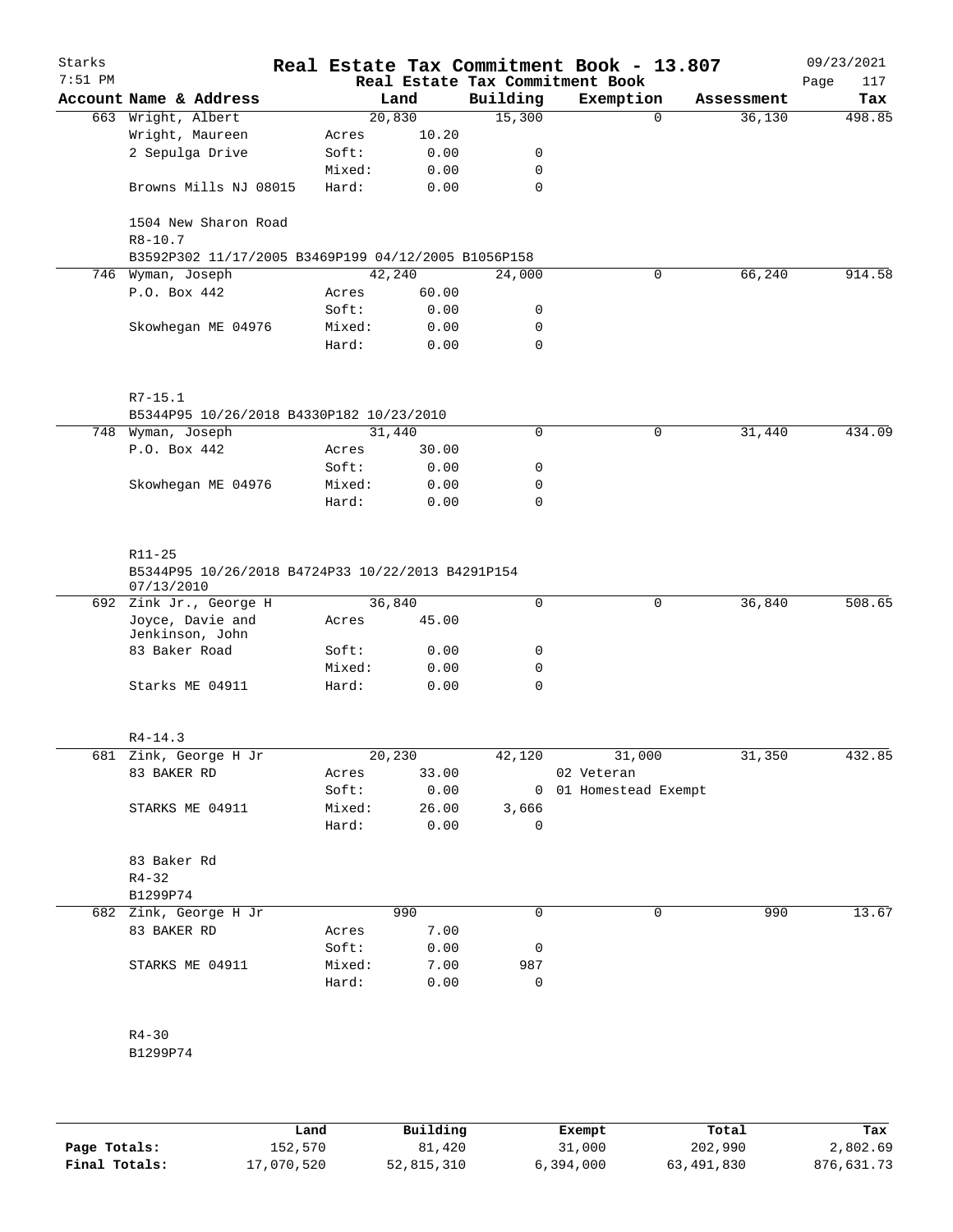# Real Estate Tax Commitment Book - 13.807

Starks 7:51 PM — Real Estate Tax Commitment Book — 09/23/2021 Page 117

| Account Name & Address | | Land | Building | Exemption | Assessment | Tax |
|---|---|---|---|---|---|---|
| 663 Wright, Albert | | 20,830 | 15,300 | 0 | 36,130 | 498.85 |
| Wright, Maureen | Acres | 10.20 | | | | |
| 2 Sepulga Drive | Soft: | 0.00 | 0 | | | |
| | Mixed: | 0.00 | 0 | | | |
| Browns Mills NJ 08015 | Hard: | 0.00 | 0 | | | |
| 1504 New Sharon Road | | | | | | |
| R8-10.7 | | | | | | |
| B3592P302 11/17/2005 B3469P199 04/12/2005 B1056P158 | | | | | | |
| 746 Wyman, Joseph | | 42,240 | 24,000 | 0 | 66,240 | 914.58 |
| P.O. Box 442 | Acres | 60.00 | | | | |
| | Soft: | 0.00 | 0 | | | |
| Skowhegan ME 04976 | Mixed: | 0.00 | 0 | | | |
| | Hard: | 0.00 | 0 | | | |
| R7-15.1 | | | | | | |
| B5344P95 10/26/2018 B4330P182 10/23/2010 | | | | | | |
| 748 Wyman, Joseph | | 31,440 | 0 | 0 | 31,440 | 434.09 |
| P.O. Box 442 | Acres | 30.00 | | | | |
| | Soft: | 0.00 | 0 | | | |
| Skowhegan ME 04976 | Mixed: | 0.00 | 0 | | | |
| | Hard: | 0.00 | 0 | | | |
| R11-25 | | | | | | |
| B5344P95 10/26/2018 B4724P33 10/22/2013 B4291P154 07/13/2010 | | | | | | |
| 692 Zink Jr., George H | | 36,840 | 0 | 0 | 36,840 | 508.65 |
| Joyce, Davie and Jenkinson, John | Acres | 45.00 | | | | |
| 83 Baker Road | Soft: | 0.00 | 0 | | | |
| | Mixed: | 0.00 | 0 | | | |
| Starks ME 04911 | Hard: | 0.00 | 0 | | | |
| R4-14.3 | | | | | | |
| 681 Zink, George H Jr | | 20,230 | 42,120 | 31,000 | 31,350 | 432.85 |
| 83 BAKER RD | Acres | 33.00 | | 02 Veteran | | |
| | Soft: | 0.00 | 0 | 01 Homestead Exempt | | |
| STARKS ME 04911 | Mixed: | 26.00 | 3,666 | | | |
| | Hard: | 0.00 | 0 | | | |
| 83 Baker Rd | | | | | | |
| R4-32 | | | | | | |
| B1299P74 | | | | | | |
| 682 Zink, George H Jr | | 990 | 0 | 0 | 990 | 13.67 |
| 83 BAKER RD | Acres | 7.00 | | | | |
| | Soft: | 0.00 | 0 | | | |
| STARKS ME 04911 | Mixed: | 7.00 | 987 | | | |
| | Hard: | 0.00 | 0 | | | |
| R4-30 | | | | | | |
| B1299P74 | | | | | | |

| | Land | Building | Exempt | Total | Tax |
|---|---|---|---|---|---|
| **Page Totals:** | 152,570 | 81,420 | 31,000 | 202,990 | 2,802.69 |
| **Final Totals:** | 17,070,520 | 52,815,310 | 6,394,000 | 63,491,830 | 876,631.73 |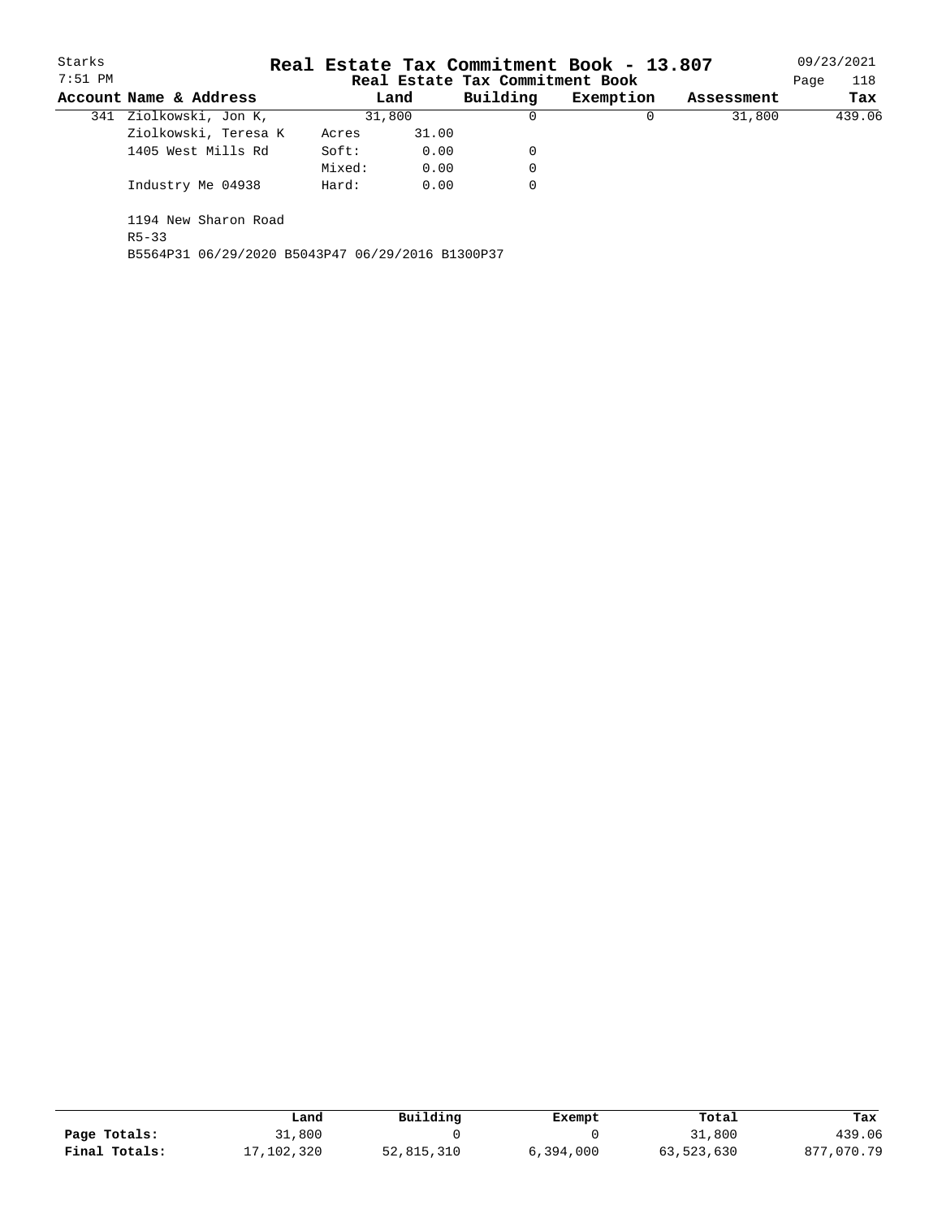Starks 7:51 PM

# Real Estate Tax Commitment Book - 13.807

Real Estate Tax Commitment Book

09/23/2021

| Account Name & Address | | Land | Building | Exemption | Assessment | Tax |
|---|---|---|---|---|---|---|
| 341 Ziolkowski, Jon K, | | 31,800 | 0 | 0 | 31,800 | 439.06 |
| Ziolkowski, Teresa K | Acres | 31.00 | | | | |
| 1405 West Mills Rd | Soft: | 0.00 | 0 | | | |
| | Mixed: | 0.00 | 0 | | | |
| Industry Me 04938 | Hard: | 0.00 | 0 | | | |

1194 New Sharon Road
R5-33
B5564P31 06/29/2020 B5043P47 06/29/2016 B1300P37

| | Land | Building | Exempt | Total | Tax |
|---|---|---|---|---|---|
| **Page Totals:** | 31,800 | 0 | 0 | 31,800 | 439.06 |
| **Final Totals:** | 17,102,320 | 52,815,310 | 6,394,000 | 63,523,630 | 877,070.79 |